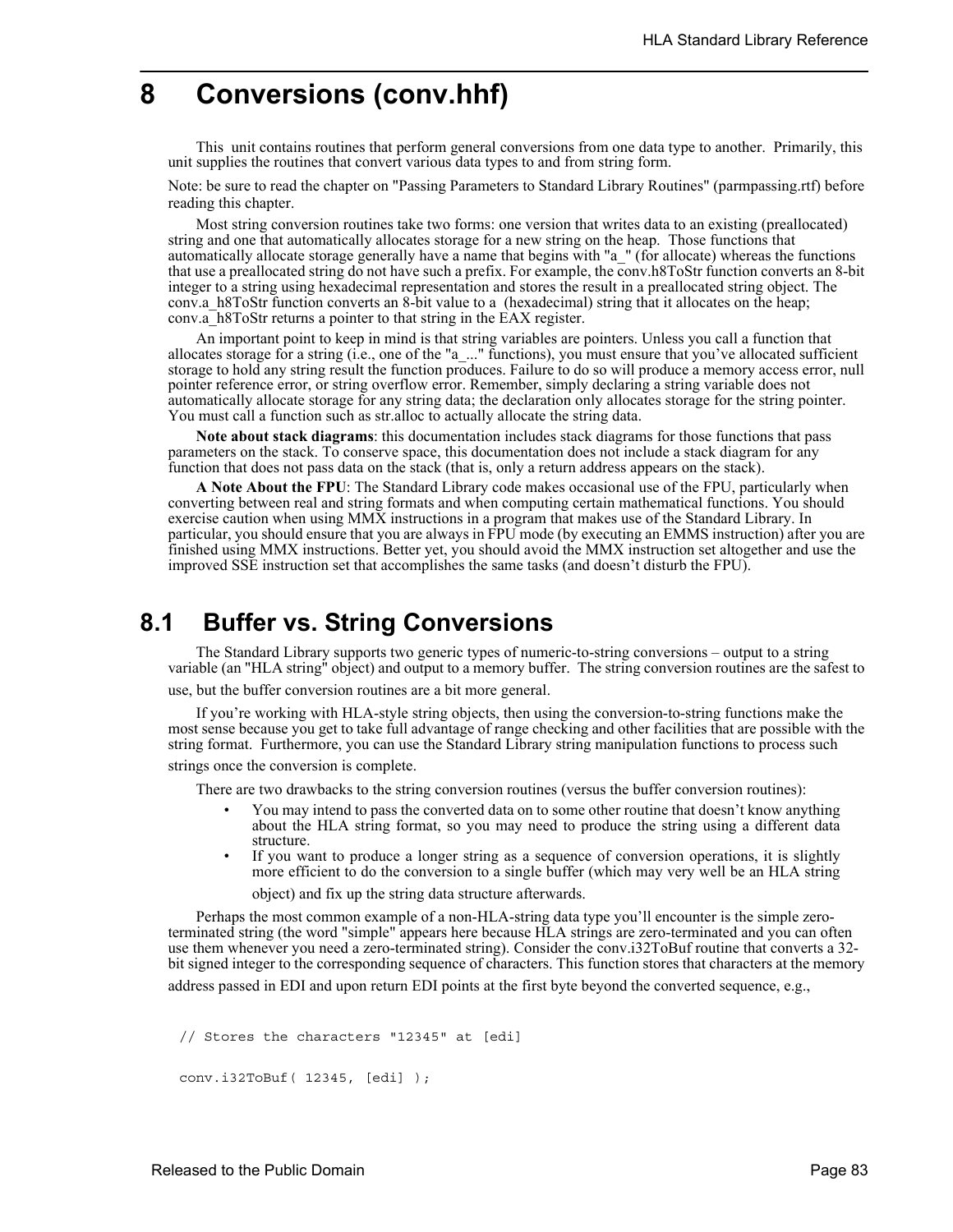# 8 Conversions (conv.hhf)

This unit contains routines that perform general conversions from one data type to another. Primarily, this unit supplies the routines that convert various data types to and from string form.

Note: be sure to read the chapter on "Passing Parameters to Standard Library Routines" (parmpassing.rtf) before reading this chapter.

Most string conversion routines take two forms: one version that writes data to an existing (preallocated) string and one that automatically allocates storage for a new string on the heap. Those functions that automatically allocate storage generally have a name that begins with "a_" (for allocate) whereas the functions that use a preallocated string do not have such a prefix. For example, the conv.h8ToStr function converts an 8-bit integer to a string using hexadecimal representation and stores the result in a preallocated string object. The conv.a_h8ToStr function converts an 8-bit value to a (hexadecimal) string that it allocates on the heap; conv.a_h8ToStr returns a pointer to that string in the EAX register.

An important point to keep in mind is that string variables are pointers. Unless you call a function that allocates storage for a string (i.e., one of the "a_..." functions), you must ensure that you've allocated sufficient storage to hold any string result the function produces. Failure to do so will produce a memory access error, null pointer reference error, or string overflow error. Remember, simply declaring a string variable does not automatically allocate storage for any string data; the declaration only allocates storage for the string pointer. You must call a function such as str.alloc to actually allocate the string data.

**Note about stack diagrams**: this documentation includes stack diagrams for those functions that pass parameters on the stack. To conserve space, this documentation does not include a stack diagram for any function that does not pass data on the stack (that is, only a return address appears on the stack).

**A Note About the FPU**: The Standard Library code makes occasional use of the FPU, particularly when converting between real and string formats and when computing certain mathematical functions. You should exercise caution when using MMX instructions in a program that makes use of the Standard Library. In particular, you should ensure that you are always in FPU mode (by executing an EMMS instruction) after you are finished using MMX instructions. Better yet, you should avoid the MMX instruction set altogether and use the improved SSE instruction set that accomplishes the same tasks (and doesn't disturb the FPU).

## 8.1 Buffer vs. String Conversions

The Standard Library supports two generic types of numeric-to-string conversions – output to a string variable (an "HLA string" object) and output to a memory buffer. The string conversion routines are the safest to use, but the buffer conversion routines are a bit more general.

If you're working with HLA-style string objects, then using the conversion-to-string functions make the most sense because you get to take full advantage of range checking and other facilities that are possible with the string format. Furthermore, you can use the Standard Library string manipulation functions to process such strings once the conversion is complete.

There are two drawbacks to the string conversion routines (versus the buffer conversion routines):

- You may intend to pass the converted data on to some other routine that doesn't know anything about the HLA string format, so you may need to produce the string using a different data structure.
- If you want to produce a longer string as a sequence of conversion operations, it is slightly more efficient to do the conversion to a single buffer (which may very well be an HLA string object) and fix up the string data structure afterwards.

Perhaps the most common example of a non-HLA-string data type you'll encounter is the simple zero-terminated string (the word "simple" appears here because HLA strings are zero-terminated and you can often use them whenever you need a zero-terminated string). Consider the conv.i32ToBuf routine that converts a 32-bit signed integer to the corresponding sequence of characters. This function stores that characters at the memory address passed in EDI and upon return EDI points at the first byte beyond the converted sequence, e.g.,

```
// Stores the characters "12345" at [edi]

conv.i32ToBuf( 12345, [edi] );
```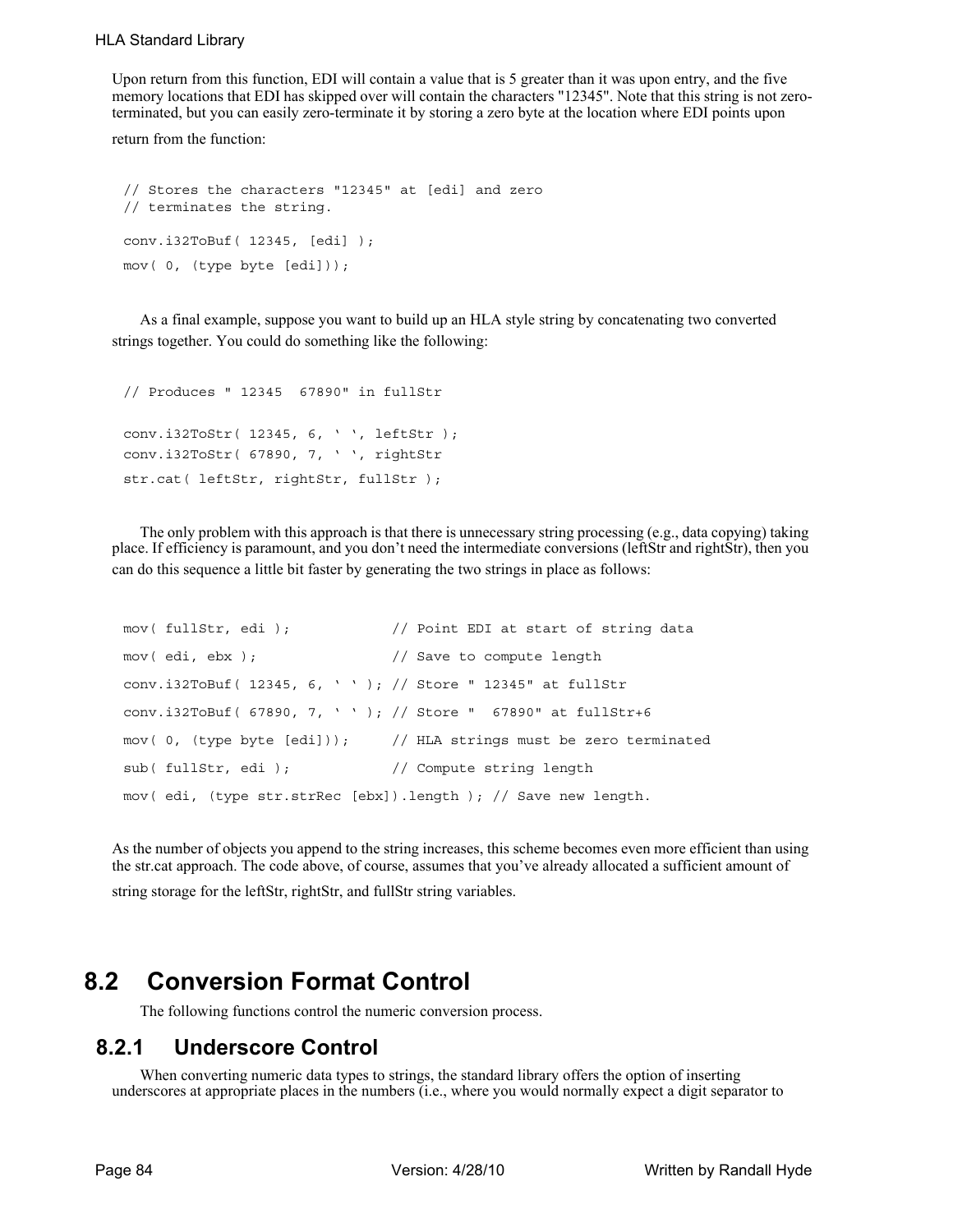Upon return from this function, EDI will contain a value that is 5 greater than it was upon entry, and the five memory locations that EDI has skipped over will contain the characters "12345". Note that this string is not zero-terminated, but you can easily zero-terminate it by storing a zero byte at the location where EDI points upon return from the function:

```
// Stores the characters "12345" at [edi] and zero
// terminates the string.

conv.i32ToBuf( 12345, [edi] );
mov( 0, (type byte [edi]));
```

As a final example, suppose you want to build up an HLA style string by concatenating two converted strings together. You could do something like the following:

```
// Produces " 12345  67890" in fullStr

conv.i32ToStr( 12345, 6, ‘ ‘, leftStr );
conv.i32ToStr( 67890, 7, ‘ ‘, rightStr
str.cat( leftStr, rightStr, fullStr );
```

The only problem with this approach is that there is unnecessary string processing (e.g., data copying) taking place. If efficiency is paramount, and you don’t need the intermediate conversions (leftStr and rightStr), then you can do this sequence a little bit faster by generating the two strings in place as follows:

```
mov( fullStr, edi );            // Point EDI at start of string data
mov( edi, ebx );                // Save to compute length
conv.i32ToBuf( 12345, 6, ‘ ‘ ); // Store " 12345" at fullStr
conv.i32ToBuf( 67890, 7, ‘ ‘ ); // Store "  67890" at fullStr+6
mov( 0, (type byte [edi]));     // HLA strings must be zero terminated
sub( fullStr, edi );            // Compute string length
mov( edi, (type str.strRec [ebx]).length ); // Save new length.
```

As the number of objects you append to the string increases, this scheme becomes even more efficient than using the str.cat approach. The code above, of course, assumes that you’ve already allocated a sufficient amount of string storage for the leftStr, rightStr, and fullStr string variables.

## 8.2 Conversion Format Control

The following functions control the numeric conversion process.

### 8.2.1 Underscore Control

When converting numeric data types to strings, the standard library offers the option of inserting underscores at appropriate places in the numbers (i.e., where you would normally expect a digit separator to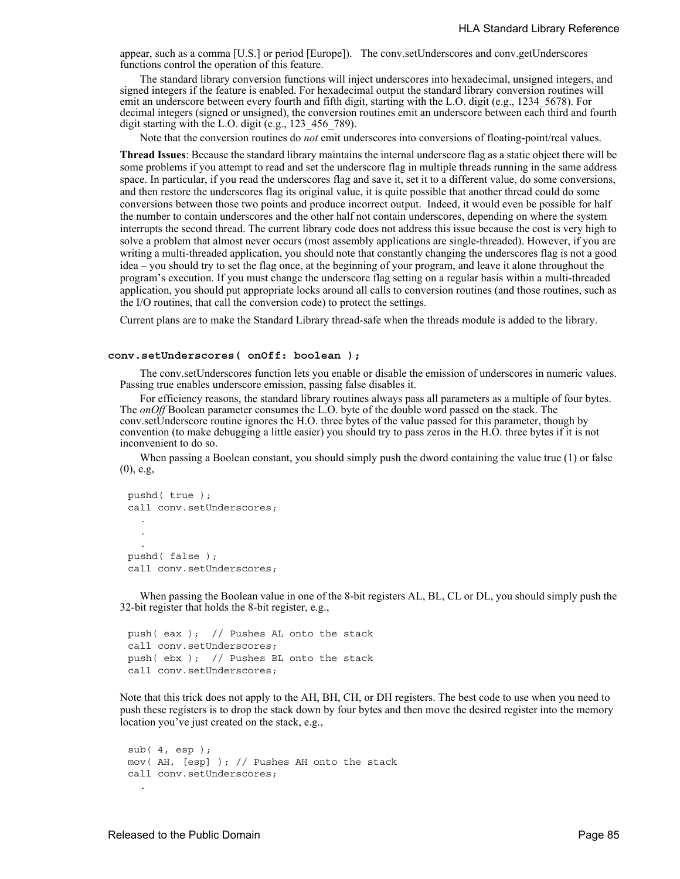appear, such as a comma [U.S.] or period [Europe]). The conv.setUnderscores and conv.getUnderscores functions control the operation of this feature.

The standard library conversion functions will inject underscores into hexadecimal, unsigned integers, and signed integers if the feature is enabled. For hexadecimal output the standard library conversion routines will emit an underscore between every fourth and fifth digit, starting with the L.O. digit (e.g., 1234_5678). For decimal integers (signed or unsigned), the conversion routines emit an underscore between each third and fourth digit starting with the L.O. digit (e.g., 123_456_789).

Note that the conversion routines do *not* emit underscores into conversions of floating-point/real values.

**Thread Issues**: Because the standard library maintains the internal underscore flag as a static object there will be some problems if you attempt to read and set the underscore flag in multiple threads running in the same address space. In particular, if you read the underscores flag and save it, set it to a different value, do some conversions, and then restore the underscores flag its original value, it is quite possible that another thread could do some conversions between those two points and produce incorrect output. Indeed, it would even be possible for half the number to contain underscores and the other half not contain underscores, depending on where the system interrupts the second thread. The current library code does not address this issue because the cost is very high to solve a problem that almost never occurs (most assembly applications are single-threaded). However, if you are writing a multi-threaded application, you should note that constantly changing the underscores flag is not a good idea – you should try to set the flag once, at the beginning of your program, and leave it alone throughout the program's execution. If you must change the underscore flag setting on a regular basis within a multi-threaded application, you should put appropriate locks around all calls to conversion routines (and those routines, such as the I/O routines, that call the conversion code) to protect the settings.

Current plans are to make the Standard Library thread-safe when the threads module is added to the library.

### conv.setUnderscores( onOff: boolean );

The conv.setUnderscores function lets you enable or disable the emission of underscores in numeric values. Passing true enables underscore emission, passing false disables it.

For efficiency reasons, the standard library routines always pass all parameters as a multiple of four bytes. The *onOff* Boolean parameter consumes the L.O. byte of the double word passed on the stack. The conv.setUnderscore routine ignores the H.O. three bytes of the value passed for this parameter, though by convention (to make debugging a little easier) you should try to pass zeros in the H.O. three bytes if it is not inconvenient to do so.

When passing a Boolean constant, you should simply push the dword containing the value true (1) or false (0), e.g,

```
pushd( true );
call conv.setUnderscores;
  .
  .
  .
pushd( false );
call conv.setUnderscores;
```

When passing the Boolean value in one of the 8-bit registers AL, BL, CL or DL, you should simply push the 32-bit register that holds the 8-bit register, e.g.,

```
push( eax );  // Pushes AL onto the stack
call conv.setUnderscores;
push( ebx );  // Pushes BL onto the stack
call conv.setUnderscores;
```

Note that this trick does not apply to the AH, BH, CH, or DH registers. The best code to use when you need to push these registers is to drop the stack down by four bytes and then move the desired register into the memory location you've just created on the stack, e.g.,

```
sub( 4, esp );
mov( AH, [esp] ); // Pushes AH onto the stack
call conv.setUnderscores;
  .
```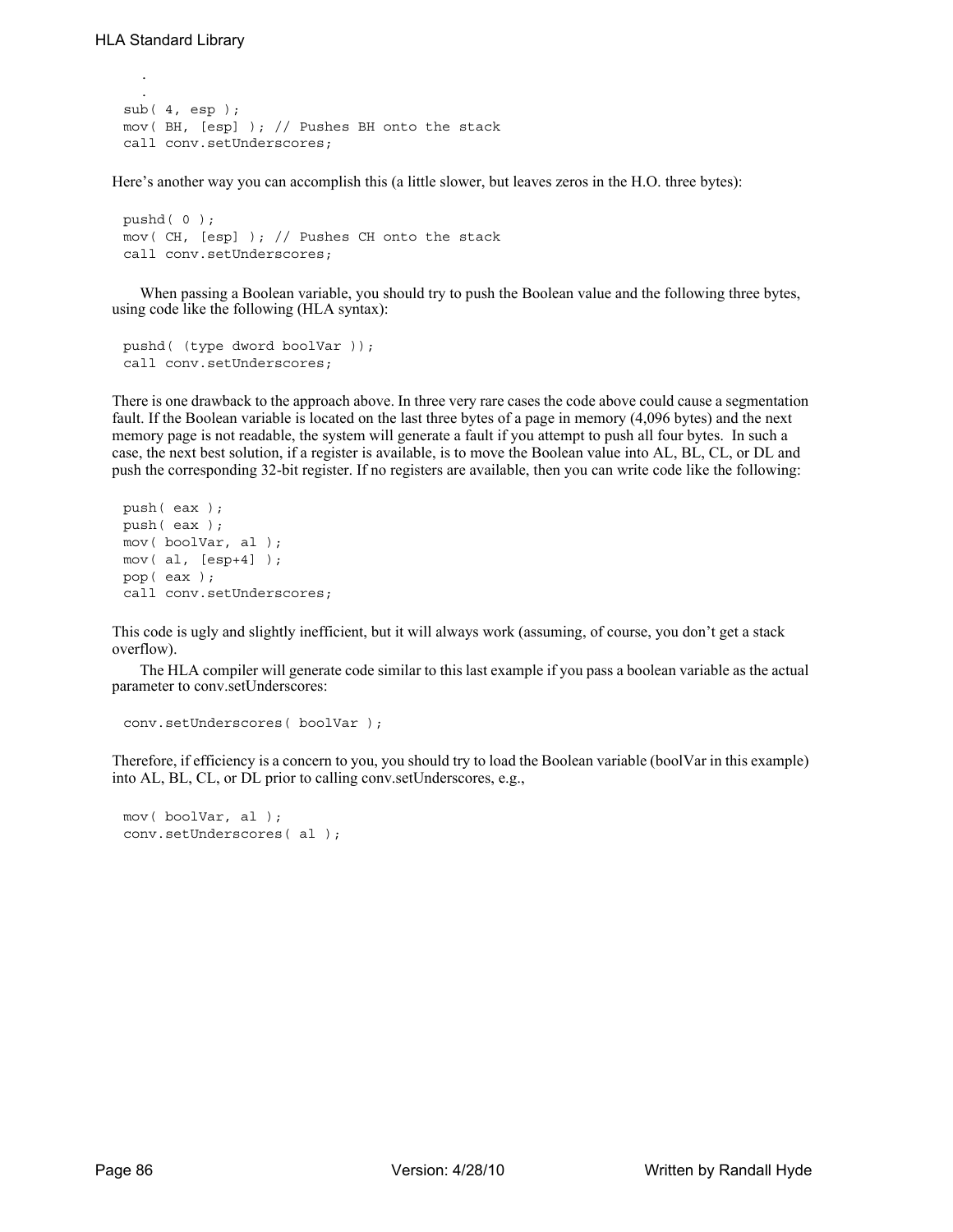```
    .
    .
sub( 4, esp );
mov( BH, [esp] ); // Pushes BH onto the stack
call conv.setUnderscores;
```

Here's another way you can accomplish this (a little slower, but leaves zeros in the H.O. three bytes):

```
pushd( 0 );
mov( CH, [esp] ); // Pushes CH onto the stack
call conv.setUnderscores;
```

When passing a Boolean variable, you should try to push the Boolean value and the following three bytes, using code like the following (HLA syntax):

```
pushd( (type dword boolVar ));
call conv.setUnderscores;
```

There is one drawback to the approach above. In three very rare cases the code above could cause a segmentation fault. If the Boolean variable is located on the last three bytes of a page in memory (4,096 bytes) and the next memory page is not readable, the system will generate a fault if you attempt to push all four bytes. In such a case, the next best solution, if a register is available, is to move the Boolean value into AL, BL, CL, or DL and push the corresponding 32-bit register. If no registers are available, then you can write code like the following:

```
push( eax );
push( eax );
mov( boolVar, al );
mov( al, [esp+4] );
pop( eax );
call conv.setUnderscores;
```

This code is ugly and slightly inefficient, but it will always work (assuming, of course, you don't get a stack overflow).

The HLA compiler will generate code similar to this last example if you pass a boolean variable as the actual parameter to conv.setUnderscores:

```
conv.setUnderscores( boolVar );
```

Therefore, if efficiency is a concern to you, you should try to load the Boolean variable (boolVar in this example) into AL, BL, CL, or DL prior to calling conv.setUnderscores, e.g.,

```
mov( boolVar, al );
conv.setUnderscores( al );
```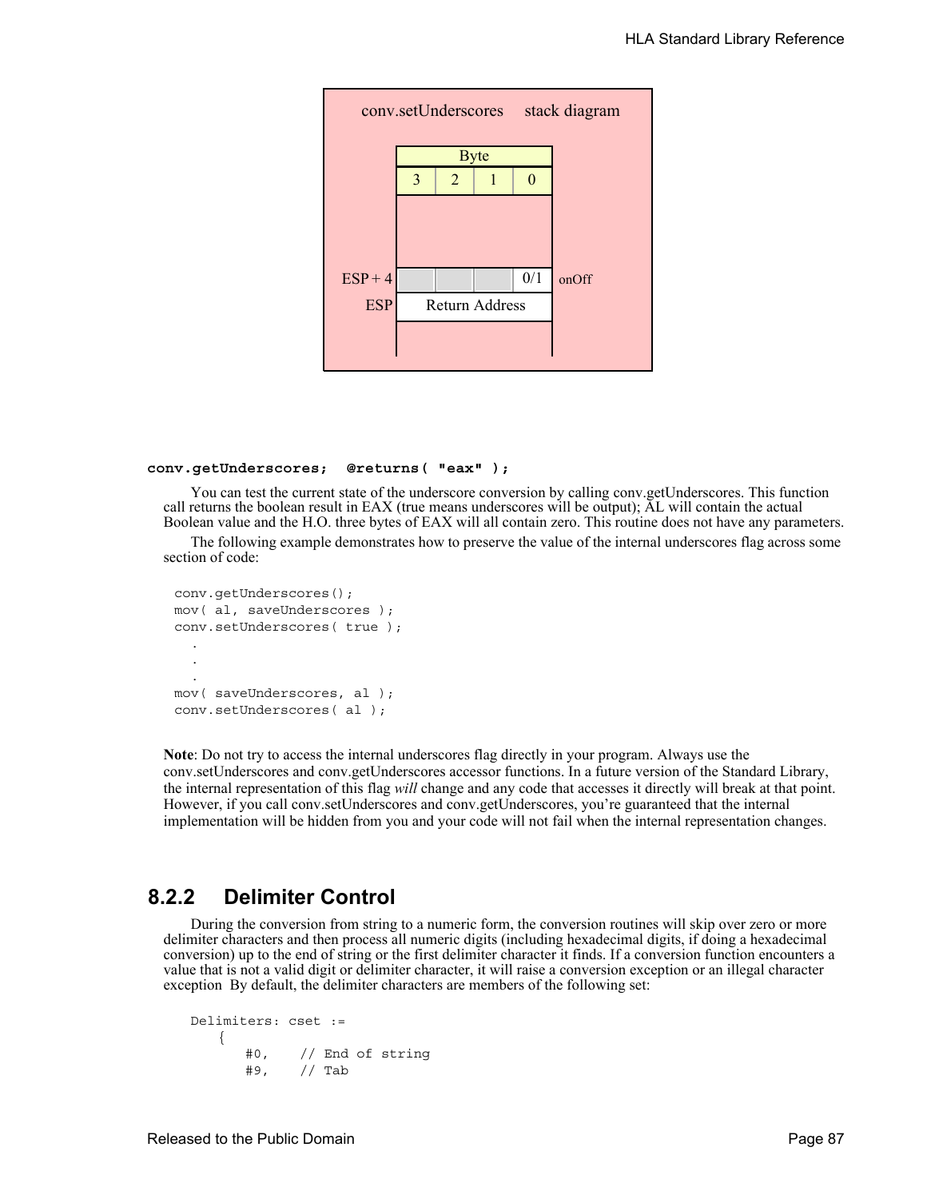conv.setUnderscores stack diagram

Byte

3 2 1 0

ESP + 4 0/1 onOff

ESP Return Address

**conv.getUnderscores; @returns( "eax" );**

You can test the current state of the underscore conversion by calling conv.getUnderscores. This function call returns the boolean result in EAX (true means underscores will be output); AL will contain the actual Boolean value and the H.O. three bytes of EAX will all contain zero. This routine does not have any parameters.

The following example demonstrates how to preserve the value of the internal underscores flag across some section of code:

```
conv.getUnderscores();
mov( al, saveUnderscores );
conv.setUnderscores( true );
  .
  .
  .
mov( saveUnderscores, al );
conv.setUnderscores( al );
```

**Note**: Do not try to access the internal underscores flag directly in your program. Always use the conv.setUnderscores and conv.getUnderscores accessor functions. In a future version of the Standard Library, the internal representation of this flag *will* change and any code that accesses it directly will break at that point. However, if you call conv.setUnderscores and conv.getUnderscores, you're guaranteed that the internal implementation will be hidden from you and your code will not fail when the internal representation changes.

## 8.2.2 Delimiter Control

During the conversion from string to a numeric form, the conversion routines will skip over zero or more delimiter characters and then process all numeric digits (including hexadecimal digits, if doing a hexadecimal conversion) up to the end of string or the first delimiter character it finds. If a conversion function encounters a value that is not a valid digit or delimiter character, it will raise a conversion exception or an illegal character exception By default, the delimiter characters are members of the following set:

```
Delimiters: cset :=
    {
        #0,    // End of string
        #9,    // Tab
```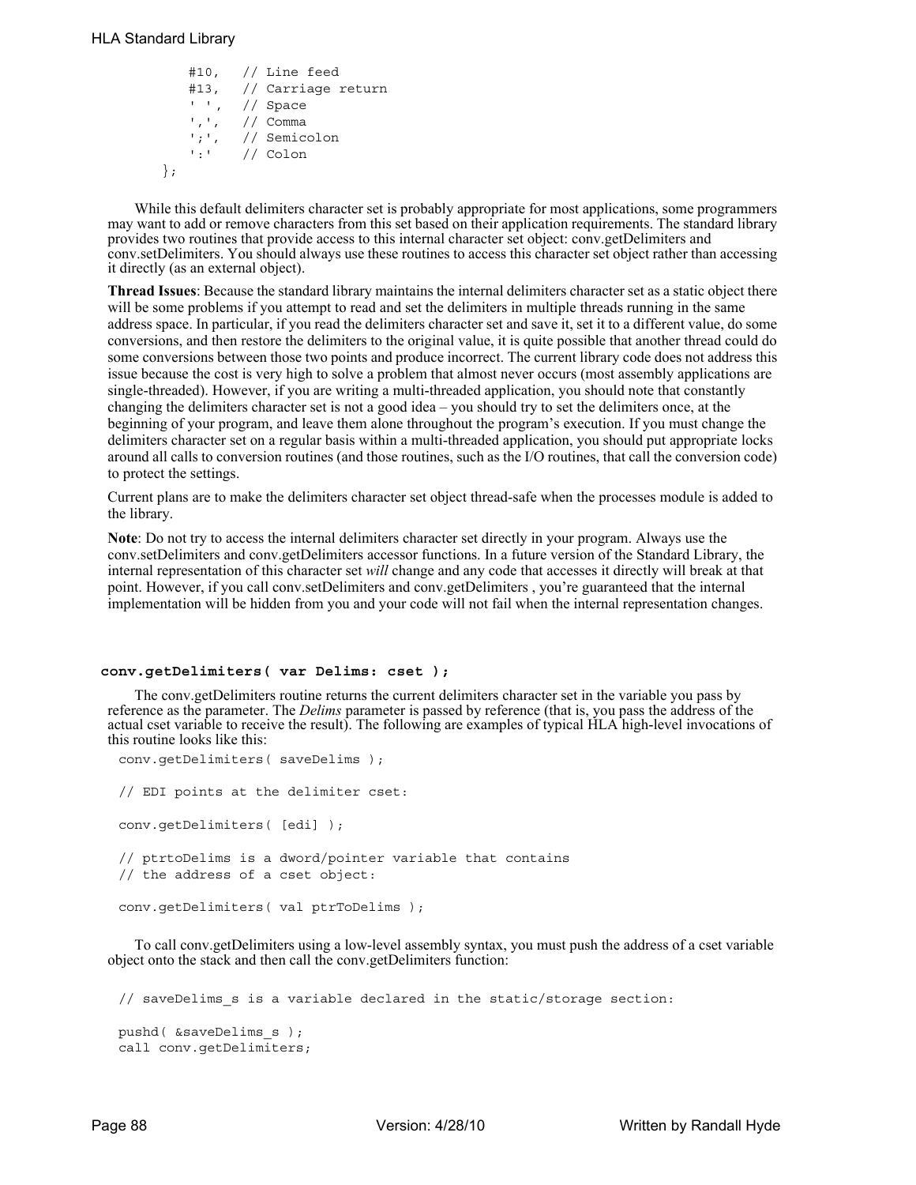```
            #10,   // Line feed
            #13,   // Carriage return
            ' ',   // Space
            ',',   // Comma
            ';',   // Semicolon
            ':'    // Colon
        };
```

While this default delimiters character set is probably appropriate for most applications, some programmers may want to add or remove characters from this set based on their application requirements. The standard library provides two routines that provide access to this internal character set object: conv.getDelimiters and conv.setDelimiters. You should always use these routines to access this character set object rather than accessing it directly (as an external object).

**Thread Issues**: Because the standard library maintains the internal delimiters character set as a static object there will be some problems if you attempt to read and set the delimiters in multiple threads running in the same address space. In particular, if you read the delimiters character set and save it, set it to a different value, do some conversions, and then restore the delimiters to the original value, it is quite possible that another thread could do some conversions between those two points and produce incorrect. The current library code does not address this issue because the cost is very high to solve a problem that almost never occurs (most assembly applications are single-threaded). However, if you are writing a multi-threaded application, you should note that constantly changing the delimiters character set is not a good idea – you should try to set the delimiters once, at the beginning of your program, and leave them alone throughout the program's execution. If you must change the delimiters character set on a regular basis within a multi-threaded application, you should put appropriate locks around all calls to conversion routines (and those routines, such as the I/O routines, that call the conversion code) to protect the settings.

Current plans are to make the delimiters character set object thread-safe when the processes module is added to the library.

**Note**: Do not try to access the internal delimiters character set directly in your program. Always use the conv.setDelimiters and conv.getDelimiters accessor functions. In a future version of the Standard Library, the internal representation of this character set *will* change and any code that accesses it directly will break at that point. However, if you call conv.setDelimiters and conv.getDelimiters , you're guaranteed that the internal implementation will be hidden from you and your code will not fail when the internal representation changes.

**conv.getDelimiters( var Delims: cset );**

The conv.getDelimiters routine returns the current delimiters character set in the variable you pass by reference as the parameter. The *Delims* parameter is passed by reference (that is, you pass the address of the actual cset variable to receive the result). The following are examples of typical HLA high-level invocations of this routine looks like this:

```
conv.getDelimiters( saveDelims );

// EDI points at the delimiter cset:

conv.getDelimiters( [edi] );

// ptrtoDelims is a dword/pointer variable that contains
// the address of a cset object:

conv.getDelimiters( val ptrToDelims );
```

To call conv.getDelimiters using a low-level assembly syntax, you must push the address of a cset variable object onto the stack and then call the conv.getDelimiters function:

```
// saveDelims_s is a variable declared in the static/storage section:

pushd( &saveDelims_s );
call conv.getDelimiters;
```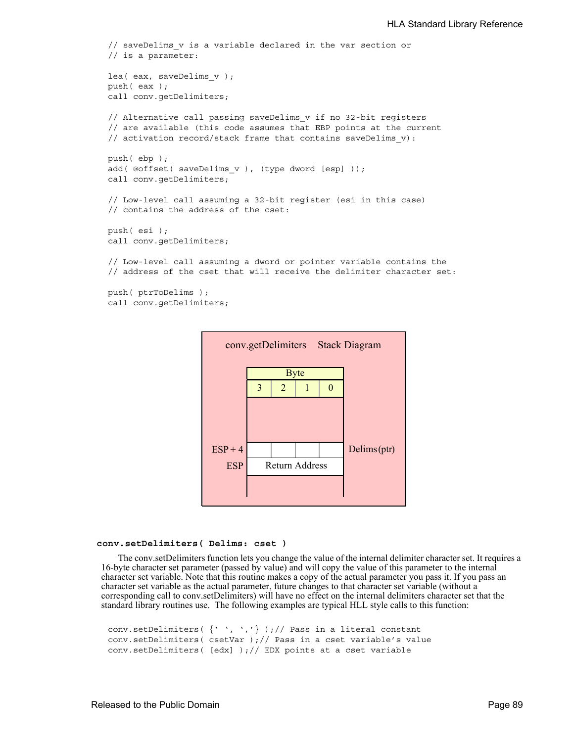```
// saveDelims_v is a variable declared in the var section or
// is a parameter:

lea( eax, saveDelims_v );
push( eax );
call conv.getDelimiters;

// Alternative call passing saveDelims_v if no 32-bit registers
// are available (this code assumes that EBP points at the current
// activation record/stack frame that contains saveDelims_v):

push( ebp );
add( @offset( saveDelims_v ), (type dword [esp] ));
call conv.getDelimiters;

// Low-level call assuming a 32-bit register (esi in this case)
// contains the address of the cset:

push( esi );
call conv.getDelimiters;

// Low-level call assuming a dword or pointer variable contains the
// address of the cset that will receive the delimiter character set:

push( ptrToDelims );
call conv.getDelimiters;
```

conv.getDelimiters Stack Diagram

Byte

3 2 1 0

ESP + 4 Delims(ptr)

ESP Return Address

**conv.setDelimiters( Delims: cset )**

The conv.setDelimiters function lets you change the value of the internal delimiter character set. It requires a 16-byte character set parameter (passed by value) and will copy the value of this parameter to the internal character set variable. Note that this routine makes a copy of the actual parameter you pass it. If you pass an character set variable as the actual parameter, future changes to that character set variable (without a corresponding call to conv.setDelimiters) will have no effect on the internal delimiters character set that the standard library routines use. The following examples are typical HLL style calls to this function:

```
conv.setDelimiters( {' ', ','} );// Pass in a literal constant
conv.setDelimiters( csetVar );// Pass in a cset variable's value
conv.setDelimiters( [edx] );// EDX points at a cset variable
```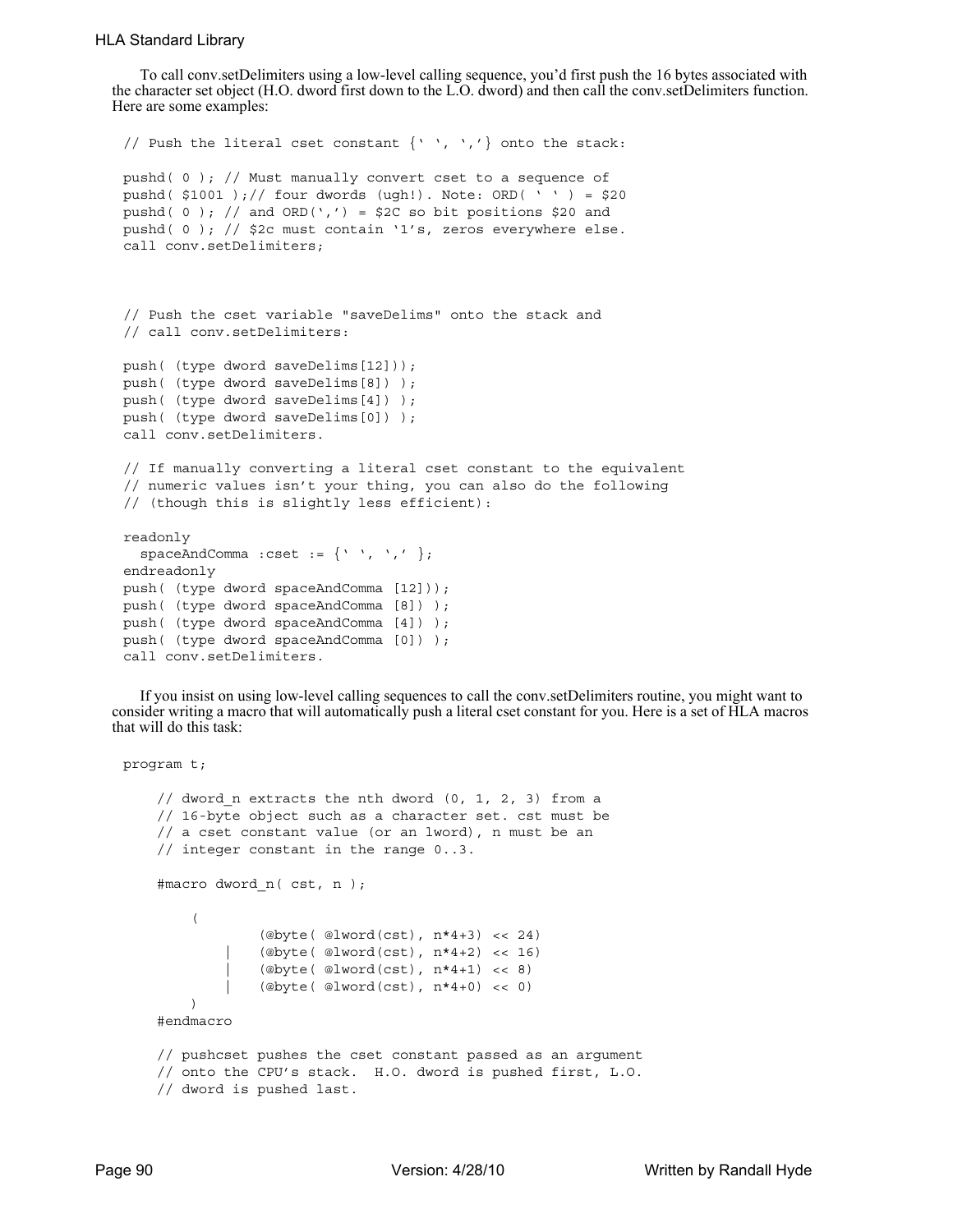To call conv.setDelimiters using a low-level calling sequence, you'd first push the 16 bytes associated with the character set object (H.O. dword first down to the L.O. dword) and then call the conv.setDelimiters function. Here are some examples:

```
// Push the literal cset constant {‘ ‘, ‘,’} onto the stack:

pushd( 0 ); // Must manually convert cset to a sequence of
pushd( $1001 );// four dwords (ugh!). Note: ORD( ‘ ‘ ) = $20
pushd( 0 ); // and ORD(‘,’) = $2C so bit positions $20 and
pushd( 0 ); // $2c must contain ‘1’s, zeros everywhere else.
call conv.setDelimiters;



// Push the cset variable "saveDelims" onto the stack and
// call conv.setDelimiters:

push( (type dword saveDelims[12]));
push( (type dword saveDelims[8]) );
push( (type dword saveDelims[4]) );
push( (type dword saveDelims[0]) );
call conv.setDelimiters.

// If manually converting a literal cset constant to the equivalent
// numeric values isn’t your thing, you can also do the following
// (though this is slightly less efficient):

readonly
  spaceAndComma :cset := {‘ ‘, ‘,’ };
endreadonly
push( (type dword spaceAndComma [12]));
push( (type dword spaceAndComma [8]) );
push( (type dword spaceAndComma [4]) );
push( (type dword spaceAndComma [0]) );
call conv.setDelimiters.
```

If you insist on using low-level calling sequences to call the conv.setDelimiters routine, you might want to consider writing a macro that will automatically push a literal cset constant for you. Here is a set of HLA macros that will do this task:

```
program t;

    // dword_n extracts the nth dword (0, 1, 2, 3) from a
    // 16-byte object such as a character set. cst must be
    // a cset constant value (or an lword), n must be an
    // integer constant in the range 0..3.

    #macro dword_n( cst, n );

        (
                (@byte( @lword(cst), n*4+3) << 24)
            |   (@byte( @lword(cst), n*4+2) << 16)
            |   (@byte( @lword(cst), n*4+1) << 8)
            |   (@byte( @lword(cst), n*4+0) << 0)
        )
    #endmacro

    // pushcset pushes the cset constant passed as an argument
    // onto the CPU’s stack.  H.O. dword is pushed first, L.O.
    // dword is pushed last.
```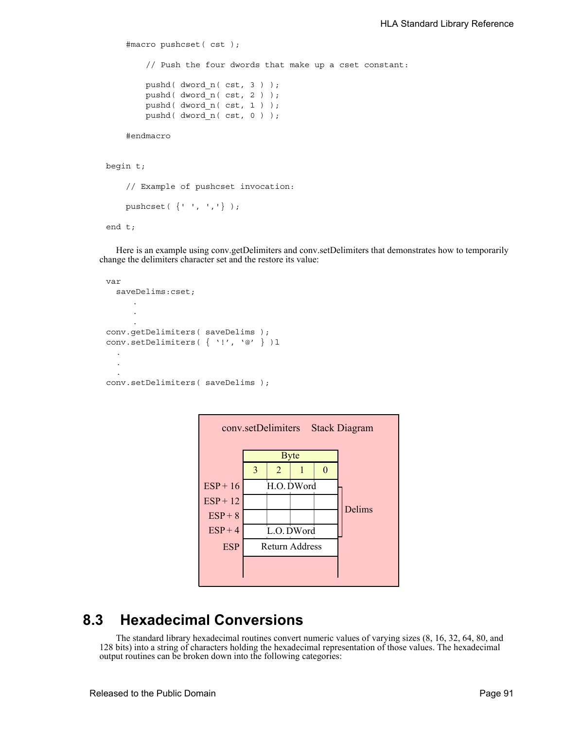```
#macro pushcset( cst );

    // Push the four dwords that make up a cset constant:

    pushd( dword_n( cst, 3 ) );
    pushd( dword_n( cst, 2 ) );
    pushd( dword_n( cst, 1 ) );
    pushd( dword_n( cst, 0 ) );

#endmacro


begin t;

    // Example of pushcset invocation:

    pushcset( {' ', ','} );

end t;
```

Here is an example using conv.getDelimiters and conv.setDelimiters that demonstrates how to temporarily change the delimiters character set and the restore its value:

```
var
  saveDelims:cset;
     .
     .
     .
conv.getDelimiters( saveDelims );
conv.setDelimiters( { '!', '@' } )l
  .
  .
  .
conv.setDelimiters( saveDelims );
```

conv.setDelimiters Stack Diagram

Byte

3 2 1 0

ESP + 16 H.O. DWord

ESP + 12

ESP + 8

ESP + 4 L.O. DWord

ESP Return Address

Delims

## 8.3 Hexadecimal Conversions

The standard library hexadecimal routines convert numeric values of varying sizes (8, 16, 32, 64, 80, and 128 bits) into a string of characters holding the hexadecimal representation of those values. The hexadecimal output routines can be broken down into the following categories: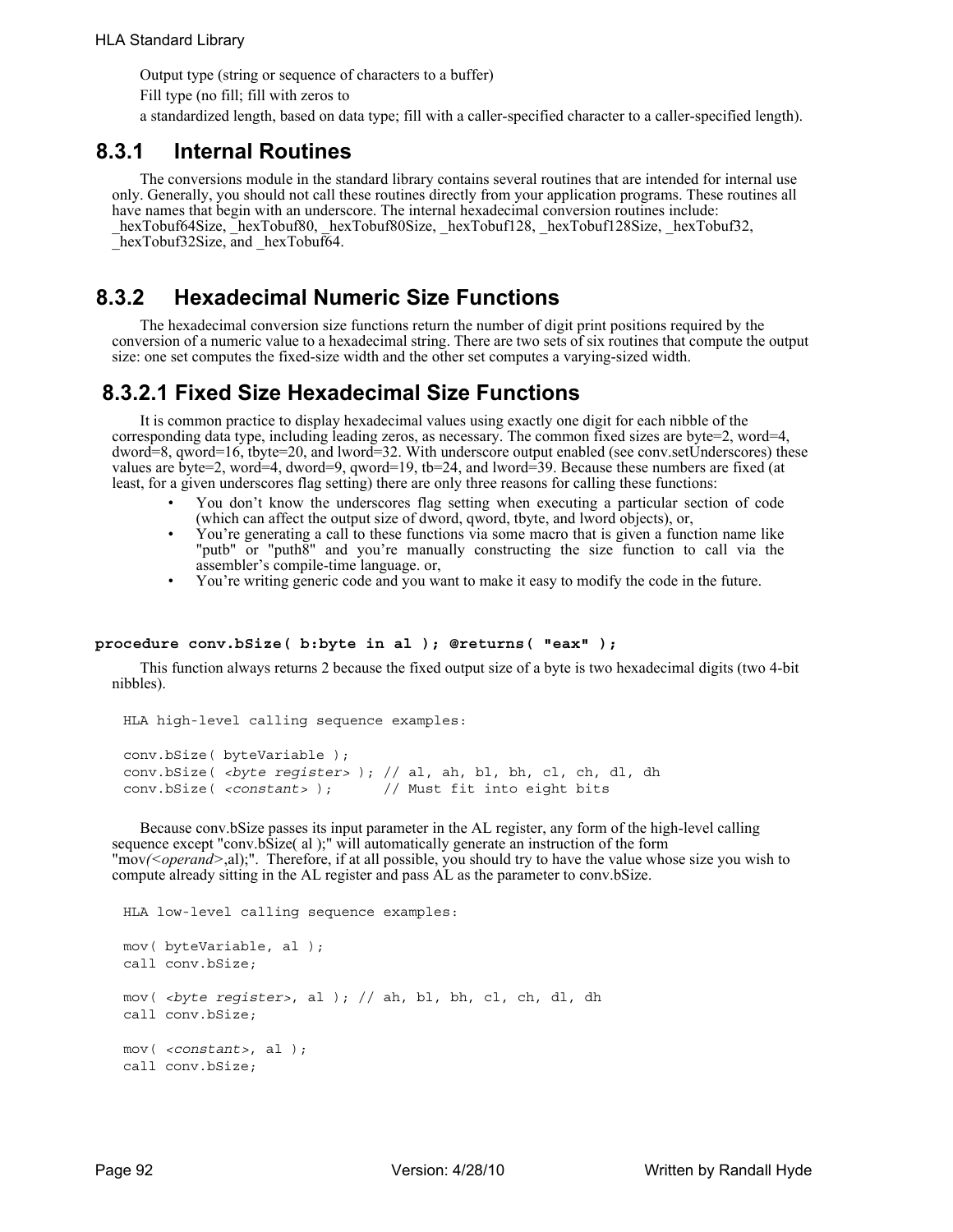Output type (string or sequence of characters to a buffer)

Fill type (no fill; fill with zeros to

a standardized length, based on data type; fill with a caller-specified character to a caller-specified length).

## 8.3.1 Internal Routines

The conversions module in the standard library contains several routines that are intended for internal use only. Generally, you should not call these routines directly from your application programs. These routines all have names that begin with an underscore. The internal hexadecimal conversion routines include: _hexTobuf64Size, _hexTobuf80, _hexTobuf80Size, _hexTobuf128, _hexTobuf128Size, _hexTobuf32, _hexTobuf32Size, and _hexTobuf64.

## 8.3.2 Hexadecimal Numeric Size Functions

The hexadecimal conversion size functions return the number of digit print positions required by the conversion of a numeric value to a hexadecimal string. There are two sets of six routines that compute the output size: one set computes the fixed-size width and the other set computes a varying-sized width.

### 8.3.2.1 Fixed Size Hexadecimal Size Functions

It is common practice to display hexadecimal values using exactly one digit for each nibble of the corresponding data type, including leading zeros, as necessary. The common fixed sizes are byte=2, word=4, dword=8, qword=16, tbyte=20, and lword=32. With underscore output enabled (see conv.setUnderscores) these values are byte=2, word=4, dword=9, qword=19, tb=24, and lword=39. Because these numbers are fixed (at least, for a given underscores flag setting) there are only three reasons for calling these functions:

- You don't know the underscores flag setting when executing a particular section of code (which can affect the output size of dword, qword, tbyte, and lword objects), or,
- You're generating a call to these functions via some macro that is given a function name like "putb" or "puth8" and you're manually constructing the size function to call via the assembler's compile-time language. or,
- You're writing generic code and you want to make it easy to modify the code in the future.

**procedure conv.bSize( b:byte in al ); @returns( "eax" );**

This function always returns 2 because the fixed output size of a byte is two hexadecimal digits (two 4-bit nibbles).

```
HLA high-level calling sequence examples:

conv.bSize( byteVariable );
conv.bSize( <byte register> ); // al, ah, bl, bh, cl, ch, dl, dh
conv.bSize( <constant> );      // Must fit into eight bits
```

Because conv.bSize passes its input parameter in the AL register, any form of the high-level calling sequence except "conv.bSize( al );" will automatically generate an instruction of the form "mov*(<operand>*,al);". Therefore, if at all possible, you should try to have the value whose size you wish to compute already sitting in the AL register and pass AL as the parameter to conv.bSize.

```
HLA low-level calling sequence examples:

mov( byteVariable, al );
call conv.bSize;

mov( <byte register>, al ); // ah, bl, bh, cl, ch, dl, dh
call conv.bSize;

mov( <constant>, al );
call conv.bSize;
```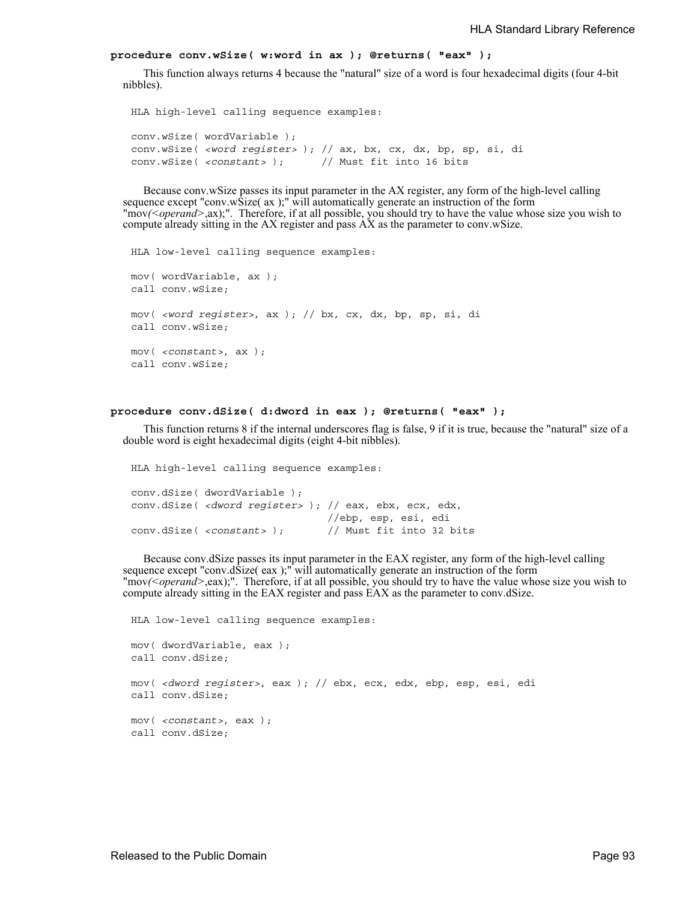**procedure conv.wSize( w:word in ax ); @returns( "eax" );**

This function always returns 4 because the "natural" size of a word is four hexadecimal digits (four 4-bit nibbles).

```
HLA high-level calling sequence examples:

conv.wSize( wordVariable );
conv.wSize( <word register> ); // ax, bx, cx, dx, bp, sp, si, di
conv.wSize( <constant> );      // Must fit into 16 bits
```

Because conv.wSize passes its input parameter in the AX register, any form of the high-level calling sequence except "conv.wSize( ax );" will automatically generate an instruction of the form "mov*(<operand>*,ax);". Therefore, if at all possible, you should try to have the value whose size you wish to compute already sitting in the AX register and pass AX as the parameter to conv.wSize.

```
HLA low-level calling sequence examples:

mov( wordVariable, ax );
call conv.wSize;

mov( <word register>, ax ); // bx, cx, dx, bp, sp, si, di
call conv.wSize;

mov( <constant>, ax );
call conv.wSize;
```

**procedure conv.dSize( d:dword in eax ); @returns( "eax" );**

This function returns 8 if the internal underscores flag is false, 9 if it is true, because the "natural" size of a double word is eight hexadecimal digits (eight 4-bit nibbles).

```
HLA high-level calling sequence examples:

conv.dSize( dwordVariable );
conv.dSize( <dword register> ); // eax, ebx, ecx, edx,
                                //ebp, esp, esi, edi
conv.dSize( <constant> );       // Must fit into 32 bits
```

Because conv.dSize passes its input parameter in the EAX register, any form of the high-level calling sequence except "conv.dSize( eax );" will automatically generate an instruction of the form "mov*(<operand>*,eax);". Therefore, if at all possible, you should try to have the value whose size you wish to compute already sitting in the EAX register and pass EAX as the parameter to conv.dSize.

```
HLA low-level calling sequence examples:

mov( dwordVariable, eax );
call conv.dSize;

mov( <dword register>, eax ); // ebx, ecx, edx, ebp, esp, esi, edi
call conv.dSize;

mov( <constant>, eax );
call conv.dSize;
```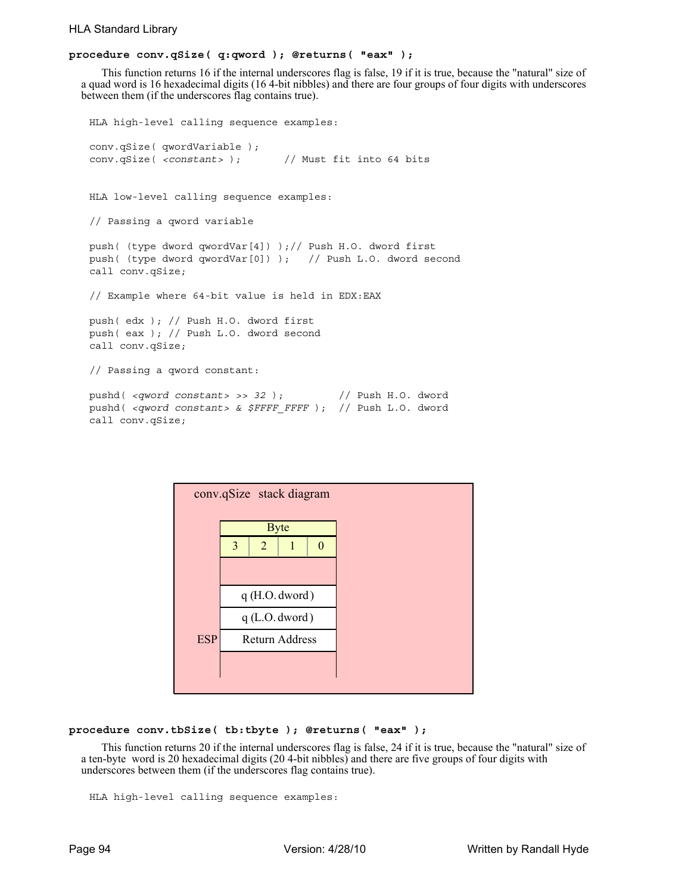**procedure conv.qSize( q:qword ); @returns( "eax" );**

This function returns 16 if the internal underscores flag is false, 19 if it is true, because the "natural" size of a quad word is 16 hexadecimal digits (16 4-bit nibbles) and there are four groups of four digits with underscores between them (if the underscores flag contains true).

```
HLA high-level calling sequence examples:

conv.qSize( qwordVariable );
conv.qSize( <constant> );        // Must fit into 64 bits


HLA low-level calling sequence examples:

// Passing a qword variable

push( (type dword qwordVar[4]) );// Push H.O. dword first
push( (type dword qwordVar[0]) );   // Push L.O. dword second
call conv.qSize;

// Example where 64-bit value is held in EDX:EAX

push( edx ); // Push H.O. dword first
push( eax ); // Push L.O. dword second
call conv.qSize;

// Passing a qword constant:

pushd( <qword constant> >> 32 );         // Push H.O. dword
pushd( <qword constant> & $FFFF_FFFF );  // Push L.O. dword
call conv.qSize;
```

conv.qSize stack diagram

Byte

3 2 1 0

q (H.O. dword)

q (L.O. dword)

ESP Return Address

**procedure conv.tbSize( tb:tbyte ); @returns( "eax" );**

This function returns 20 if the internal underscores flag is false, 24 if it is true, because the "natural" size of a ten-byte word is 20 hexadecimal digits (20 4-bit nibbles) and there are five groups of four digits with underscores between them (if the underscores flag contains true).

```
HLA high-level calling sequence examples:
```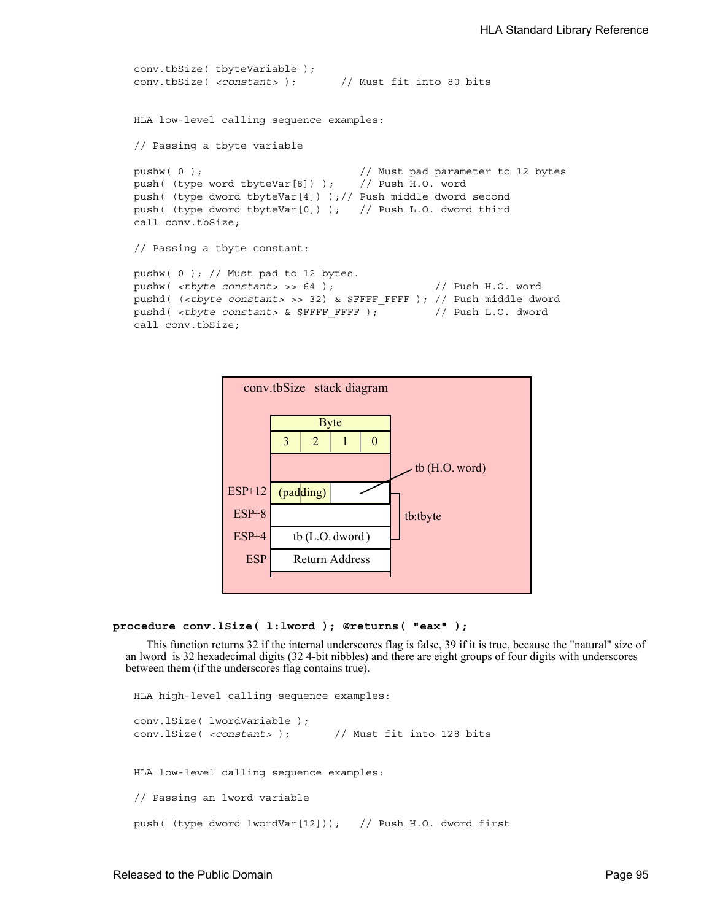```
conv.tbSize( tbyteVariable );
conv.tbSize( <constant> );       // Must fit into 80 bits


HLA low-level calling sequence examples:

// Passing a tbyte variable

pushw( 0 );                         // Must pad parameter to 12 bytes
push( (type word tbyteVar[8]) );    // Push H.O. word
push( (type dword tbyteVar[4]) );// Push middle dword second
push( (type dword tbyteVar[0]) );   // Push L.O. dword third
call conv.tbSize;

// Passing a tbyte constant:

pushw( 0 ); // Must pad to 12 bytes.
pushw( <tbyte constant> >> 64 );                // Push H.O. word
pushd( (<tbyte constant> >> 32) & $FFFF_FFFF ); // Push middle dword
pushd( <tbyte constant> & $FFFF_FFFF );         // Push L.O. dword
call conv.tbSize;
```

conv.tbSize stack diagram

Byte
3 2 1 0
tb (H.O. word)
ESP+12 (padding)
ESP+8
tb:tbyte
ESP+4 tb (L.O. dword)
ESP Return Address

**procedure conv.lSize( l:lword ); @returns( "eax" );**

This function returns 32 if the internal underscores flag is false, 39 if it is true, because the "natural" size of an lword is 32 hexadecimal digits (32 4-bit nibbles) and there are eight groups of four digits with underscores between them (if the underscores flag contains true).

```
HLA high-level calling sequence examples:

conv.lSize( lwordVariable );
conv.lSize( <constant> );       // Must fit into 128 bits


HLA low-level calling sequence examples:

// Passing an lword variable

push( (type dword lwordVar[12]));   // Push H.O. dword first
```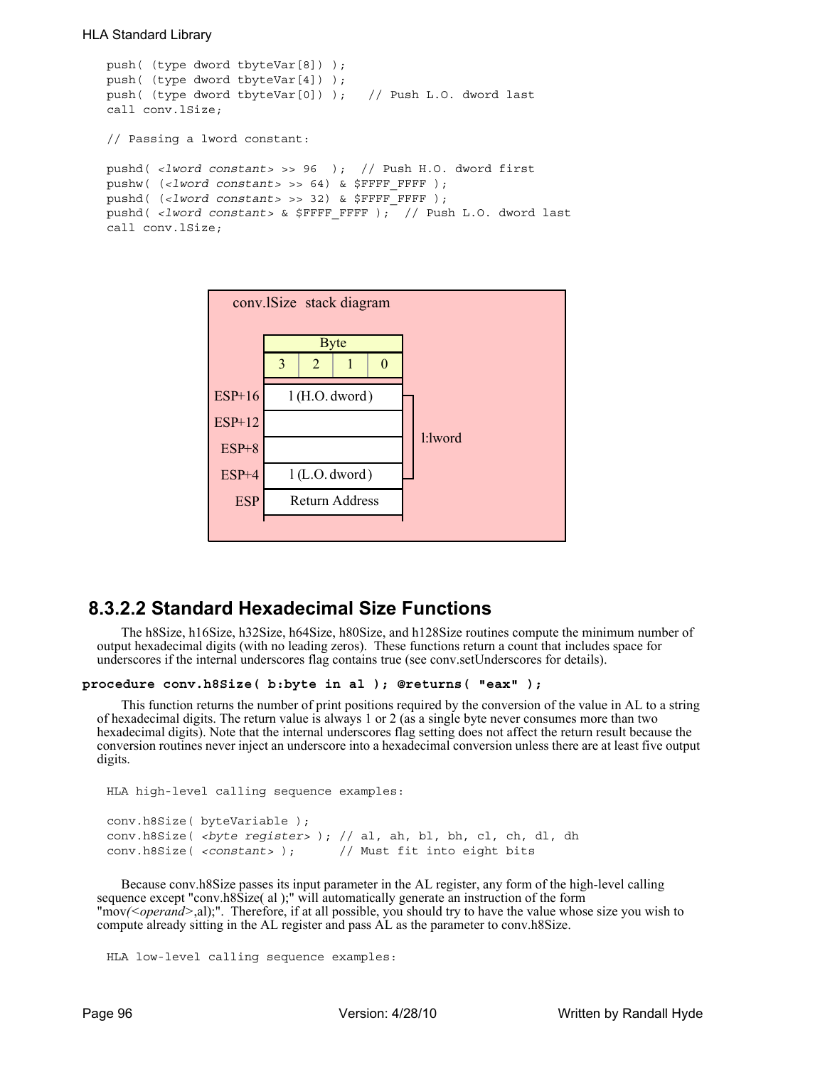```
push( (type dword tbyteVar[8]) );
push( (type dword tbyteVar[4]) );
push( (type dword tbyteVar[0]) );   // Push L.O. dword last
call conv.lSize;

// Passing a lword constant:

pushd( <lword constant> >> 96  );  // Push H.O. dword first
pushw( (<lword constant> >> 64) & $FFFF_FFFF );
pushd( (<lword constant> >> 32) & $FFFF_FFFF );
pushd( <lword constant> & $FFFF_FFFF );  // Push L.O. dword last
call conv.lSize;
```

conv.lSize stack diagram

| | Byte 3 | Byte 2 | Byte 1 | Byte 0 | |
|---|---|---|---|---|---|
| ESP+16 | l (H.O. dword) | | | | l:lword |
| ESP+12 | | | | | |
| ESP+8 | | | | | |
| ESP+4 | l (L.O. dword) | | | | |
| ESP | Return Address | | | | |

## 8.3.2.2 Standard Hexadecimal Size Functions

The h8Size, h16Size, h32Size, h64Size, h80Size, and h128Size routines compute the minimum number of output hexadecimal digits (with no leading zeros). These functions return a count that includes space for underscores if the internal underscores flag contains true (see conv.setUnderscores for details).

**procedure conv.h8Size( b:byte in al ); @returns( "eax" );**

This function returns the number of print positions required by the conversion of the value in AL to a string of hexadecimal digits. The return value is always 1 or 2 (as a single byte never consumes more than two hexadecimal digits). Note that the internal underscores flag setting does not affect the return result because the conversion routines never inject an underscore into a hexadecimal conversion unless there are at least five output digits.

```
HLA high-level calling sequence examples:

conv.h8Size( byteVariable );
conv.h8Size( <byte register> ); // al, ah, bl, bh, cl, ch, dl, dh
conv.h8Size( <constant> );      // Must fit into eight bits
```

Because conv.h8Size passes its input parameter in the AL register, any form of the high-level calling sequence except "conv.h8Size( al );" will automatically generate an instruction of the form "mov*(<operand>*,al);". Therefore, if at all possible, you should try to have the value whose size you wish to compute already sitting in the AL register and pass AL as the parameter to conv.h8Size.

```
HLA low-level calling sequence examples:
```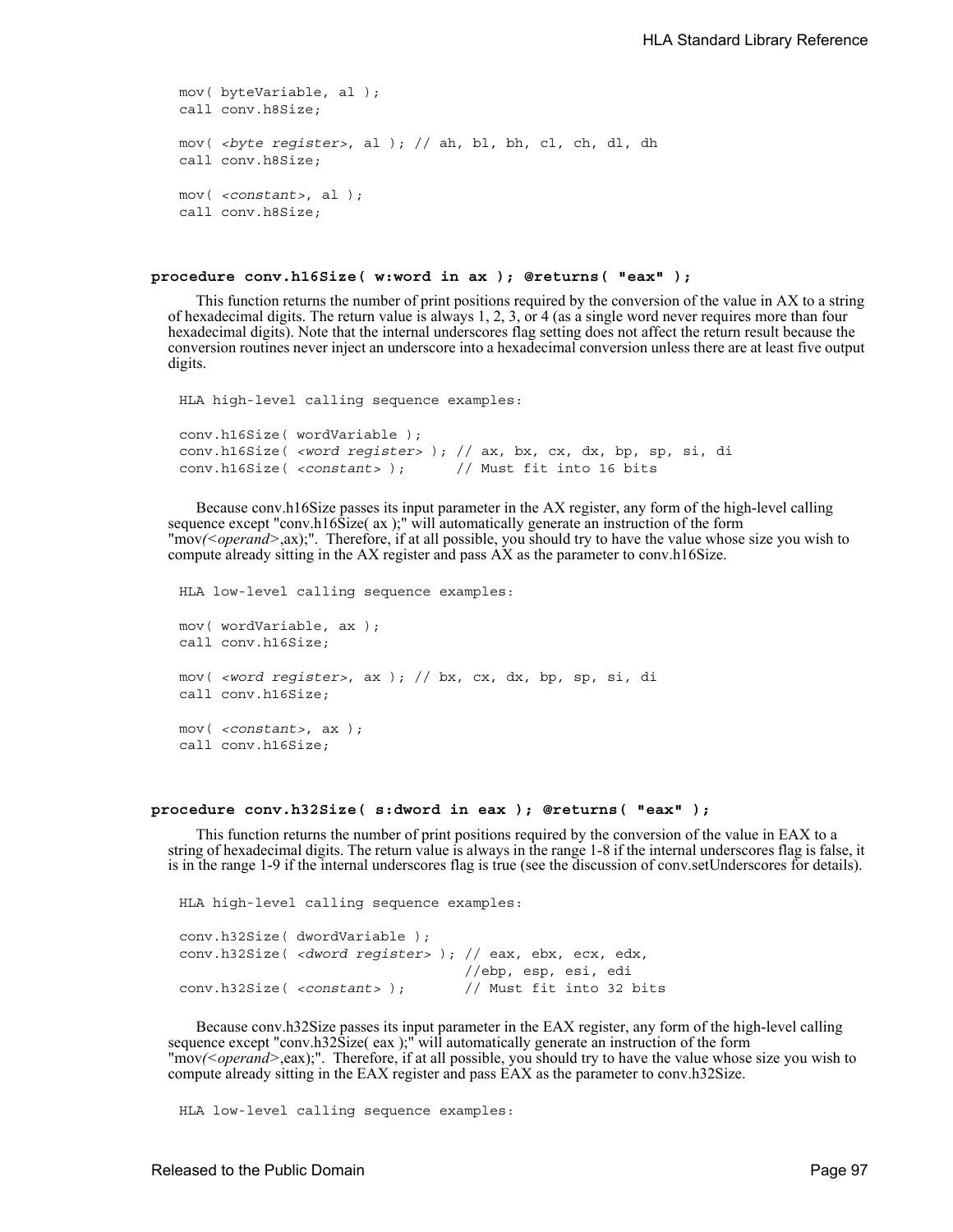```
mov( byteVariable, al );
call conv.h8Size;

mov( <byte register>, al ); // ah, bl, bh, cl, ch, dl, dh
call conv.h8Size;

mov( <constant>, al );
call conv.h8Size;
```

**procedure conv.h16Size( w:word in ax ); @returns( "eax" );**

This function returns the number of print positions required by the conversion of the value in AX to a string of hexadecimal digits. The return value is always 1, 2, 3, or 4 (as a single word never requires more than four hexadecimal digits). Note that the internal underscores flag setting does not affect the return result because the conversion routines never inject an underscore into a hexadecimal conversion unless there are at least five output digits.

```
HLA high-level calling sequence examples:

conv.h16Size( wordVariable );
conv.h16Size( <word register> ); // ax, bx, cx, dx, bp, sp, si, di
conv.h16Size( <constant> );      // Must fit into 16 bits
```

Because conv.h16Size passes its input parameter in the AX register, any form of the high-level calling sequence except "conv.h16Size( ax );" will automatically generate an instruction of the form "mov*(<operand>*,ax);". Therefore, if at all possible, you should try to have the value whose size you wish to compute already sitting in the AX register and pass AX as the parameter to conv.h16Size.

```
HLA low-level calling sequence examples:

mov( wordVariable, ax );
call conv.h16Size;

mov( <word register>, ax ); // bx, cx, dx, bp, sp, si, di
call conv.h16Size;

mov( <constant>, ax );
call conv.h16Size;
```

**procedure conv.h32Size( s:dword in eax ); @returns( "eax" );**

This function returns the number of print positions required by the conversion of the value in EAX to a string of hexadecimal digits. The return value is always in the range 1-8 if the internal underscores flag is false, it is in the range 1-9 if the internal underscores flag is true (see the discussion of conv.setUnderscores for details).

```
HLA high-level calling sequence examples:

conv.h32Size( dwordVariable );
conv.h32Size( <dword register> ); // eax, ebx, ecx, edx,
                                  //ebp, esp, esi, edi
conv.h32Size( <constant> );       // Must fit into 32 bits
```

Because conv.h32Size passes its input parameter in the EAX register, any form of the high-level calling sequence except "conv.h32Size( eax );" will automatically generate an instruction of the form "mov*(<operand>*,eax);". Therefore, if at all possible, you should try to have the value whose size you wish to compute already sitting in the EAX register and pass EAX as the parameter to conv.h32Size.

```
HLA low-level calling sequence examples:
```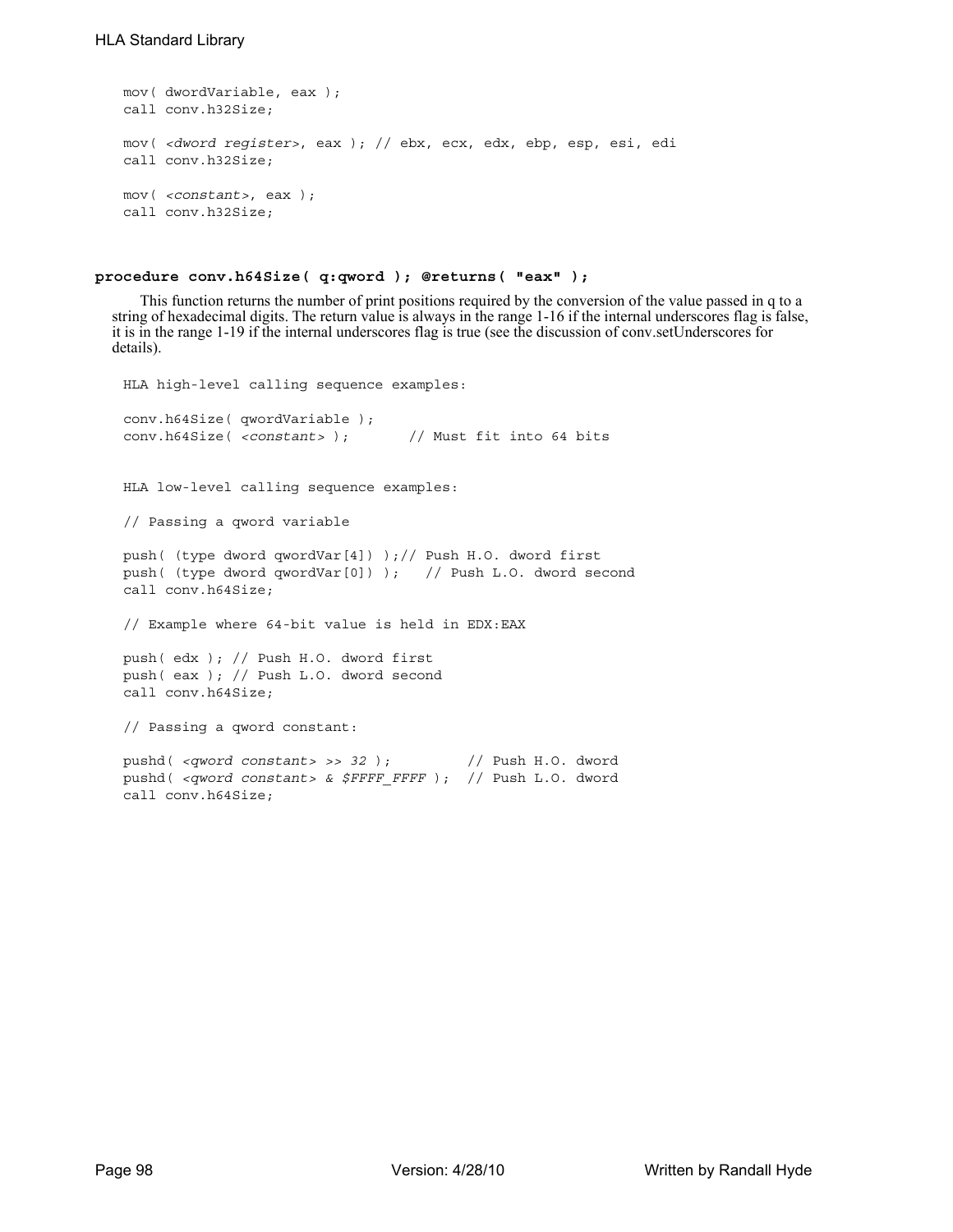```
mov( dwordVariable, eax );
call conv.h32Size;

mov( <dword register>, eax ); // ebx, ecx, edx, ebp, esp, esi, edi
call conv.h32Size;

mov( <constant>, eax );
call conv.h32Size;
```

**procedure conv.h64Size( q:qword ); @returns( "eax" );**

This function returns the number of print positions required by the conversion of the value passed in q to a string of hexadecimal digits. The return value is always in the range 1-16 if the internal underscores flag is false, it is in the range 1-19 if the internal underscores flag is true (see the discussion of conv.setUnderscores for details).

```
HLA high-level calling sequence examples:

conv.h64Size( qwordVariable );
conv.h64Size( <constant> );       // Must fit into 64 bits


HLA low-level calling sequence examples:

// Passing a qword variable

push( (type dword qwordVar[4]) );// Push H.O. dword first
push( (type dword qwordVar[0]) );   // Push L.O. dword second
call conv.h64Size;

// Example where 64-bit value is held in EDX:EAX

push( edx ); // Push H.O. dword first
push( eax ); // Push L.O. dword second
call conv.h64Size;

// Passing a qword constant:

pushd( <qword constant> >> 32 );         // Push H.O. dword
pushd( <qword constant> & $FFFF_FFFF );  // Push L.O. dword
call conv.h64Size;
```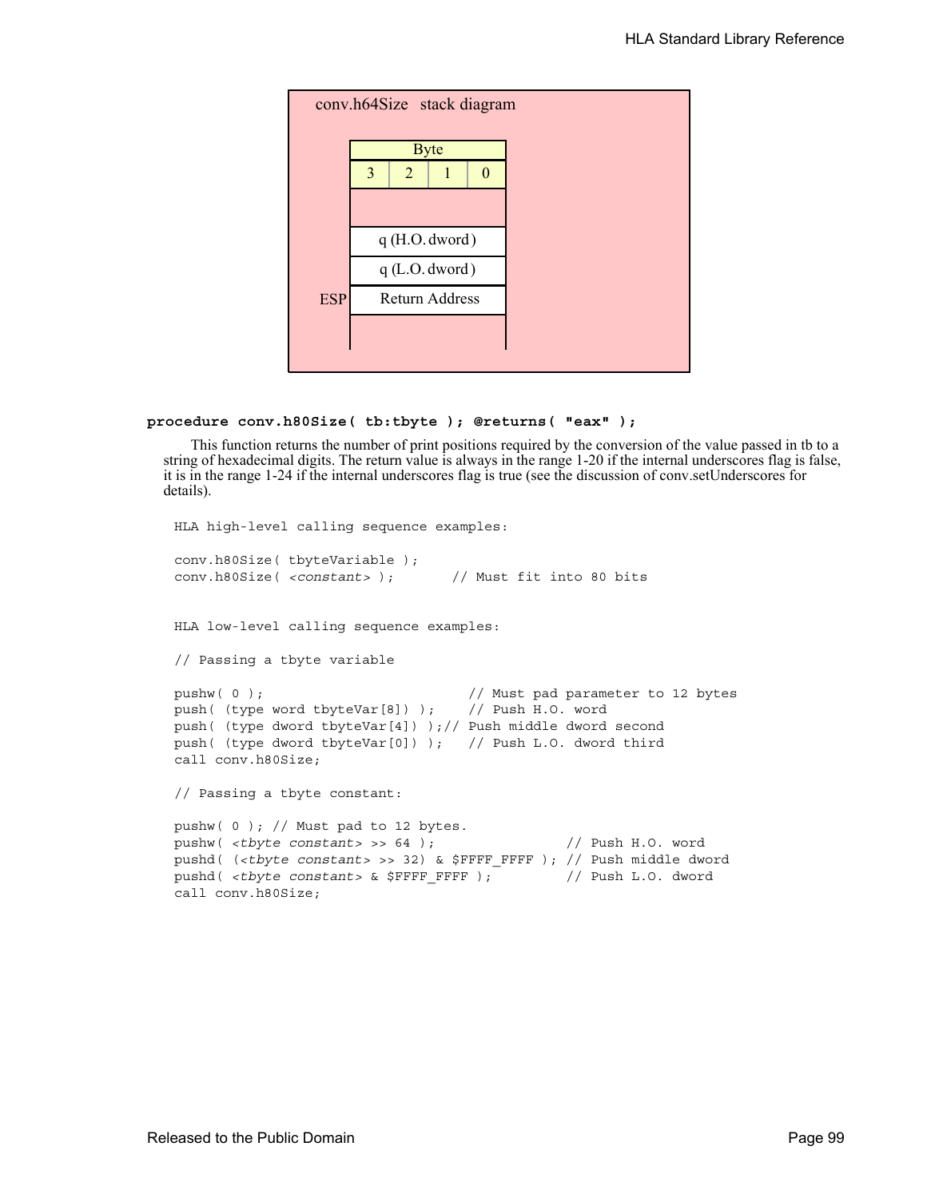conv.h64Size stack diagram

Byte

3 2 1 0

q (H.O. dword)

q (L.O. dword)

ESP Return Address

**procedure conv.h80Size( tb:tbyte ); @returns( "eax" );**

This function returns the number of print positions required by the conversion of the value passed in tb to a string of hexadecimal digits. The return value is always in the range 1-20 if the internal underscores flag is false, it is in the range 1-24 if the internal underscores flag is true (see the discussion of conv.setUnderscores for details).

```
HLA high-level calling sequence examples:

conv.h80Size( tbyteVariable );
conv.h80Size( <constant> );       // Must fit into 80 bits


HLA low-level calling sequence examples:

// Passing a tbyte variable

pushw( 0 );                          // Must pad parameter to 12 bytes
push( (type word tbyteVar[8]) );     // Push H.O. word
push( (type dword tbyteVar[4]) );// Push middle dword second
push( (type dword tbyteVar[0]) );    // Push L.O. dword third
call conv.h80Size;

// Passing a tbyte constant:

pushw( 0 ); // Must pad to 12 bytes.
pushw( <tbyte constant> >> 64 );                // Push H.O. word
pushd( (<tbyte constant> >> 32) & $FFFF_FFFF ); // Push middle dword
pushd( <tbyte constant> & $FFFF_FFFF );         // Push L.O. dword
call conv.h80Size;
```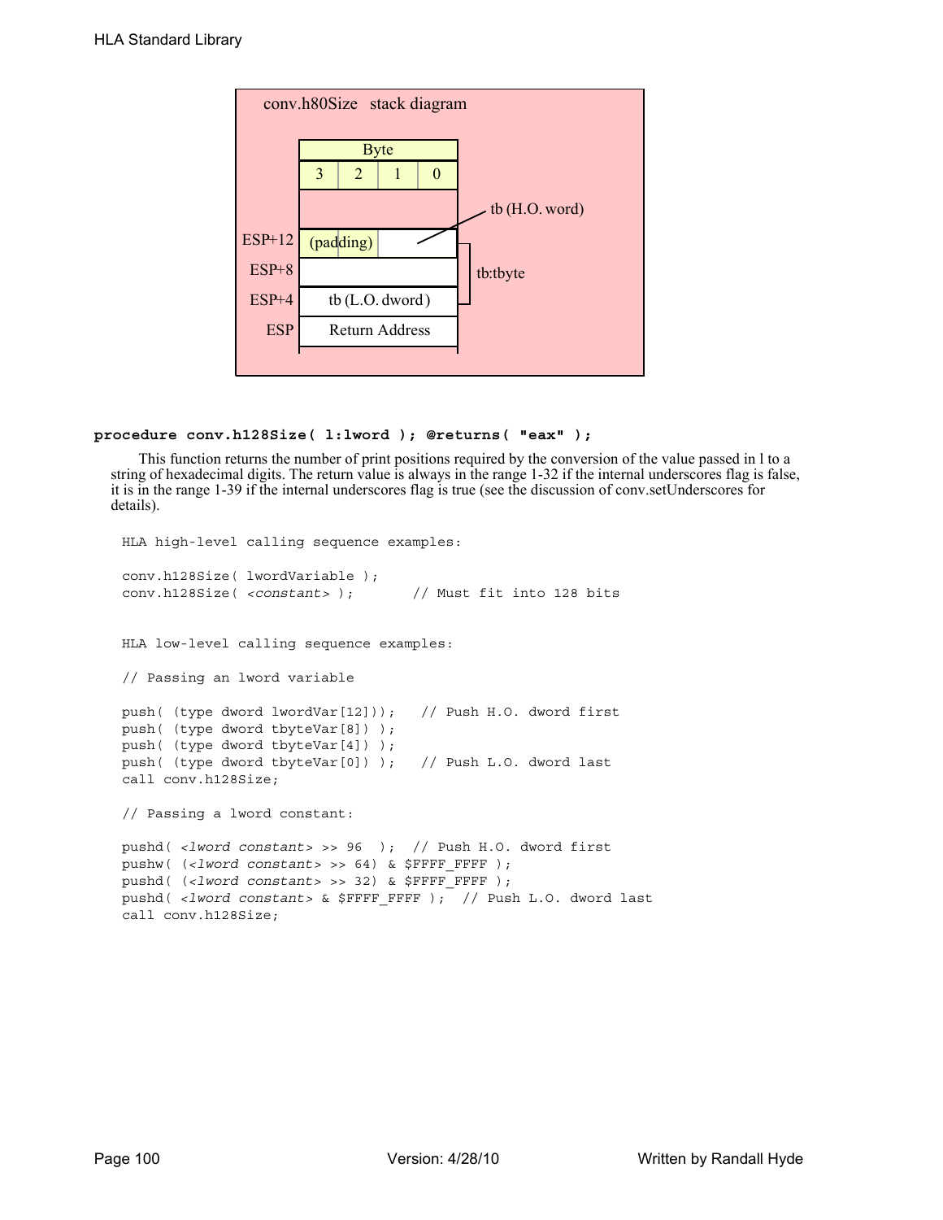conv.h80Size stack diagram

Byte

3 2 1 0

tb (H.O. word)

ESP+12 (padding)

ESP+8

ESP+4 tb (L.O. dword)

ESP Return Address

tb:tbyte

**procedure conv.h128Size( l:lword ); @returns( "eax" );**

This function returns the number of print positions required by the conversion of the value passed in l to a string of hexadecimal digits. The return value is always in the range 1-32 if the internal underscores flag is false, it is in the range 1-39 if the internal underscores flag is true (see the discussion of conv.setUnderscores for details).

```
HLA high-level calling sequence examples:

conv.h128Size( lwordVariable );
conv.h128Size( <constant> );       // Must fit into 128 bits


HLA low-level calling sequence examples:

// Passing an lword variable

push( (type dword lwordVar[12]));   // Push H.O. dword first
push( (type dword tbyteVar[8]) );
push( (type dword tbyteVar[4]) );
push( (type dword tbyteVar[0]) );   // Push L.O. dword last
call conv.h128Size;

// Passing a lword constant:

pushd( <lword constant> >> 96  );  // Push H.O. dword first
pushw( (<lword constant> >> 64) & $FFFF_FFFF );
pushd( (<lword constant> >> 32) & $FFFF_FFFF );
pushd( <lword constant> & $FFFF_FFFF );  // Push L.O. dword last
call conv.h128Size;
```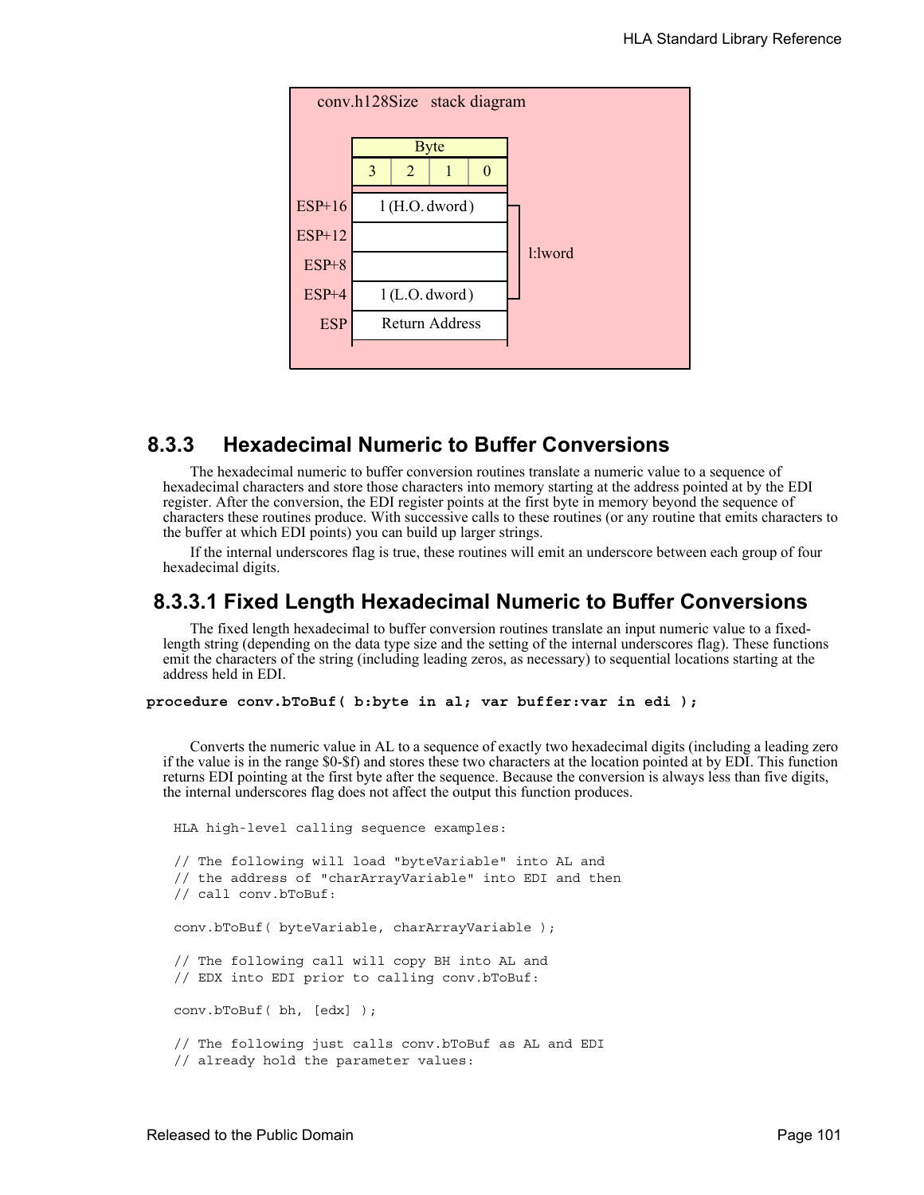conv.h128Size stack diagram

| | Byte 3 | 2 | 1 | 0 | |
|---|---|---|---|---|---|
| ESP+16 | l (H.O. dword) | | | | l:lword |
| ESP+12 | | | | | |
| ESP+8 | | | | | |
| ESP+4 | l (L.O. dword) | | | | |
| ESP | Return Address | | | | |

### 8.3.3 Hexadecimal Numeric to Buffer Conversions

The hexadecimal numeric to buffer conversion routines translate a numeric value to a sequence of hexadecimal characters and store those characters into memory starting at the address pointed at by the EDI register. After the conversion, the EDI register points at the first byte in memory beyond the sequence of characters these routines produce. With successive calls to these routines (or any routine that emits characters to the buffer at which EDI points) you can build up larger strings.

If the internal underscores flag is true, these routines will emit an underscore between each group of four hexadecimal digits.

#### 8.3.3.1 Fixed Length Hexadecimal Numeric to Buffer Conversions

The fixed length hexadecimal to buffer conversion routines translate an input numeric value to a fixed-length string (depending on the data type size and the setting of the internal underscores flag). These functions emit the characters of the string (including leading zeros, as necessary) to sequential locations starting at the address held in EDI.

**procedure conv.bToBuf( b:byte in al; var buffer:var in edi );**

Converts the numeric value in AL to a sequence of exactly two hexadecimal digits (including a leading zero if the value is in the range $0-$f) and stores these two characters at the location pointed at by EDI. This function returns EDI pointing at the first byte after the sequence. Because the conversion is always less than five digits, the internal underscores flag does not affect the output this function produces.

```
HLA high-level calling sequence examples:

// The following will load "byteVariable" into AL and
// the address of "charArrayVariable" into EDI and then
// call conv.bToBuf:

conv.bToBuf( byteVariable, charArrayVariable );

// The following call will copy BH into AL and
// EDX into EDI prior to calling conv.bToBuf:

conv.bToBuf( bh, [edx] );

// The following just calls conv.bToBuf as AL and EDI
// already hold the parameter values:
```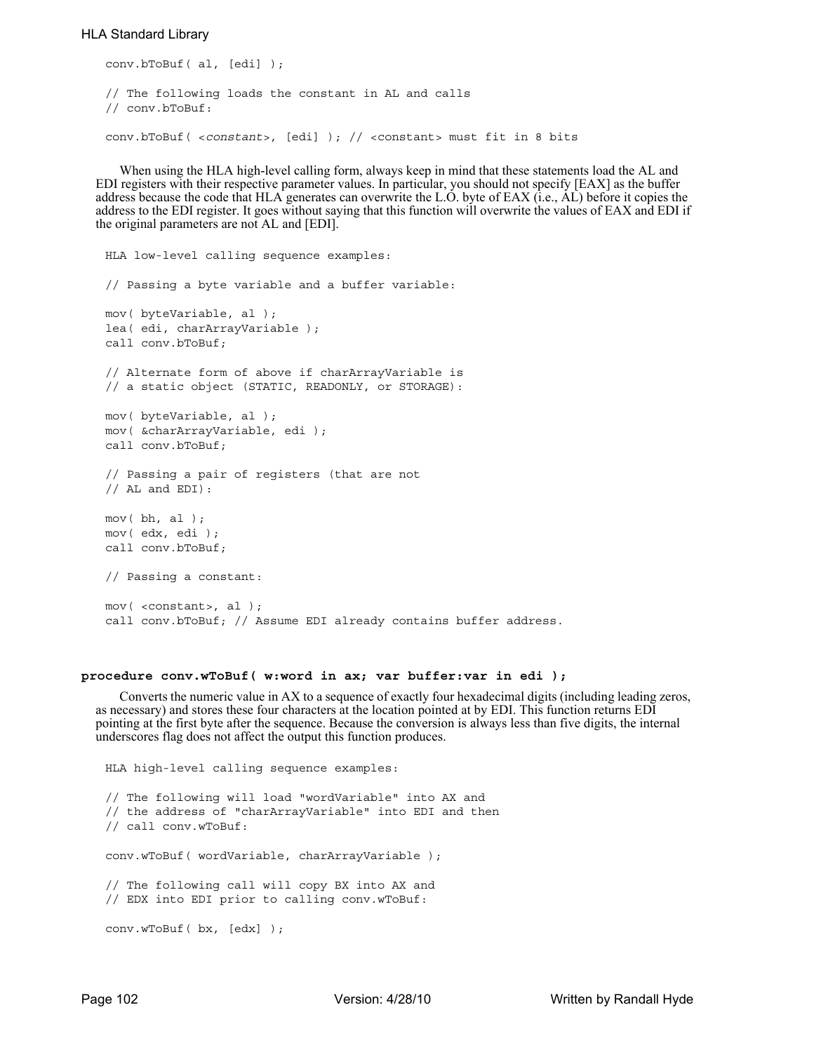```
conv.bToBuf( al, [edi] );

// The following loads the constant in AL and calls
// conv.bToBuf:

conv.bToBuf( <constant>, [edi] ); // <constant> must fit in 8 bits
```

When using the HLA high-level calling form, always keep in mind that these statements load the AL and EDI registers with their respective parameter values. In particular, you should not specify [EAX] as the buffer address because the code that HLA generates can overwrite the L.O. byte of EAX (i.e., AL) before it copies the address to the EDI register. It goes without saying that this function will overwrite the values of EAX and EDI if the original parameters are not AL and [EDI].

```
HLA low-level calling sequence examples:

// Passing a byte variable and a buffer variable:

mov( byteVariable, al );
lea( edi, charArrayVariable );
call conv.bToBuf;

// Alternate form of above if charArrayVariable is
// a static object (STATIC, READONLY, or STORAGE):

mov( byteVariable, al );
mov( &charArrayVariable, edi );
call conv.bToBuf;

// Passing a pair of registers (that are not
// AL and EDI):

mov( bh, al );
mov( edx, edi );
call conv.bToBuf;

// Passing a constant:

mov( <constant>, al );
call conv.bToBuf; // Assume EDI already contains buffer address.
```

**procedure conv.wToBuf( w:word in ax; var buffer:var in edi );**

Converts the numeric value in AX to a sequence of exactly four hexadecimal digits (including leading zeros, as necessary) and stores these four characters at the location pointed at by EDI. This function returns EDI pointing at the first byte after the sequence. Because the conversion is always less than five digits, the internal underscores flag does not affect the output this function produces.

```
HLA high-level calling sequence examples:

// The following will load "wordVariable" into AX and
// the address of "charArrayVariable" into EDI and then
// call conv.wToBuf:

conv.wToBuf( wordVariable, charArrayVariable );

// The following call will copy BX into AX and
// EDX into EDI prior to calling conv.wToBuf:

conv.wToBuf( bx, [edx] );
```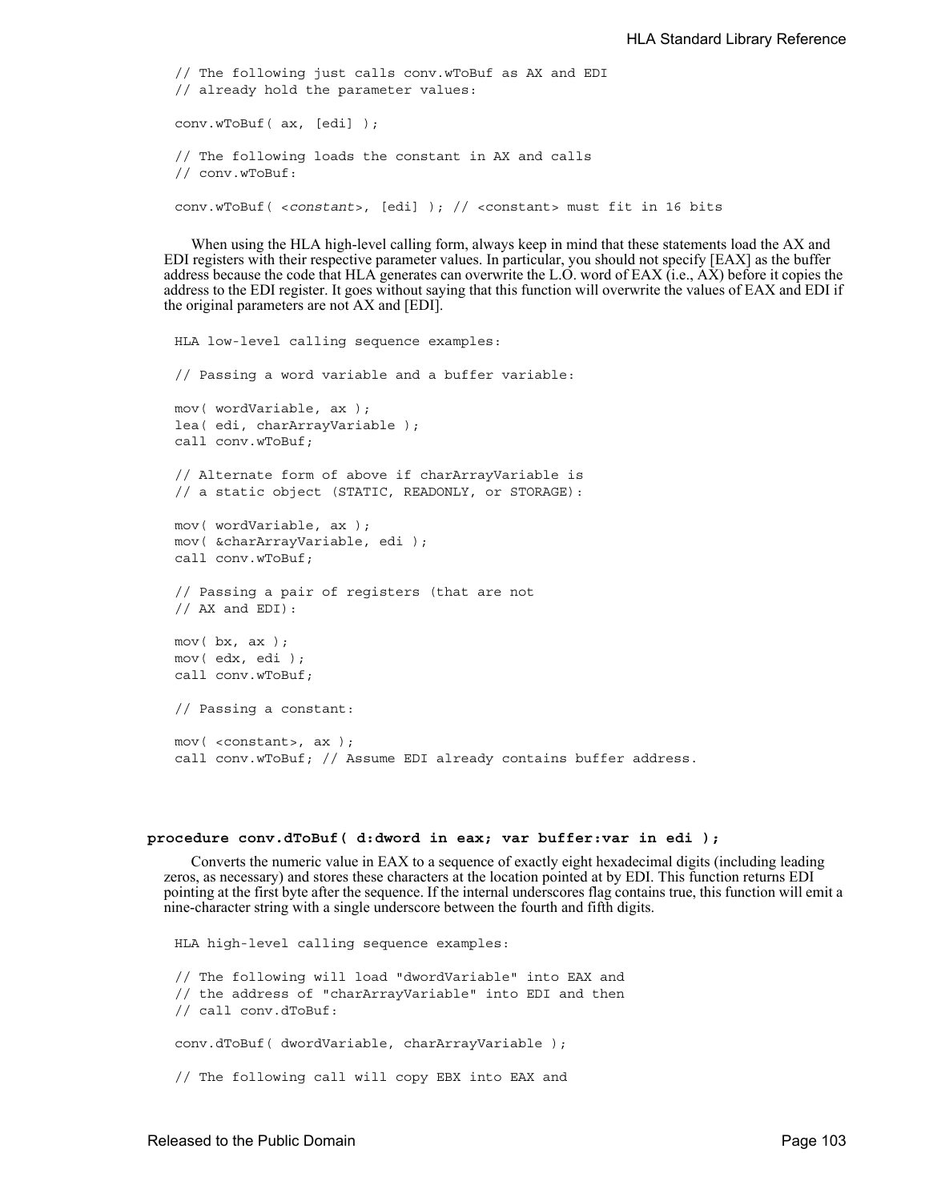```
// The following just calls conv.wToBuf as AX and EDI
// already hold the parameter values:

conv.wToBuf( ax, [edi] );

// The following loads the constant in AX and calls
// conv.wToBuf:

conv.wToBuf( <constant>, [edi] ); // <constant> must fit in 16 bits
```

When using the HLA high-level calling form, always keep in mind that these statements load the AX and EDI registers with their respective parameter values. In particular, you should not specify [EAX] as the buffer address because the code that HLA generates can overwrite the L.O. word of EAX (i.e., AX) before it copies the address to the EDI register. It goes without saying that this function will overwrite the values of EAX and EDI if the original parameters are not AX and [EDI].

```
HLA low-level calling sequence examples:

// Passing a word variable and a buffer variable:

mov( wordVariable, ax );
lea( edi, charArrayVariable );
call conv.wToBuf;

// Alternate form of above if charArrayVariable is
// a static object (STATIC, READONLY, or STORAGE):

mov( wordVariable, ax );
mov( &charArrayVariable, edi );
call conv.wToBuf;

// Passing a pair of registers (that are not
// AX and EDI):

mov( bx, ax );
mov( edx, edi );
call conv.wToBuf;

// Passing a constant:

mov( <constant>, ax );
call conv.wToBuf; // Assume EDI already contains buffer address.
```

**procedure conv.dToBuf( d:dword in eax; var buffer:var in edi );**

Converts the numeric value in EAX to a sequence of exactly eight hexadecimal digits (including leading zeros, as necessary) and stores these characters at the location pointed at by EDI. This function returns EDI pointing at the first byte after the sequence. If the internal underscores flag contains true, this function will emit a nine-character string with a single underscore between the fourth and fifth digits.

```
HLA high-level calling sequence examples:

// The following will load "dwordVariable" into EAX and
// the address of "charArrayVariable" into EDI and then
// call conv.dToBuf:

conv.dToBuf( dwordVariable, charArrayVariable );

// The following call will copy EBX into EAX and
```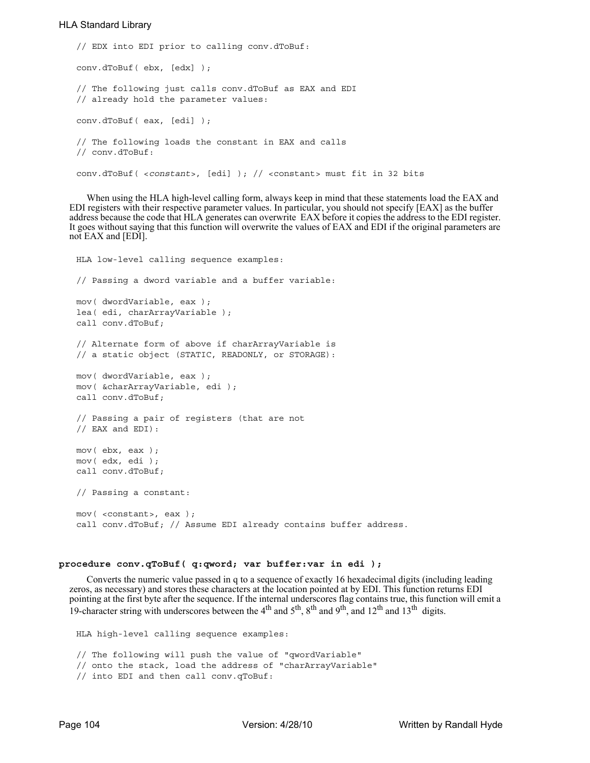```
// EDX into EDI prior to calling conv.dToBuf:

conv.dToBuf( ebx, [edx] );

// The following just calls conv.dToBuf as EAX and EDI
// already hold the parameter values:

conv.dToBuf( eax, [edi] );

// The following loads the constant in EAX and calls
// conv.dToBuf:

conv.dToBuf( <constant>, [edi] ); // <constant> must fit in 32 bits
```

When using the HLA high-level calling form, always keep in mind that these statements load the EAX and EDI registers with their respective parameter values. In particular, you should not specify [EAX] as the buffer address because the code that HLA generates can overwrite EAX before it copies the address to the EDI register. It goes without saying that this function will overwrite the values of EAX and EDI if the original parameters are not EAX and [EDI].

```
HLA low-level calling sequence examples:

// Passing a dword variable and a buffer variable:

mov( dwordVariable, eax );
lea( edi, charArrayVariable );
call conv.dToBuf;

// Alternate form of above if charArrayVariable is
// a static object (STATIC, READONLY, or STORAGE):

mov( dwordVariable, eax );
mov( &charArrayVariable, edi );
call conv.dToBuf;

// Passing a pair of registers (that are not
// EAX and EDI):

mov( ebx, eax );
mov( edx, edi );
call conv.dToBuf;

// Passing a constant:

mov( <constant>, eax );
call conv.dToBuf; // Assume EDI already contains buffer address.
```

**procedure conv.qToBuf( q:qword; var buffer:var in edi );**

Converts the numeric value passed in q to a sequence of exactly 16 hexadecimal digits (including leading zeros, as necessary) and stores these characters at the location pointed at by EDI. This function returns EDI pointing at the first byte after the sequence. If the internal underscores flag contains true, this function will emit a 19-character string with underscores between the 4th and 5th, 8th and 9th, and 12th and 13th digits.

```
HLA high-level calling sequence examples:

// The following will push the value of "qwordVariable"
// onto the stack, load the address of "charArrayVariable"
// into EDI and then call conv.qToBuf:
```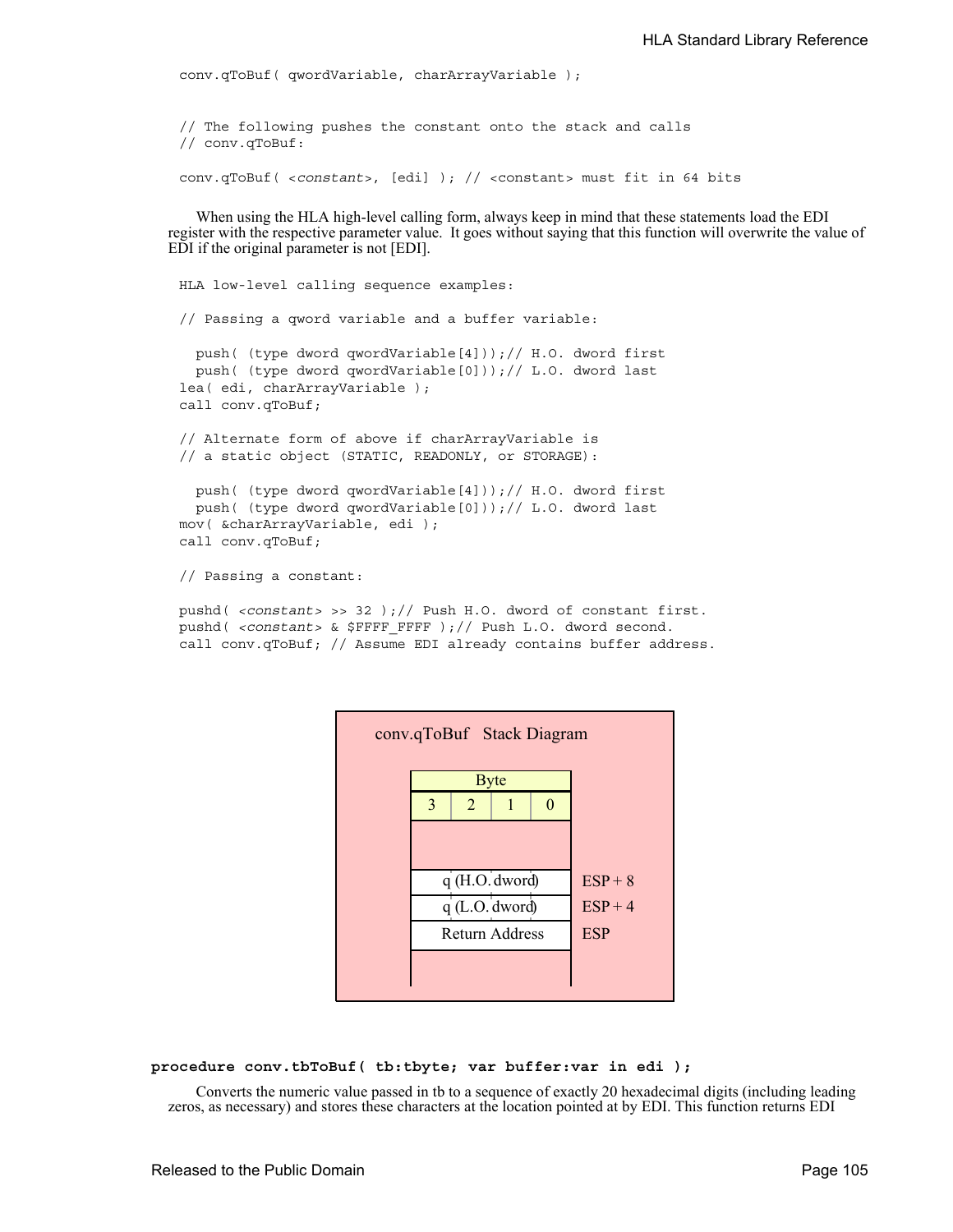```
conv.qToBuf( qwordVariable, charArrayVariable );


// The following pushes the constant onto the stack and calls
// conv.qToBuf:

conv.qToBuf( <constant>, [edi] ); // <constant> must fit in 64 bits
```

When using the HLA high-level calling form, always keep in mind that these statements load the EDI register with the respective parameter value. It goes without saying that this function will overwrite the value of EDI if the original parameter is not [EDI].

```
HLA low-level calling sequence examples:

// Passing a qword variable and a buffer variable:

  push( (type dword qwordVariable[4]));// H.O. dword first
  push( (type dword qwordVariable[0]));// L.O. dword last
lea( edi, charArrayVariable );
call conv.qToBuf;

// Alternate form of above if charArrayVariable is
// a static object (STATIC, READONLY, or STORAGE):

  push( (type dword qwordVariable[4]));// H.O. dword first
  push( (type dword qwordVariable[0]));// L.O. dword last
mov( &charArrayVariable, edi );
call conv.qToBuf;

// Passing a constant:

pushd( <constant> >> 32 );// Push H.O. dword of constant first.
pushd( <constant> & $FFFF_FFFF );// Push L.O. dword second.
call conv.qToBuf; // Assume EDI already contains buffer address.
```

conv.qToBuf Stack Diagram

Byte

3 2 1 0

q (H.O. dword) ESP + 8

q (L.O. dword) ESP + 4

Return Address ESP

**procedure conv.tbToBuf( tb:tbyte; var buffer:var in edi );**

Converts the numeric value passed in tb to a sequence of exactly 20 hexadecimal digits (including leading zeros, as necessary) and stores these characters at the location pointed at by EDI. This function returns EDI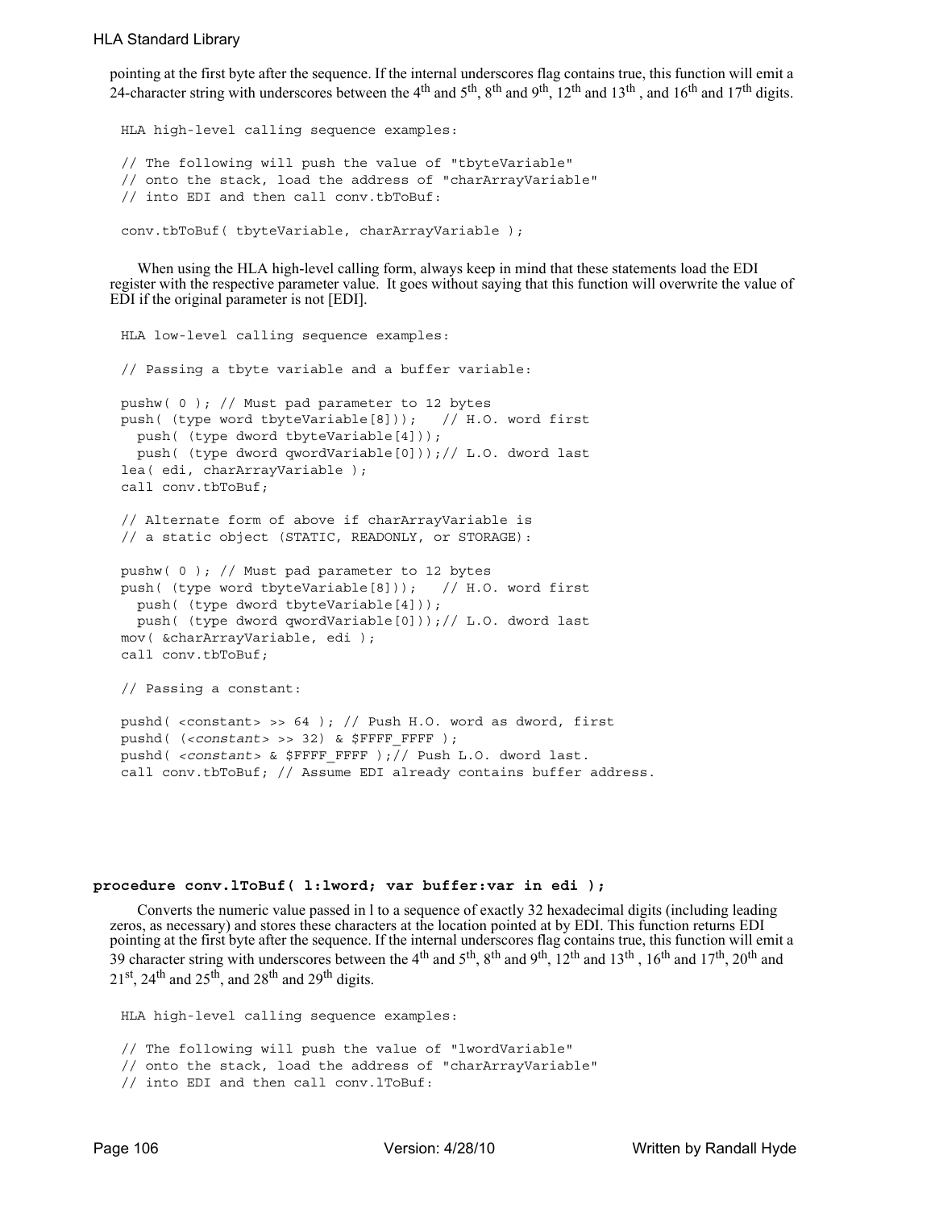pointing at the first byte after the sequence. If the internal underscores flag contains true, this function will emit a 24-character string with underscores between the 4th and 5th, 8th and 9th, 12th and 13th , and 16th and 17th digits.

```
HLA high-level calling sequence examples:

// The following will push the value of "tbyteVariable"
// onto the stack, load the address of "charArrayVariable"
// into EDI and then call conv.tbToBuf:

conv.tbToBuf( tbyteVariable, charArrayVariable );
```

When using the HLA high-level calling form, always keep in mind that these statements load the EDI register with the respective parameter value. It goes without saying that this function will overwrite the value of EDI if the original parameter is not [EDI].

```
HLA low-level calling sequence examples:

// Passing a tbyte variable and a buffer variable:

pushw( 0 ); // Must pad parameter to 12 bytes
push( (type word tbyteVariable[8]));   // H.O. word first
  push( (type dword tbyteVariable[4]));
  push( (type dword qwordVariable[0]));// L.O. dword last
lea( edi, charArrayVariable );
call conv.tbToBuf;

// Alternate form of above if charArrayVariable is
// a static object (STATIC, READONLY, or STORAGE):

pushw( 0 ); // Must pad parameter to 12 bytes
push( (type word tbyteVariable[8]));   // H.O. word first
  push( (type dword tbyteVariable[4]));
  push( (type dword qwordVariable[0]));// L.O. dword last
mov( &charArrayVariable, edi );
call conv.tbToBuf;

// Passing a constant:

pushd( <constant> >> 64 ); // Push H.O. word as dword, first
pushd( (<constant> >> 32) & $FFFF_FFFF );
pushd( <constant> & $FFFF_FFFF );// Push L.O. dword last.
call conv.tbToBuf; // Assume EDI already contains buffer address.
```

**procedure conv.lToBuf( l:lword; var buffer:var in edi );**

Converts the numeric value passed in l to a sequence of exactly 32 hexadecimal digits (including leading zeros, as necessary) and stores these characters at the location pointed at by EDI. This function returns EDI pointing at the first byte after the sequence. If the internal underscores flag contains true, this function will emit a 39 character string with underscores between the 4th and 5th, 8th and 9th, 12th and 13th , 16th and 17th, 20th and 21st, 24th and 25th, and 28th and 29th digits.

```
HLA high-level calling sequence examples:

// The following will push the value of "lwordVariable"
// onto the stack, load the address of "charArrayVariable"
// into EDI and then call conv.lToBuf:
```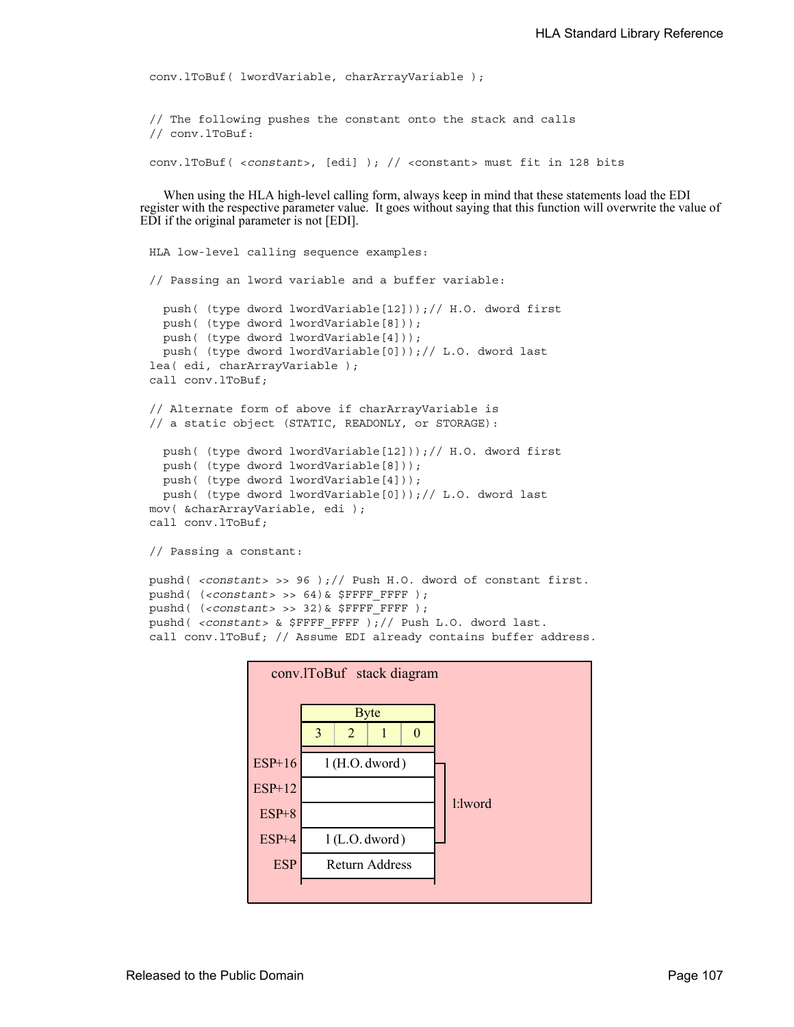```
conv.lToBuf( lwordVariable, charArrayVariable );


// The following pushes the constant onto the stack and calls
// conv.lToBuf:

conv.lToBuf( <constant>, [edi] ); // <constant> must fit in 128 bits
```

When using the HLA high-level calling form, always keep in mind that these statements load the EDI register with the respective parameter value. It goes without saying that this function will overwrite the value of EDI if the original parameter is not [EDI].

```
HLA low-level calling sequence examples:

// Passing an lword variable and a buffer variable:

  push( (type dword lwordVariable[12]));// H.O. dword first
  push( (type dword lwordVariable[8]));
  push( (type dword lwordVariable[4]));
  push( (type dword lwordVariable[0]));// L.O. dword last
lea( edi, charArrayVariable );
call conv.lToBuf;

// Alternate form of above if charArrayVariable is
// a static object (STATIC, READONLY, or STORAGE):

  push( (type dword lwordVariable[12]));// H.O. dword first
  push( (type dword lwordVariable[8]));
  push( (type dword lwordVariable[4]));
  push( (type dword lwordVariable[0]));// L.O. dword last
mov( &charArrayVariable, edi );
call conv.lToBuf;

// Passing a constant:

pushd( <constant> >> 96 );// Push H.O. dword of constant first.
pushd( (<constant> >> 64)& $FFFF_FFFF );
pushd( (<constant> >> 32)& $FFFF_FFFF );
pushd( <constant> & $FFFF_FFFF );// Push L.O. dword last.
call conv.lToBuf; // Assume EDI already contains buffer address.
```

conv.lToBuf stack diagram

Byte

3 2 1 0

ESP+16 l (H.O. dword)

ESP+12

ESP+8

ESP+4 l (L.O. dword)

ESP Return Address

l:lword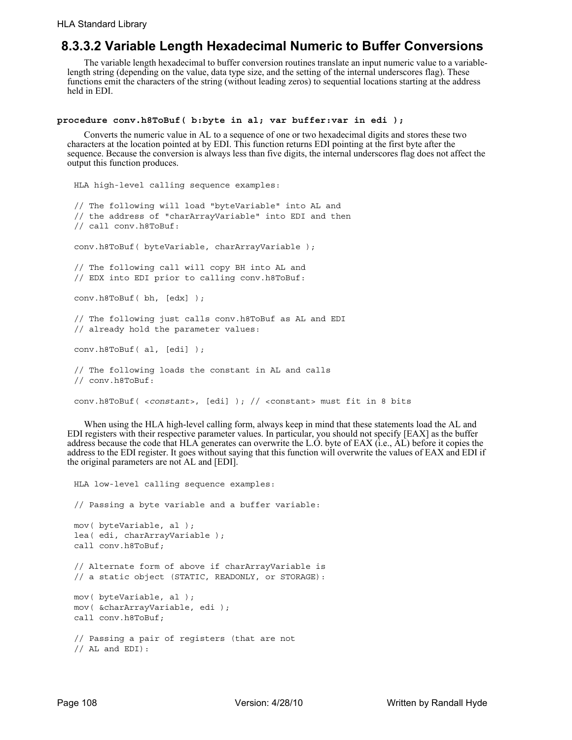## 8.3.3.2 Variable Length Hexadecimal Numeric to Buffer Conversions

The variable length hexadecimal to buffer conversion routines translate an input numeric value to a variable-length string (depending on the value, data type size, and the setting of the internal underscores flag). These functions emit the characters of the string (without leading zeros) to sequential locations starting at the address held in EDI.

**procedure conv.h8ToBuf( b:byte in al; var buffer:var in edi );**

Converts the numeric value in AL to a sequence of one or two hexadecimal digits and stores these two characters at the location pointed at by EDI. This function returns EDI pointing at the first byte after the sequence. Because the conversion is always less than five digits, the internal underscores flag does not affect the output this function produces.

```
HLA high-level calling sequence examples:

// The following will load "byteVariable" into AL and
// the address of "charArrayVariable" into EDI and then
// call conv.h8ToBuf:

conv.h8ToBuf( byteVariable, charArrayVariable );

// The following call will copy BH into AL and
// EDX into EDI prior to calling conv.h8ToBuf:

conv.h8ToBuf( bh, [edx] );

// The following just calls conv.h8ToBuf as AL and EDI
// already hold the parameter values:

conv.h8ToBuf( al, [edi] );

// The following loads the constant in AL and calls
// conv.h8ToBuf:

conv.h8ToBuf( <constant>, [edi] ); // <constant> must fit in 8 bits
```

When using the HLA high-level calling form, always keep in mind that these statements load the AL and EDI registers with their respective parameter values. In particular, you should not specify [EAX] as the buffer address because the code that HLA generates can overwrite the L.O. byte of EAX (i.e., AL) before it copies the address to the EDI register. It goes without saying that this function will overwrite the values of EAX and EDI if the original parameters are not AL and [EDI].

```
HLA low-level calling sequence examples:

// Passing a byte variable and a buffer variable:

mov( byteVariable, al );
lea( edi, charArrayVariable );
call conv.h8ToBuf;

// Alternate form of above if charArrayVariable is
// a static object (STATIC, READONLY, or STORAGE):

mov( byteVariable, al );
mov( &charArrayVariable, edi );
call conv.h8ToBuf;

// Passing a pair of registers (that are not
// AL and EDI):
```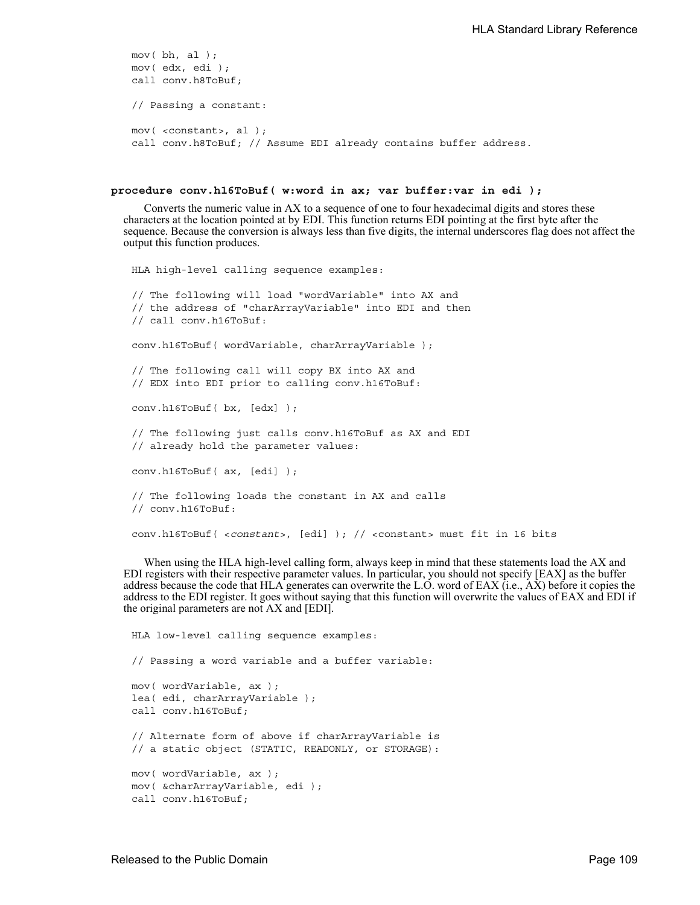```
mov( bh, al );
mov( edx, edi );
call conv.h8ToBuf;

// Passing a constant:

mov( <constant>, al );
call conv.h8ToBuf; // Assume EDI already contains buffer address.
```

**procedure conv.h16ToBuf( w:word in ax; var buffer:var in edi );**

Converts the numeric value in AX to a sequence of one to four hexadecimal digits and stores these characters at the location pointed at by EDI. This function returns EDI pointing at the first byte after the sequence. Because the conversion is always less than five digits, the internal underscores flag does not affect the output this function produces.

```
HLA high-level calling sequence examples:

// The following will load "wordVariable" into AX and
// the address of "charArrayVariable" into EDI and then
// call conv.h16ToBuf:

conv.h16ToBuf( wordVariable, charArrayVariable );

// The following call will copy BX into AX and
// EDX into EDI prior to calling conv.h16ToBuf:

conv.h16ToBuf( bx, [edx] );

// The following just calls conv.h16ToBuf as AX and EDI
// already hold the parameter values:

conv.h16ToBuf( ax, [edi] );

// The following loads the constant in AX and calls
// conv.h16ToBuf:

conv.h16ToBuf( <constant>, [edi] ); // <constant> must fit in 16 bits
```

When using the HLA high-level calling form, always keep in mind that these statements load the AX and EDI registers with their respective parameter values. In particular, you should not specify [EAX] as the buffer address because the code that HLA generates can overwrite the L.O. word of EAX (i.e., AX) before it copies the address to the EDI register. It goes without saying that this function will overwrite the values of EAX and EDI if the original parameters are not AX and [EDI].

```
HLA low-level calling sequence examples:

// Passing a word variable and a buffer variable:

mov( wordVariable, ax );
lea( edi, charArrayVariable );
call conv.h16ToBuf;

// Alternate form of above if charArrayVariable is
// a static object (STATIC, READONLY, or STORAGE):

mov( wordVariable, ax );
mov( &charArrayVariable, edi );
call conv.h16ToBuf;
```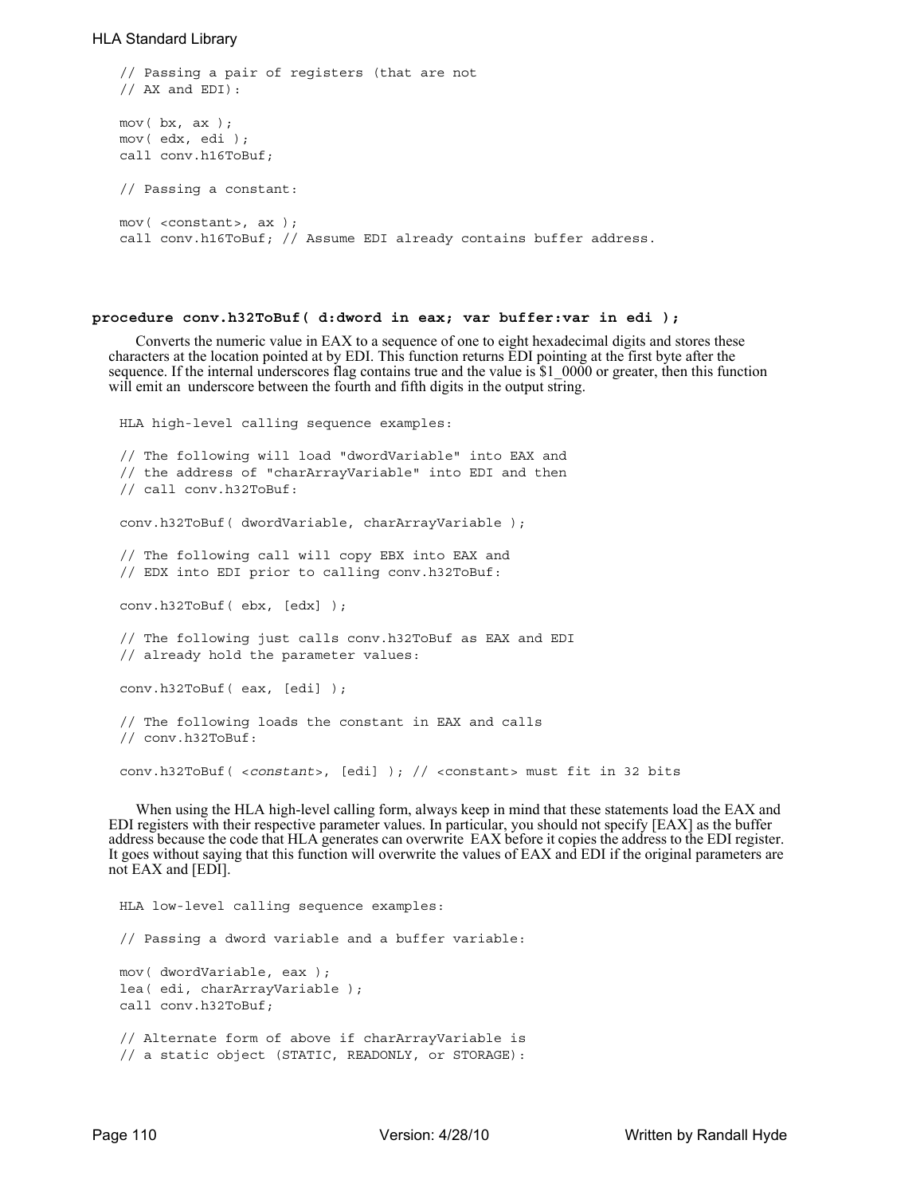```
// Passing a pair of registers (that are not
// AX and EDI):

mov( bx, ax );
mov( edx, edi );
call conv.h16ToBuf;

// Passing a constant:

mov( <constant>, ax );
call conv.h16ToBuf; // Assume EDI already contains buffer address.
```

**procedure conv.h32ToBuf( d:dword in eax; var buffer:var in edi );**

Converts the numeric value in EAX to a sequence of one to eight hexadecimal digits and stores these characters at the location pointed at by EDI. This function returns EDI pointing at the first byte after the sequence. If the internal underscores flag contains true and the value is $1_0000 or greater, then this function will emit an underscore between the fourth and fifth digits in the output string.

```
HLA high-level calling sequence examples:

// The following will load "dwordVariable" into EAX and
// the address of "charArrayVariable" into EDI and then
// call conv.h32ToBuf:

conv.h32ToBuf( dwordVariable, charArrayVariable );

// The following call will copy EBX into EAX and
// EDX into EDI prior to calling conv.h32ToBuf:

conv.h32ToBuf( ebx, [edx] );

// The following just calls conv.h32ToBuf as EAX and EDI
// already hold the parameter values:

conv.h32ToBuf( eax, [edi] );

// The following loads the constant in EAX and calls
// conv.h32ToBuf:

conv.h32ToBuf( <constant>, [edi] ); // <constant> must fit in 32 bits
```

When using the HLA high-level calling form, always keep in mind that these statements load the EAX and EDI registers with their respective parameter values. In particular, you should not specify [EAX] as the buffer address because the code that HLA generates can overwrite EAX before it copies the address to the EDI register. It goes without saying that this function will overwrite the values of EAX and EDI if the original parameters are not EAX and [EDI].

```
HLA low-level calling sequence examples:

// Passing a dword variable and a buffer variable:

mov( dwordVariable, eax );
lea( edi, charArrayVariable );
call conv.h32ToBuf;

// Alternate form of above if charArrayVariable is
// a static object (STATIC, READONLY, or STORAGE):
```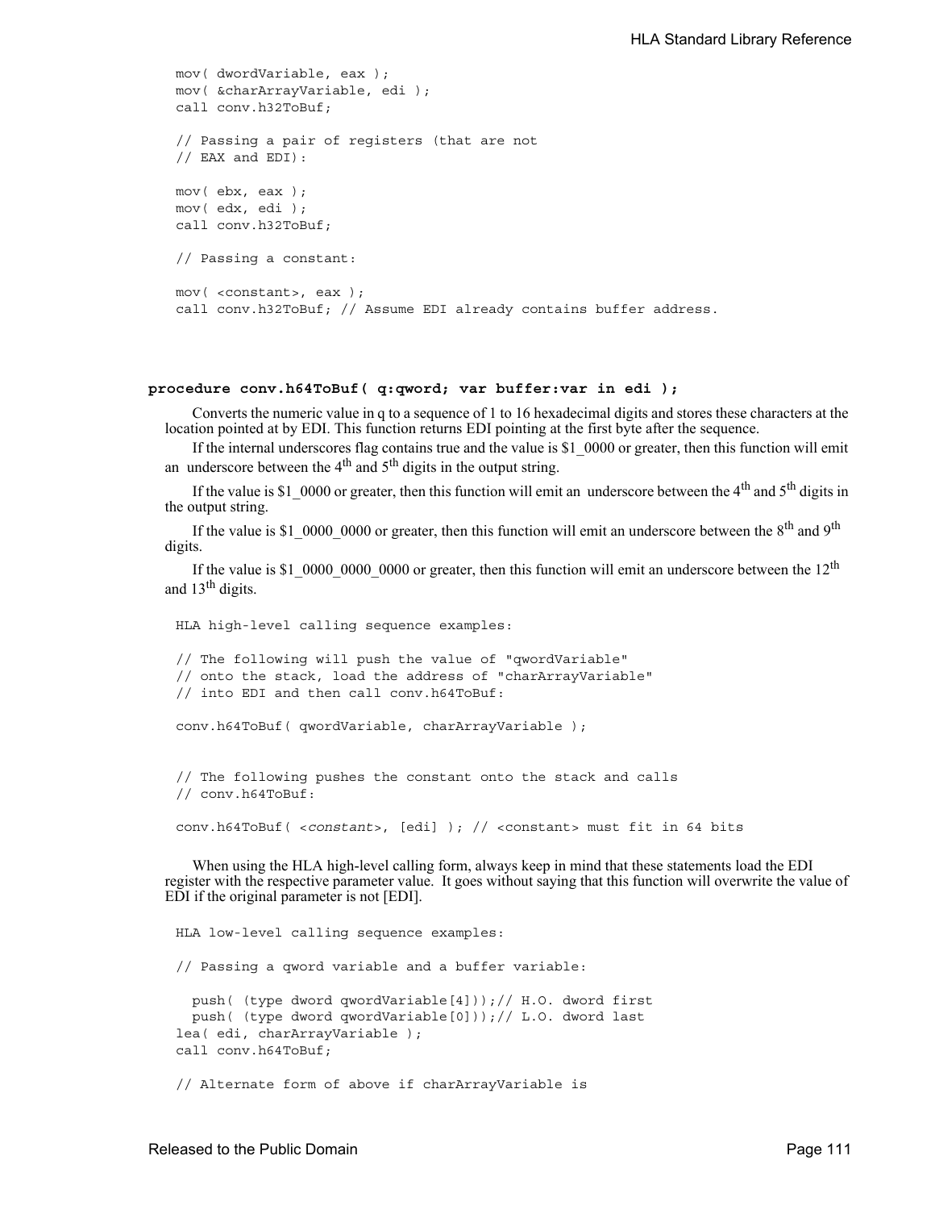```
mov( dwordVariable, eax );
mov( &charArrayVariable, edi );
call conv.h32ToBuf;

// Passing a pair of registers (that are not
// EAX and EDI):

mov( ebx, eax );
mov( edx, edi );
call conv.h32ToBuf;

// Passing a constant:

mov( <constant>, eax );
call conv.h32ToBuf; // Assume EDI already contains buffer address.
```

**procedure conv.h64ToBuf( q:qword; var buffer:var in edi );**

Converts the numeric value in q to a sequence of 1 to 16 hexadecimal digits and stores these characters at the location pointed at by EDI. This function returns EDI pointing at the first byte after the sequence.

If the internal underscores flag contains true and the value is $1_0000 or greater, then this function will emit an underscore between the 4th and 5th digits in the output string.

If the value is $1_0000 or greater, then this function will emit an underscore between the 4th and 5th digits in the output string.

If the value is $1_0000_0000 or greater, then this function will emit an underscore between the 8th and 9th digits.

If the value is $1_0000_0000_0000 or greater, then this function will emit an underscore between the 12th and 13th digits.

```
HLA high-level calling sequence examples:

// The following will push the value of "qwordVariable"
// onto the stack, load the address of "charArrayVariable"
// into EDI and then call conv.h64ToBuf:

conv.h64ToBuf( qwordVariable, charArrayVariable );


// The following pushes the constant onto the stack and calls
// conv.h64ToBuf:

conv.h64ToBuf( <constant>, [edi] ); // <constant> must fit in 64 bits
```

When using the HLA high-level calling form, always keep in mind that these statements load the EDI register with the respective parameter value. It goes without saying that this function will overwrite the value of EDI if the original parameter is not [EDI].

```
HLA low-level calling sequence examples:

// Passing a qword variable and a buffer variable:

  push( (type dword qwordVariable[4]));// H.O. dword first
  push( (type dword qwordVariable[0]));// L.O. dword last
lea( edi, charArrayVariable );
call conv.h64ToBuf;

// Alternate form of above if charArrayVariable is
```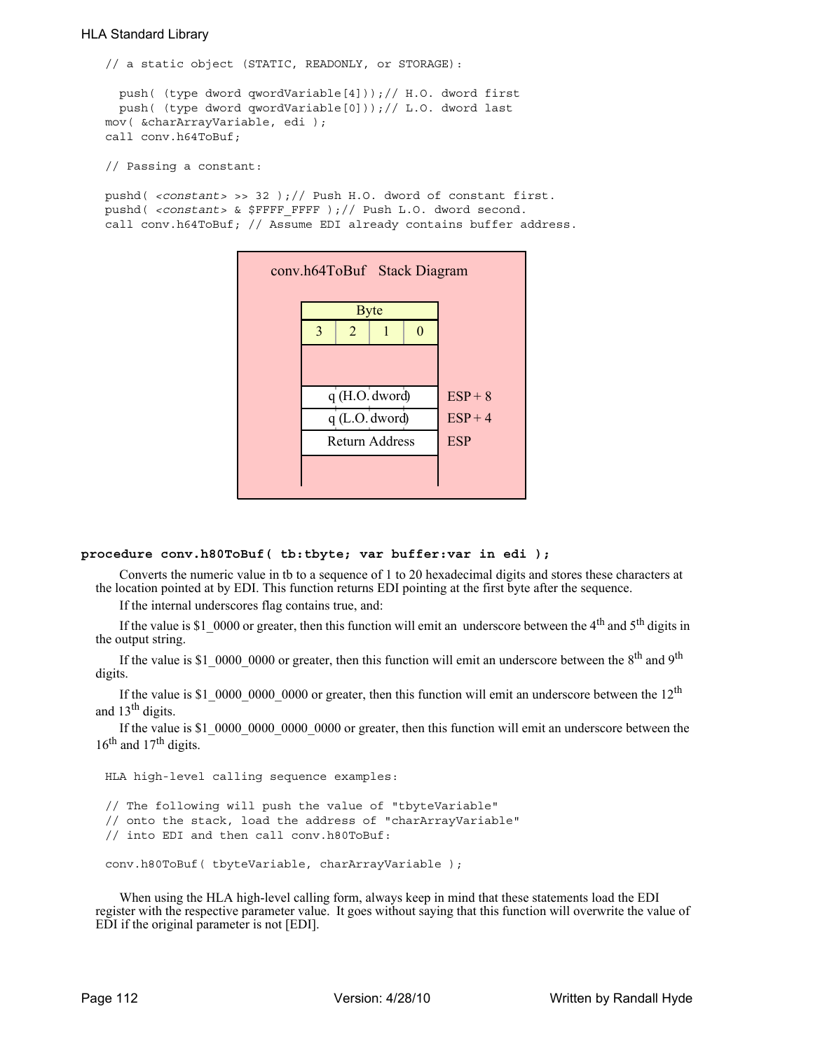```
// a static object (STATIC, READONLY, or STORAGE):

  push( (type dword qwordVariable[4]));// H.O. dword first
  push( (type dword qwordVariable[0]));// L.O. dword last
mov( &charArrayVariable, edi );
call conv.h64ToBuf;

// Passing a constant:

pushd( <constant> >> 32 );// Push H.O. dword of constant first.
pushd( <constant> & $FFFF_FFFF );// Push L.O. dword second.
call conv.h64ToBuf; // Assume EDI already contains buffer address.
```

conv.h64ToBuf Stack Diagram

| Byte 3 | Byte 2 | Byte 1 | Byte 0 | |
|---|---|---|---|---|
| q (H.O. dword) | | | | ESP + 8 |
| q (L.O. dword) | | | | ESP + 4 |
| Return Address | | | | ESP |

**procedure conv.h80ToBuf( tb:tbyte; var buffer:var in edi );**

Converts the numeric value in tb to a sequence of 1 to 20 hexadecimal digits and stores these characters at the location pointed at by EDI. This function returns EDI pointing at the first byte after the sequence.

If the internal underscores flag contains true, and:

If the value is $1_0000 or greater, then this function will emit an underscore between the 4th and 5th digits in the output string.

If the value is $1_0000_0000 or greater, then this function will emit an underscore between the 8th and 9th digits.

If the value is $1_0000_0000_0000 or greater, then this function will emit an underscore between the 12th and 13th digits.

If the value is $1_0000_0000_0000_0000 or greater, then this function will emit an underscore between the 16th and 17th digits.

```
HLA high-level calling sequence examples:

// The following will push the value of "tbyteVariable"
// onto the stack, load the address of "charArrayVariable"
// into EDI and then call conv.h80ToBuf:

conv.h80ToBuf( tbyteVariable, charArrayVariable );
```

When using the HLA high-level calling form, always keep in mind that these statements load the EDI register with the respective parameter value. It goes without saying that this function will overwrite the value of EDI if the original parameter is not [EDI].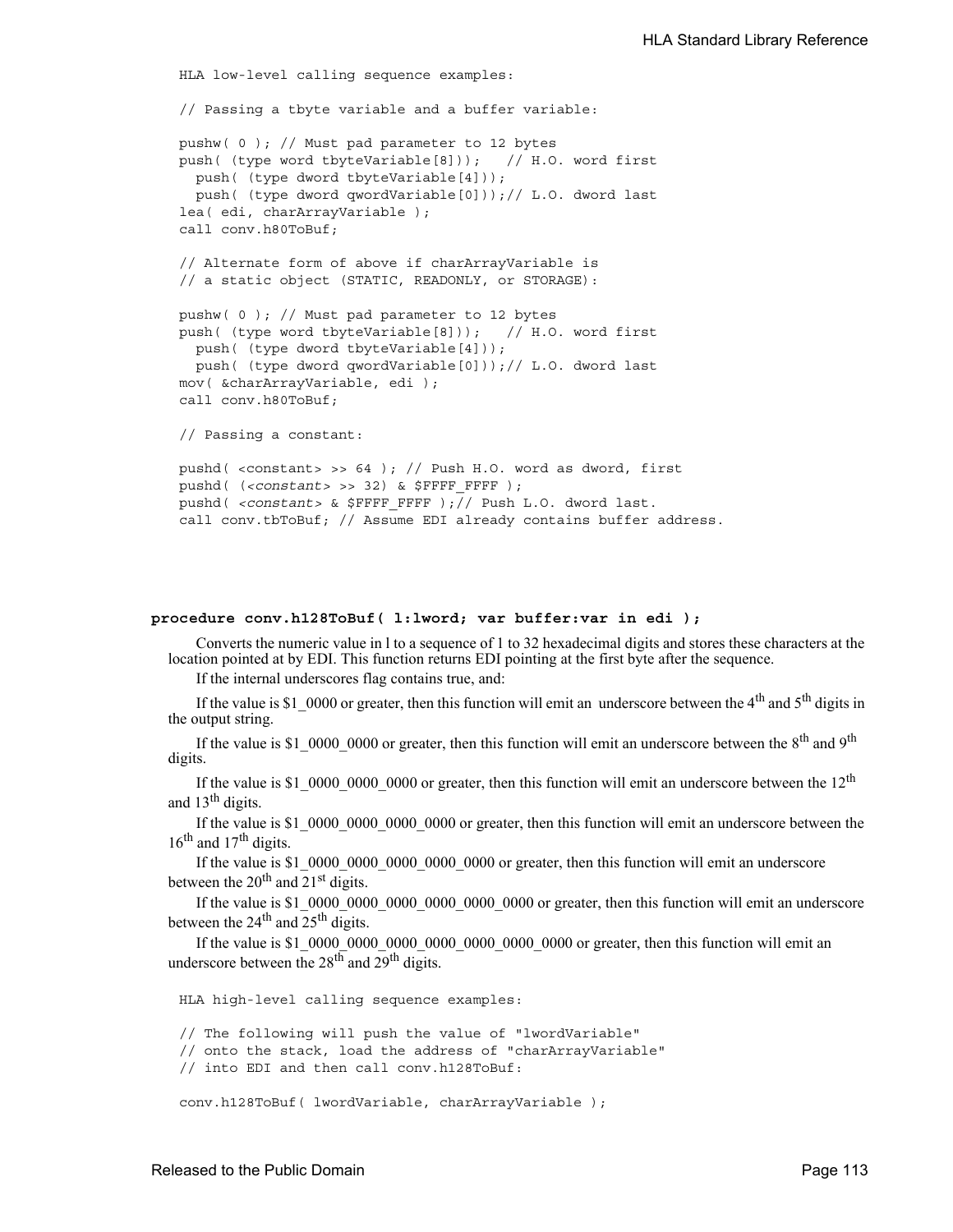```
HLA low-level calling sequence examples:

// Passing a tbyte variable and a buffer variable:

pushw( 0 ); // Must pad parameter to 12 bytes
push( (type word tbyteVariable[8]));   // H.O. word first
  push( (type dword tbyteVariable[4]));
  push( (type dword qwordVariable[0]));// L.O. dword last
lea( edi, charArrayVariable );
call conv.h80ToBuf;

// Alternate form of above if charArrayVariable is
// a static object (STATIC, READONLY, or STORAGE):

pushw( 0 ); // Must pad parameter to 12 bytes
push( (type word tbyteVariable[8]));   // H.O. word first
  push( (type dword tbyteVariable[4]));
  push( (type dword qwordVariable[0]));// L.O. dword last
mov( &charArrayVariable, edi );
call conv.h80ToBuf;

// Passing a constant:

pushd( <constant> >> 64 ); // Push H.O. word as dword, first
pushd( (<constant> >> 32) & $FFFF_FFFF );
pushd( <constant> & $FFFF_FFFF );// Push L.O. dword last.
call conv.tbToBuf; // Assume EDI already contains buffer address.
```

**procedure conv.h128ToBuf( l:lword; var buffer:var in edi );**

Converts the numeric value in l to a sequence of 1 to 32 hexadecimal digits and stores these characters at the location pointed at by EDI. This function returns EDI pointing at the first byte after the sequence.

If the internal underscores flag contains true, and:

If the value is $1_0000 or greater, then this function will emit an underscore between the 4th and 5th digits in the output string.

If the value is $1_0000_0000 or greater, then this function will emit an underscore between the 8th and 9th digits.

If the value is $1_0000_0000_0000 or greater, then this function will emit an underscore between the 12th and 13th digits.

If the value is $1_0000_0000_0000_0000 or greater, then this function will emit an underscore between the 16th and 17th digits.

If the value is $1_0000_0000_0000_0000_0000 or greater, then this function will emit an underscore between the 20th and 21st digits.

If the value is $1_0000_0000_0000_0000_0000_0000 or greater, then this function will emit an underscore between the 24th and 25th digits.

If the value is $1_0000_0000_0000_0000_0000_0000_0000 or greater, then this function will emit an underscore between the 28th and 29th digits.

```
HLA high-level calling sequence examples:

// The following will push the value of "lwordVariable"
// onto the stack, load the address of "charArrayVariable"
// into EDI and then call conv.h128ToBuf:

conv.h128ToBuf( lwordVariable, charArrayVariable );
```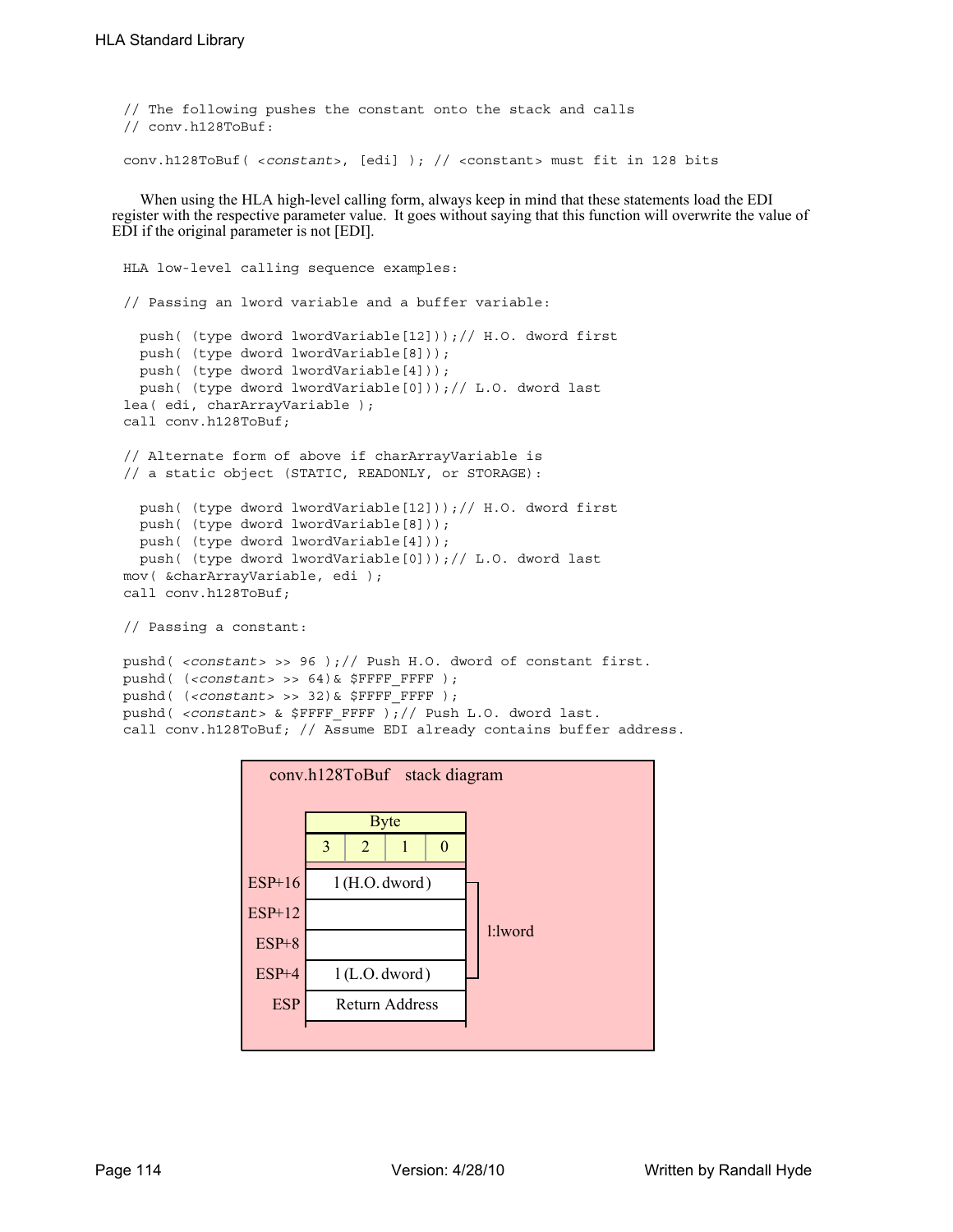```
// The following pushes the constant onto the stack and calls
// conv.h128ToBuf:

conv.h128ToBuf( <constant>, [edi] ); // <constant> must fit in 128 bits
```

When using the HLA high-level calling form, always keep in mind that these statements load the EDI register with the respective parameter value. It goes without saying that this function will overwrite the value of EDI if the original parameter is not [EDI].

```
HLA low-level calling sequence examples:

// Passing an lword variable and a buffer variable:

  push( (type dword lwordVariable[12]));// H.O. dword first
  push( (type dword lwordVariable[8]));
  push( (type dword lwordVariable[4]));
  push( (type dword lwordVariable[0]));// L.O. dword last
lea( edi, charArrayVariable );
call conv.h128ToBuf;

// Alternate form of above if charArrayVariable is
// a static object (STATIC, READONLY, or STORAGE):

  push( (type dword lwordVariable[12]));// H.O. dword first
  push( (type dword lwordVariable[8]));
  push( (type dword lwordVariable[4]));
  push( (type dword lwordVariable[0]));// L.O. dword last
mov( &charArrayVariable, edi );
call conv.h128ToBuf;

// Passing a constant:

pushd( <constant> >> 96 );// Push H.O. dword of constant first.
pushd( (<constant> >> 64)& $FFFF_FFFF );
pushd( (<constant> >> 32)& $FFFF_FFFF );
pushd( <constant> & $FFFF_FFFF );// Push L.O. dword last.
call conv.h128ToBuf; // Assume EDI already contains buffer address.
```

conv.h128ToBuf stack diagram

Byte

3 2 1 0

ESP+16 l (H.O. dword)

ESP+12

ESP+8

ESP+4 l (L.O. dword)

ESP Return Address

l:lword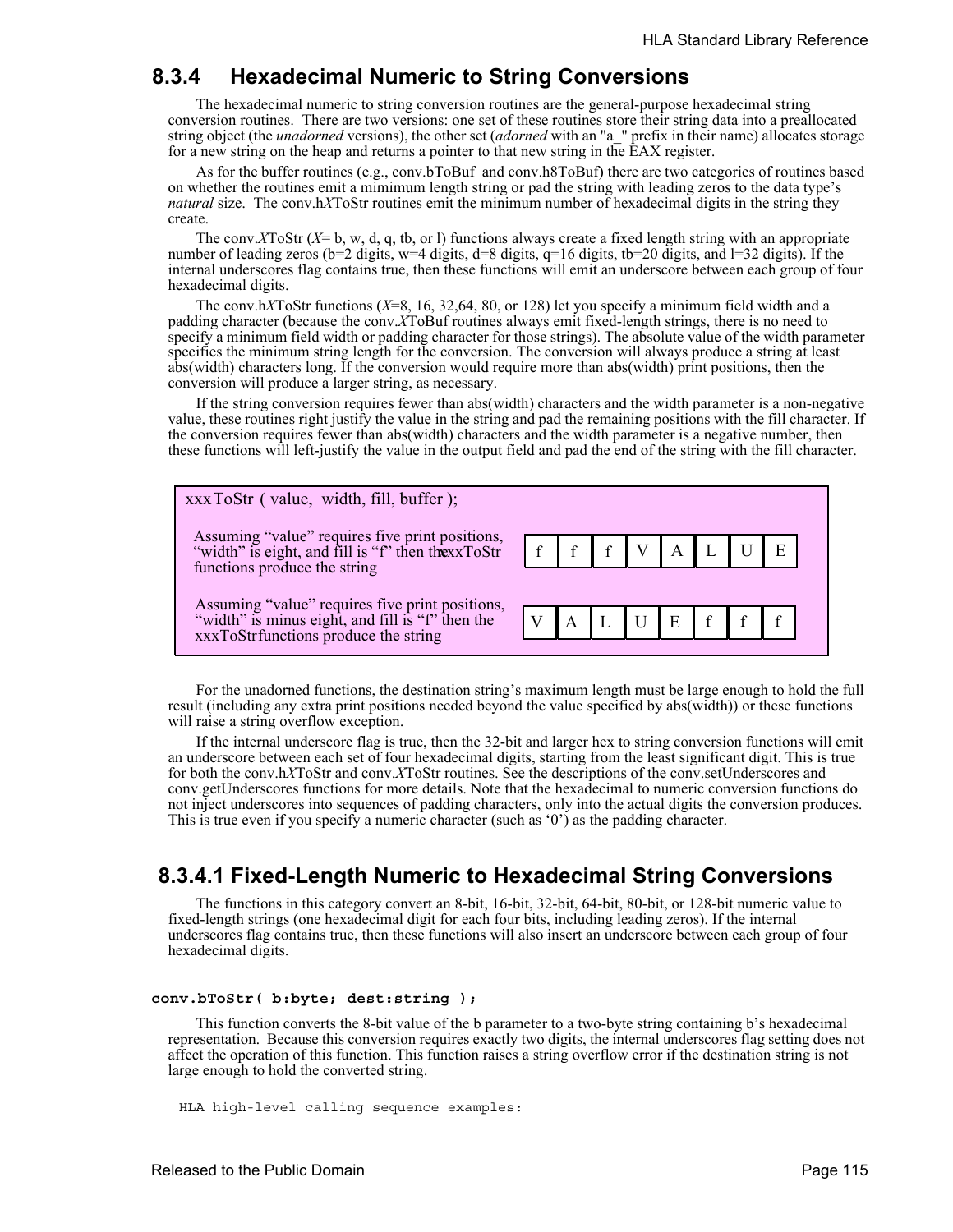## 8.3.4 Hexadecimal Numeric to String Conversions

The hexadecimal numeric to string conversion routines are the general-purpose hexadecimal string conversion routines. There are two versions: one set of these routines store their string data into a preallocated string object (the *unadorned* versions), the other set (*adorned* with an "a_" prefix in their name) allocates storage for a new string on the heap and returns a pointer to that new string in the EAX register.

As for the buffer routines (e.g., conv.bToBuf and conv.h8ToBuf) there are two categories of routines based on whether the routines emit a mimimum length string or pad the string with leading zeros to the data type's *natural* size. The conv.h*X*ToStr routines emit the minimum number of hexadecimal digits in the string they create.

The conv.*X*ToStr (*X*= b, w, d, q, tb, or l) functions always create a fixed length string with an appropriate number of leading zeros (b=2 digits, w=4 digits, d=8 digits, q=16 digits, tb=20 digits, and l=32 digits). If the internal underscores flag contains true, then these functions will emit an underscore between each group of four hexadecimal digits.

The conv.h*X*ToStr functions (*X*=8, 16, 32,64, 80, or 128) let you specify a minimum field width and a padding character (because the conv.*X*ToBuf routines always emit fixed-length strings, there is no need to specify a minimum field width or padding character for those strings). The absolute value of the width parameter specifies the minimum string length for the conversion. The conversion will always produce a string at least abs(width) characters long. If the conversion would require more than abs(width) print positions, then the conversion will produce a larger string, as necessary.

If the string conversion requires fewer than abs(width) characters and the width parameter is a non-negative value, these routines right justify the value in the string and pad the remaining positions with the fill character. If the conversion requires fewer than abs(width) characters and the width parameter is a negative number, then these functions will left-justify the value in the output field and pad the end of the string with the fill character.

xxxToStr ( value, width, fill, buffer );

Assuming "value" requires five print positions, "width" is eight, and fill is "f" then the xxxToStr functions produce the string

| | | | | | | | |
|---|---|---|---|---|---|---|---|
| f | f | f | V | A | L | U | E |

Assuming "value" requires five print positions, "width" is minus eight, and fill is "f" then the xxxToStr functions produce the string

| | | | | | | | |
|---|---|---|---|---|---|---|---|
| V | A | L | U | E | f | f | f |

For the unadorned functions, the destination string's maximum length must be large enough to hold the full result (including any extra print positions needed beyond the value specified by abs(width)) or these functions will raise a string overflow exception.

If the internal underscore flag is true, then the 32-bit and larger hex to string conversion functions will emit an underscore between each set of four hexadecimal digits, starting from the least significant digit. This is true for both the conv.h*X*ToStr and conv.*X*ToStr routines. See the descriptions of the conv.setUnderscores and conv.getUnderscores functions for more details. Note that the hexadecimal to numeric conversion functions do not inject underscores into sequences of padding characters, only into the actual digits the conversion produces. This is true even if you specify a numeric character (such as '0') as the padding character.

### 8.3.4.1 Fixed-Length Numeric to Hexadecimal String Conversions

The functions in this category convert an 8-bit, 16-bit, 32-bit, 64-bit, 80-bit, or 128-bit numeric value to fixed-length strings (one hexadecimal digit for each four bits, including leading zeros). If the internal underscores flag contains true, then these functions will also insert an underscore between each group of four hexadecimal digits.

**conv.bToStr( b:byte; dest:string );**

This function converts the 8-bit value of the b parameter to a two-byte string containing b's hexadecimal representation. Because this conversion requires exactly two digits, the internal underscores flag setting does not affect the operation of this function. This function raises a string overflow error if the destination string is not large enough to hold the converted string.

```
HLA high-level calling sequence examples:
```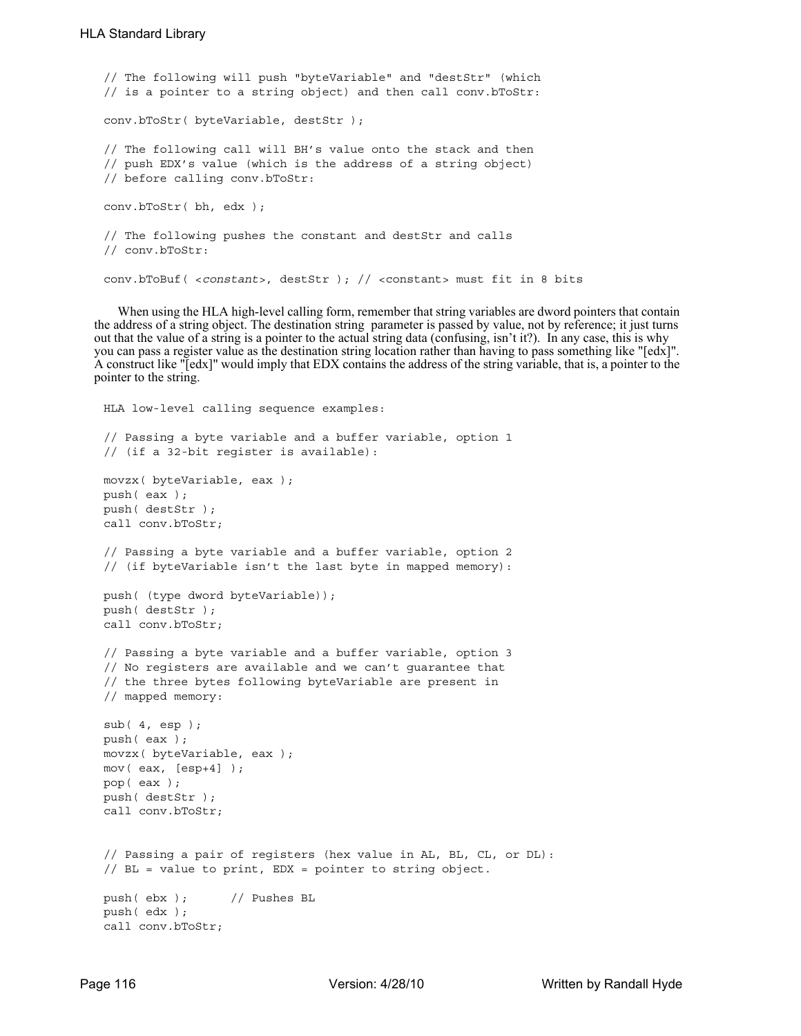```
// The following will push "byteVariable" and "destStr" (which
// is a pointer to a string object) and then call conv.bToStr:

conv.bToStr( byteVariable, destStr );

// The following call will BH's value onto the stack and then
// push EDX's value (which is the address of a string object)
// before calling conv.bToStr:

conv.bToStr( bh, edx );

// The following pushes the constant and destStr and calls
// conv.bToStr:

conv.bToBuf( <constant>, destStr ); // <constant> must fit in 8 bits
```

When using the HLA high-level calling form, remember that string variables are dword pointers that contain the address of a string object. The destination string parameter is passed by value, not by reference; it just turns out that the value of a string is a pointer to the actual string data (confusing, isn't it?). In any case, this is why you can pass a register value as the destination string location rather than having to pass something like "[edx]". A construct like "[edx]" would imply that EDX contains the address of the string variable, that is, a pointer to the pointer to the string.

```
HLA low-level calling sequence examples:

// Passing a byte variable and a buffer variable, option 1
// (if a 32-bit register is available):

movzx( byteVariable, eax );
push( eax );
push( destStr );
call conv.bToStr;

// Passing a byte variable and a buffer variable, option 2
// (if byteVariable isn't the last byte in mapped memory):

push( (type dword byteVariable));
push( destStr );
call conv.bToStr;

// Passing a byte variable and a buffer variable, option 3
// No registers are available and we can't guarantee that
// the three bytes following byteVariable are present in
// mapped memory:

sub( 4, esp );
push( eax );
movzx( byteVariable, eax );
mov( eax, [esp+4] );
pop( eax );
push( destStr );
call conv.bToStr;


// Passing a pair of registers (hex value in AL, BL, CL, or DL):
// BL = value to print, EDX = pointer to string object.

push( ebx );      // Pushes BL
push( edx );
call conv.bToStr;
```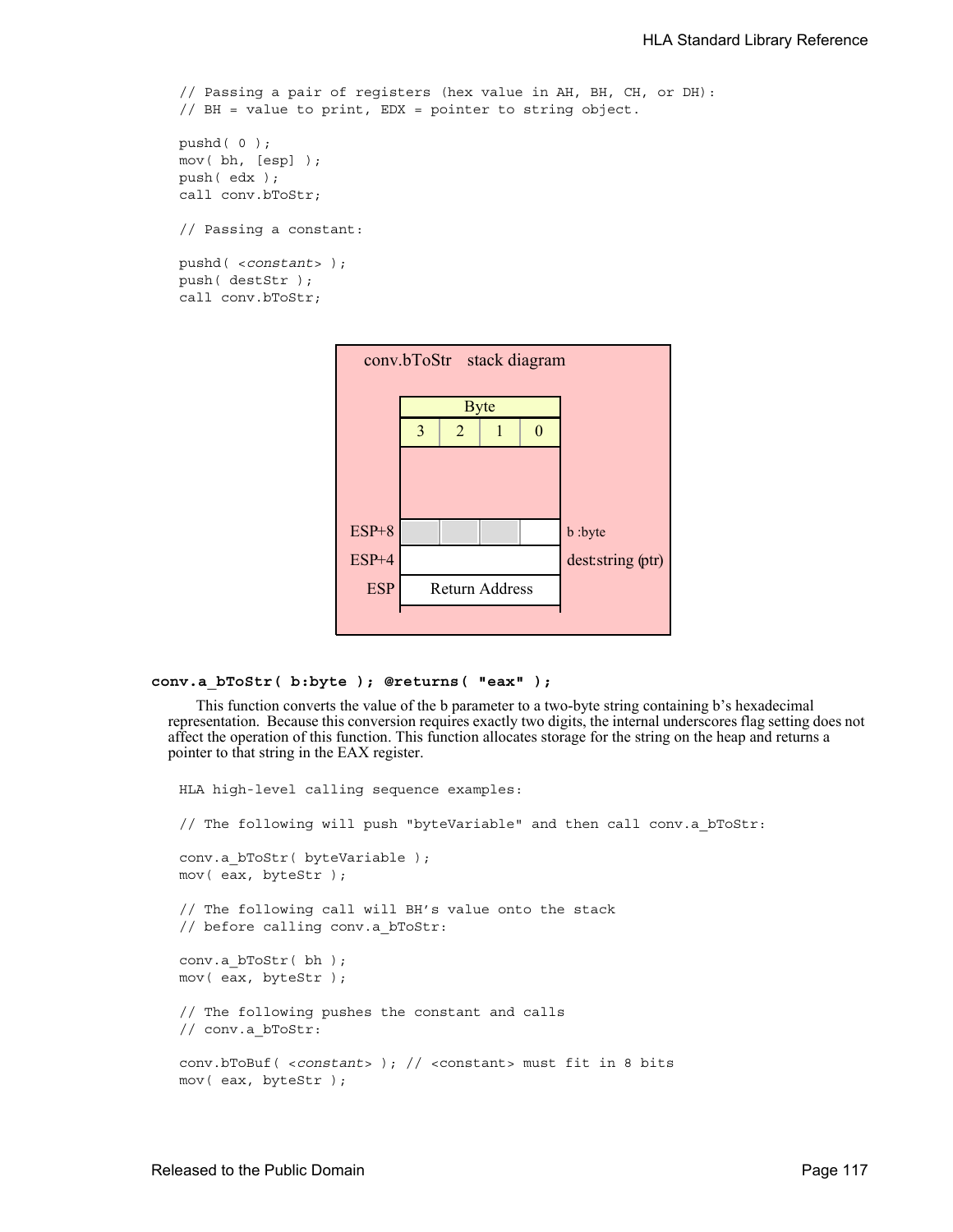```
// Passing a pair of registers (hex value in AH, BH, CH, or DH):
// BH = value to print, EDX = pointer to string object.

pushd( 0 );
mov( bh, [esp] );
push( edx );
call conv.bToStr;

// Passing a constant:

pushd( <constant> );
push( destStr );
call conv.bToStr;
```

conv.bToStr stack diagram

| | Byte | | | | |
|---|---|---|---|---|---|
| | 3 | 2 | 1 | 0 | |
| ESP+8 | | | | | b :byte |
| ESP+4 | | | | | dest:string (ptr) |
| ESP | Return Address | | | | |

**conv.a_bToStr( b:byte ); @returns( "eax" );**

This function converts the value of the b parameter to a two-byte string containing b's hexadecimal representation. Because this conversion requires exactly two digits, the internal underscores flag setting does not affect the operation of this function. This function allocates storage for the string on the heap and returns a pointer to that string in the EAX register.

```
HLA high-level calling sequence examples:

// The following will push "byteVariable" and then call conv.a_bToStr:

conv.a_bToStr( byteVariable );
mov( eax, byteStr );

// The following call will BH's value onto the stack
// before calling conv.a_bToStr:

conv.a_bToStr( bh );
mov( eax, byteStr );

// The following pushes the constant and calls
// conv.a_bToStr:

conv.bToBuf( <constant> ); // <constant> must fit in 8 bits
mov( eax, byteStr );
```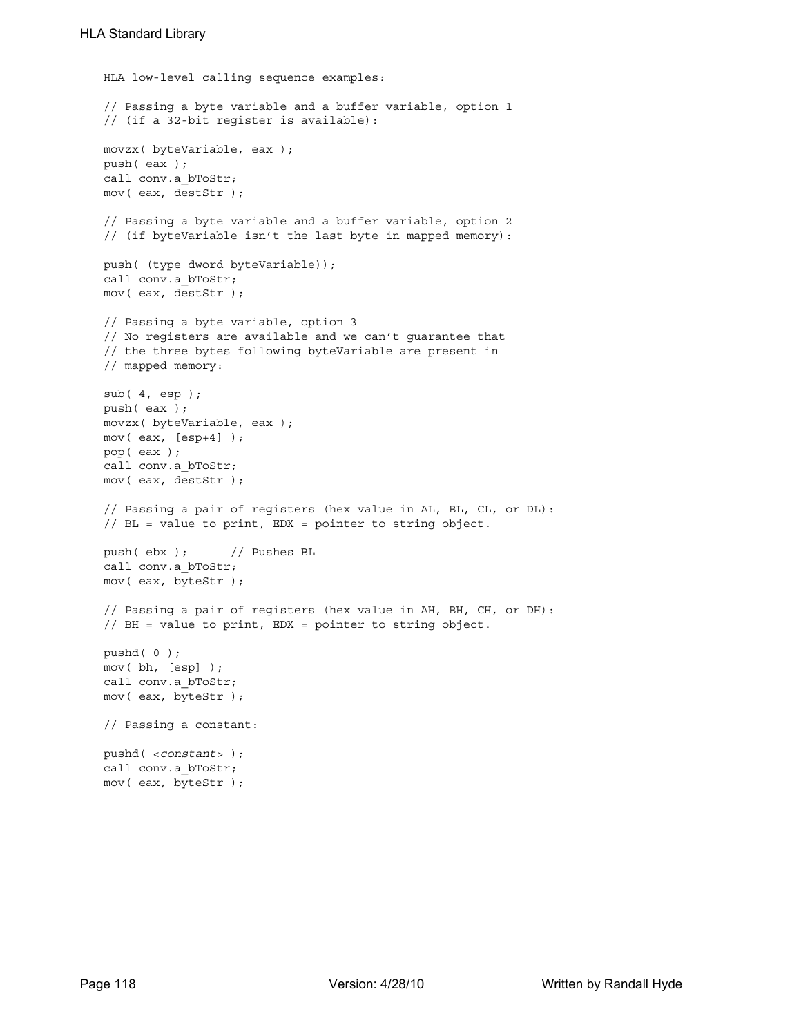```
HLA low-level calling sequence examples:

// Passing a byte variable and a buffer variable, option 1
// (if a 32-bit register is available):

movzx( byteVariable, eax );
push( eax );
call conv.a_bToStr;
mov( eax, destStr );

// Passing a byte variable and a buffer variable, option 2
// (if byteVariable isn't the last byte in mapped memory):

push( (type dword byteVariable));
call conv.a_bToStr;
mov( eax, destStr );

// Passing a byte variable, option 3
// No registers are available and we can't guarantee that
// the three bytes following byteVariable are present in
// mapped memory:

sub( 4, esp );
push( eax );
movzx( byteVariable, eax );
mov( eax, [esp+4] );
pop( eax );
call conv.a_bToStr;
mov( eax, destStr );

// Passing a pair of registers (hex value in AL, BL, CL, or DL):
// BL = value to print, EDX = pointer to string object.

push( ebx );      // Pushes BL
call conv.a_bToStr;
mov( eax, byteStr );

// Passing a pair of registers (hex value in AH, BH, CH, or DH):
// BH = value to print, EDX = pointer to string object.

pushd( 0 );
mov( bh, [esp] );
call conv.a_bToStr;
mov( eax, byteStr );

// Passing a constant:

pushd( <constant> );
call conv.a_bToStr;
mov( eax, byteStr );
```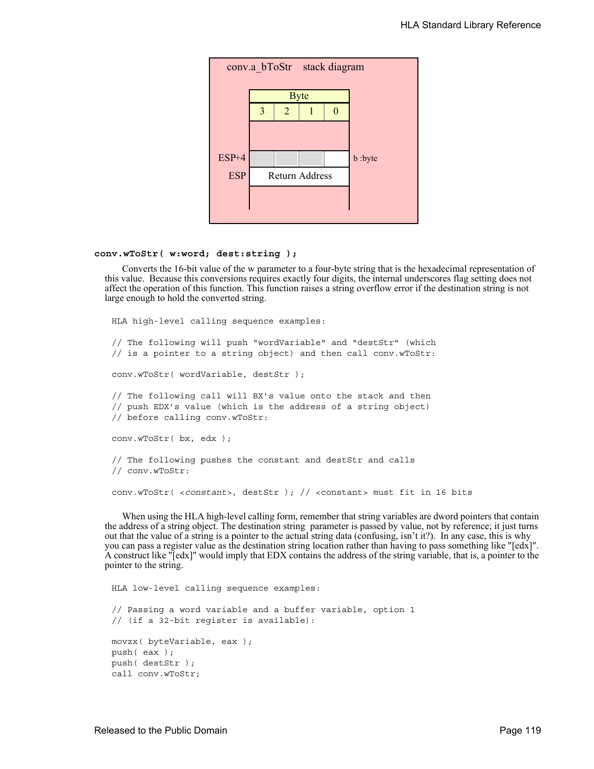conv.a_bToStr stack diagram

Byte

3 2 1 0

ESP+4 b :byte

ESP Return Address

**conv.wToStr( w:word; dest:string );**

Converts the 16-bit value of the w parameter to a four-byte string that is the hexadecimal representation of this value. Because this conversions requires exactly four digits, the internal underscores flag setting does not affect the operation of this function. This function raises a string overflow error if the destination string is not large enough to hold the converted string.

```
HLA high-level calling sequence examples:

// The following will push "wordVariable" and "destStr" (which
// is a pointer to a string object) and then call conv.wToStr:

conv.wToStr( wordVariable, destStr );

// The following call will BX's value onto the stack and then
// push EDX's value (which is the address of a string object)
// before calling conv.wToStr:

conv.wToStr( bx, edx );

// The following pushes the constant and destStr and calls
// conv.wToStr:

conv.wToStr( <constant>, destStr ); // <constant> must fit in 16 bits
```

When using the HLA high-level calling form, remember that string variables are dword pointers that contain the address of a string object. The destination string parameter is passed by value, not by reference; it just turns out that the value of a string is a pointer to the actual string data (confusing, isn't it?). In any case, this is why you can pass a register value as the destination string location rather than having to pass something like "[edx]". A construct like "[edx]" would imply that EDX contains the address of the string variable, that is, a pointer to the pointer to the string.

```
HLA low-level calling sequence examples:

// Passing a word variable and a buffer variable, option 1
// (if a 32-bit register is available):

movzx( byteVariable, eax );
push( eax );
push( destStr );
call conv.wToStr;
```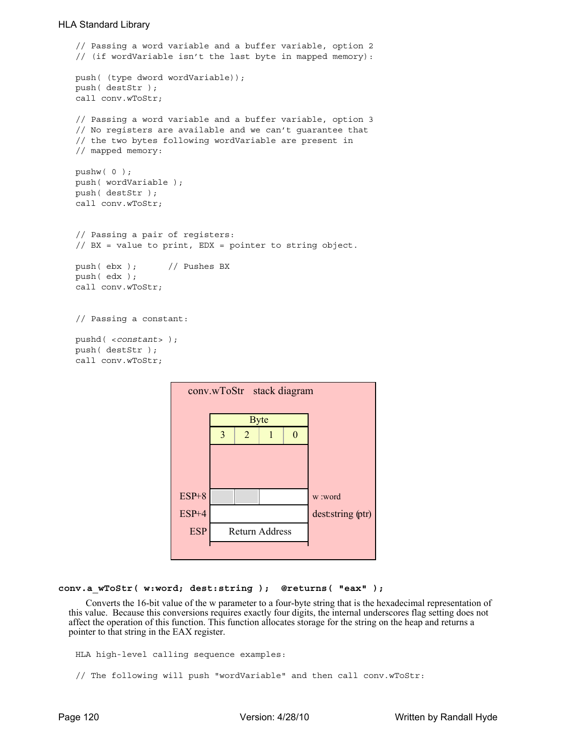```
// Passing a word variable and a buffer variable, option 2
// (if wordVariable isn't the last byte in mapped memory):

push( (type dword wordVariable));
push( destStr );
call conv.wToStr;

// Passing a word variable and a buffer variable, option 3
// No registers are available and we can't guarantee that
// the two bytes following wordVariable are present in
// mapped memory:

pushw( 0 );
push( wordVariable );
push( destStr );
call conv.wToStr;


// Passing a pair of registers:
// BX = value to print, EDX = pointer to string object.

push( ebx );      // Pushes BX
push( edx );
call conv.wToStr;


// Passing a constant:

pushd( <constant> );
push( destStr );
call conv.wToStr;
```

conv.wToStr stack diagram

Byte

3 2 1 0

ESP+8 w :word

ESP+4 dest:string (ptr)

ESP Return Address

**conv.a_wToStr( w:word; dest:string ); @returns( "eax" );**

Converts the 16-bit value of the w parameter to a four-byte string that is the hexadecimal representation of this value. Because this conversions requires exactly four digits, the internal underscores flag setting does not affect the operation of this function. This function allocates storage for the string on the heap and returns a pointer to that string in the EAX register.

```
HLA high-level calling sequence examples:

// The following will push "wordVariable" and then call conv.wToStr:
```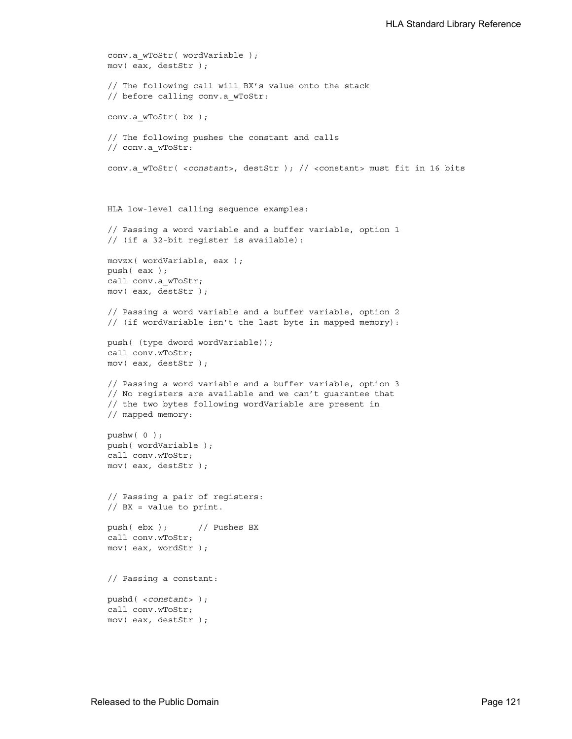```
conv.a_wToStr( wordVariable );
mov( eax, destStr );

// The following call will BX's value onto the stack
// before calling conv.a_wToStr:

conv.a_wToStr( bx );

// The following pushes the constant and calls
// conv.a_wToStr:

conv.a_wToStr( <constant>, destStr ); // <constant> must fit in 16 bits
```

HLA low-level calling sequence examples:

```
// Passing a word variable and a buffer variable, option 1
// (if a 32-bit register is available):

movzx( wordVariable, eax );
push( eax );
call conv.a_wToStr;
mov( eax, destStr );

// Passing a word variable and a buffer variable, option 2
// (if wordVariable isn't the last byte in mapped memory):

push( (type dword wordVariable));
call conv.wToStr;
mov( eax, destStr );

// Passing a word variable and a buffer variable, option 3
// No registers are available and we can't guarantee that
// the two bytes following wordVariable are present in
// mapped memory:

pushw( 0 );
push( wordVariable );
call conv.wToStr;
mov( eax, destStr );


// Passing a pair of registers:
// BX = value to print.

push( ebx );      // Pushes BX
call conv.wToStr;
mov( eax, wordStr );


// Passing a constant:

pushd( <constant> );
call conv.wToStr;
mov( eax, destStr );
```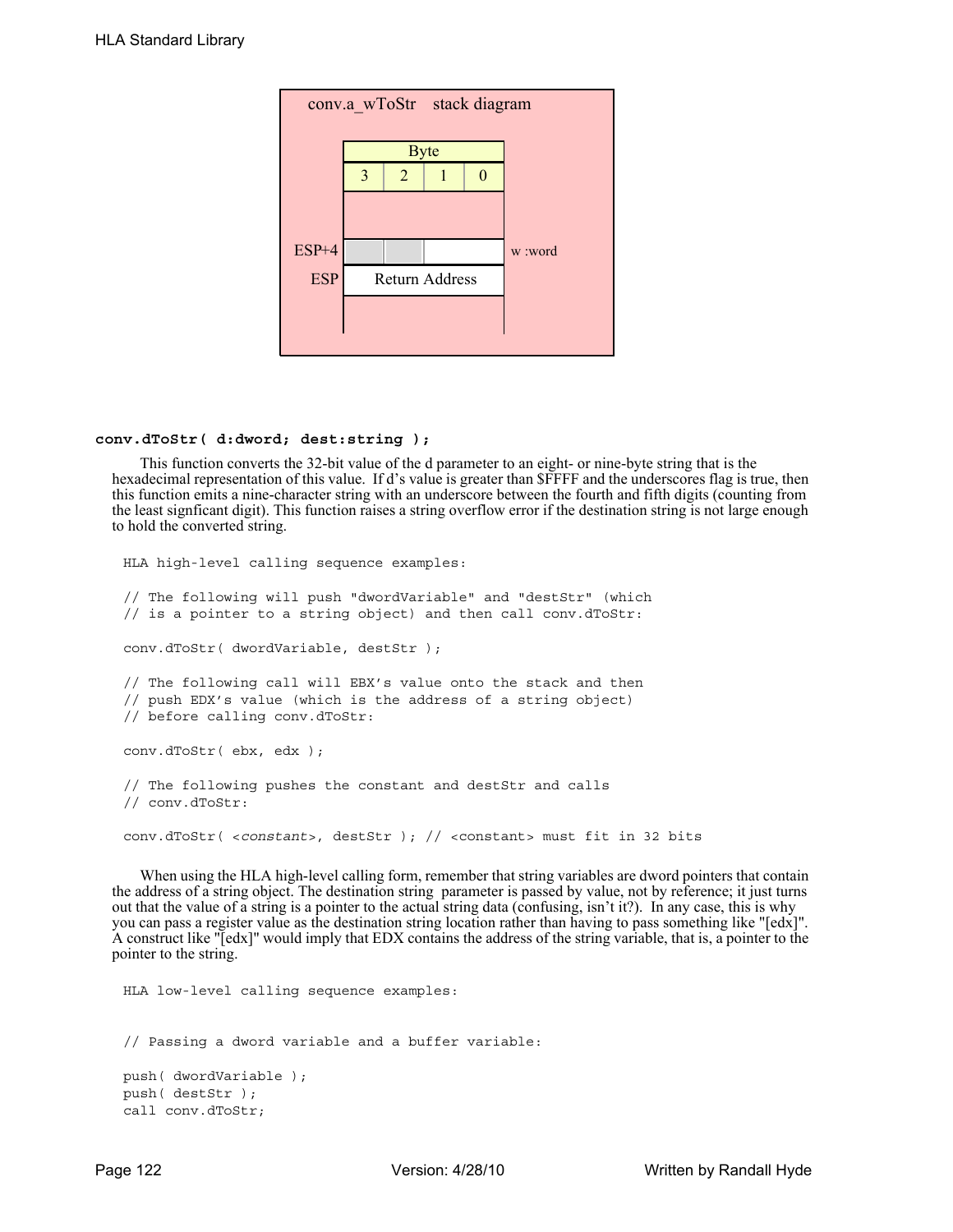conv.a_wToStr stack diagram

Byte

3 2 1 0

ESP+4 w :word

ESP Return Address

**conv.dToStr( d:dword; dest:string );**

This function converts the 32-bit value of the d parameter to an eight- or nine-byte string that is the hexadecimal representation of this value. If d's value is greater than $FFFF and the underscores flag is true, then this function emits a nine-character string with an underscore between the fourth and fifth digits (counting from the least signficant digit). This function raises a string overflow error if the destination string is not large enough to hold the converted string.

```
HLA high-level calling sequence examples:

// The following will push "dwordVariable" and "destStr" (which
// is a pointer to a string object) and then call conv.dToStr:

conv.dToStr( dwordVariable, destStr );

// The following call will EBX's value onto the stack and then
// push EDX's value (which is the address of a string object)
// before calling conv.dToStr:

conv.dToStr( ebx, edx );

// The following pushes the constant and destStr and calls
// conv.dToStr:

conv.dToStr( <constant>, destStr ); // <constant> must fit in 32 bits
```

When using the HLA high-level calling form, remember that string variables are dword pointers that contain the address of a string object. The destination string parameter is passed by value, not by reference; it just turns out that the value of a string is a pointer to the actual string data (confusing, isn't it?). In any case, this is why you can pass a register value as the destination string location rather than having to pass something like "[edx]". A construct like "[edx]" would imply that EDX contains the address of the string variable, that is, a pointer to the pointer to the string.

```
HLA low-level calling sequence examples:


// Passing a dword variable and a buffer variable:

push( dwordVariable );
push( destStr );
call conv.dToStr;
```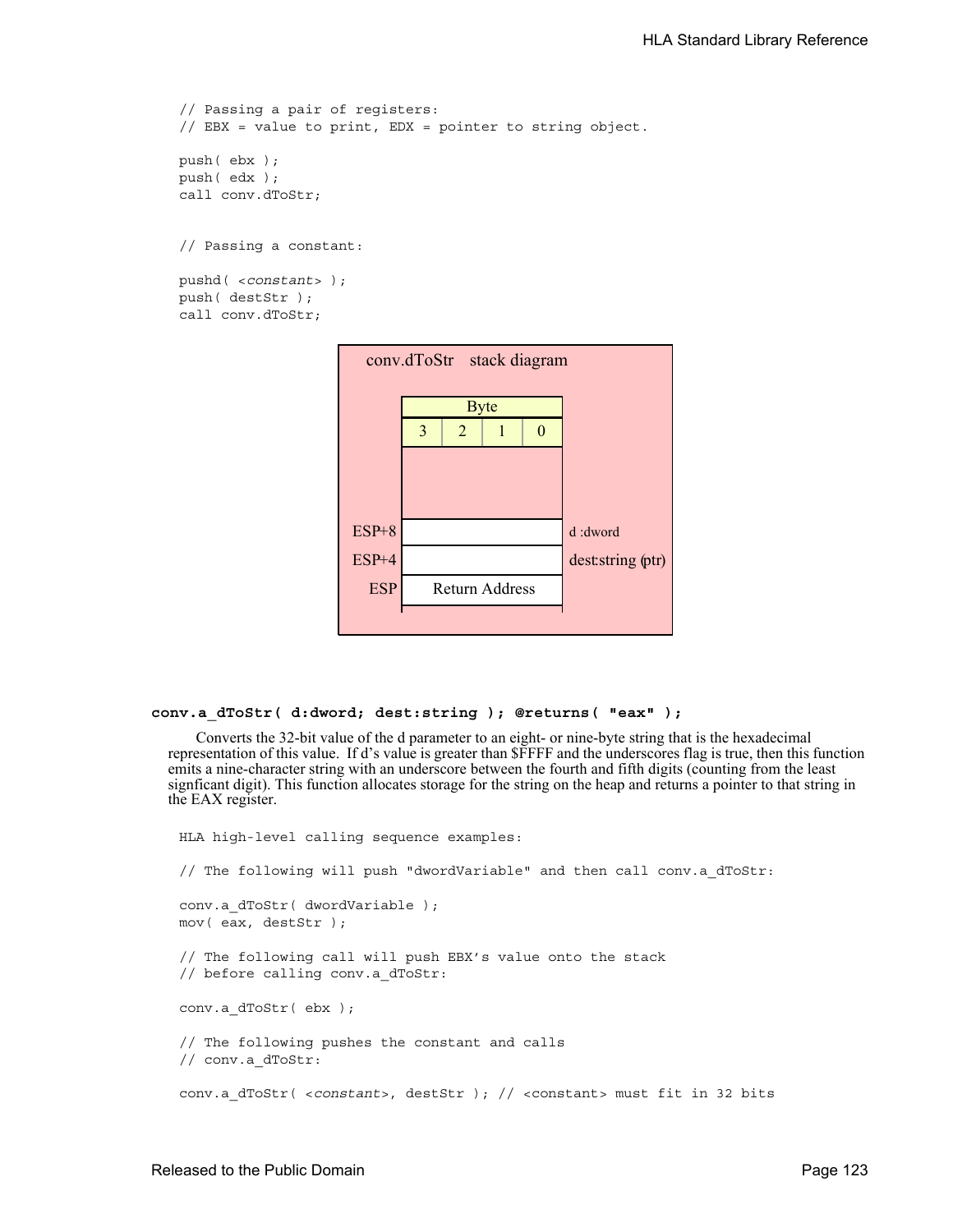```
// Passing a pair of registers:
// EBX = value to print, EDX = pointer to string object.

push( ebx );
push( edx );
call conv.dToStr;


// Passing a constant:

pushd( <constant> );
push( destStr );
call conv.dToStr;
```

conv.dToStr stack diagram

Byte

3 2 1 0

ESP+8 d :dword

ESP+4 dest:string (ptr)

ESP Return Address

**conv.a_dToStr( d:dword; dest:string ); @returns( "eax" );**

Converts the 32-bit value of the d parameter to an eight- or nine-byte string that is the hexadecimal representation of this value. If d's value is greater than $FFFF and the underscores flag is true, then this function emits a nine-character string with an underscore between the fourth and fifth digits (counting from the least signficant digit). This function allocates storage for the string on the heap and returns a pointer to that string in the EAX register.

```
HLA high-level calling sequence examples:

// The following will push "dwordVariable" and then call conv.a_dToStr:

conv.a_dToStr( dwordVariable );
mov( eax, destStr );

// The following call will push EBX's value onto the stack
// before calling conv.a_dToStr:

conv.a_dToStr( ebx );

// The following pushes the constant and calls
// conv.a_dToStr:

conv.a_dToStr( <constant>, destStr ); // <constant> must fit in 32 bits
```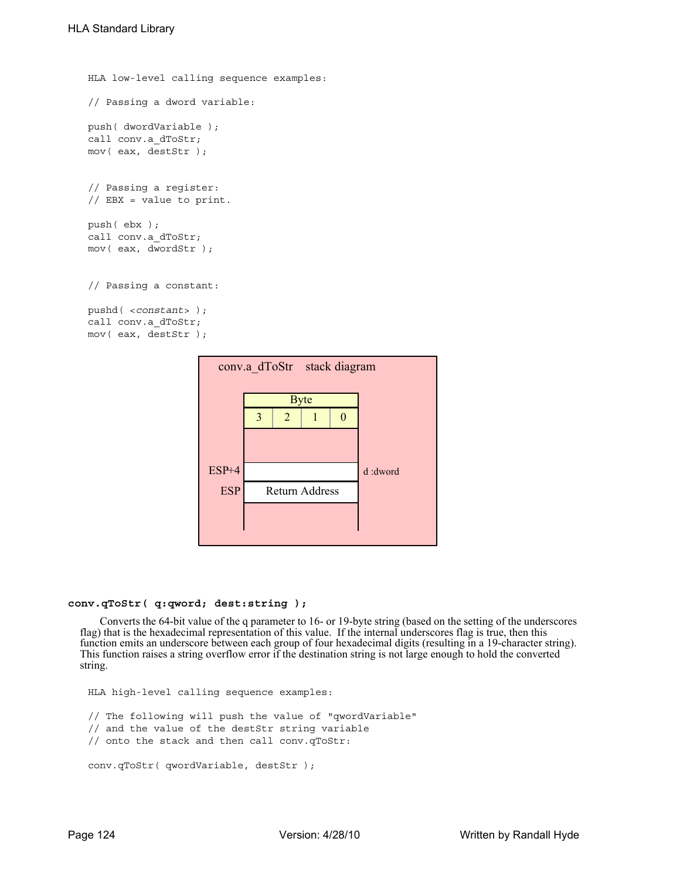```
HLA low-level calling sequence examples:

// Passing a dword variable:

push( dwordVariable );
call conv.a_dToStr;
mov( eax, destStr );


// Passing a register:
// EBX = value to print.

push( ebx );
call conv.a_dToStr;
mov( eax, dwordStr );


// Passing a constant:

pushd( <constant> );
call conv.a_dToStr;
mov( eax, destStr );
```

conv.a_dToStr stack diagram

Byte

3 2 1 0

ESP+4 d :dword

ESP Return Address

**conv.qToStr( q:qword; dest:string );**

Converts the 64-bit value of the q parameter to 16- or 19-byte string (based on the setting of the underscores flag) that is the hexadecimal representation of this value. If the internal underscores flag is true, then this function emits an underscore between each group of four hexadecimal digits (resulting in a 19-character string). This function raises a string overflow error if the destination string is not large enough to hold the converted string.

```
HLA high-level calling sequence examples:

// The following will push the value of "qwordVariable"
// and the value of the destStr string variable
// onto the stack and then call conv.qToStr:

conv.qToStr( qwordVariable, destStr );
```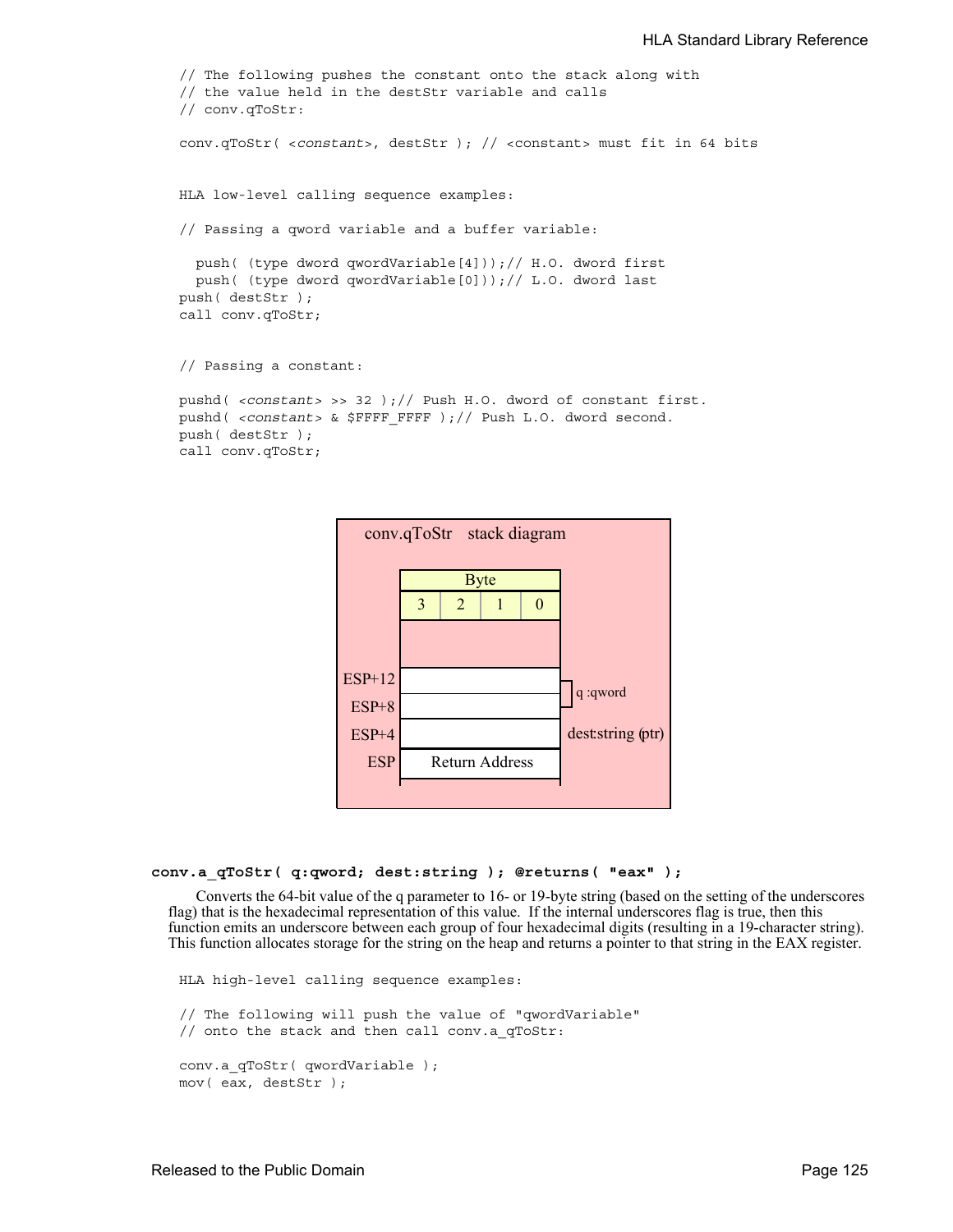```
// The following pushes the constant onto the stack along with
// the value held in the destStr variable and calls
// conv.qToStr:

conv.qToStr( <constant>, destStr ); // <constant> must fit in 64 bits


HLA low-level calling sequence examples:

// Passing a qword variable and a buffer variable:

  push( (type dword qwordVariable[4]));// H.O. dword first
  push( (type dword qwordVariable[0]));// L.O. dword last
push( destStr );
call conv.qToStr;


// Passing a constant:

pushd( <constant> >> 32 );// Push H.O. dword of constant first.
pushd( <constant> & $FFFF_FFFF );// Push L.O. dword second.
push( destStr );
call conv.qToStr;
```

conv.qToStr stack diagram

| | Byte | | | | |
|---|---|---|---|---|---|
| | 3 | 2 | 1 | 0 | |
| | | | | | |
| ESP+12 | | | | | q :qword |
| ESP+8 | | | | | |
| ESP+4 | | | | | dest:string (ptr) |
| ESP | Return Address | | | | |

**conv.a_qToStr( q:qword; dest:string ); @returns( "eax" );**

Converts the 64-bit value of the q parameter to 16- or 19-byte string (based on the setting of the underscores flag) that is the hexadecimal representation of this value. If the internal underscores flag is true, then this function emits an underscore between each group of four hexadecimal digits (resulting in a 19-character string). This function allocates storage for the string on the heap and returns a pointer to that string in the EAX register.

```
HLA high-level calling sequence examples:

// The following will push the value of "qwordVariable"
// onto the stack and then call conv.a_qToStr:

conv.a_qToStr( qwordVariable );
mov( eax, destStr );
```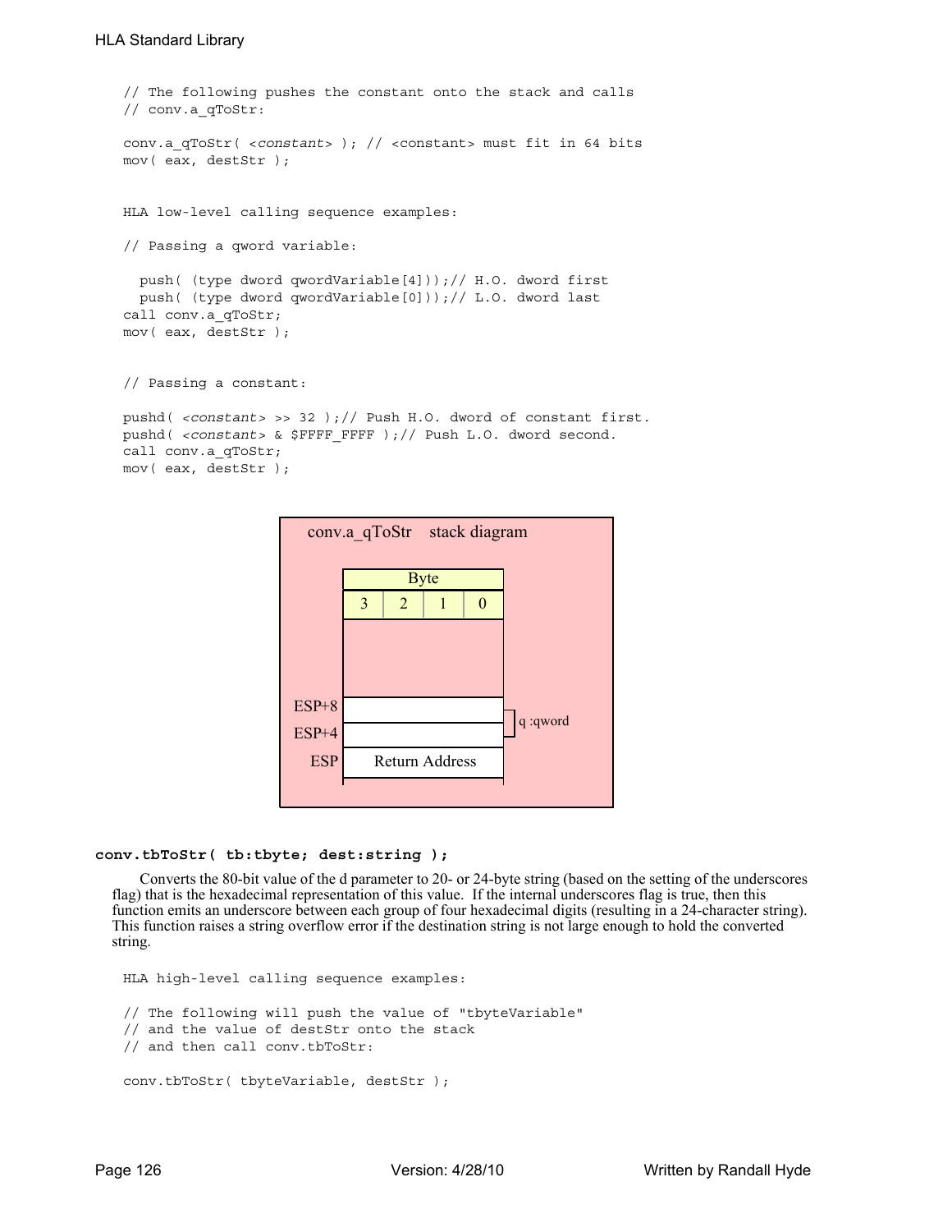```
// The following pushes the constant onto the stack and calls
// conv.a_qToStr:

conv.a_qToStr( <constant> ); // <constant> must fit in 64 bits
mov( eax, destStr );


HLA low-level calling sequence examples:

// Passing a qword variable:

  push( (type dword qwordVariable[4]));// H.O. dword first
  push( (type dword qwordVariable[0]));// L.O. dword last
call conv.a_qToStr;
mov( eax, destStr );


// Passing a constant:

pushd( <constant> >> 32 );// Push H.O. dword of constant first.
pushd( <constant> & $FFFF_FFFF );// Push L.O. dword second.
call conv.a_qToStr;
mov( eax, destStr );
```

conv.a_qToStr stack diagram

Byte

3 2 1 0

ESP+8

ESP+4

ESP Return Address

q :qword

**conv.tbToStr( tb:tbyte; dest:string );**

Converts the 80-bit value of the d parameter to 20- or 24-byte string (based on the setting of the underscores flag) that is the hexadecimal representation of this value. If the internal underscores flag is true, then this function emits an underscore between each group of four hexadecimal digits (resulting in a 24-character string). This function raises a string overflow error if the destination string is not large enough to hold the converted string.

```
HLA high-level calling sequence examples:

// The following will push the value of "tbyteVariable"
// and the value of destStr onto the stack
// and then call conv.tbToStr:

conv.tbToStr( tbyteVariable, destStr );
```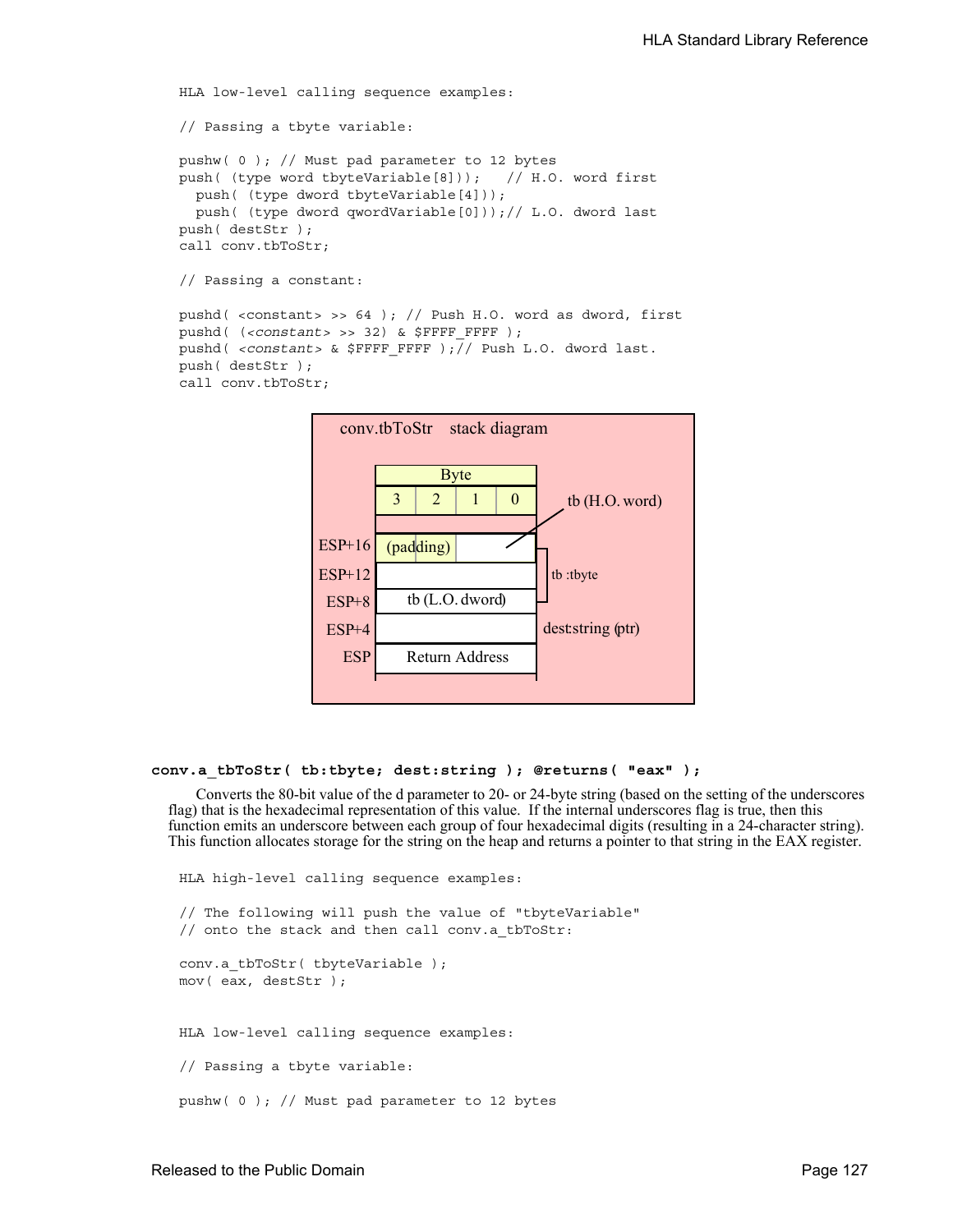```
HLA low-level calling sequence examples:

// Passing a tbyte variable:

pushw( 0 ); // Must pad parameter to 12 bytes
push( (type word tbyteVariable[8]));   // H.O. word first
  push( (type dword tbyteVariable[4]));
  push( (type dword qwordVariable[0]));// L.O. dword last
push( destStr );
call conv.tbToStr;

// Passing a constant:

pushd( <constant> >> 64 ); // Push H.O. word as dword, first
pushd( (<constant> >> 32) & $FFFF_FFFF );
pushd( <constant> & $FFFF_FFFF );// Push L.O. dword last.
push( destStr );
call conv.tbToStr;
```

conv.tbToStr stack diagram

Byte
3 2 1 0
tb (H.O. word)
ESP+16 (padding)
ESP+12
ESP+8 tb (L.O. dword)
tb :tbyte
ESP+4 dest:string (ptr)
ESP Return Address

**conv.a_tbToStr( tb:tbyte; dest:string ); @returns( "eax" );**

Converts the 80-bit value of the d parameter to 20- or 24-byte string (based on the setting of the underscores flag) that is the hexadecimal representation of this value. If the internal underscores flag is true, then this function emits an underscore between each group of four hexadecimal digits (resulting in a 24-character string). This function allocates storage for the string on the heap and returns a pointer to that string in the EAX register.

```
HLA high-level calling sequence examples:

// The following will push the value of "tbyteVariable"
// onto the stack and then call conv.a_tbToStr:

conv.a_tbToStr( tbyteVariable );
mov( eax, destStr );


HLA low-level calling sequence examples:

// Passing a tbyte variable:

pushw( 0 ); // Must pad parameter to 12 bytes
```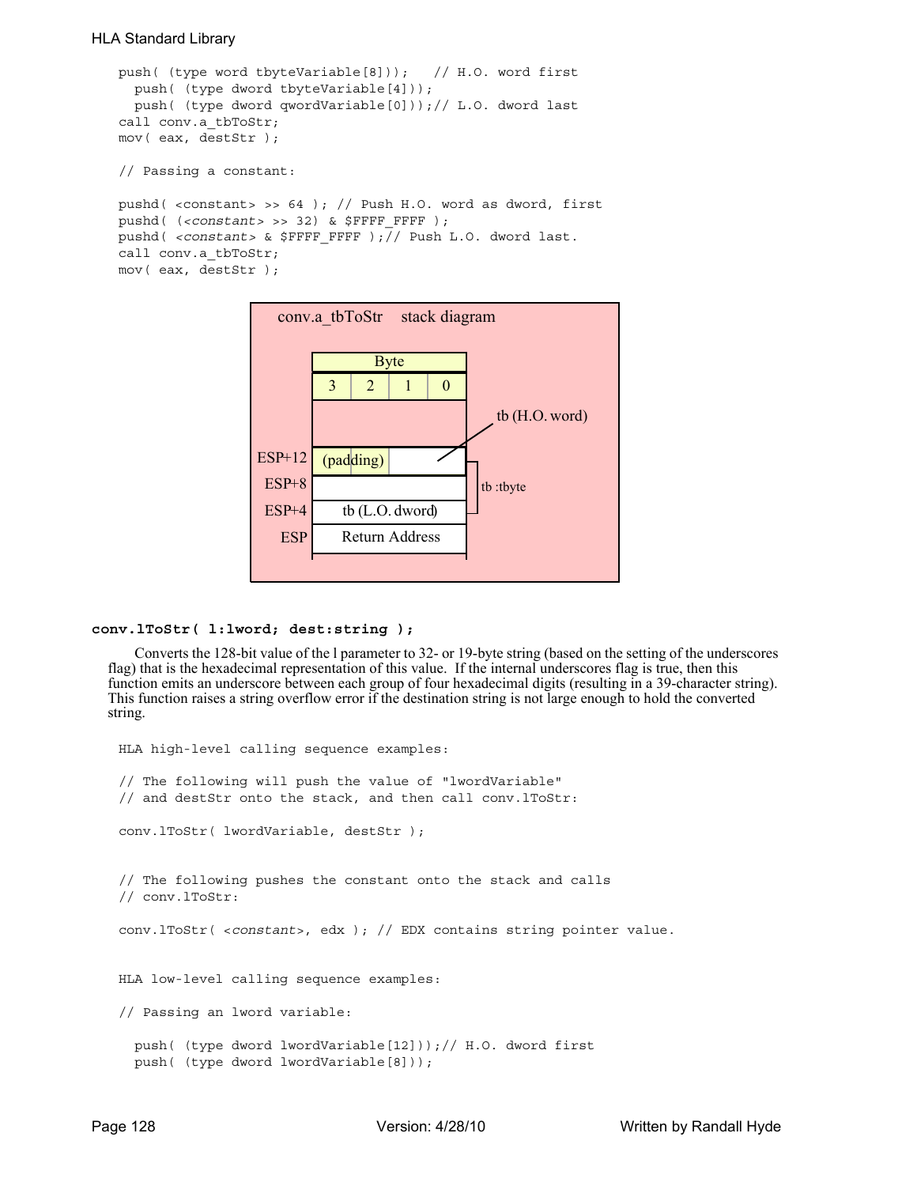```
push( (type word tbyteVariable[8]));   // H.O. word first
  push( (type dword tbyteVariable[4]));
  push( (type dword qwordVariable[0]));// L.O. dword last
call conv.a_tbToStr;
mov( eax, destStr );

// Passing a constant:

pushd( <constant> >> 64 ); // Push H.O. word as dword, first
pushd( (<constant> >> 32) & $FFFF_FFFF );
pushd( <constant> & $FFFF_FFFF );// Push L.O. dword last.
call conv.a_tbToStr;
mov( eax, destStr );
```

conv.a_tbToStr stack diagram

Byte

3 2 1 0

tb (H.O. word)

ESP+12 (padding)

ESP+8

ESP+4 tb (L.O. dword)

ESP Return Address

tb :tbyte

**conv.lToStr( l:lword; dest:string );**

Converts the 128-bit value of the l parameter to 32- or 19-byte string (based on the setting of the underscores flag) that is the hexadecimal representation of this value. If the internal underscores flag is true, then this function emits an underscore between each group of four hexadecimal digits (resulting in a 39-character string). This function raises a string overflow error if the destination string is not large enough to hold the converted string.

```
HLA high-level calling sequence examples:

// The following will push the value of "lwordVariable"
// and destStr onto the stack, and then call conv.lToStr:

conv.lToStr( lwordVariable, destStr );


// The following pushes the constant onto the stack and calls
// conv.lToStr:

conv.lToStr( <constant>, edx ); // EDX contains string pointer value.


HLA low-level calling sequence examples:

// Passing an lword variable:

  push( (type dword lwordVariable[12]));// H.O. dword first
  push( (type dword lwordVariable[8]));
```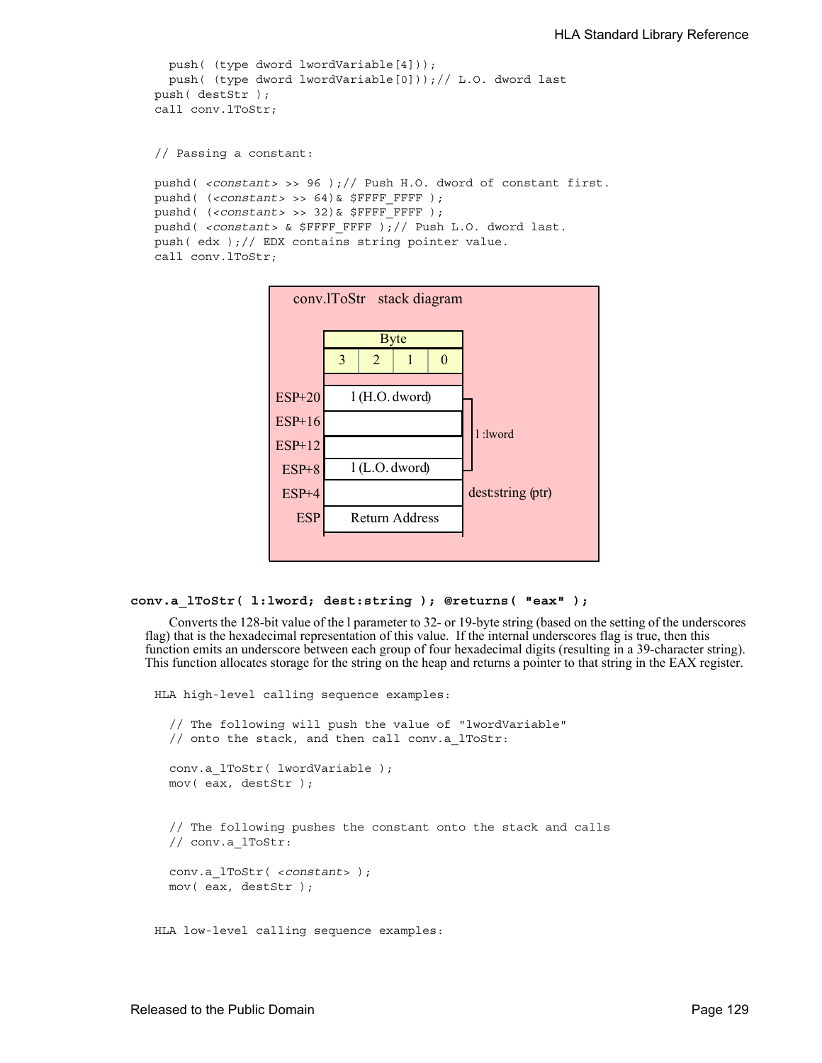```
    push( (type dword lwordVariable[4]));
    push( (type dword lwordVariable[0]));// L.O. dword last
  push( destStr );
  call conv.lToStr;


  // Passing a constant:

  pushd( <constant> >> 96 );// Push H.O. dword of constant first.
  pushd( (<constant> >> 64)& $FFFF_FFFF );
  pushd( (<constant> >> 32)& $FFFF_FFFF );
  pushd( <constant> & $FFFF_FFFF );// Push L.O. dword last.
  push( edx );// EDX contains string pointer value.
  call conv.lToStr;
```

conv.lToStr stack diagram

Byte

3 2 1 0

ESP+20 l (H.O. dword)

ESP+16

ESP+12

ESP+8 l (L.O. dword)

l :lword

ESP+4 dest:string (ptr)

ESP Return Address

**conv.a_lToStr( l:lword; dest:string ); @returns( "eax" );**

Converts the 128-bit value of the l parameter to 32- or 19-byte string (based on the setting of the underscores flag) that is the hexadecimal representation of this value. If the internal underscores flag is true, then this function emits an underscore between each group of four hexadecimal digits (resulting in a 39-character string). This function allocates storage for the string on the heap and returns a pointer to that string in the EAX register.

```
HLA high-level calling sequence examples:

  // The following will push the value of "lwordVariable"
  // onto the stack, and then call conv.a_lToStr:

  conv.a_lToStr( lwordVariable );
  mov( eax, destStr );


  // The following pushes the constant onto the stack and calls
  // conv.a_lToStr:

  conv.a_lToStr( <constant> );
  mov( eax, destStr );


HLA low-level calling sequence examples:
```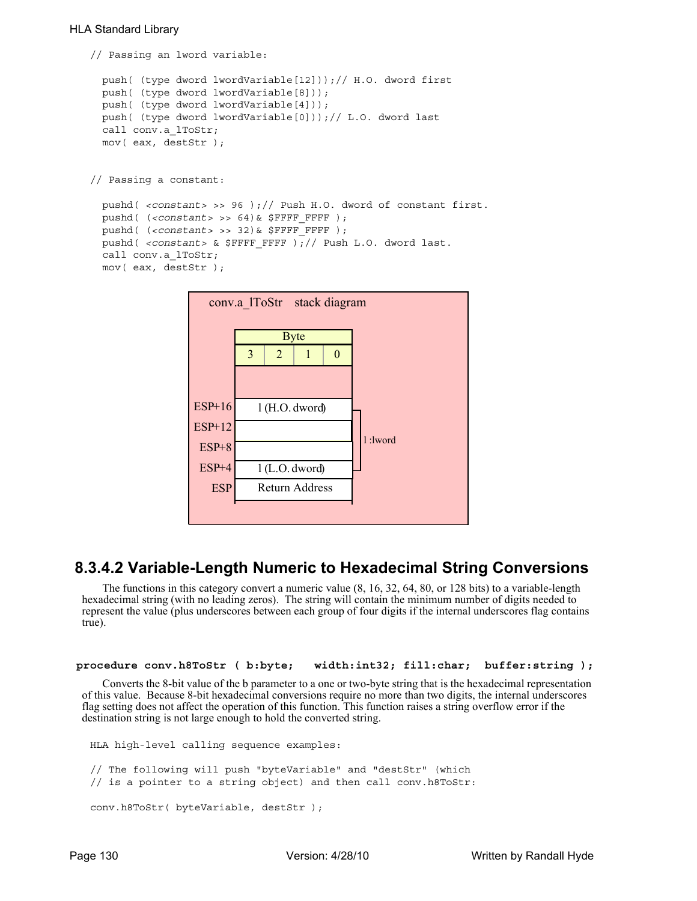```
// Passing an lword variable:

  push( (type dword lwordVariable[12]));// H.O. dword first
  push( (type dword lwordVariable[8]));
  push( (type dword lwordVariable[4]));
  push( (type dword lwordVariable[0]));// L.O. dword last
  call conv.a_lToStr;
  mov( eax, destStr );


// Passing a constant:

  pushd( <constant> >> 96 );// Push H.O. dword of constant first.
  pushd( (<constant> >> 64)& $FFFF_FFFF );
  pushd( (<constant> >> 32)& $FFFF_FFFF );
  pushd( <constant> & $FFFF_FFFF );// Push L.O. dword last.
  call conv.a_lToStr;
  mov( eax, destStr );
```

conv.a_lToStr stack diagram

Byte
3 2 1 0

ESP+16 l (H.O. dword)
ESP+12
ESP+8
ESP+4 l (L.O. dword)
ESP Return Address

l :lword

## 8.3.4.2 Variable-Length Numeric to Hexadecimal String Conversions

The functions in this category convert a numeric value (8, 16, 32, 64, 80, or 128 bits) to a variable-length hexadecimal string (with no leading zeros). The string will contain the minimum number of digits needed to represent the value (plus underscores between each group of four digits if the internal underscores flag contains true).

**procedure conv.h8ToStr ( b:byte; width:int32; fill:char; buffer:string );**

Converts the 8-bit value of the b parameter to a one or two-byte string that is the hexadecimal representation of this value. Because 8-bit hexadecimal conversions require no more than two digits, the internal underscores flag setting does not affect the operation of this function. This function raises a string overflow error if the destination string is not large enough to hold the converted string.

```
HLA high-level calling sequence examples:

// The following will push "byteVariable" and "destStr" (which
// is a pointer to a string object) and then call conv.h8ToStr:

conv.h8ToStr( byteVariable, destStr );
```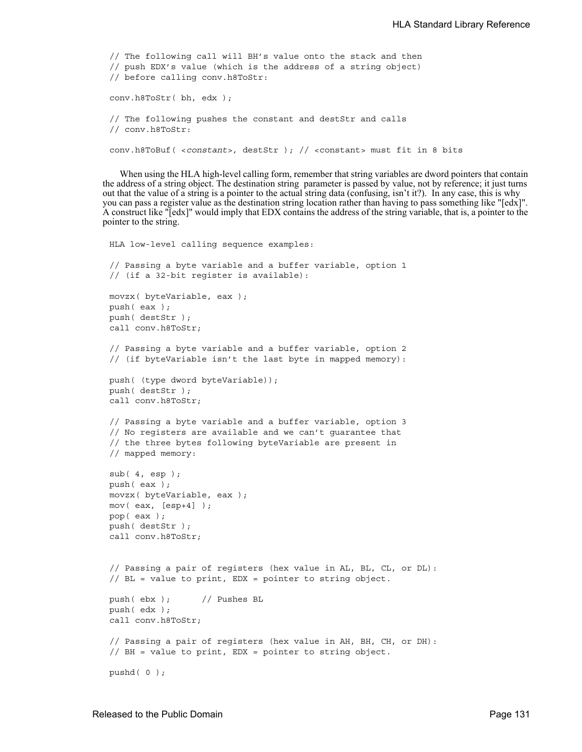```
// The following call will BH's value onto the stack and then
// push EDX's value (which is the address of a string object)
// before calling conv.h8ToStr:

conv.h8ToStr( bh, edx );

// The following pushes the constant and destStr and calls
// conv.h8ToStr:

conv.h8ToBuf( <constant>, destStr ); // <constant> must fit in 8 bits
```

When using the HLA high-level calling form, remember that string variables are dword pointers that contain the address of a string object. The destination string parameter is passed by value, not by reference; it just turns out that the value of a string is a pointer to the actual string data (confusing, isn't it?). In any case, this is why you can pass a register value as the destination string location rather than having to pass something like "[edx]". A construct like "[edx]" would imply that EDX contains the address of the string variable, that is, a pointer to the pointer to the string.

```
HLA low-level calling sequence examples:

// Passing a byte variable and a buffer variable, option 1
// (if a 32-bit register is available):

movzx( byteVariable, eax );
push( eax );
push( destStr );
call conv.h8ToStr;

// Passing a byte variable and a buffer variable, option 2
// (if byteVariable isn't the last byte in mapped memory):

push( (type dword byteVariable));
push( destStr );
call conv.h8ToStr;

// Passing a byte variable and a buffer variable, option 3
// No registers are available and we can't guarantee that
// the three bytes following byteVariable are present in
// mapped memory:

sub( 4, esp );
push( eax );
movzx( byteVariable, eax );
mov( eax, [esp+4] );
pop( eax );
push( destStr );
call conv.h8ToStr;


// Passing a pair of registers (hex value in AL, BL, CL, or DL):
// BL = value to print, EDX = pointer to string object.

push( ebx );      // Pushes BL
push( edx );
call conv.h8ToStr;

// Passing a pair of registers (hex value in AH, BH, CH, or DH):
// BH = value to print, EDX = pointer to string object.

pushd( 0 );
```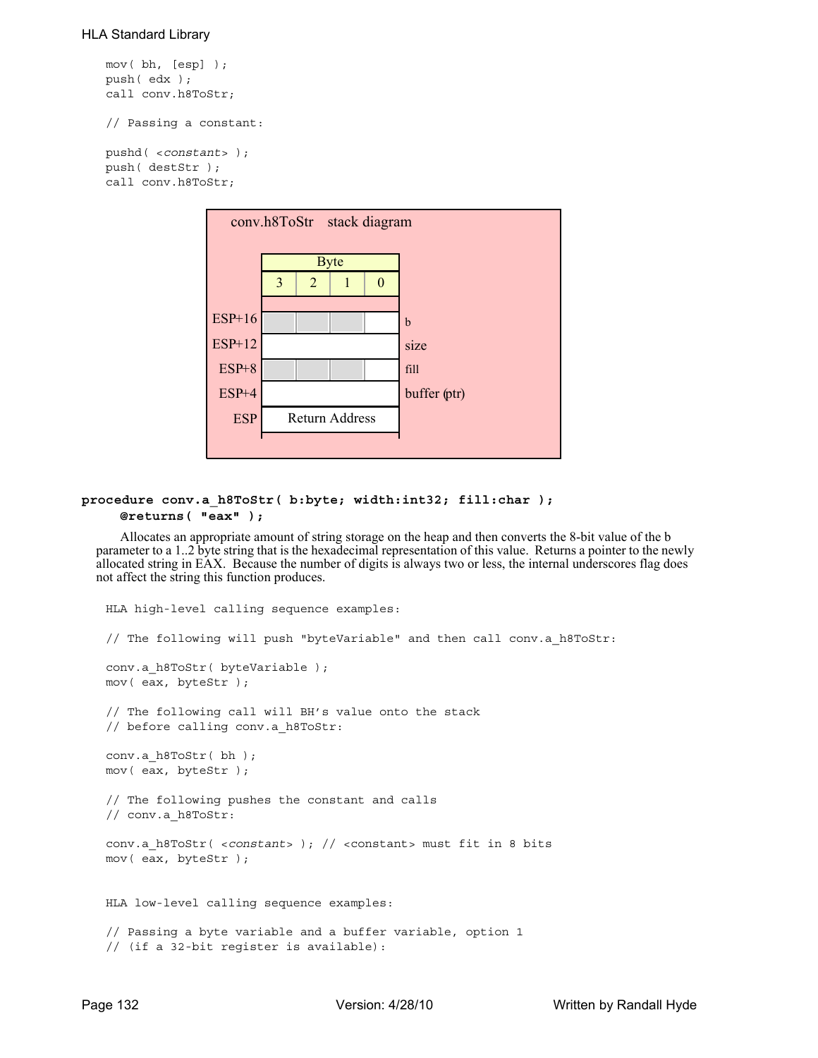```
mov( bh, [esp] );
push( edx );
call conv.h8ToStr;

// Passing a constant:

pushd( <constant> );
push( destStr );
call conv.h8ToStr;
```

conv.h8ToStr stack diagram

| | Byte 3 | Byte 2 | Byte 1 | Byte 0 | |
|---|---|---|---|---|---|
| ESP+16 | | | | | b |
| ESP+12 | | | | | size |
| ESP+8 | | | | | fill |
| ESP+4 | | | | | buffer (ptr) |
| ESP | Return Address | | | | |

**procedure conv.a_h8ToStr( b:byte; width:int32; fill:char );**
**@returns( "eax" );**

Allocates an appropriate amount of string storage on the heap and then converts the 8-bit value of the b parameter to a 1..2 byte string that is the hexadecimal representation of this value. Returns a pointer to the newly allocated string in EAX. Because the number of digits is always two or less, the internal underscores flag does not affect the string this function produces.

```
HLA high-level calling sequence examples:

// The following will push "byteVariable" and then call conv.a_h8ToStr:

conv.a_h8ToStr( byteVariable );
mov( eax, byteStr );

// The following call will BH's value onto the stack
// before calling conv.a_h8ToStr:

conv.a_h8ToStr( bh );
mov( eax, byteStr );

// The following pushes the constant and calls
// conv.a_h8ToStr:

conv.a_h8ToStr( <constant> ); // <constant> must fit in 8 bits
mov( eax, byteStr );


HLA low-level calling sequence examples:

// Passing a byte variable and a buffer variable, option 1
// (if a 32-bit register is available):
```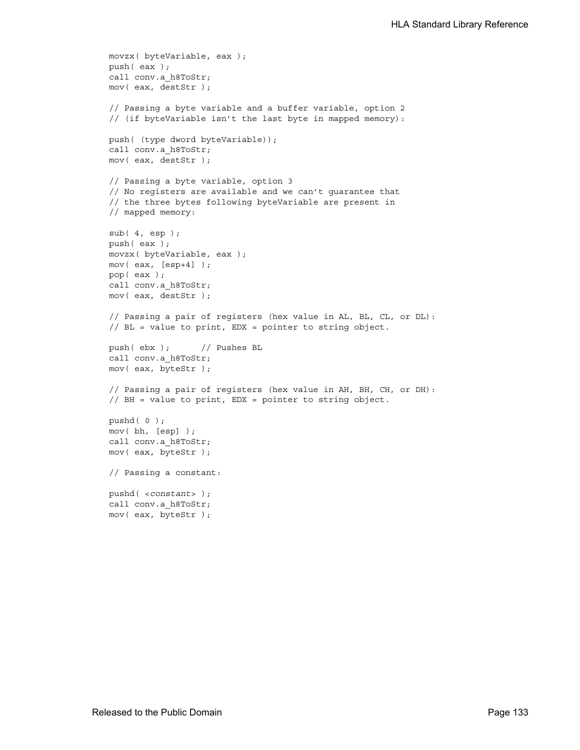```
movzx( byteVariable, eax );
push( eax );
call conv.a_h8ToStr;
mov( eax, destStr );

// Passing a byte variable and a buffer variable, option 2
// (if byteVariable isn't the last byte in mapped memory):

push( (type dword byteVariable));
call conv.a_h8ToStr;
mov( eax, destStr );

// Passing a byte variable, option 3
// No registers are available and we can't guarantee that
// the three bytes following byteVariable are present in
// mapped memory:

sub( 4, esp );
push( eax );
movzx( byteVariable, eax );
mov( eax, [esp+4] );
pop( eax );
call conv.a_h8ToStr;
mov( eax, destStr );

// Passing a pair of registers (hex value in AL, BL, CL, or DL):
// BL = value to print, EDX = pointer to string object.

push( ebx );      // Pushes BL
call conv.a_h8ToStr;
mov( eax, byteStr );

// Passing a pair of registers (hex value in AH, BH, CH, or DH):
// BH = value to print, EDX = pointer to string object.

pushd( 0 );
mov( bh, [esp] );
call conv.a_h8ToStr;
mov( eax, byteStr );

// Passing a constant:

pushd( <constant> );
call conv.a_h8ToStr;
mov( eax, byteStr );
```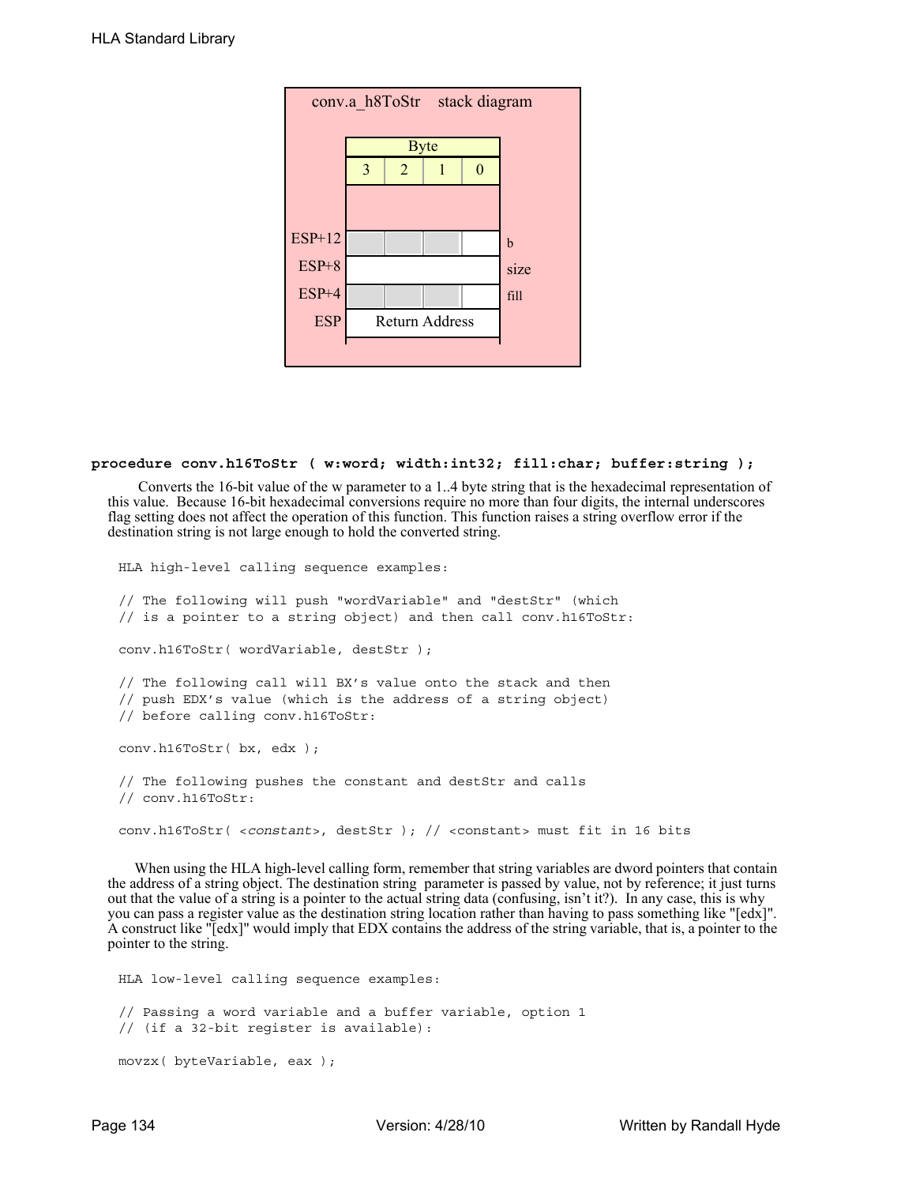conv.a_h8ToStr stack diagram

| | Byte | | | | |
|---|---|---|---|---|---|
| | 3 | 2 | 1 | 0 | |
| | | | | | |
| ESP+12 | | | | | b |
| ESP+8 | | | | | size |
| ESP+4 | | | | | fill |
| ESP | Return Address | | | | |

**procedure conv.h16ToStr ( w:word; width:int32; fill:char; buffer:string );**

Converts the 16-bit value of the w parameter to a 1..4 byte string that is the hexadecimal representation of this value. Because 16-bit hexadecimal conversions require no more than four digits, the internal underscores flag setting does not affect the operation of this function. This function raises a string overflow error if the destination string is not large enough to hold the converted string.

```
HLA high-level calling sequence examples:

// The following will push "wordVariable" and "destStr" (which
// is a pointer to a string object) and then call conv.h16ToStr:

conv.h16ToStr( wordVariable, destStr );

// The following call will BX's value onto the stack and then
// push EDX's value (which is the address of a string object)
// before calling conv.h16ToStr:

conv.h16ToStr( bx, edx );

// The following pushes the constant and destStr and calls
// conv.h16ToStr:

conv.h16ToStr( <constant>, destStr ); // <constant> must fit in 16 bits
```

When using the HLA high-level calling form, remember that string variables are dword pointers that contain the address of a string object. The destination string parameter is passed by value, not by reference; it just turns out that the value of a string is a pointer to the actual string data (confusing, isn't it?). In any case, this is why you can pass a register value as the destination string location rather than having to pass something like "[edx]". A construct like "[edx]" would imply that EDX contains the address of the string variable, that is, a pointer to the pointer to the string.

```
HLA low-level calling sequence examples:

// Passing a word variable and a buffer variable, option 1
// (if a 32-bit register is available):

movzx( byteVariable, eax );
```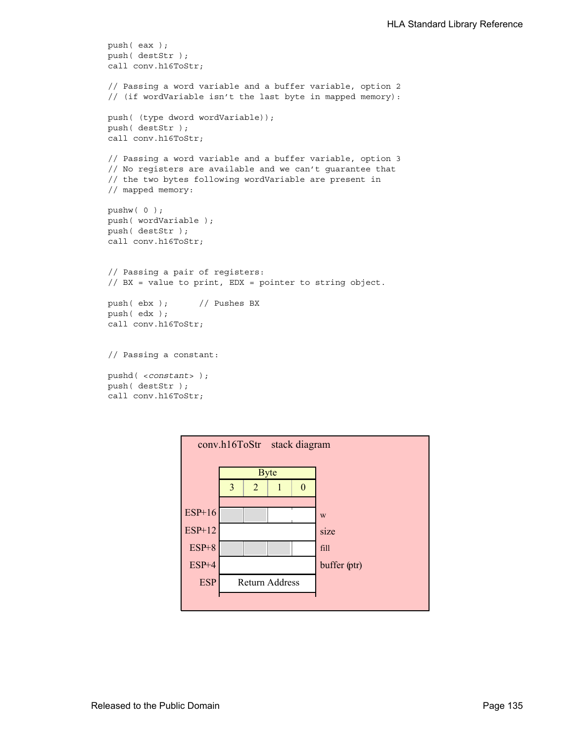```
push( eax );
push( destStr );
call conv.h16ToStr;

// Passing a word variable and a buffer variable, option 2
// (if wordVariable isn't the last byte in mapped memory):

push( (type dword wordVariable));
push( destStr );
call conv.h16ToStr;

// Passing a word variable and a buffer variable, option 3
// No registers are available and we can't guarantee that
// the two bytes following wordVariable are present in
// mapped memory:

pushw( 0 );
push( wordVariable );
push( destStr );
call conv.h16ToStr;


// Passing a pair of registers:
// BX = value to print, EDX = pointer to string object.

push( ebx );      // Pushes BX
push( edx );
call conv.h16ToStr;


// Passing a constant:

pushd( <constant> );
push( destStr );
call conv.h16ToStr;
```

conv.h16ToStr stack diagram

Byte
3 2 1 0

ESP+16 w
ESP+12 size
ESP+8 fill
ESP+4 buffer (ptr)
ESP Return Address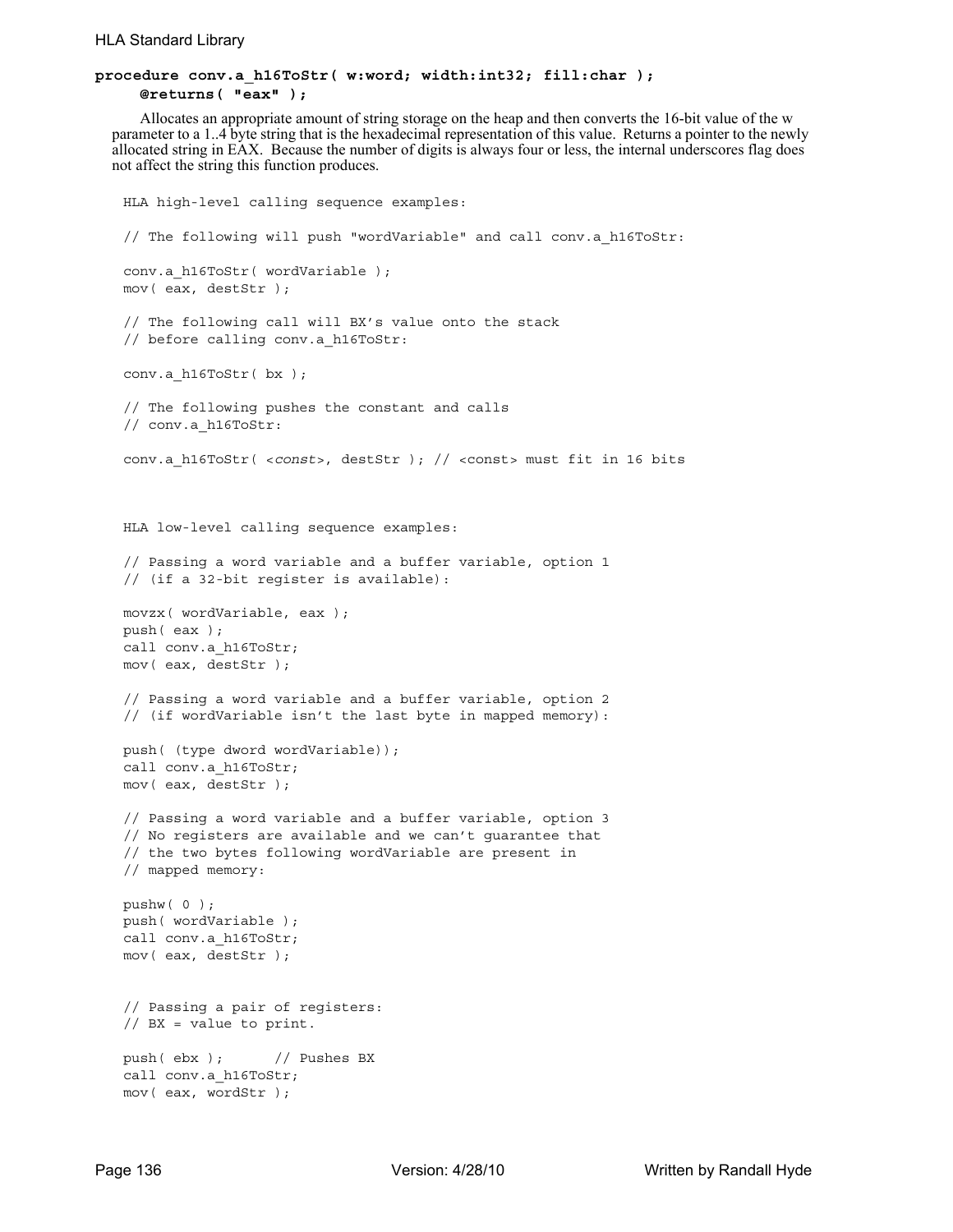**procedure conv.a_h16ToStr( w:word; width:int32; fill:char );**
    **@returns( "eax" );**

Allocates an appropriate amount of string storage on the heap and then converts the 16-bit value of the w parameter to a 1..4 byte string that is the hexadecimal representation of this value. Returns a pointer to the newly allocated string in EAX. Because the number of digits is always four or less, the internal underscores flag does not affect the string this function produces.

```
HLA high-level calling sequence examples:

// The following will push "wordVariable" and call conv.a_h16ToStr:

conv.a_h16ToStr( wordVariable );
mov( eax, destStr );

// The following call will BX's value onto the stack
// before calling conv.a_h16ToStr:

conv.a_h16ToStr( bx );

// The following pushes the constant and calls
// conv.a_h16ToStr:

conv.a_h16ToStr( <const>, destStr ); // <const> must fit in 16 bits



HLA low-level calling sequence examples:

// Passing a word variable and a buffer variable, option 1
// (if a 32-bit register is available):

movzx( wordVariable, eax );
push( eax );
call conv.a_h16ToStr;
mov( eax, destStr );

// Passing a word variable and a buffer variable, option 2
// (if wordVariable isn't the last byte in mapped memory):

push( (type dword wordVariable));
call conv.a_h16ToStr;
mov( eax, destStr );

// Passing a word variable and a buffer variable, option 3
// No registers are available and we can't guarantee that
// the two bytes following wordVariable are present in
// mapped memory:

pushw( 0 );
push( wordVariable );
call conv.a_h16ToStr;
mov( eax, destStr );


// Passing a pair of registers:
// BX = value to print.

push( ebx );      // Pushes BX
call conv.a_h16ToStr;
mov( eax, wordStr );
```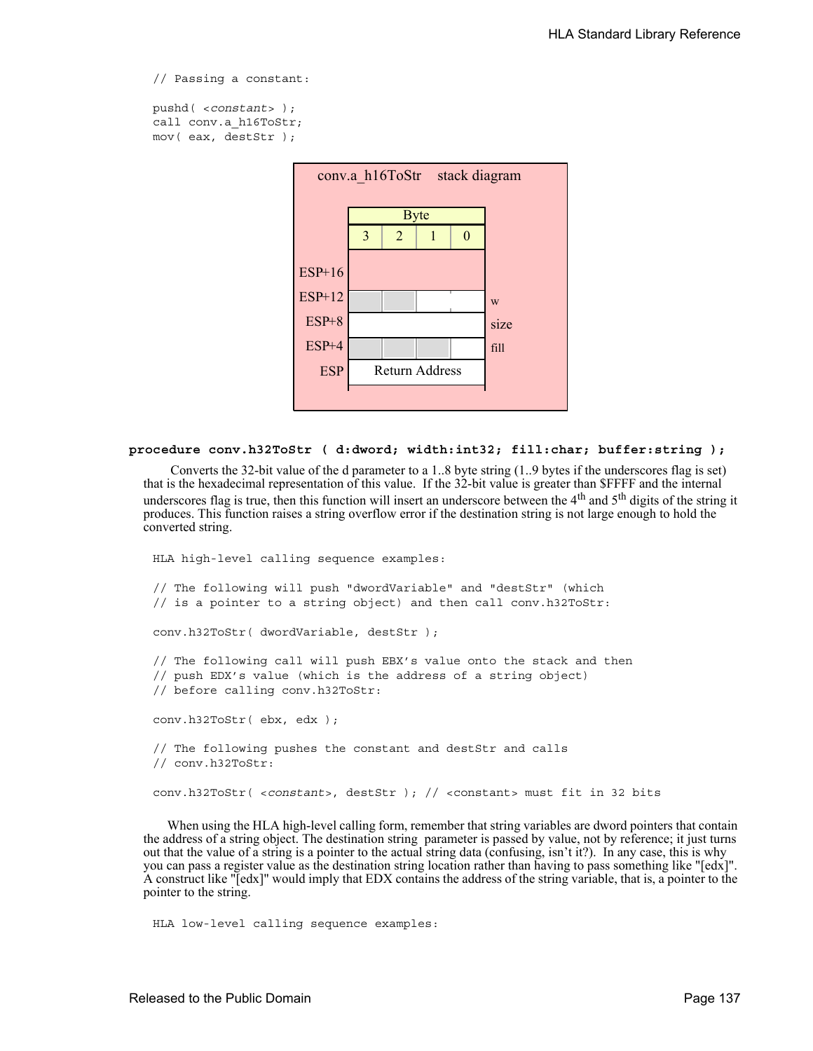```
// Passing a constant:

pushd( <constant> );
call conv.a_h16ToStr;
mov( eax, destStr );
```

conv.a_h16ToStr stack diagram

| | Byte 3 | Byte 2 | Byte 1 | Byte 0 | |
|---|---|---|---|---|---|
| ESP+16 | | | | | |
| ESP+12 | | | | | w |
| ESP+8 | | | | | size |
| ESP+4 | | | | | fill |
| ESP | Return Address | | | | |

**procedure conv.h32ToStr ( d:dword; width:int32; fill:char; buffer:string );**

Converts the 32-bit value of the d parameter to a 1..8 byte string (1..9 bytes if the underscores flag is set) that is the hexadecimal representation of this value. If the 32-bit value is greater than $FFFF and the internal underscores flag is true, then this function will insert an underscore between the 4th and 5th digits of the string it produces. This function raises a string overflow error if the destination string is not large enough to hold the converted string.

```
HLA high-level calling sequence examples:

// The following will push "dwordVariable" and "destStr" (which
// is a pointer to a string object) and then call conv.h32ToStr:

conv.h32ToStr( dwordVariable, destStr );

// The following call will push EBX's value onto the stack and then
// push EDX's value (which is the address of a string object)
// before calling conv.h32ToStr:

conv.h32ToStr( ebx, edx );

// The following pushes the constant and destStr and calls
// conv.h32ToStr:

conv.h32ToStr( <constant>, destStr ); // <constant> must fit in 32 bits
```

When using the HLA high-level calling form, remember that string variables are dword pointers that contain the address of a string object. The destination string parameter is passed by value, not by reference; it just turns out that the value of a string is a pointer to the actual string data (confusing, isn't it?). In any case, this is why you can pass a register value as the destination string location rather than having to pass something like "[edx]". A construct like "[edx]" would imply that EDX contains the address of the string variable, that is, a pointer to the pointer to the string.

```
HLA low-level calling sequence examples:
```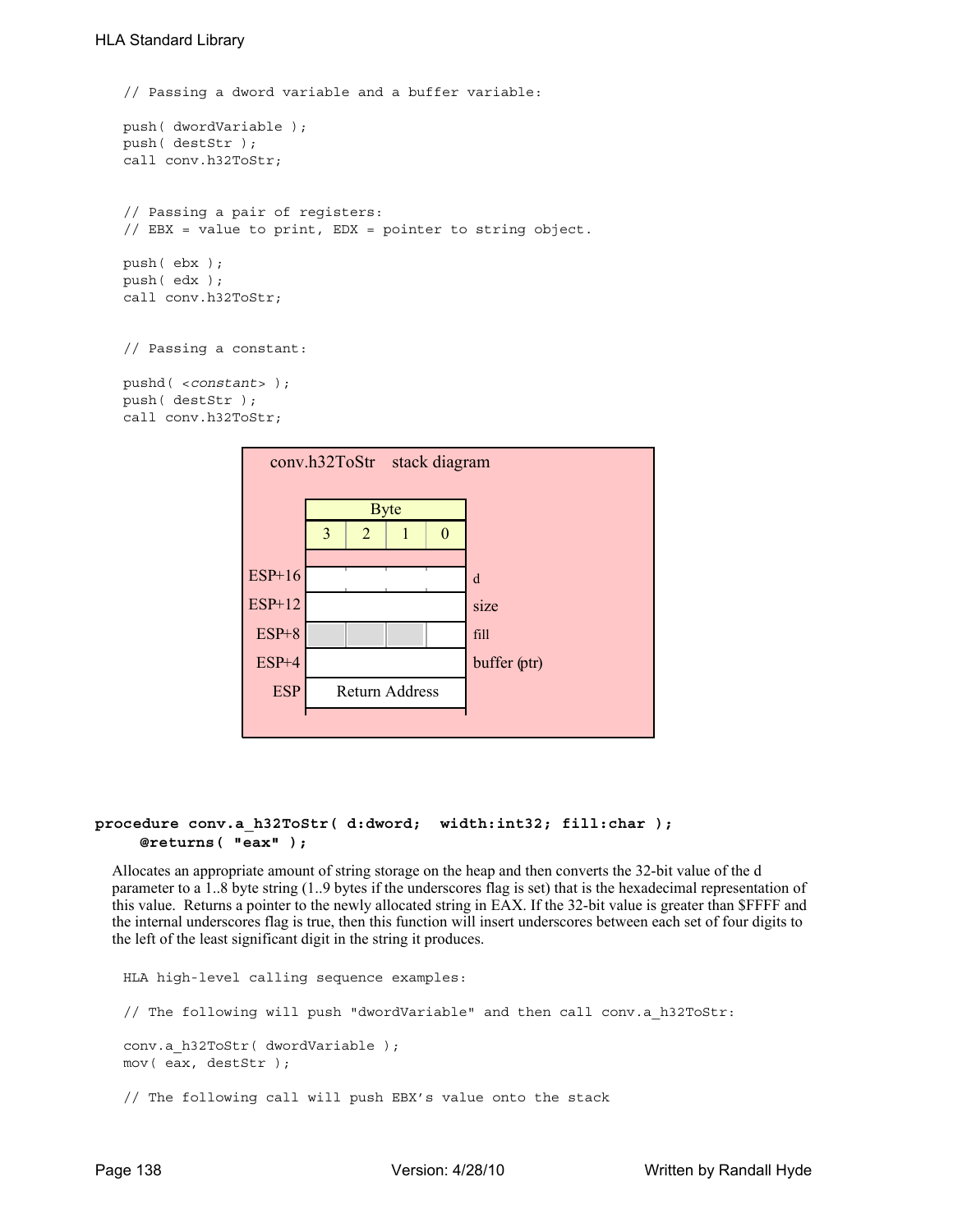```
// Passing a dword variable and a buffer variable:

push( dwordVariable );
push( destStr );
call conv.h32ToStr;


// Passing a pair of registers:
// EBX = value to print, EDX = pointer to string object.

push( ebx );
push( edx );
call conv.h32ToStr;


// Passing a constant:

pushd( <constant> );
push( destStr );
call conv.h32ToStr;
```

conv.h32ToStr stack diagram

Byte
3 2 1 0
ESP+16 d
ESP+12 size
ESP+8 fill
ESP+4 buffer (ptr)
ESP Return Address

**procedure conv.a_h32ToStr( d:dword; width:int32; fill:char );**
**@returns( "eax" );**

Allocates an appropriate amount of string storage on the heap and then converts the 32-bit value of the d parameter to a 1..8 byte string (1..9 bytes if the underscores flag is set) that is the hexadecimal representation of this value. Returns a pointer to the newly allocated string in EAX. If the 32-bit value is greater than $FFFF and the internal underscores flag is true, then this function will insert underscores between each set of four digits to the left of the least significant digit in the string it produces.

```
HLA high-level calling sequence examples:

// The following will push "dwordVariable" and then call conv.a_h32ToStr:

conv.a_h32ToStr( dwordVariable );
mov( eax, destStr );

// The following call will push EBX's value onto the stack
```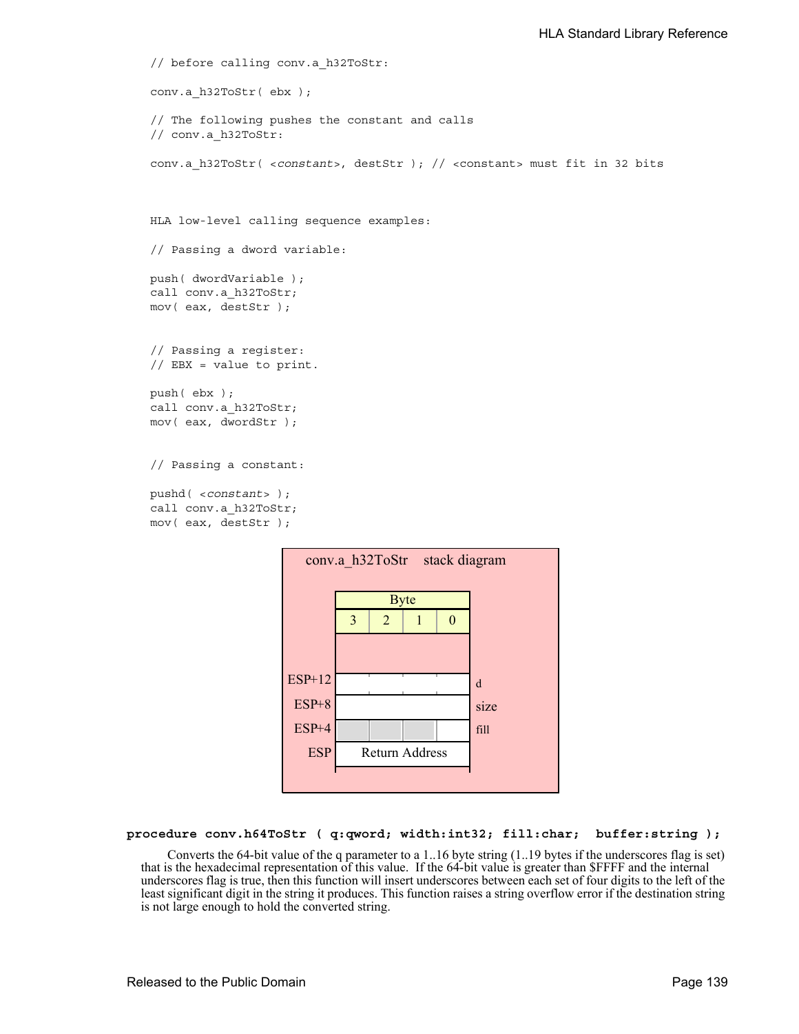```
// before calling conv.a_h32ToStr:

conv.a_h32ToStr( ebx );

// The following pushes the constant and calls
// conv.a_h32ToStr:

conv.a_h32ToStr( <constant>, destStr ); // <constant> must fit in 32 bits



HLA low-level calling sequence examples:

// Passing a dword variable:

push( dwordVariable );
call conv.a_h32ToStr;
mov( eax, destStr );


// Passing a register:
// EBX = value to print.

push( ebx );
call conv.a_h32ToStr;
mov( eax, dwordStr );


// Passing a constant:

pushd( <constant> );
call conv.a_h32ToStr;
mov( eax, destStr );
```

conv.a_h32ToStr stack diagram

Byte

3 2 1 0

ESP+12 d

ESP+8 size

ESP+4 fill

ESP Return Address

**procedure conv.h64ToStr ( q:qword; width:int32; fill:char; buffer:string );**

Converts the 64-bit value of the q parameter to a 1..16 byte string (1..19 bytes if the underscores flag is set) that is the hexadecimal representation of this value. If the 64-bit value is greater than $FFFF and the internal underscores flag is true, then this function will insert underscores between each set of four digits to the left of the least significant digit in the string it produces. This function raises a string overflow error if the destination string is not large enough to hold the converted string.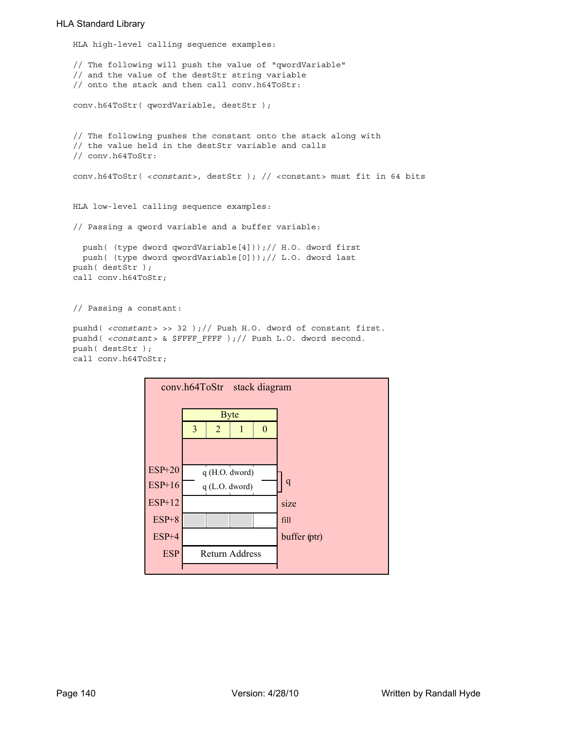HLA high-level calling sequence examples:

```
// The following will push the value of "qwordVariable"
// and the value of the destStr string variable
// onto the stack and then call conv.h64ToStr:

conv.h64ToStr( qwordVariable, destStr );


// The following pushes the constant onto the stack along with
// the value held in the destStr variable and calls
// conv.h64ToStr:

conv.h64ToStr( <constant>, destStr ); // <constant> must fit in 64 bits
```

HLA low-level calling sequence examples:

```
// Passing a qword variable and a buffer variable:

  push( (type dword qwordVariable[4]));// H.O. dword first
  push( (type dword qwordVariable[0]));// L.O. dword last
push( destStr );
call conv.h64ToStr;


// Passing a constant:

pushd( <constant> >> 32 );// Push H.O. dword of constant first.
pushd( <constant> & $FFFF_FFFF );// Push L.O. dword second.
push( destStr );
call conv.h64ToStr;
```

conv.h64ToStr stack diagram

| Offset | Byte 3 | Byte 2 | Byte 1 | Byte 0 | |
|---|---|---|---|---|---|
| ESP+20 | q (H.O. dword) | | | | q |
| ESP+16 | q (L.O. dword) | | | | |
| ESP+12 | | | | | size |
| ESP+8 | | | | | fill |
| ESP+4 | | | | | buffer (ptr) |
| ESP | Return Address | | | | |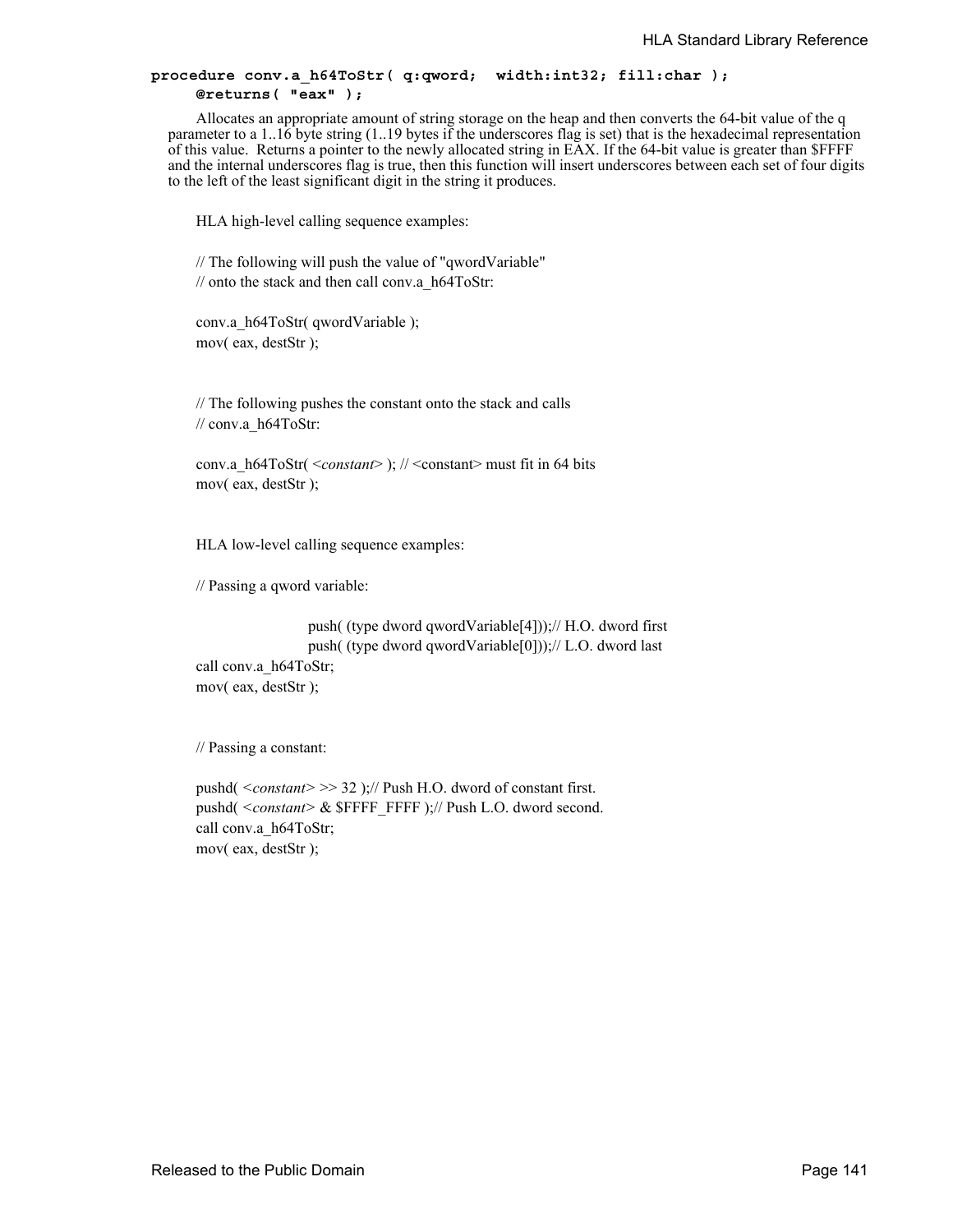```
procedure conv.a_h64ToStr( q:qword;  width:int32; fill:char );
    @returns( "eax" );
```

Allocates an appropriate amount of string storage on the heap and then converts the 64-bit value of the q parameter to a 1..16 byte string (1..19 bytes if the underscores flag is set) that is the hexadecimal representation of this value. Returns a pointer to the newly allocated string in EAX. If the 64-bit value is greater than $FFFF and the internal underscores flag is true, then this function will insert underscores between each set of four digits to the left of the least significant digit in the string it produces.

HLA high-level calling sequence examples:

```
// The following will push the value of "qwordVariable"
// onto the stack and then call conv.a_h64ToStr:

conv.a_h64ToStr( qwordVariable );
mov( eax, destStr );


// The following pushes the constant onto the stack and calls
// conv.a_h64ToStr:

conv.a_h64ToStr( <constant> ); // <constant> must fit in 64 bits
mov( eax, destStr );
```

HLA low-level calling sequence examples:

```
// Passing a qword variable:

        push( (type dword qwordVariable[4]));// H.O. dword first
        push( (type dword qwordVariable[0]));// L.O. dword last
call conv.a_h64ToStr;
mov( eax, destStr );


// Passing a constant:

pushd( <constant> >> 32 );// Push H.O. dword of constant first.
pushd( <constant> & $FFFF_FFFF );// Push L.O. dword second.
call conv.a_h64ToStr;
mov( eax, destStr );
```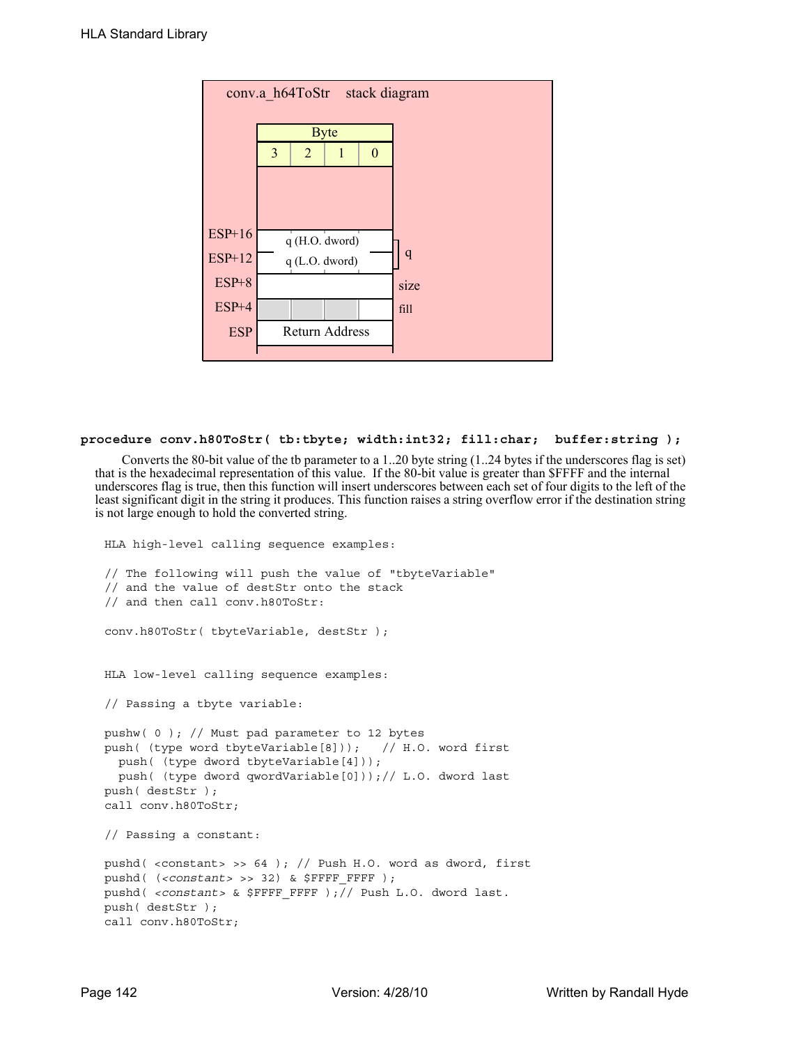conv.a_h64ToStr stack diagram

Byte

3 2 1 0

ESP+16 q (H.O. dword)

ESP+12 q (L.O. dword)

q

ESP+8 size

ESP+4 fill

ESP Return Address

**procedure conv.h80ToStr( tb:tbyte; width:int32; fill:char; buffer:string );**

Converts the 80-bit value of the tb parameter to a 1..20 byte string (1..24 bytes if the underscores flag is set) that is the hexadecimal representation of this value. If the 80-bit value is greater than $FFFF and the internal underscores flag is true, then this function will insert underscores between each set of four digits to the left of the least significant digit in the string it produces. This function raises a string overflow error if the destination string is not large enough to hold the converted string.

```
HLA high-level calling sequence examples:

// The following will push the value of "tbyteVariable"
// and the value of destStr onto the stack
// and then call conv.h80ToStr:

conv.h80ToStr( tbyteVariable, destStr );


HLA low-level calling sequence examples:

// Passing a tbyte variable:

pushw( 0 ); // Must pad parameter to 12 bytes
push( (type word tbyteVariable[8]));   // H.O. word first
  push( (type dword tbyteVariable[4]));
  push( (type dword qwordVariable[0]));// L.O. dword last
push( destStr );
call conv.h80ToStr;

// Passing a constant:

pushd( <constant> >> 64 ); // Push H.O. word as dword, first
pushd( (<constant> >> 32) & $FFFF_FFFF );
pushd( <constant> & $FFFF_FFFF );// Push L.O. dword last.
push( destStr );
call conv.h80ToStr;
```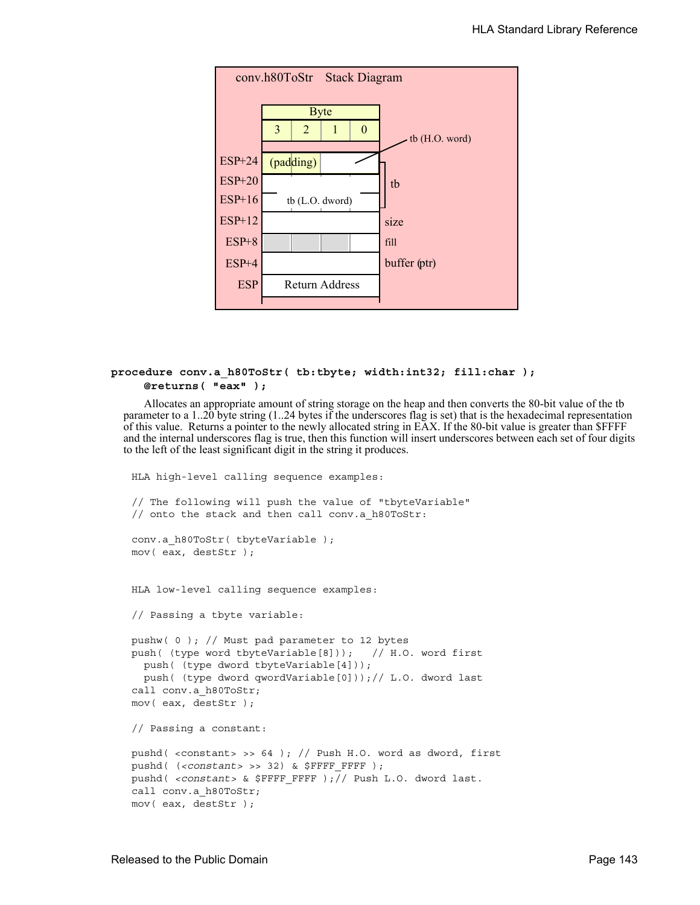conv.h80ToStr Stack Diagram

Byte

3 2 1 0

ESP+24 (padding)

tb (H.O. word)

ESP+20

ESP+16 tb (L.O. dword)

tb

ESP+12 size

ESP+8 fill

ESP+4 buffer (ptr)

ESP Return Address

```
procedure conv.a_h80ToStr( tb:tbyte; width:int32; fill:char );
    @returns( "eax" );
```

Allocates an appropriate amount of string storage on the heap and then converts the 80-bit value of the tb parameter to a 1..20 byte string (1..24 bytes if the underscores flag is set) that is the hexadecimal representation of this value. Returns a pointer to the newly allocated string in EAX. If the 80-bit value is greater than $FFFF and the internal underscores flag is true, then this function will insert underscores between each set of four digits to the left of the least significant digit in the string it produces.

```
HLA high-level calling sequence examples:

// The following will push the value of "tbyteVariable"
// onto the stack and then call conv.a_h80ToStr:

conv.a_h80ToStr( tbyteVariable );
mov( eax, destStr );


HLA low-level calling sequence examples:

// Passing a tbyte variable:

pushw( 0 ); // Must pad parameter to 12 bytes
push( (type word tbyteVariable[8]));   // H.O. word first
  push( (type dword tbyteVariable[4]));
  push( (type dword qwordVariable[0]));// L.O. dword last
call conv.a_h80ToStr;
mov( eax, destStr );

// Passing a constant:

pushd( <constant> >> 64 ); // Push H.O. word as dword, first
pushd( (<constant> >> 32) & $FFFF_FFFF );
pushd( <constant> & $FFFF_FFFF );// Push L.O. dword last.
call conv.a_h80ToStr;
mov( eax, destStr );
```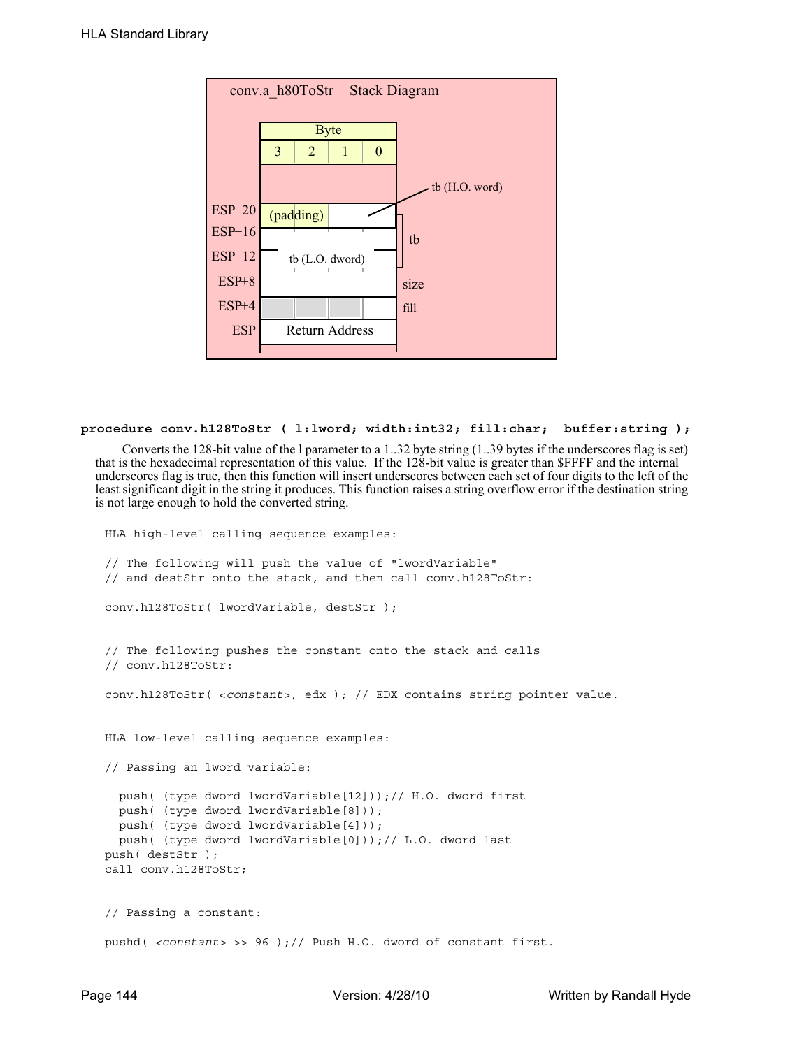conv.a_h80ToStr Stack Diagram

| | Byte 3 | Byte 2 | Byte 1 | Byte 0 | |
|---|---|---|---|---|---|
| | | | | | |
| ESP+20 | (padding) | (padding) | tb (H.O. word) | tb (H.O. word) | tb |
| ESP+16 | | | | | tb |
| ESP+12 | tb (L.O. dword) | | | | tb |
| ESP+8 | | | | | size |
| ESP+4 | | | | | fill |
| ESP | Return Address | | | | |

**procedure conv.h128ToStr ( l:lword; width:int32; fill:char; buffer:string );**

Converts the 128-bit value of the l parameter to a 1..32 byte string (1..39 bytes if the underscores flag is set) that is the hexadecimal representation of this value. If the 128-bit value is greater than $FFFF and the internal underscores flag is true, then this function will insert underscores between each set of four digits to the left of the least significant digit in the string it produces. This function raises a string overflow error if the destination string is not large enough to hold the converted string.

```
HLA high-level calling sequence examples:

// The following will push the value of "lwordVariable"
// and destStr onto the stack, and then call conv.h128ToStr:

conv.h128ToStr( lwordVariable, destStr );


// The following pushes the constant onto the stack and calls
// conv.h128ToStr:

conv.h128ToStr( <constant>, edx ); // EDX contains string pointer value.


HLA low-level calling sequence examples:

// Passing an lword variable:

  push( (type dword lwordVariable[12]));// H.O. dword first
  push( (type dword lwordVariable[8]));
  push( (type dword lwordVariable[4]));
  push( (type dword lwordVariable[0]));// L.O. dword last
push( destStr );
call conv.h128ToStr;


// Passing a constant:

pushd( <constant> >> 96 );// Push H.O. dword of constant first.
```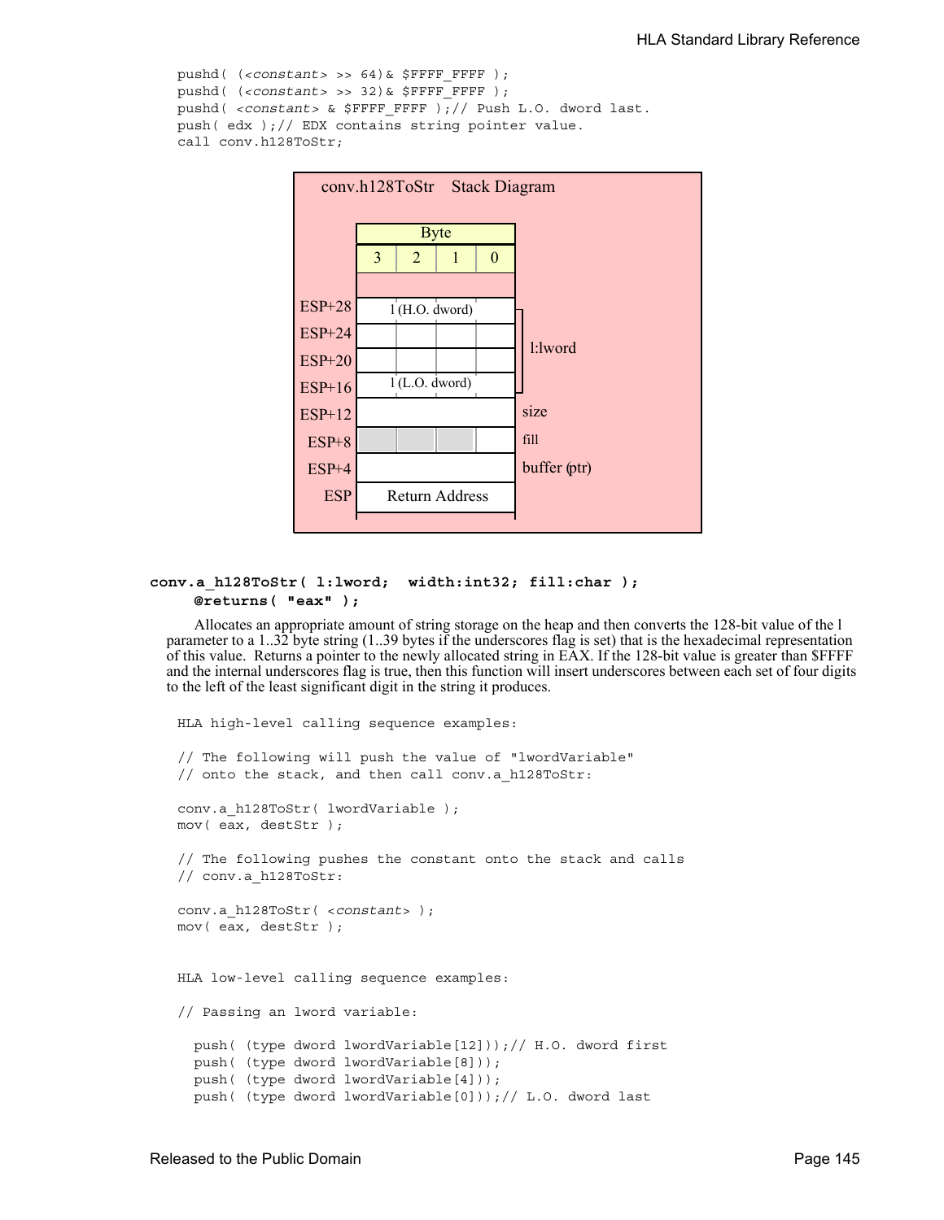```
pushd( (<constant> >> 64)& $FFFF_FFFF );
pushd( (<constant> >> 32)& $FFFF_FFFF );
pushd( <constant> & $FFFF_FFFF );// Push L.O. dword last.
push( edx );// EDX contains string pointer value.
call conv.h128ToStr;
```

conv.h128ToStr Stack Diagram

| | Byte 3 | Byte 2 | Byte 1 | Byte 0 | |
|---|---|---|---|---|---|
| ESP+28 | l (H.O. dword) | | | | l:lword |
| ESP+24 | | | | | |
| ESP+20 | | | | | |
| ESP+16 | l (L.O. dword) | | | | |
| ESP+12 | | | | | size |
| ESP+8 | | | | | fill |
| ESP+4 | | | | | buffer (ptr) |
| ESP | Return Address | | | | |

**conv.a_h128ToStr( l:lword; width:int32; fill:char );**
**@returns( "eax" );**

Allocates an appropriate amount of string storage on the heap and then converts the 128-bit value of the l parameter to a 1..32 byte string (1..39 bytes if the underscores flag is set) that is the hexadecimal representation of this value. Returns a pointer to the newly allocated string in EAX. If the 128-bit value is greater than $FFFF and the internal underscores flag is true, then this function will insert underscores between each set of four digits to the left of the least significant digit in the string it produces.

```
HLA high-level calling sequence examples:

// The following will push the value of "lwordVariable"
// onto the stack, and then call conv.a_h128ToStr:

conv.a_h128ToStr( lwordVariable );
mov( eax, destStr );

// The following pushes the constant onto the stack and calls
// conv.a_h128ToStr:

conv.a_h128ToStr( <constant> );
mov( eax, destStr );


HLA low-level calling sequence examples:

// Passing an lword variable:

  push( (type dword lwordVariable[12]));// H.O. dword first
  push( (type dword lwordVariable[8]));
  push( (type dword lwordVariable[4]));
  push( (type dword lwordVariable[0]));// L.O. dword last
```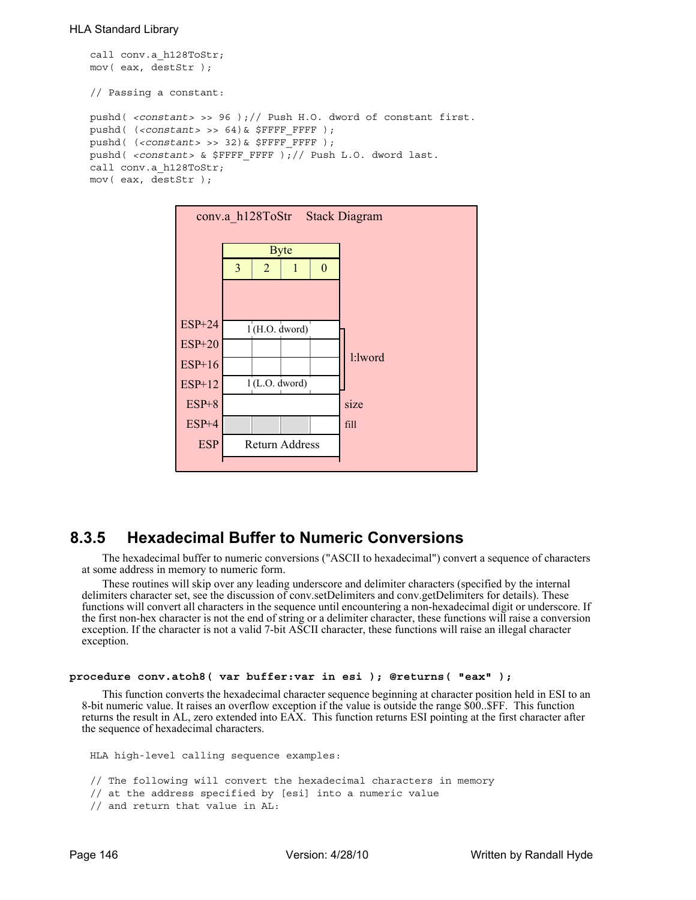```
call conv.a_h128ToStr;
mov( eax, destStr );

// Passing a constant:

pushd( <constant> >> 96 );// Push H.O. dword of constant first.
pushd( (<constant> >> 64)& $FFFF_FFFF );
pushd( (<constant> >> 32)& $FFFF_FFFF );
pushd( <constant> & $FFFF_FFFF );// Push L.O. dword last.
call conv.a_h128ToStr;
mov( eax, destStr );
```

conv.a_h128ToStr Stack Diagram

| | Byte 3 | Byte 2 | Byte 1 | Byte 0 | |
|---|---|---|---|---|---|
| ESP+24 | l (H.O. dword) | | | | l:lword |
| ESP+20 | | | | | |
| ESP+16 | | | | | |
| ESP+12 | l (L.O. dword) | | | | |
| ESP+8 | | | | | size |
| ESP+4 | | | | | fill |
| ESP | Return Address | | | | |

## 8.3.5 Hexadecimal Buffer to Numeric Conversions

The hexadecimal buffer to numeric conversions ("ASCII to hexadecimal") convert a sequence of characters at some address in memory to numeric form.

These routines will skip over any leading underscore and delimiter characters (specified by the internal delimiters character set, see the discussion of conv.setDelimiters and conv.getDelimiters for details). These functions will convert all characters in the sequence until encountering a non-hexadecimal digit or underscore. If the first non-hex character is not the end of string or a delimiter character, these functions will raise a conversion exception. If the character is not a valid 7-bit ASCII character, these functions will raise an illegal character exception.

**procedure conv.atoh8( var buffer:var in esi ); @returns( "eax" );**

This function converts the hexadecimal character sequence beginning at character position held in ESI to an 8-bit numeric value. It raises an overflow exception if the value is outside the range $00..$FF. This function returns the result in AL, zero extended into EAX. This function returns ESI pointing at the first character after the sequence of hexadecimal characters.

```
HLA high-level calling sequence examples:

// The following will convert the hexadecimal characters in memory
// at the address specified by [esi] into a numeric value
// and return that value in AL:
```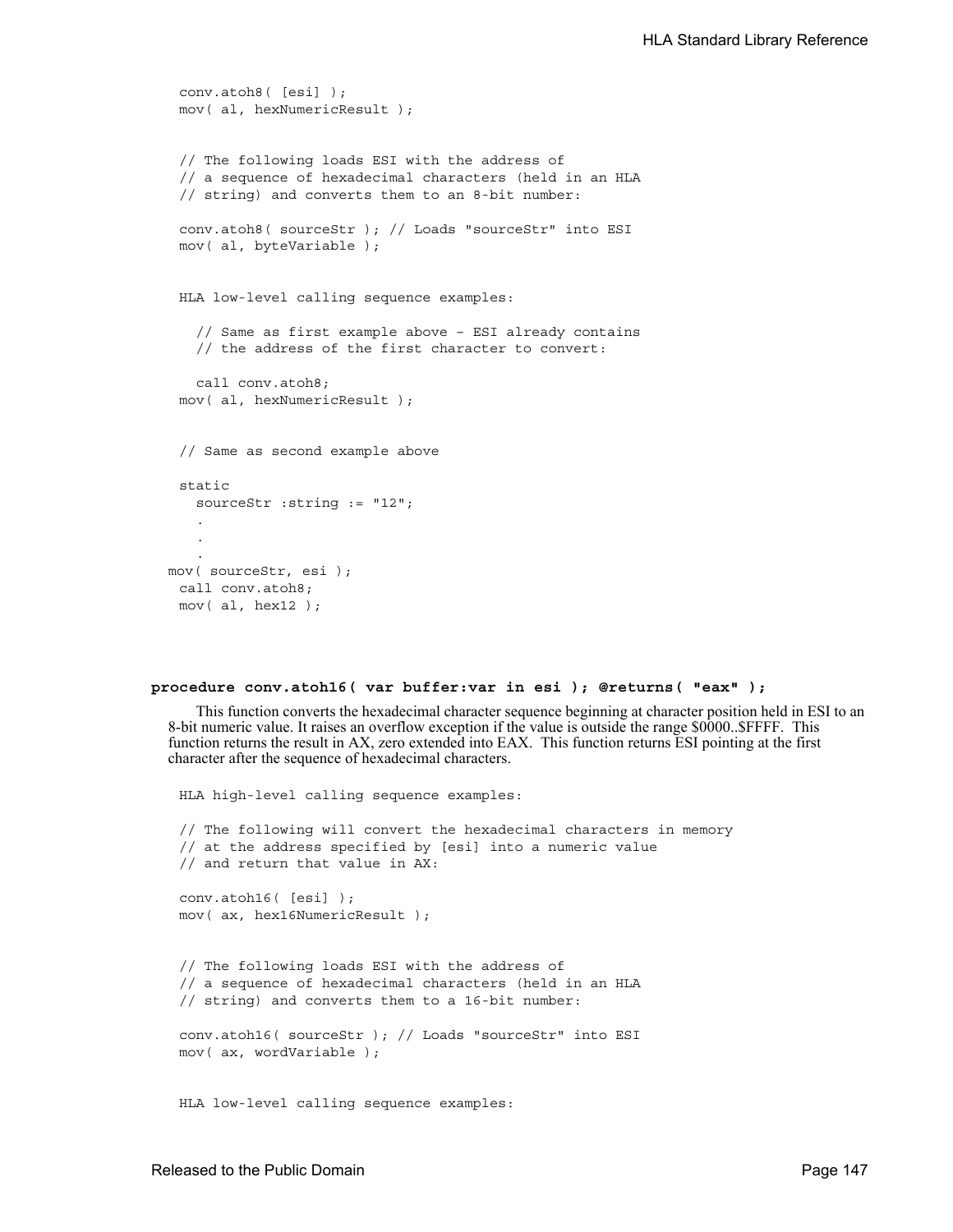```
conv.atoh8( [esi] );
mov( al, hexNumericResult );


// The following loads ESI with the address of
// a sequence of hexadecimal characters (held in an HLA
// string) and converts them to an 8-bit number:

conv.atoh8( sourceStr ); // Loads "sourceStr" into ESI
mov( al, byteVariable );
```

HLA low-level calling sequence examples:

```
  // Same as first example above - ESI already contains
  // the address of the first character to convert:

  call conv.atoh8;
mov( al, hexNumericResult );


// Same as second example above

static
  sourceStr :string := "12";
  .
  .
  .
mov( sourceStr, esi );
call conv.atoh8;
mov( al, hex12 );
```

**procedure conv.atoh16( var buffer:var in esi ); @returns( "eax" );**

This function converts the hexadecimal character sequence beginning at character position held in ESI to an 8-bit numeric value. It raises an overflow exception if the value is outside the range $0000..$FFFF. This function returns the result in AX, zero extended into EAX. This function returns ESI pointing at the first character after the sequence of hexadecimal characters.

HLA high-level calling sequence examples:

```
// The following will convert the hexadecimal characters in memory
// at the address specified by [esi] into a numeric value
// and return that value in AX:

conv.atoh16( [esi] );
mov( ax, hex16NumericResult );


// The following loads ESI with the address of
// a sequence of hexadecimal characters (held in an HLA
// string) and converts them to a 16-bit number:

conv.atoh16( sourceStr ); // Loads "sourceStr" into ESI
mov( ax, wordVariable );
```

HLA low-level calling sequence examples: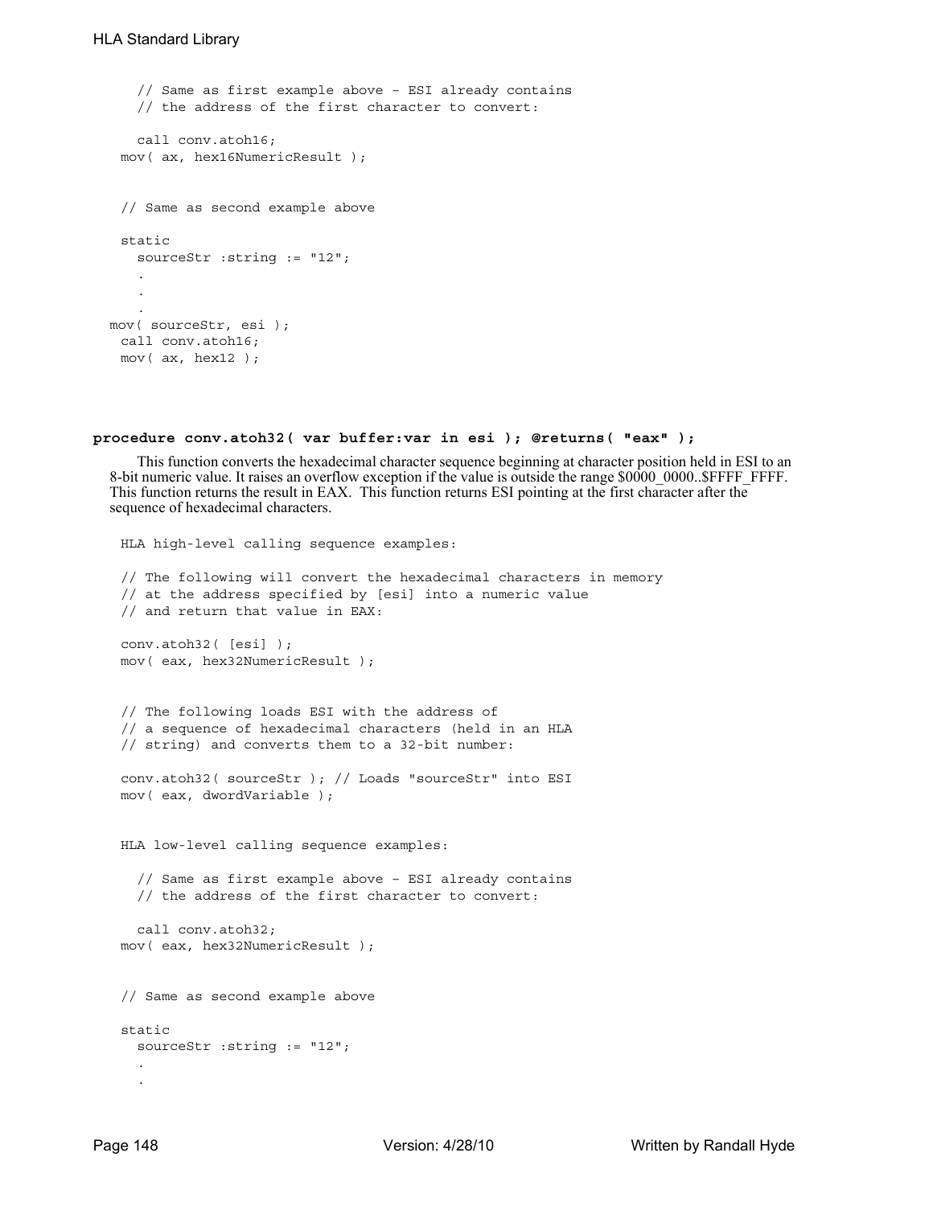```
      // Same as first example above - ESI already contains
      // the address of the first character to convert:

      call conv.atoh16;
   mov( ax, hex16NumericResult );


   // Same as second example above

   static
      sourceStr :string := "12";
      .
      .
      .
  mov( sourceStr, esi );
   call conv.atoh16;
   mov( ax, hex12 );
```

**procedure conv.atoh32( var buffer:var in esi ); @returns( "eax" );**

This function converts the hexadecimal character sequence beginning at character position held in ESI to an 8-bit numeric value. It raises an overflow exception if the value is outside the range $0000_0000..$FFFF_FFFF. This function returns the result in EAX. This function returns ESI pointing at the first character after the sequence of hexadecimal characters.

```
   HLA high-level calling sequence examples:

   // The following will convert the hexadecimal characters in memory
   // at the address specified by [esi] into a numeric value
   // and return that value in EAX:

   conv.atoh32( [esi] );
   mov( eax, hex32NumericResult );


   // The following loads ESI with the address of
   // a sequence of hexadecimal characters (held in an HLA
   // string) and converts them to a 32-bit number:

   conv.atoh32( sourceStr ); // Loads "sourceStr" into ESI
   mov( eax, dwordVariable );


   HLA low-level calling sequence examples:

      // Same as first example above - ESI already contains
      // the address of the first character to convert:

      call conv.atoh32;
   mov( eax, hex32NumericResult );


   // Same as second example above

   static
      sourceStr :string := "12";
      .
      .
```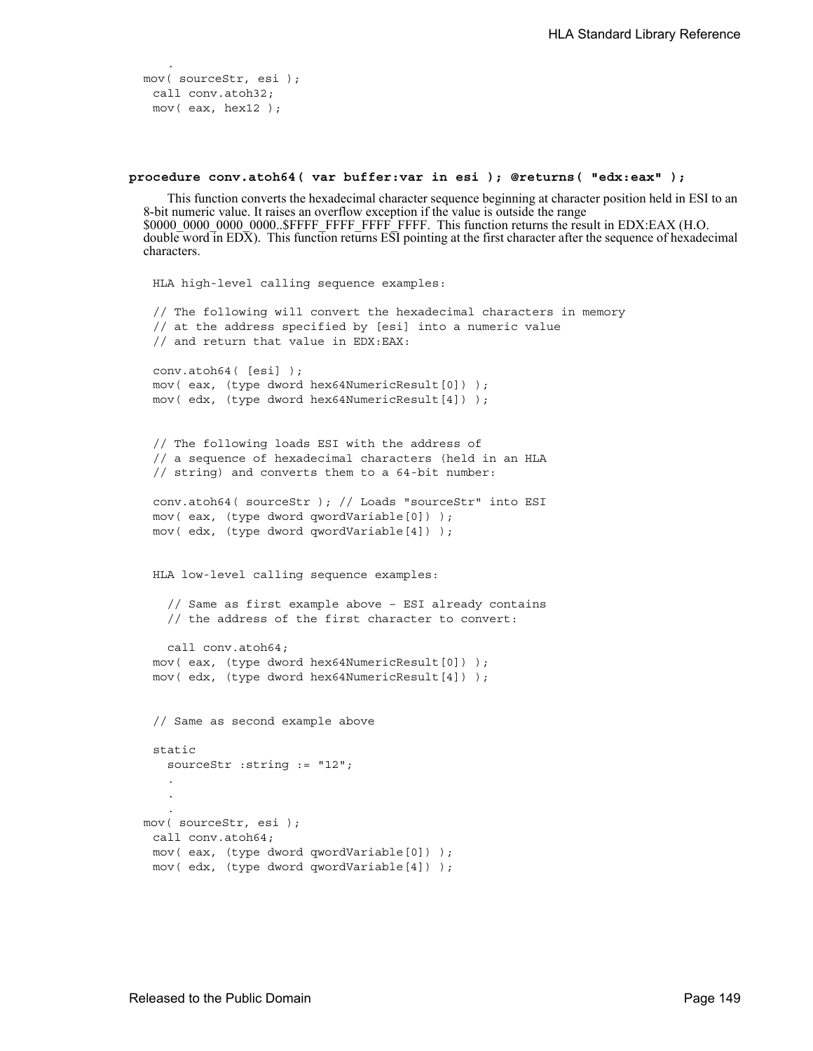```
    .
mov( sourceStr, esi );
 call conv.atoh32;
 mov( eax, hex12 );
```

**procedure conv.atoh64( var buffer:var in esi ); @returns( "edx:eax" );**

This function converts the hexadecimal character sequence beginning at character position held in ESI to an 8-bit numeric value. It raises an overflow exception if the value is outside the range $0000_0000_0000_0000..$FFFF_FFFF_FFFF_FFFF. This function returns the result in EDX:EAX (H.O. double word in EDX). This function returns ESI pointing at the first character after the sequence of hexadecimal characters.

```
HLA high-level calling sequence examples:

// The following will convert the hexadecimal characters in memory
// at the address specified by [esi] into a numeric value
// and return that value in EDX:EAX:

conv.atoh64( [esi] );
mov( eax, (type dword hex64NumericResult[0]) );
mov( edx, (type dword hex64NumericResult[4]) );


// The following loads ESI with the address of
// a sequence of hexadecimal characters (held in an HLA
// string) and converts them to a 64-bit number:

conv.atoh64( sourceStr ); // Loads "sourceStr" into ESI
mov( eax, (type dword qwordVariable[0]) );
mov( edx, (type dword qwordVariable[4]) );


HLA low-level calling sequence examples:

  // Same as first example above - ESI already contains
  // the address of the first character to convert:

  call conv.atoh64;
mov( eax, (type dword hex64NumericResult[0]) );
mov( edx, (type dword hex64NumericResult[4]) );


// Same as second example above

static
  sourceStr :string := "12";
  .
  .
  .
mov( sourceStr, esi );
 call conv.atoh64;
 mov( eax, (type dword qwordVariable[0]) );
 mov( edx, (type dword qwordVariable[4]) );
```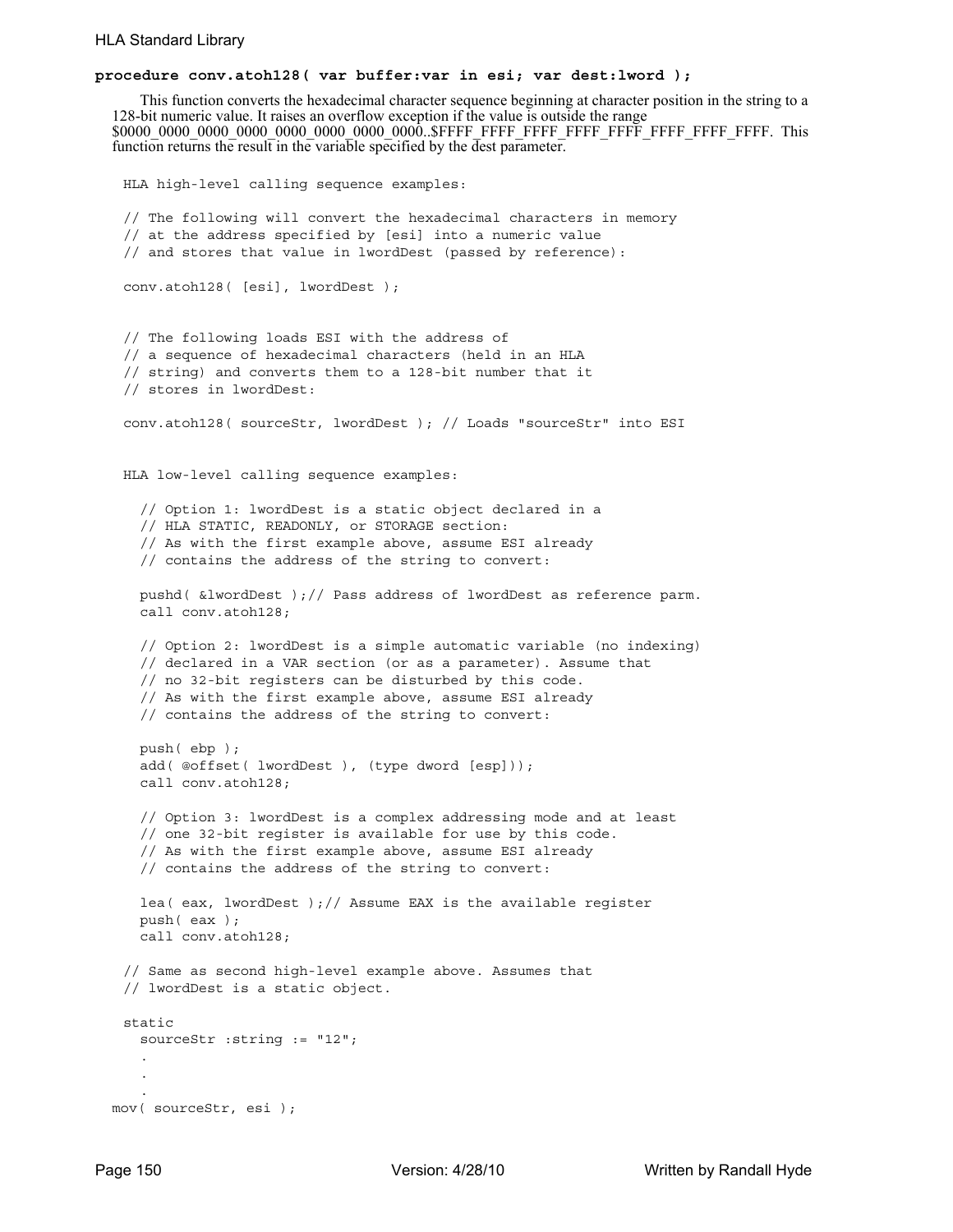**procedure conv.atoh128( var buffer:var in esi; var dest:lword );**

This function converts the hexadecimal character sequence beginning at character position in the string to a 128-bit numeric value. It raises an overflow exception if the value is outside the range $0000_0000_0000_0000_0000_0000_0000_0000..$FFFF_FFFF_FFFF_FFFF_FFFF_FFFF_FFFF_FFFF. This function returns the result in the variable specified by the dest parameter.

```
HLA high-level calling sequence examples:

// The following will convert the hexadecimal characters in memory
// at the address specified by [esi] into a numeric value
// and stores that value in lwordDest (passed by reference):

conv.atoh128( [esi], lwordDest );


// The following loads ESI with the address of
// a sequence of hexadecimal characters (held in an HLA
// string) and converts them to a 128-bit number that it
// stores in lwordDest:

conv.atoh128( sourceStr, lwordDest ); // Loads "sourceStr" into ESI


HLA low-level calling sequence examples:

  // Option 1: lwordDest is a static object declared in a
  // HLA STATIC, READONLY, or STORAGE section:
  // As with the first example above, assume ESI already
  // contains the address of the string to convert:

  pushd( &lwordDest );// Pass address of lwordDest as reference parm.
  call conv.atoh128;

  // Option 2: lwordDest is a simple automatic variable (no indexing)
  // declared in a VAR section (or as a parameter). Assume that
  // no 32-bit registers can be disturbed by this code.
  // As with the first example above, assume ESI already
  // contains the address of the string to convert:

  push( ebp );
  add( @offset( lwordDest ), (type dword [esp]));
  call conv.atoh128;

  // Option 3: lwordDest is a complex addressing mode and at least
  // one 32-bit register is available for use by this code.
  // As with the first example above, assume ESI already
  // contains the address of the string to convert:

  lea( eax, lwordDest );// Assume EAX is the available register
  push( eax );
  call conv.atoh128;

// Same as second high-level example above. Assumes that
// lwordDest is a static object.

static
  sourceStr :string := "12";
  .
  .
  .
mov( sourceStr, esi );
```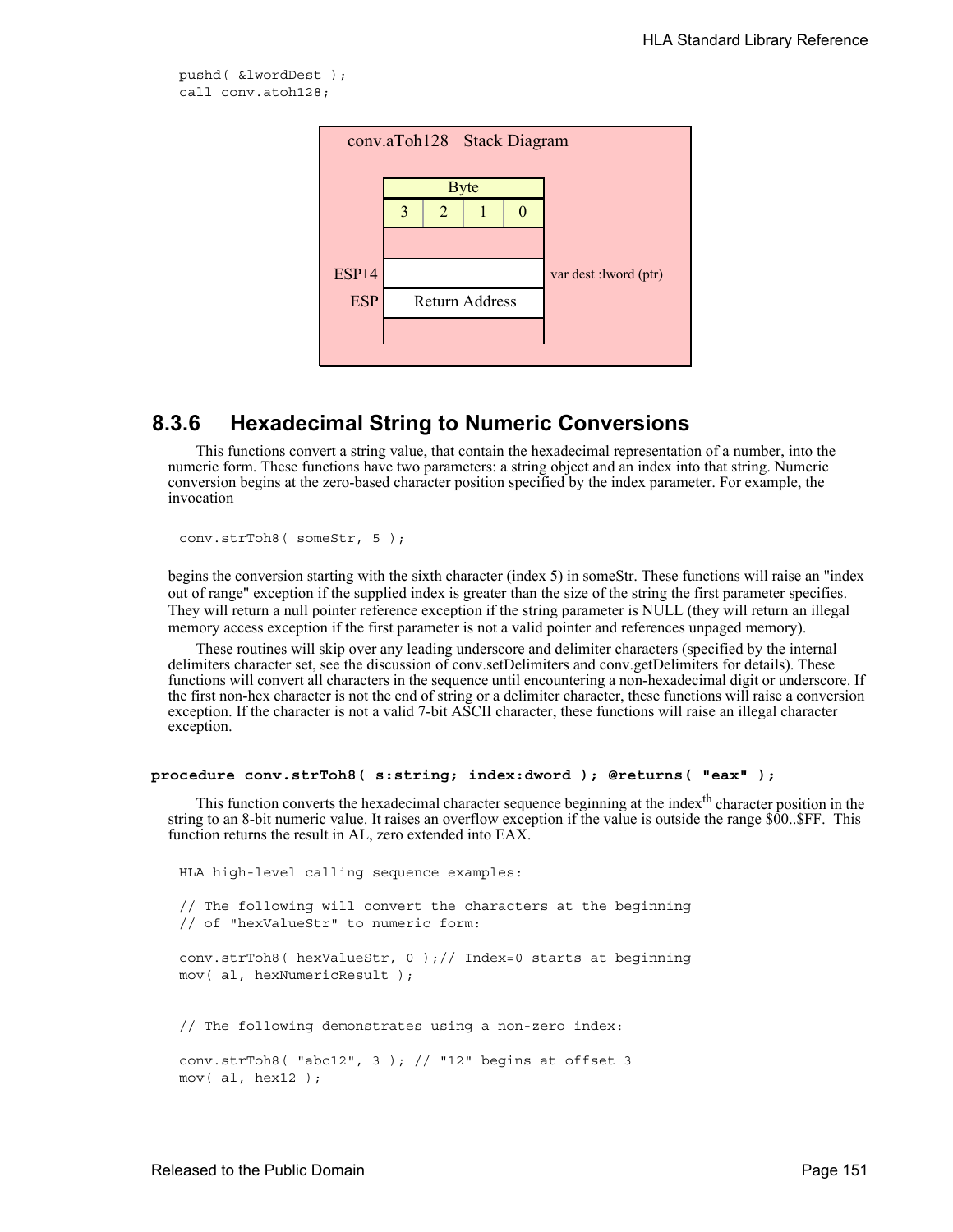```
pushd( &lwordDest );
call conv.atoh128;
```

conv.aToh128 Stack Diagram

Byte

3 2 1 0

ESP+4 var dest :lword (ptr)

ESP Return Address

## 8.3.6 Hexadecimal String to Numeric Conversions

This functions convert a string value, that contain the hexadecimal representation of a number, into the numeric form. These functions have two parameters: a string object and an index into that string. Numeric conversion begins at the zero-based character position specified by the index parameter. For example, the invocation

```
conv.strToh8( someStr, 5 );
```

begins the conversion starting with the sixth character (index 5) in someStr. These functions will raise an "index out of range" exception if the supplied index is greater than the size of the string the first parameter specifies. They will return a null pointer reference exception if the string parameter is NULL (they will return an illegal memory access exception if the first parameter is not a valid pointer and references unpaged memory).

These routines will skip over any leading underscore and delimiter characters (specified by the internal delimiters character set, see the discussion of conv.setDelimiters and conv.getDelimiters for details). These functions will convert all characters in the sequence until encountering a non-hexadecimal digit or underscore. If the first non-hex character is not the end of string or a delimiter character, these functions will raise a conversion exception. If the character is not a valid 7-bit ASCII character, these functions will raise an illegal character exception.

**procedure conv.strToh8( s:string; index:dword ); @returns( "eax" );**

This function converts the hexadecimal character sequence beginning at the index$^{th}$ character position in the string to an 8-bit numeric value. It raises an overflow exception if the value is outside the range $00..$FF. This function returns the result in AL, zero extended into EAX.

```
HLA high-level calling sequence examples:

// The following will convert the characters at the beginning
// of "hexValueStr" to numeric form:

conv.strToh8( hexValueStr, 0 );// Index=0 starts at beginning
mov( al, hexNumericResult );


// The following demonstrates using a non-zero index:

conv.strToh8( "abc12", 3 ); // "12" begins at offset 3
mov( al, hex12 );
```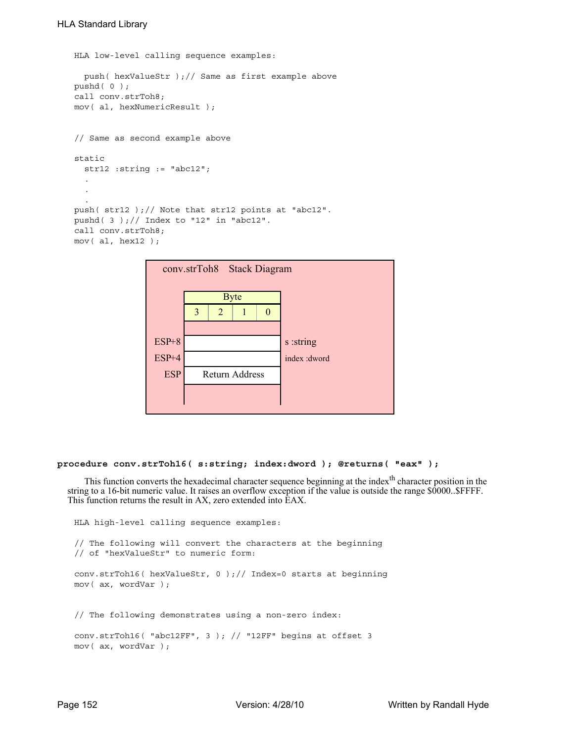```
HLA low-level calling sequence examples:

  push( hexValueStr );// Same as first example above
pushd( 0 );
call conv.strToh8;
mov( al, hexNumericResult );


// Same as second example above

static
  str12 :string := "abc12";
  .
  .
  .
push( str12 );// Note that str12 points at "abc12".
pushd( 3 );// Index to "12" in "abc12".
call conv.strToh8;
mov( al, hex12 );
```

conv.strToh8 Stack Diagram

| Offset | Byte 3 2 1 0 | |
|---|---|---|
| ESP+8 | | s :string |
| ESP+4 | | index :dword |
| ESP | Return Address | |

**procedure conv.strToh16( s:string; index:dword ); @returns( "eax" );**

This function converts the hexadecimal character sequence beginning at the index^th character position in the string to a 16-bit numeric value. It raises an overflow exception if the value is outside the range $0000..$FFFF. This function returns the result in AX, zero extended into EAX.

```
HLA high-level calling sequence examples:

// The following will convert the characters at the beginning
// of "hexValueStr" to numeric form:

conv.strToh16( hexValueStr, 0 );// Index=0 starts at beginning
mov( ax, wordVar );


// The following demonstrates using a non-zero index:

conv.strToh16( "abc12FF", 3 ); // "12FF" begins at offset 3
mov( ax, wordVar );
```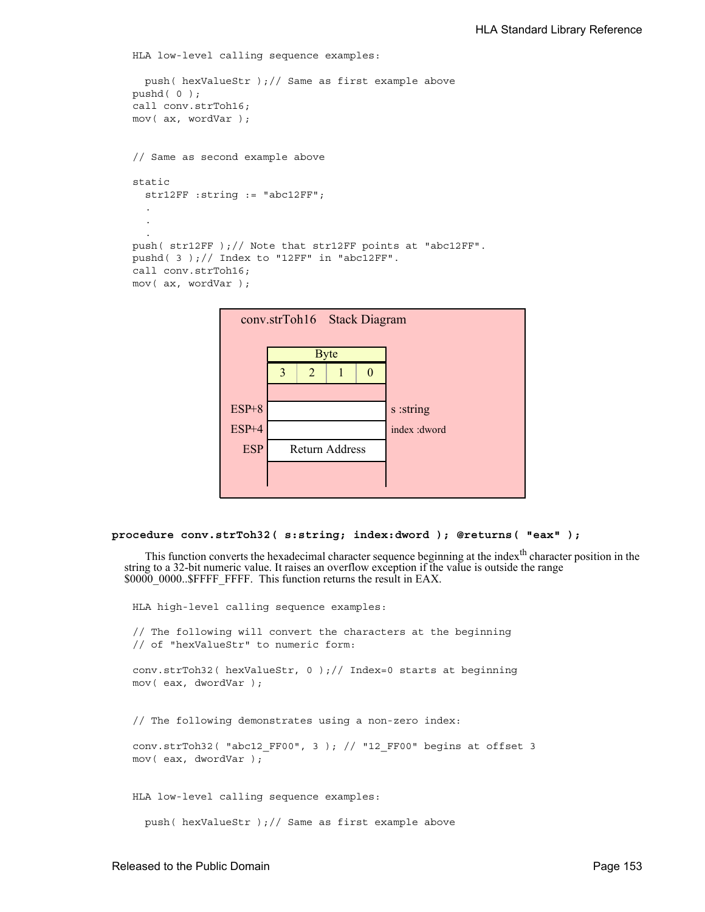```
HLA low-level calling sequence examples:

  push( hexValueStr );// Same as first example above
pushd( 0 );
call conv.strToh16;
mov( ax, wordVar );


// Same as second example above

static
  str12FF :string := "abc12FF";
  .
  .
  .
push( str12FF );// Note that str12FF points at "abc12FF".
pushd( 3 );// Index to "12FF" in "abc12FF".
call conv.strToh16;
mov( ax, wordVar );
```

conv.strToh16 Stack Diagram

| | Byte | | | | |
|---|---|---|---|---|---|
| | 3 | 2 | 1 | 0 | |
| ESP+8 | | | | | s :string |
| ESP+4 | | | | | index :dword |
| ESP | Return Address | | | | |

**procedure conv.strToh32( s:string; index:dword ); @returns( "eax" );**

This function converts the hexadecimal character sequence beginning at the index[th] character position in the string to a 32-bit numeric value. It raises an overflow exception if the value is outside the range $0000_0000..$FFFF_FFFF. This function returns the result in EAX.

```
HLA high-level calling sequence examples:

// The following will convert the characters at the beginning
// of "hexValueStr" to numeric form:

conv.strToh32( hexValueStr, 0 );// Index=0 starts at beginning
mov( eax, dwordVar );


// The following demonstrates using a non-zero index:

conv.strToh32( "abc12_FF00", 3 ); // "12_FF00" begins at offset 3
mov( eax, dwordVar );


HLA low-level calling sequence examples:

  push( hexValueStr );// Same as first example above
```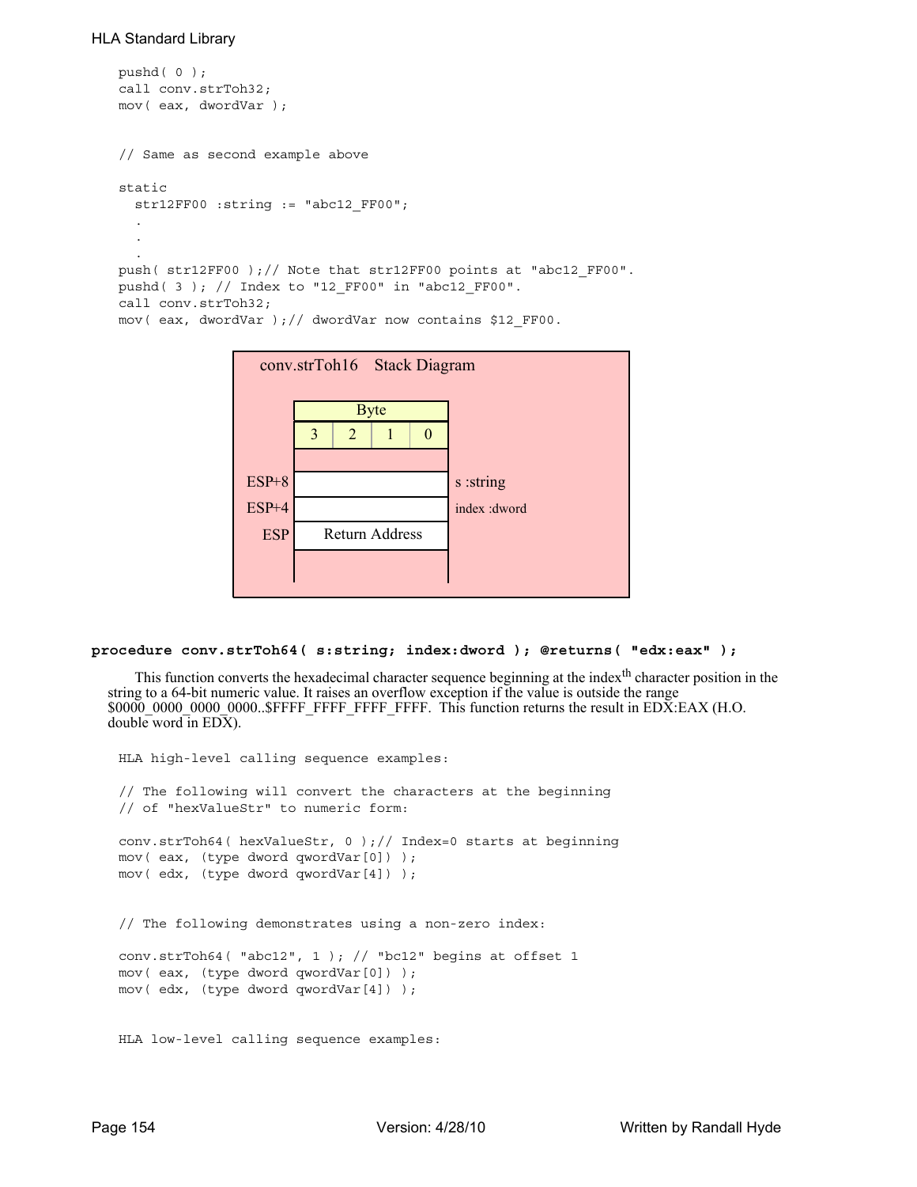```
pushd( 0 );
call conv.strToh32;
mov( eax, dwordVar );


// Same as second example above

static
  str12FF00 :string := "abc12_FF00";
  .
  .
  .
push( str12FF00 );// Note that str12FF00 points at "abc12_FF00".
pushd( 3 ); // Index to "12_FF00" in "abc12_FF00".
call conv.strToh32;
mov( eax, dwordVar );// dwordVar now contains $12_FF00.
```

conv.strToh16 Stack Diagram

Byte

3 2 1 0

ESP+8 s :string

ESP+4 index :dword

ESP Return Address

**procedure conv.strToh64( s:string; index:dword ); @returns( "edx:eax" );**

This function converts the hexadecimal character sequence beginning at the index^th character position in the string to a 64-bit numeric value. It raises an overflow exception if the value is outside the range $0000_0000_0000_0000..$FFFF_FFFF_FFFF_FFFF. This function returns the result in EDX:EAX (H.O. double word in EDX).

```
HLA high-level calling sequence examples:

// The following will convert the characters at the beginning
// of "hexValueStr" to numeric form:

conv.strToh64( hexValueStr, 0 );// Index=0 starts at beginning
mov( eax, (type dword qwordVar[0]) );
mov( edx, (type dword qwordVar[4]) );


// The following demonstrates using a non-zero index:

conv.strToh64( "abc12", 1 ); // "bc12" begins at offset 1
mov( eax, (type dword qwordVar[0]) );
mov( edx, (type dword qwordVar[4]) );


HLA low-level calling sequence examples:
```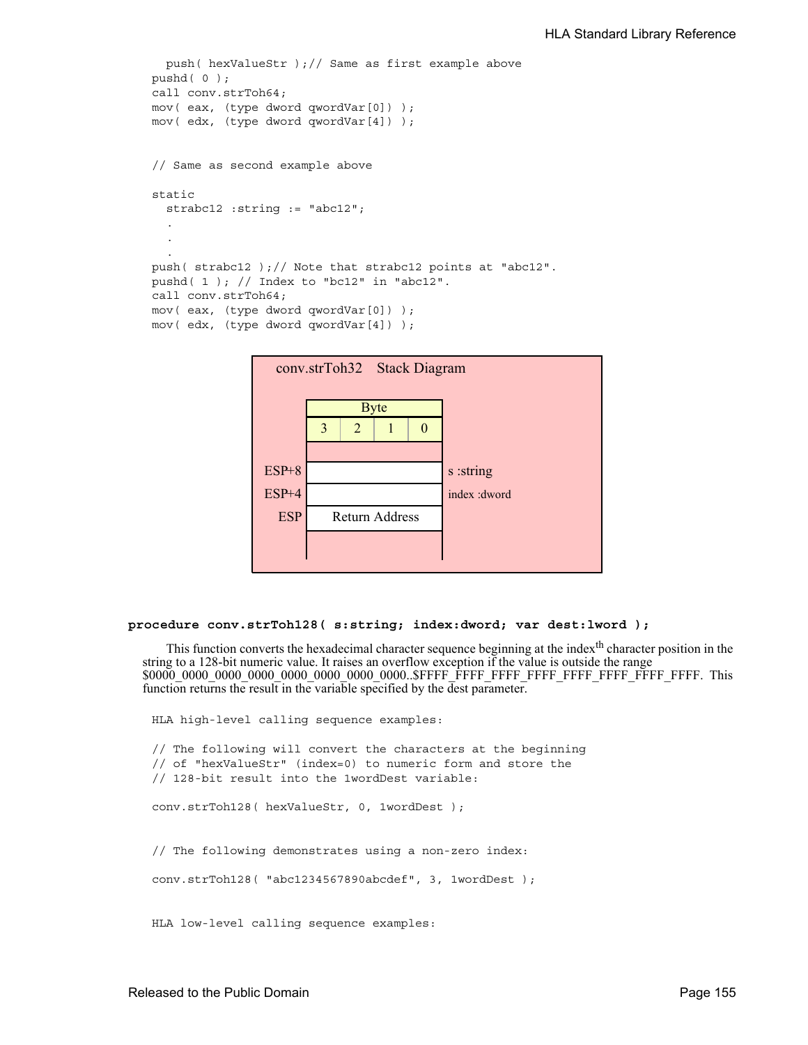```
  push( hexValueStr );// Same as first example above
pushd( 0 );
call conv.strToh64;
mov( eax, (type dword qwordVar[0]) );
mov( edx, (type dword qwordVar[4]) );


// Same as second example above

static
  strabc12 :string := "abc12";
  .
  .
  .
push( strabc12 );// Note that strabc12 points at "abc12".
pushd( 1 ); // Index to "bc12" in "abc12".
call conv.strToh64;
mov( eax, (type dword qwordVar[0]) );
mov( edx, (type dword qwordVar[4]) );
```

conv.strToh32 Stack Diagram

| | Byte | | | | |
|---|---|---|---|---|---|
| | 3 | 2 | 1 | 0 | |
| ESP+8 | | | | | s :string |
| ESP+4 | | | | | index :dword |
| ESP | Return Address | | | | |

**procedure conv.strToh128( s:string; index:dword; var dest:lword );**

This function converts the hexadecimal character sequence beginning at the index[th] character position in the string to a 128-bit numeric value. It raises an overflow exception if the value is outside the range $0000_0000_0000_0000_0000_0000_0000_0000..$FFFF_FFFF_FFFF_FFFF_FFFF_FFFF_FFFF_FFFF. This function returns the result in the variable specified by the dest parameter.

```
HLA high-level calling sequence examples:

// The following will convert the characters at the beginning
// of "hexValueStr" (index=0) to numeric form and store the
// 128-bit result into the lwordDest variable:

conv.strToh128( hexValueStr, 0, lwordDest );


// The following demonstrates using a non-zero index:

conv.strToh128( "abc1234567890abcdef", 3, lwordDest );


HLA low-level calling sequence examples:
```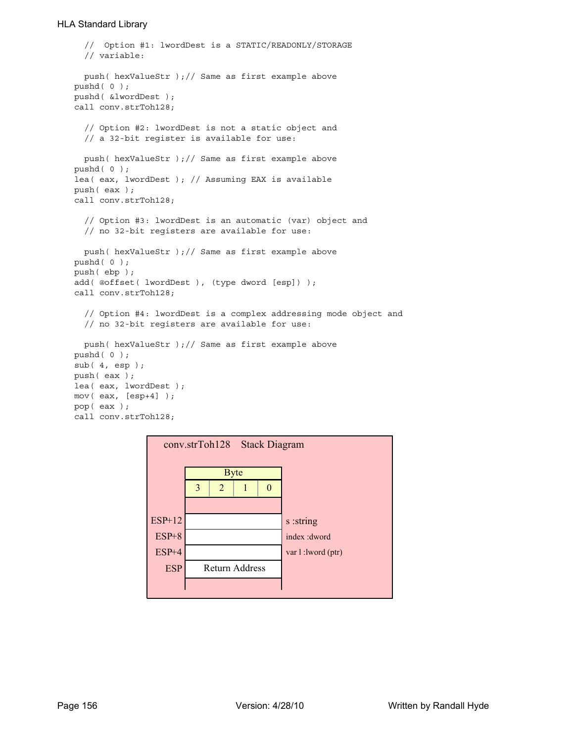```
  //  Option #1: lwordDest is a STATIC/READONLY/STORAGE
  // variable:

  push( hexValueStr );// Same as first example above
pushd( 0 );
pushd( &lwordDest );
call conv.strToh128;

  // Option #2: lwordDest is not a static object and
  // a 32-bit register is available for use:

  push( hexValueStr );// Same as first example above
pushd( 0 );
lea( eax, lwordDest ); // Assuming EAX is available
push( eax );
call conv.strToh128;

  // Option #3: lwordDest is an automatic (var) object and
  // no 32-bit registers are available for use:

  push( hexValueStr );// Same as first example above
pushd( 0 );
push( ebp );
add( @offset( lwordDest ), (type dword [esp]) );
call conv.strToh128;

  // Option #4: lwordDest is a complex addressing mode object and
  // no 32-bit registers are available for use:

  push( hexValueStr );// Same as first example above
pushd( 0 );
sub( 4, esp );
push( eax );
lea( eax, lwordDest );
mov( eax, [esp+4] );
pop( eax );
call conv.strToh128;
```

conv.strToh128 Stack Diagram

| | Byte 3 | Byte 2 | Byte 1 | Byte 0 | |
|---|---|---|---|---|---|
| ESP+12 | | | | | s :string |
| ESP+8 | | | | | index :dword |
| ESP+4 | | | | | var l :lword (ptr) |
| ESP | Return Address | | | | |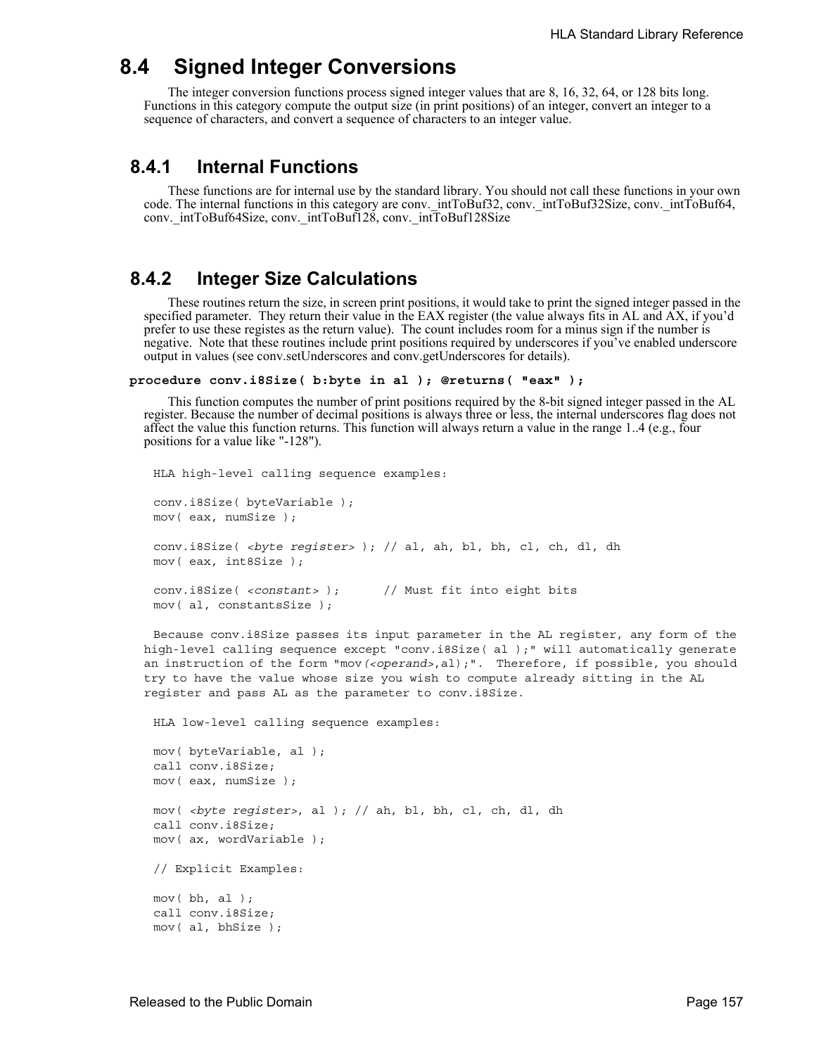## 8.4 Signed Integer Conversions

The integer conversion functions process signed integer values that are 8, 16, 32, 64, or 128 bits long. Functions in this category compute the output size (in print positions) of an integer, convert an integer to a sequence of characters, and convert a sequence of characters to an integer value.

### 8.4.1 Internal Functions

These functions are for internal use by the standard library. You should not call these functions in your own code. The internal functions in this category are conv._intToBuf32, conv._intToBuf32Size, conv._intToBuf64, conv._intToBuf64Size, conv._intToBuf128, conv._intToBuf128Size

### 8.4.2 Integer Size Calculations

These routines return the size, in screen print positions, it would take to print the signed integer passed in the specified parameter. They return their value in the EAX register (the value always fits in AL and AX, if you'd prefer to use these registes as the return value). The count includes room for a minus sign if the number is negative. Note that these routines include print positions required by underscores if you've enabled underscore output in values (see conv.setUnderscores and conv.getUnderscores for details).

**procedure conv.i8Size( b:byte in al ); @returns( "eax" );**

This function computes the number of print positions required by the 8-bit signed integer passed in the AL register. Because the number of decimal positions is always three or less, the internal underscores flag does not affect the value this function returns. This function will always return a value in the range 1..4 (e.g., four positions for a value like "-128").

```
HLA high-level calling sequence examples:

conv.i8Size( byteVariable );
mov( eax, numSize );

conv.i8Size( <byte register> ); // al, ah, bl, bh, cl, ch, dl, dh
mov( eax, int8Size );

conv.i8Size( <constant> );      // Must fit into eight bits
mov( al, constantsSize );
```

Because conv.i8Size passes its input parameter in the AL register, any form of the high-level calling sequence except "conv.i8Size( al );" will automatically generate an instruction of the form "mov(<operand>,al);". Therefore, if possible, you should try to have the value whose size you wish to compute already sitting in the AL register and pass AL as the parameter to conv.i8Size.

```
HLA low-level calling sequence examples:

mov( byteVariable, al );
call conv.i8Size;
mov( eax, numSize );

mov( <byte register>, al ); // ah, bl, bh, cl, ch, dl, dh
call conv.i8Size;
mov( ax, wordVariable );

// Explicit Examples:

mov( bh, al );
call conv.i8Size;
mov( al, bhSize );
```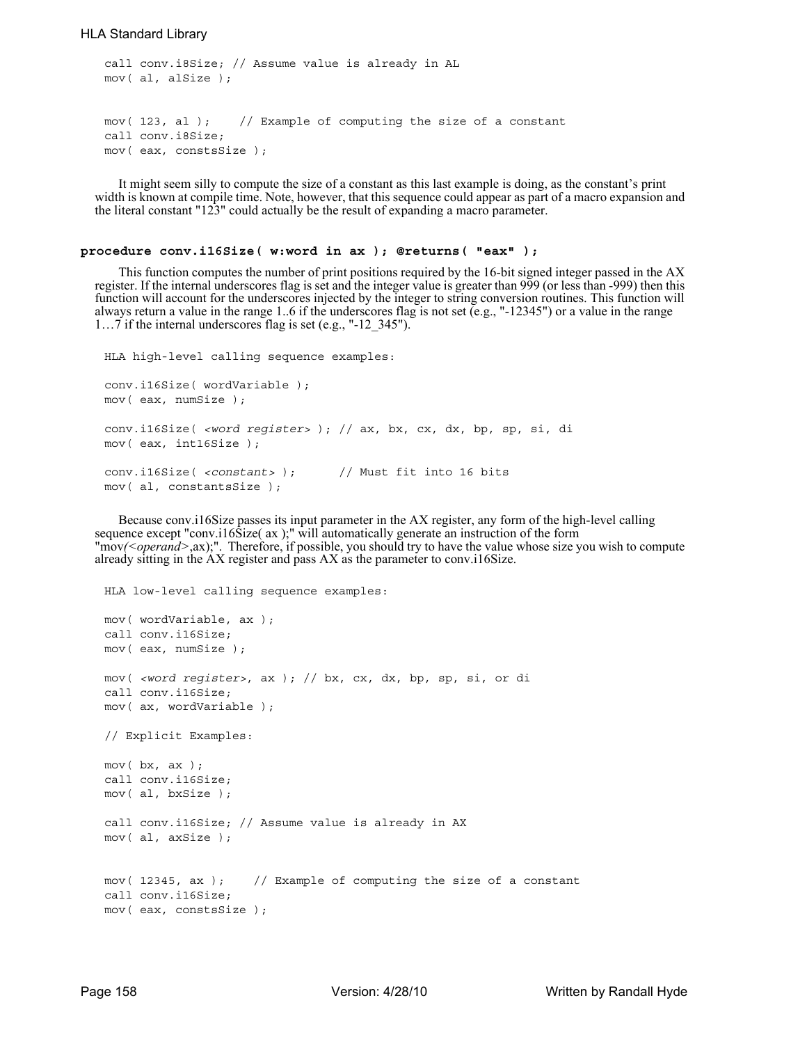```
call conv.i8Size; // Assume value is already in AL
mov( al, alSize );


mov( 123, al );    // Example of computing the size of a constant
call conv.i8Size;
mov( eax, constsSize );
```

It might seem silly to compute the size of a constant as this last example is doing, as the constant's print width is known at compile time. Note, however, that this sequence could appear as part of a macro expansion and the literal constant "123" could actually be the result of expanding a macro parameter.

**procedure conv.i16Size( w:word in ax ); @returns( "eax" );**

This function computes the number of print positions required by the 16-bit signed integer passed in the AX register. If the internal underscores flag is set and the integer value is greater than 999 (or less than -999) then this function will account for the underscores injected by the integer to string conversion routines. This function will always return a value in the range 1..6 if the underscores flag is not set (e.g., "-12345") or a value in the range 1…7 if the internal underscores flag is set (e.g., "-12_345").

```
HLA high-level calling sequence examples:

conv.i16Size( wordVariable );
mov( eax, numSize );

conv.i16Size( <word register> ); // ax, bx, cx, dx, bp, sp, si, di
mov( eax, int16Size );

conv.i16Size( <constant> );      // Must fit into 16 bits
mov( al, constantsSize );
```

Because conv.i16Size passes its input parameter in the AX register, any form of the high-level calling sequence except "conv.i16Size( ax );" will automatically generate an instruction of the form "mov(*<operand>*,ax);". Therefore, if possible, you should try to have the value whose size you wish to compute already sitting in the AX register and pass AX as the parameter to conv.i16Size.

```
HLA low-level calling sequence examples:

mov( wordVariable, ax );
call conv.i16Size;
mov( eax, numSize );

mov( <word register>, ax ); // bx, cx, dx, bp, sp, si, or di
call conv.i16Size;
mov( ax, wordVariable );

// Explicit Examples:

mov( bx, ax );
call conv.i16Size;
mov( al, bxSize );

call conv.i16Size; // Assume value is already in AX
mov( al, axSize );


mov( 12345, ax );    // Example of computing the size of a constant
call conv.i16Size;
mov( eax, constsSize );
```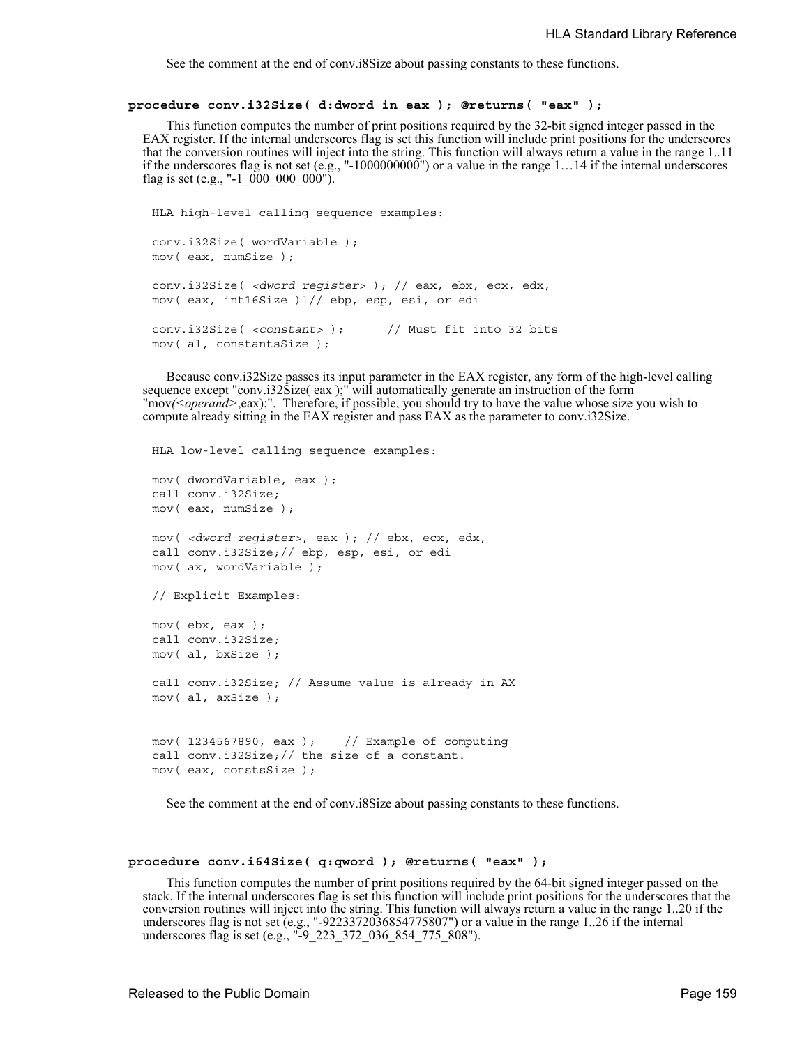See the comment at the end of conv.i8Size about passing constants to these functions.

**procedure conv.i32Size( d:dword in eax ); @returns( "eax" );**

This function computes the number of print positions required by the 32-bit signed integer passed in the EAX register. If the internal underscores flag is set this function will include print positions for the underscores that the conversion routines will inject into the string. This function will always return a value in the range 1..11 if the underscores flag is not set (e.g., "-1000000000") or a value in the range 1…14 if the internal underscores flag is set (e.g., "-1_000_000_000").

```
HLA high-level calling sequence examples:

conv.i32Size( wordVariable );
mov( eax, numSize );

conv.i32Size( <dword register> ); // eax, ebx, ecx, edx,
mov( eax, int16Size )l// ebp, esp, esi, or edi

conv.i32Size( <constant> );      // Must fit into 32 bits
mov( al, constantsSize );
```

Because conv.i32Size passes its input parameter in the EAX register, any form of the high-level calling sequence except "conv.i32Size( eax );" will automatically generate an instruction of the form "mov*(<operand>*,eax);". Therefore, if possible, you should try to have the value whose size you wish to compute already sitting in the EAX register and pass EAX as the parameter to conv.i32Size.

```
HLA low-level calling sequence examples:

mov( dwordVariable, eax );
call conv.i32Size;
mov( eax, numSize );

mov( <dword register>, eax ); // ebx, ecx, edx,
call conv.i32Size;// ebp, esp, esi, or edi
mov( ax, wordVariable );

// Explicit Examples:

mov( ebx, eax );
call conv.i32Size;
mov( al, bxSize );

call conv.i32Size; // Assume value is already in AX
mov( al, axSize );


mov( 1234567890, eax );    // Example of computing
call conv.i32Size;// the size of a constant.
mov( eax, constsSize );
```

See the comment at the end of conv.i8Size about passing constants to these functions.

**procedure conv.i64Size( q:qword ); @returns( "eax" );**

This function computes the number of print positions required by the 64-bit signed integer passed on the stack. If the internal underscores flag is set this function will include print positions for the underscores that the conversion routines will inject into the string. This function will always return a value in the range 1..20 if the underscores flag is not set (e.g., "-9223372036854775807") or a value in the range 1..26 if the internal underscores flag is set (e.g., "-9_223_372_036_854_775_808").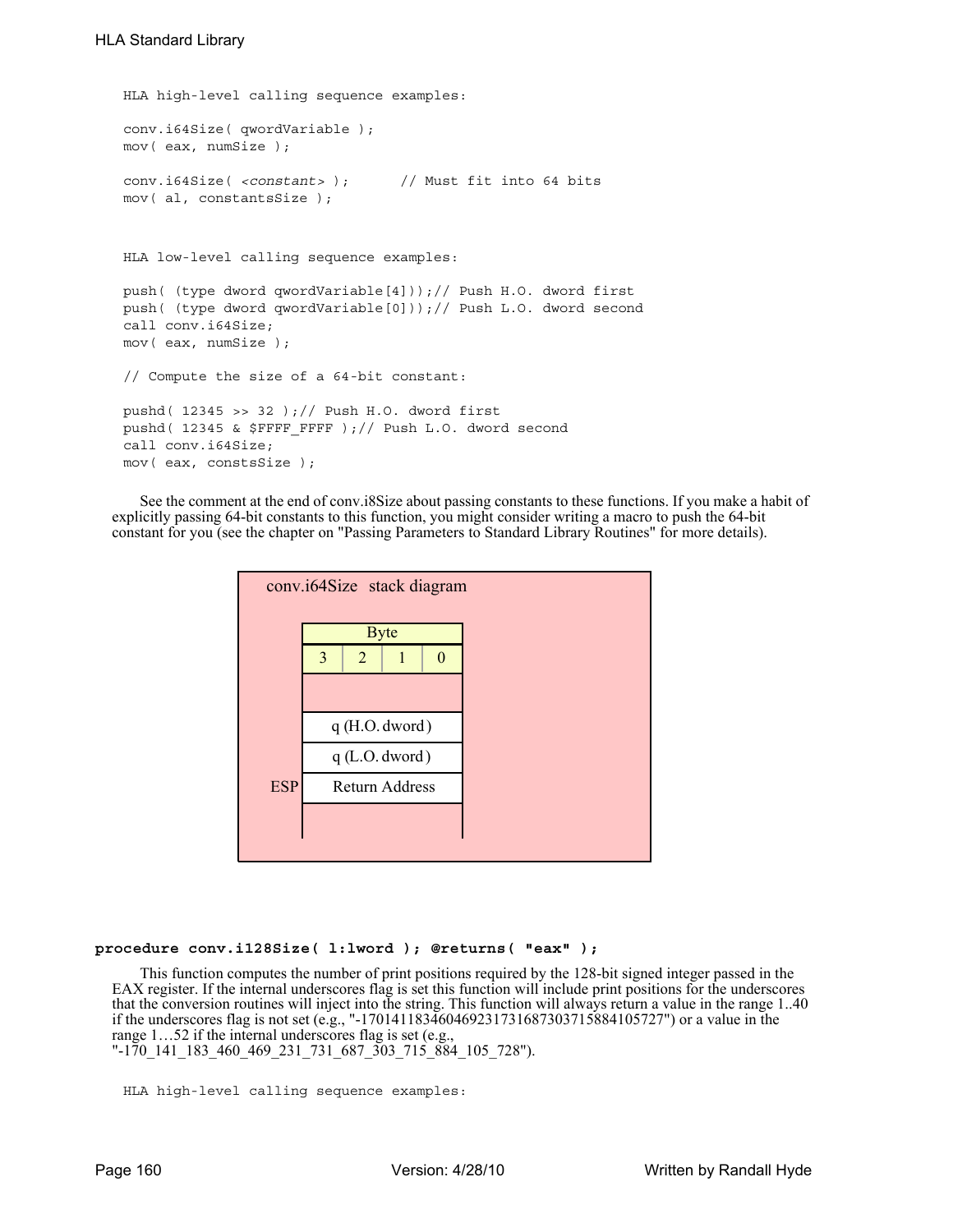```
HLA high-level calling sequence examples:

conv.i64Size( qwordVariable );
mov( eax, numSize );

conv.i64Size( <constant> );      // Must fit into 64 bits
mov( al, constantsSize );


HLA low-level calling sequence examples:

push( (type dword qwordVariable[4]));// Push H.O. dword first
push( (type dword qwordVariable[0]));// Push L.O. dword second
call conv.i64Size;
mov( eax, numSize );

// Compute the size of a 64-bit constant:

pushd( 12345 >> 32 );// Push H.O. dword first
pushd( 12345 & $FFFF_FFFF );// Push L.O. dword second
call conv.i64Size;
mov( eax, constsSize );
```

See the comment at the end of conv.i8Size about passing constants to these functions. If you make a habit of explicitly passing 64-bit constants to this function, you might consider writing a macro to push the 64-bit constant for you (see the chapter on "Passing Parameters to Standard Library Routines" for more details).

conv.i64Size stack diagram

Byte

3 2 1 0

q (H.O. dword)

q (L.O. dword)

ESP Return Address

**procedure conv.i128Size( l:lword ); @returns( "eax" );**

This function computes the number of print positions required by the 128-bit signed integer passed in the EAX register. If the internal underscores flag is set this function will include print positions for the underscores that the conversion routines will inject into the string. This function will always return a value in the range 1..40 if the underscores flag is not set (e.g., "-170141183460469231731687303715884105727") or a value in the range 1…52 if the internal underscores flag is set (e.g., "-170_141_183_460_469_231_731_687_303_715_884_105_728").

```
HLA high-level calling sequence examples:
```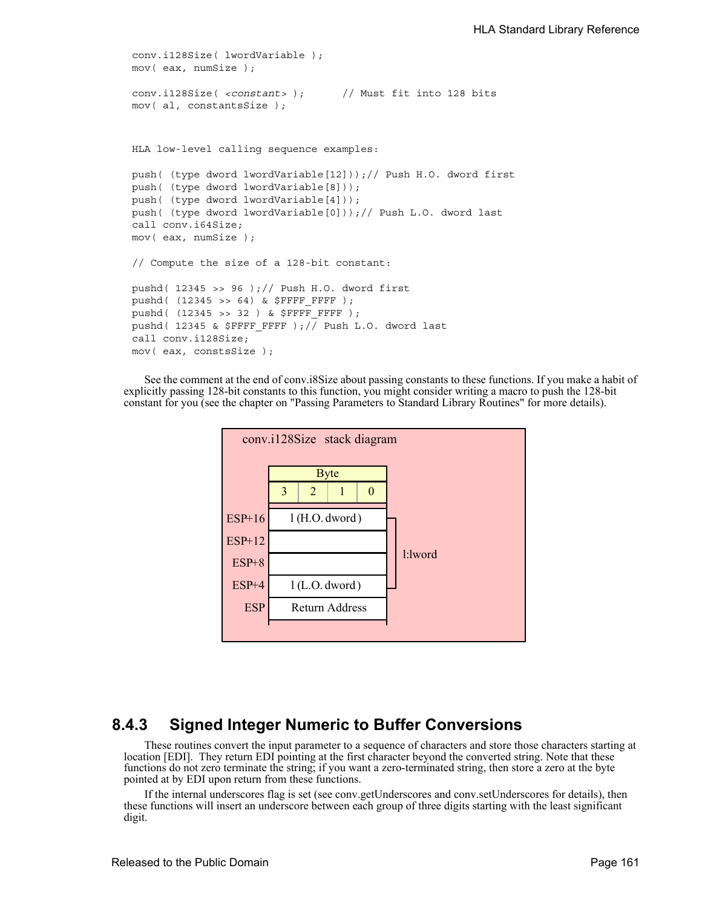```
conv.i128Size( lwordVariable );
mov( eax, numSize );

conv.i128Size( <constant> );      // Must fit into 128 bits
mov( al, constantsSize );



HLA low-level calling sequence examples:

push( (type dword lwordVariable[12]));// Push H.O. dword first
push( (type dword lwordVariable[8]));
push( (type dword lwordVariable[4]));
push( (type dword lwordVariable[0]));// Push L.O. dword last
call conv.i64Size;
mov( eax, numSize );

// Compute the size of a 128-bit constant:

pushd( 12345 >> 96 );// Push H.O. dword first
pushd( (12345 >> 64) & $FFFF_FFFF );
pushd( (12345 >> 32 ) & $FFFF_FFFF );
pushd( 12345 & $FFFF_FFFF );// Push L.O. dword last
call conv.i128Size;
mov( eax, constsSize );
```

See the comment at the end of conv.i8Size about passing constants to these functions. If you make a habit of explicitly passing 128-bit constants to this function, you might consider writing a macro to push the 128-bit constant for you (see the chapter on "Passing Parameters to Standard Library Routines" for more details).

conv.i128Size stack diagram

Byte

3 2 1 0

ESP+16 l (H.O. dword)

ESP+12

ESP+8

ESP+4 l (L.O. dword)

ESP Return Address

l:lword

## 8.4.3 Signed Integer Numeric to Buffer Conversions

These routines convert the input parameter to a sequence of characters and store those characters starting at location [EDI]. They return EDI pointing at the first character beyond the converted string. Note that these functions do not zero terminate the string; if you want a zero-terminated string, then store a zero at the byte pointed at by EDI upon return from these functions.

If the internal underscores flag is set (see conv.getUnderscores and conv.setUnderscores for details), then these functions will insert an underscore between each group of three digits starting with the least significant digit.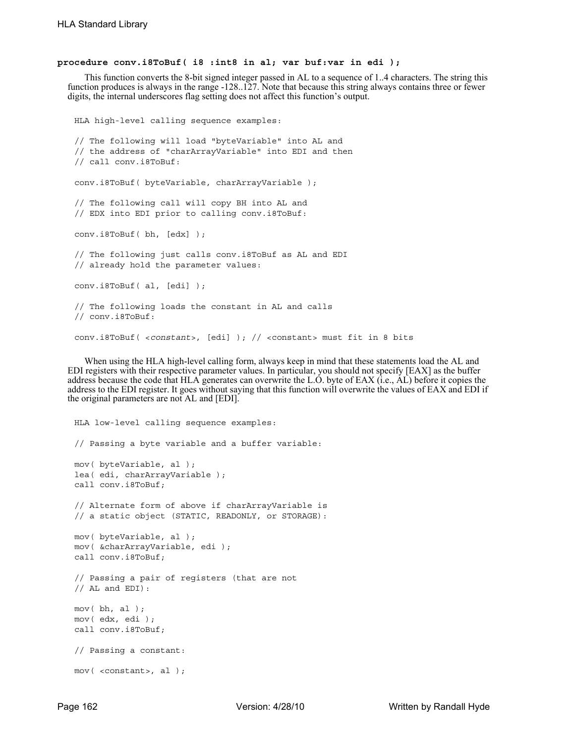**procedure conv.i8ToBuf( i8 :int8 in al; var buf:var in edi );**

This function converts the 8-bit signed integer passed in AL to a sequence of 1..4 characters. The string this function produces is always in the range -128..127. Note that because this string always contains three or fewer digits, the internal underscores flag setting does not affect this function's output.

```
HLA high-level calling sequence examples:

// The following will load "byteVariable" into AL and
// the address of "charArrayVariable" into EDI and then
// call conv.i8ToBuf:

conv.i8ToBuf( byteVariable, charArrayVariable );

// The following call will copy BH into AL and
// EDX into EDI prior to calling conv.i8ToBuf:

conv.i8ToBuf( bh, [edx] );

// The following just calls conv.i8ToBuf as AL and EDI
// already hold the parameter values:

conv.i8ToBuf( al, [edi] );

// The following loads the constant in AL and calls
// conv.i8ToBuf:

conv.i8ToBuf( <constant>, [edi] ); // <constant> must fit in 8 bits
```

When using the HLA high-level calling form, always keep in mind that these statements load the AL and EDI registers with their respective parameter values. In particular, you should not specify [EAX] as the buffer address because the code that HLA generates can overwrite the L.O. byte of EAX (i.e., AL) before it copies the address to the EDI register. It goes without saying that this function will overwrite the values of EAX and EDI if the original parameters are not AL and [EDI].

```
HLA low-level calling sequence examples:

// Passing a byte variable and a buffer variable:

mov( byteVariable, al );
lea( edi, charArrayVariable );
call conv.i8ToBuf;

// Alternate form of above if charArrayVariable is
// a static object (STATIC, READONLY, or STORAGE):

mov( byteVariable, al );
mov( &charArrayVariable, edi );
call conv.i8ToBuf;

// Passing a pair of registers (that are not
// AL and EDI):

mov( bh, al );
mov( edx, edi );
call conv.i8ToBuf;

// Passing a constant:

mov( <constant>, al );
```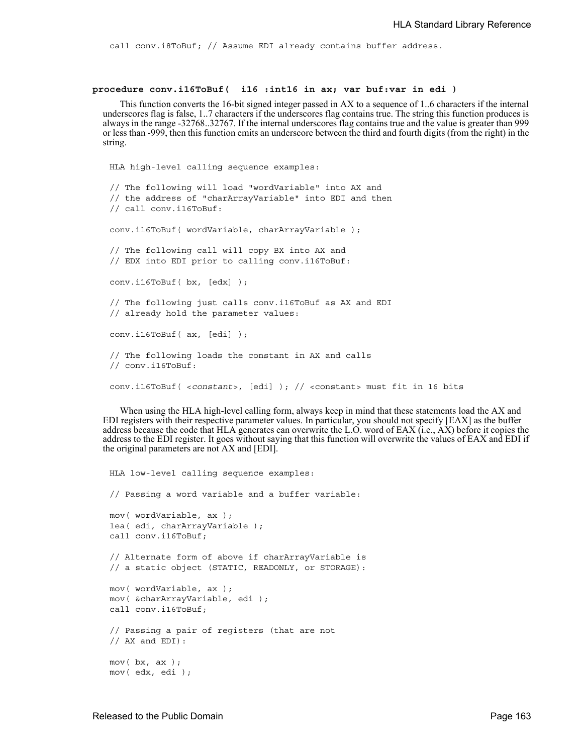```
call conv.i8ToBuf; // Assume EDI already contains buffer address.
```

### procedure conv.i16ToBuf( i16 :int16 in ax; var buf:var in edi )

This function converts the 16-bit signed integer passed in AX to a sequence of 1..6 characters if the internal underscores flag is false, 1..7 characters if the underscores flag contains true. The string this function produces is always in the range -32768..32767. If the internal underscores flag contains true and the value is greater than 999 or less than -999, then this function emits an underscore between the third and fourth digits (from the right) in the string.

```
HLA high-level calling sequence examples:

// The following will load "wordVariable" into AX and
// the address of "charArrayVariable" into EDI and then
// call conv.i16ToBuf:

conv.i16ToBuf( wordVariable, charArrayVariable );

// The following call will copy BX into AX and
// EDX into EDI prior to calling conv.i16ToBuf:

conv.i16ToBuf( bx, [edx] );

// The following just calls conv.i16ToBuf as AX and EDI
// already hold the parameter values:

conv.i16ToBuf( ax, [edi] );

// The following loads the constant in AX and calls
// conv.i16ToBuf:

conv.i16ToBuf( <constant>, [edi] ); // <constant> must fit in 16 bits
```

When using the HLA high-level calling form, always keep in mind that these statements load the AX and EDI registers with their respective parameter values. In particular, you should not specify [EAX] as the buffer address because the code that HLA generates can overwrite the L.O. word of EAX (i.e., AX) before it copies the address to the EDI register. It goes without saying that this function will overwrite the values of EAX and EDI if the original parameters are not AX and [EDI].

```
HLA low-level calling sequence examples:

// Passing a word variable and a buffer variable:

mov( wordVariable, ax );
lea( edi, charArrayVariable );
call conv.i16ToBuf;

// Alternate form of above if charArrayVariable is
// a static object (STATIC, READONLY, or STORAGE):

mov( wordVariable, ax );
mov( &charArrayVariable, edi );
call conv.i16ToBuf;

// Passing a pair of registers (that are not
// AX and EDI):

mov( bx, ax );
mov( edx, edi );
```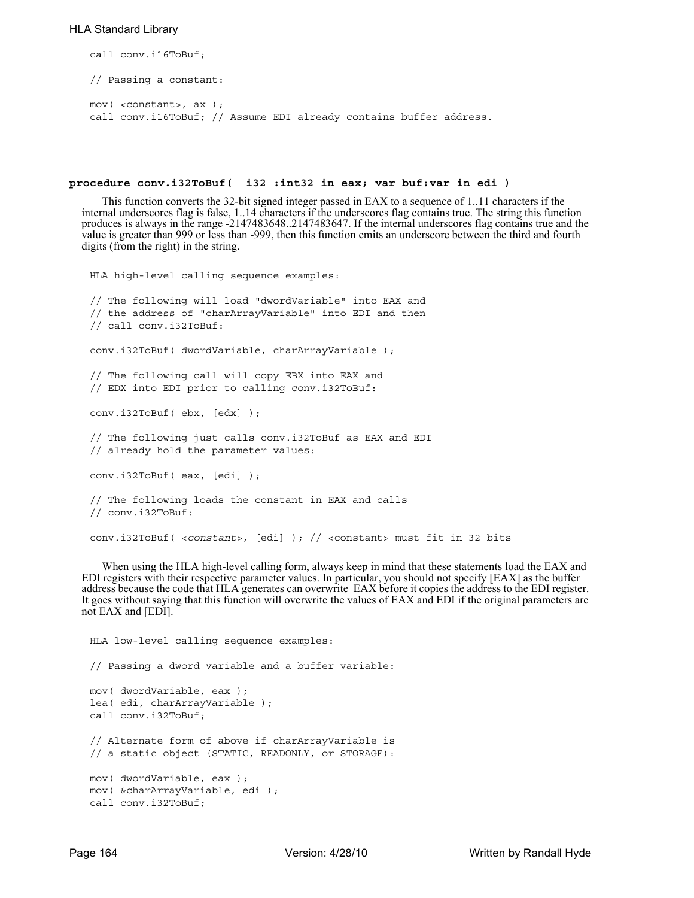```
call conv.i16ToBuf;

// Passing a constant:

mov( <constant>, ax );
call conv.i16ToBuf; // Assume EDI already contains buffer address.
```

**procedure conv.i32ToBuf( i32 :int32 in eax; var buf:var in edi )**

This function converts the 32-bit signed integer passed in EAX to a sequence of 1..11 characters if the internal underscores flag is false, 1..14 characters if the underscores flag contains true. The string this function produces is always in the range -2147483648..2147483647. If the internal underscores flag contains true and the value is greater than 999 or less than -999, then this function emits an underscore between the third and fourth digits (from the right) in the string.

```
HLA high-level calling sequence examples:

// The following will load "dwordVariable" into EAX and
// the address of "charArrayVariable" into EDI and then
// call conv.i32ToBuf:

conv.i32ToBuf( dwordVariable, charArrayVariable );

// The following call will copy EBX into EAX and
// EDX into EDI prior to calling conv.i32ToBuf:

conv.i32ToBuf( ebx, [edx] );

// The following just calls conv.i32ToBuf as EAX and EDI
// already hold the parameter values:

conv.i32ToBuf( eax, [edi] );

// The following loads the constant in EAX and calls
// conv.i32ToBuf:

conv.i32ToBuf( <constant>, [edi] ); // <constant> must fit in 32 bits
```

When using the HLA high-level calling form, always keep in mind that these statements load the EAX and EDI registers with their respective parameter values. In particular, you should not specify [EAX] as the buffer address because the code that HLA generates can overwrite EAX before it copies the address to the EDI register. It goes without saying that this function will overwrite the values of EAX and EDI if the original parameters are not EAX and [EDI].

```
HLA low-level calling sequence examples:

// Passing a dword variable and a buffer variable:

mov( dwordVariable, eax );
lea( edi, charArrayVariable );
call conv.i32ToBuf;

// Alternate form of above if charArrayVariable is
// a static object (STATIC, READONLY, or STORAGE):

mov( dwordVariable, eax );
mov( &charArrayVariable, edi );
call conv.i32ToBuf;
```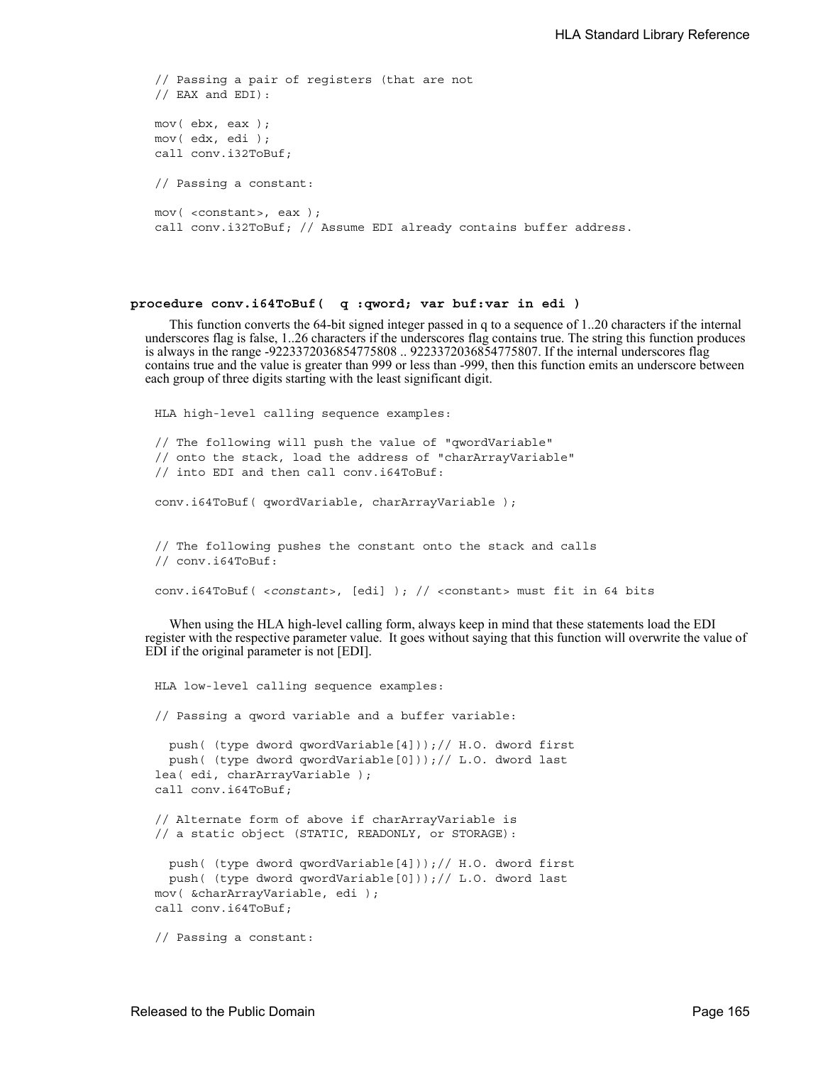```
// Passing a pair of registers (that are not
// EAX and EDI):

mov( ebx, eax );
mov( edx, edi );
call conv.i32ToBuf;

// Passing a constant:

mov( <constant>, eax );
call conv.i32ToBuf; // Assume EDI already contains buffer address.
```

**procedure conv.i64ToBuf( q :qword; var buf:var in edi )**

This function converts the 64-bit signed integer passed in q to a sequence of 1..20 characters if the internal underscores flag is false, 1..26 characters if the underscores flag contains true. The string this function produces is always in the range -9223372036854775808 .. 9223372036854775807. If the internal underscores flag contains true and the value is greater than 999 or less than -999, then this function emits an underscore between each group of three digits starting with the least significant digit.

```
HLA high-level calling sequence examples:

// The following will push the value of "qwordVariable"
// onto the stack, load the address of "charArrayVariable"
// into EDI and then call conv.i64ToBuf:

conv.i64ToBuf( qwordVariable, charArrayVariable );


// The following pushes the constant onto the stack and calls
// conv.i64ToBuf:

conv.i64ToBuf( <constant>, [edi] ); // <constant> must fit in 64 bits
```

When using the HLA high-level calling form, always keep in mind that these statements load the EDI register with the respective parameter value. It goes without saying that this function will overwrite the value of EDI if the original parameter is not [EDI].

```
HLA low-level calling sequence examples:

// Passing a qword variable and a buffer variable:

  push( (type dword qwordVariable[4]));// H.O. dword first
  push( (type dword qwordVariable[0]));// L.O. dword last
lea( edi, charArrayVariable );
call conv.i64ToBuf;

// Alternate form of above if charArrayVariable is
// a static object (STATIC, READONLY, or STORAGE):

  push( (type dword qwordVariable[4]));// H.O. dword first
  push( (type dword qwordVariable[0]));// L.O. dword last
mov( &charArrayVariable, edi );
call conv.i64ToBuf;

// Passing a constant:
```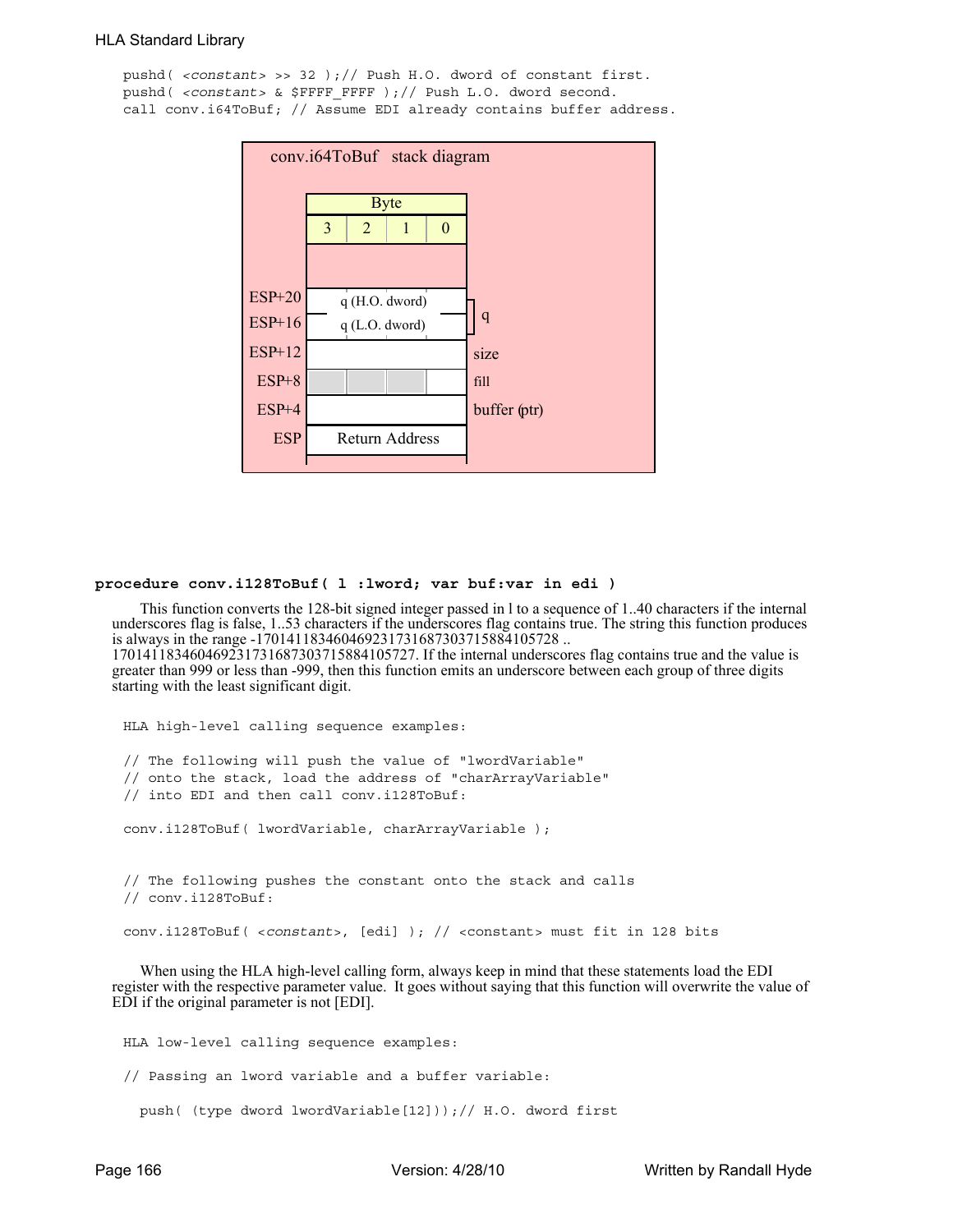```
pushd( <constant> >> 32 );// Push H.O. dword of constant first.
pushd( <constant> & $FFFF_FFFF );// Push L.O. dword second.
call conv.i64ToBuf; // Assume EDI already contains buffer address.
```

conv.i64ToBuf stack diagram

Byte
3 2 1 0

ESP+20 q (H.O. dword)
ESP+16 q (L.O. dword) q
ESP+12 size
ESP+8 fill
ESP+4 buffer (ptr)
ESP Return Address

**procedure conv.i128ToBuf( l :lword; var buf:var in edi )**

This function converts the 128-bit signed integer passed in l to a sequence of 1..40 characters if the internal underscores flag is false, 1..53 characters if the underscores flag contains true. The string this function produces is always in the range -170141183460469231731687303715884105728 .. 170141183460469231731687303715884105727. If the internal underscores flag contains true and the value is greater than 999 or less than -999, then this function emits an underscore between each group of three digits starting with the least significant digit.

```
HLA high-level calling sequence examples:

// The following will push the value of "lwordVariable"
// onto the stack, load the address of "charArrayVariable"
// into EDI and then call conv.i128ToBuf:

conv.i128ToBuf( lwordVariable, charArrayVariable );


// The following pushes the constant onto the stack and calls
// conv.i128ToBuf:

conv.i128ToBuf( <constant>, [edi] ); // <constant> must fit in 128 bits
```

When using the HLA high-level calling form, always keep in mind that these statements load the EDI register with the respective parameter value. It goes without saying that this function will overwrite the value of EDI if the original parameter is not [EDI].

```
HLA low-level calling sequence examples:

// Passing an lword variable and a buffer variable:

  push( (type dword lwordVariable[12]));// H.O. dword first
```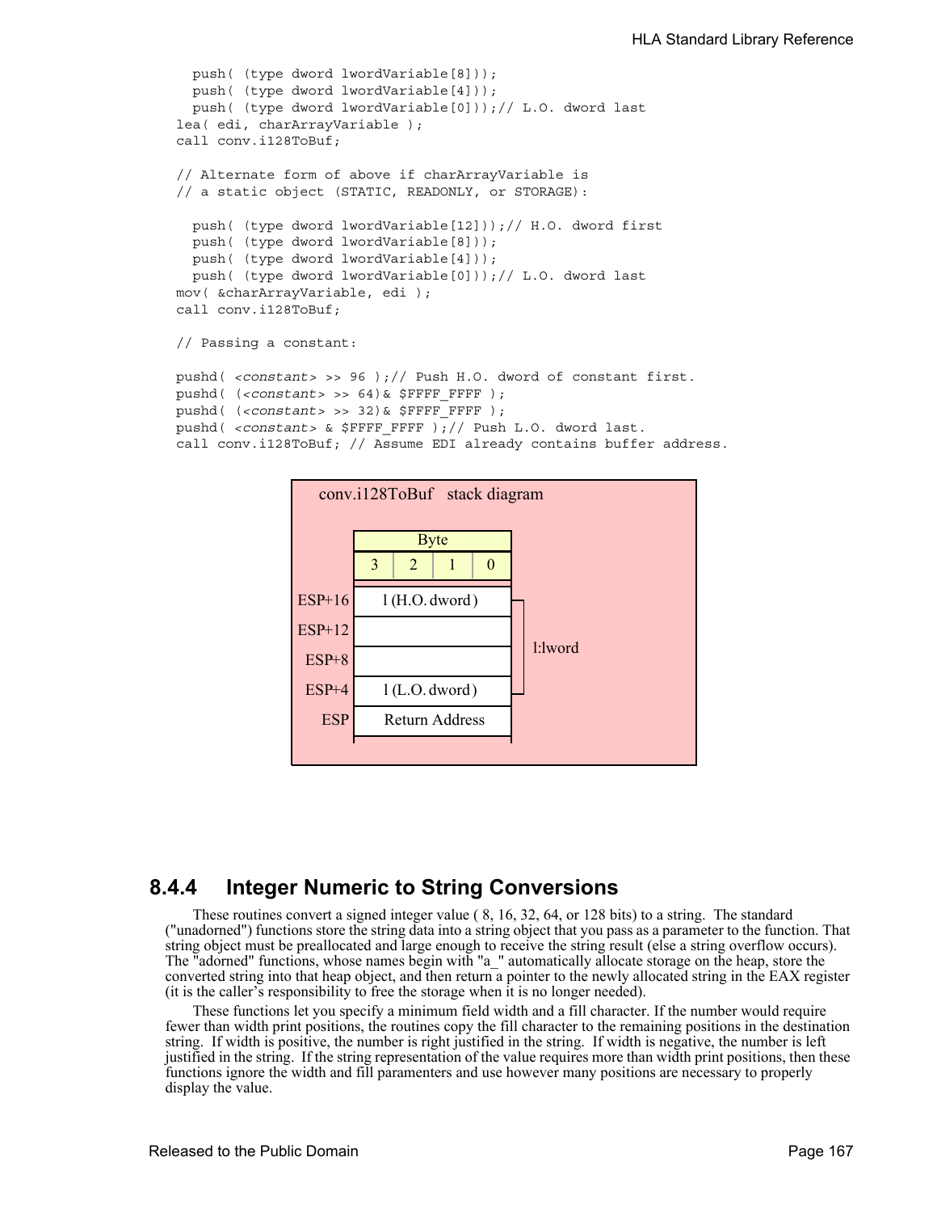```
  push( (type dword lwordVariable[8]));
  push( (type dword lwordVariable[4]));
  push( (type dword lwordVariable[0]));// L.O. dword last
lea( edi, charArrayVariable );
call conv.i128ToBuf;

// Alternate form of above if charArrayVariable is
// a static object (STATIC, READONLY, or STORAGE):

  push( (type dword lwordVariable[12]));// H.O. dword first
  push( (type dword lwordVariable[8]));
  push( (type dword lwordVariable[4]));
  push( (type dword lwordVariable[0]));// L.O. dword last
mov( &charArrayVariable, edi );
call conv.i128ToBuf;

// Passing a constant:

pushd( <constant> >> 96 );// Push H.O. dword of constant first.
pushd( (<constant> >> 64)& $FFFF_FFFF );
pushd( (<constant> >> 32)& $FFFF_FFFF );
pushd( <constant> & $FFFF_FFFF );// Push L.O. dword last.
call conv.i128ToBuf; // Assume EDI already contains buffer address.
```

conv.i128ToBuf stack diagram

Byte
3 2 1 0
ESP+16 l (H.O. dword)
ESP+12
ESP+8
ESP+4 l (L.O. dword)
ESP Return Address
l:lword

### 8.4.4 Integer Numeric to String Conversions

These routines convert a signed integer value ( 8, 16, 32, 64, or 128 bits) to a string. The standard ("unadorned") functions store the string data into a string object that you pass as a parameter to the function. That string object must be preallocated and large enough to receive the string result (else a string overflow occurs). The "adorned" functions, whose names begin with "a_" automatically allocate storage on the heap, store the converted string into that heap object, and then return a pointer to the newly allocated string in the EAX register (it is the caller's responsibility to free the storage when it is no longer needed).

These functions let you specify a minimum field width and a fill character. If the number would require fewer than width print positions, the routines copy the fill character to the remaining positions in the destination string. If width is positive, the number is right justified in the string. If width is negative, the number is left justified in the string. If the string representation of the value requires more than width print positions, then these functions ignore the width and fill paramenters and use however many positions are necessary to properly display the value.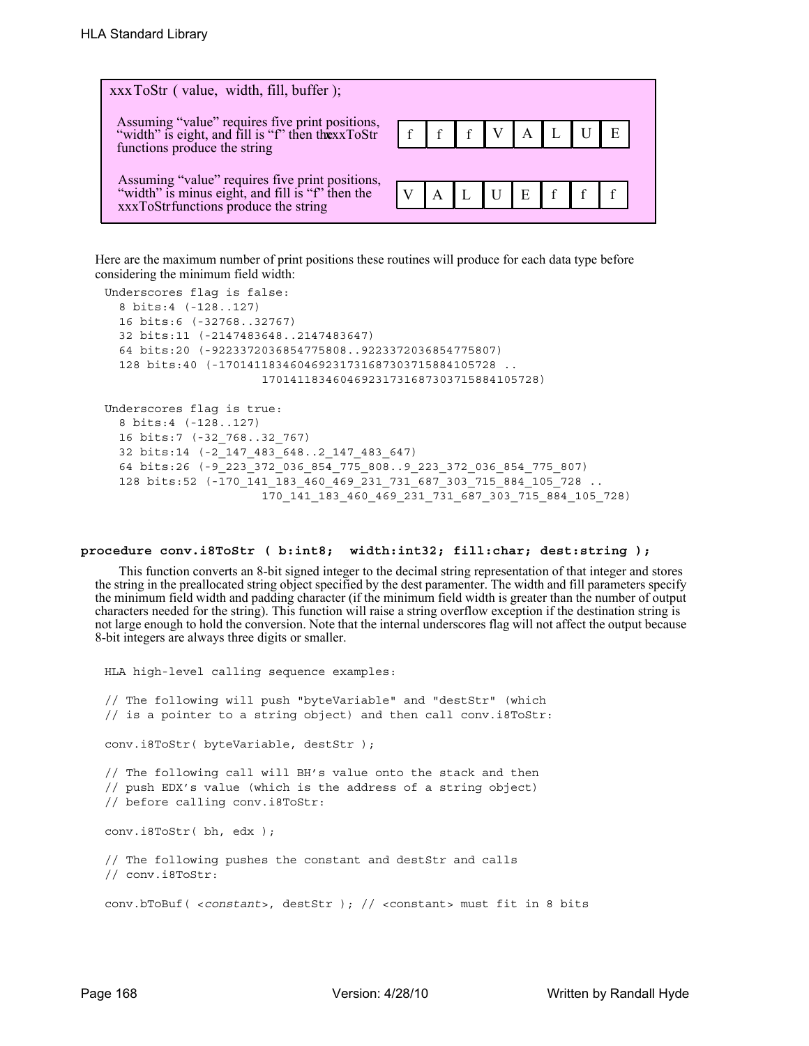xxxToStr ( value, width, fill, buffer );

Assuming "value" requires five print positions, "width" is eight, and fill is "f" then the xxxToStr functions produce the string

| | | | | | | | |
|---|---|---|---|---|---|---|---|
| f | f | f | V | A | L | U | E |

Assuming "value" requires five print positions, "width" is minus eight, and fill is "f" then the xxxToStr functions produce the string

| | | | | | | | |
|---|---|---|---|---|---|---|---|
| V | A | L | U | E | f | f | f |

Here are the maximum number of print positions these routines will produce for each data type before considering the minimum field width:

```
Underscores flag is false:
  8 bits:4 (-128..127)
  16 bits:6 (-32768..32767)
  32 bits:11 (-2147483648..2147483647)
  64 bits:20 (-9223372036854775808..9223372036854775807)
  128 bits:40 (-170141183460469231731687303715884105728 ..
                     170141183460469231731687303715884105728)

Underscores flag is true:
  8 bits:4 (-128..127)
  16 bits:7 (-32_768..32_767)
  32 bits:14 (-2_147_483_648..2_147_483_647)
  64 bits:26 (-9_223_372_036_854_775_808..9_223_372_036_854_775_807)
  128 bits:52 (-170_141_183_460_469_231_731_687_303_715_884_105_728 ..
                     170_141_183_460_469_231_731_687_303_715_884_105_728)
```

**procedure conv.i8ToStr ( b:int8; width:int32; fill:char; dest:string );**

This function converts an 8-bit signed integer to the decimal string representation of that integer and stores the string in the preallocated string object specified by the dest paramenter. The width and fill parameters specify the minimum field width and padding character (if the minimum field width is greater than the number of output characters needed for the string). This function will raise a string overflow exception if the destination string is not large enough to hold the conversion. Note that the internal underscores flag will not affect the output because 8-bit integers are always three digits or smaller.

```
HLA high-level calling sequence examples:

// The following will push "byteVariable" and "destStr" (which
// is a pointer to a string object) and then call conv.i8ToStr:

conv.i8ToStr( byteVariable, destStr );

// The following call will BH's value onto the stack and then
// push EDX's value (which is the address of a string object)
// before calling conv.i8ToStr:

conv.i8ToStr( bh, edx );

// The following pushes the constant and destStr and calls
// conv.i8ToStr:

conv.bToBuf( <constant>, destStr ); // <constant> must fit in 8 bits
```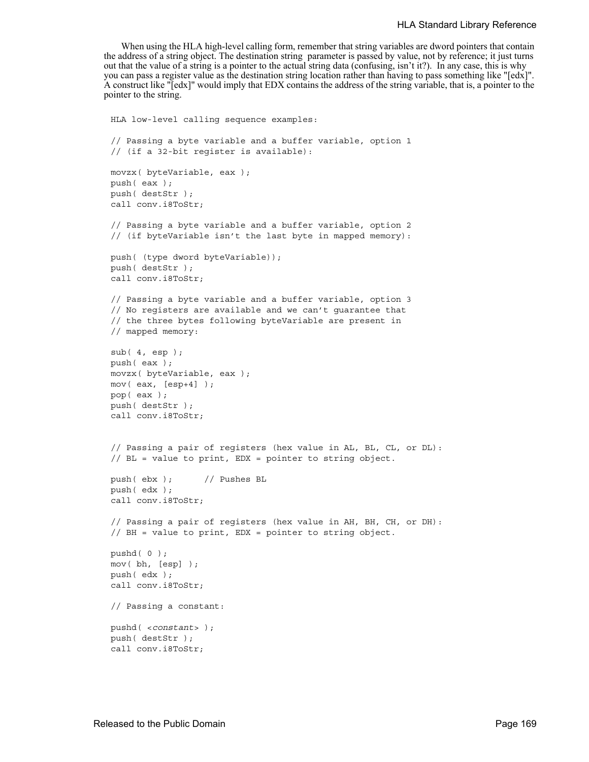When using the HLA high-level calling form, remember that string variables are dword pointers that contain the address of a string object. The destination string parameter is passed by value, not by reference; it just turns out that the value of a string is a pointer to the actual string data (confusing, isn't it?). In any case, this is why you can pass a register value as the destination string location rather than having to pass something like "[edx]". A construct like "[edx]" would imply that EDX contains the address of the string variable, that is, a pointer to the pointer to the string.

```
HLA low-level calling sequence examples:

// Passing a byte variable and a buffer variable, option 1
// (if a 32-bit register is available):

movzx( byteVariable, eax );
push( eax );
push( destStr );
call conv.i8ToStr;

// Passing a byte variable and a buffer variable, option 2
// (if byteVariable isn't the last byte in mapped memory):

push( (type dword byteVariable));
push( destStr );
call conv.i8ToStr;

// Passing a byte variable and a buffer variable, option 3
// No registers are available and we can't guarantee that
// the three bytes following byteVariable are present in
// mapped memory:

sub( 4, esp );
push( eax );
movzx( byteVariable, eax );
mov( eax, [esp+4] );
pop( eax );
push( destStr );
call conv.i8ToStr;


// Passing a pair of registers (hex value in AL, BL, CL, or DL):
// BL = value to print, EDX = pointer to string object.

push( ebx );      // Pushes BL
push( edx );
call conv.i8ToStr;

// Passing a pair of registers (hex value in AH, BH, CH, or DH):
// BH = value to print, EDX = pointer to string object.

pushd( 0 );
mov( bh, [esp] );
push( edx );
call conv.i8ToStr;

// Passing a constant:

pushd( <constant> );
push( destStr );
call conv.i8ToStr;
```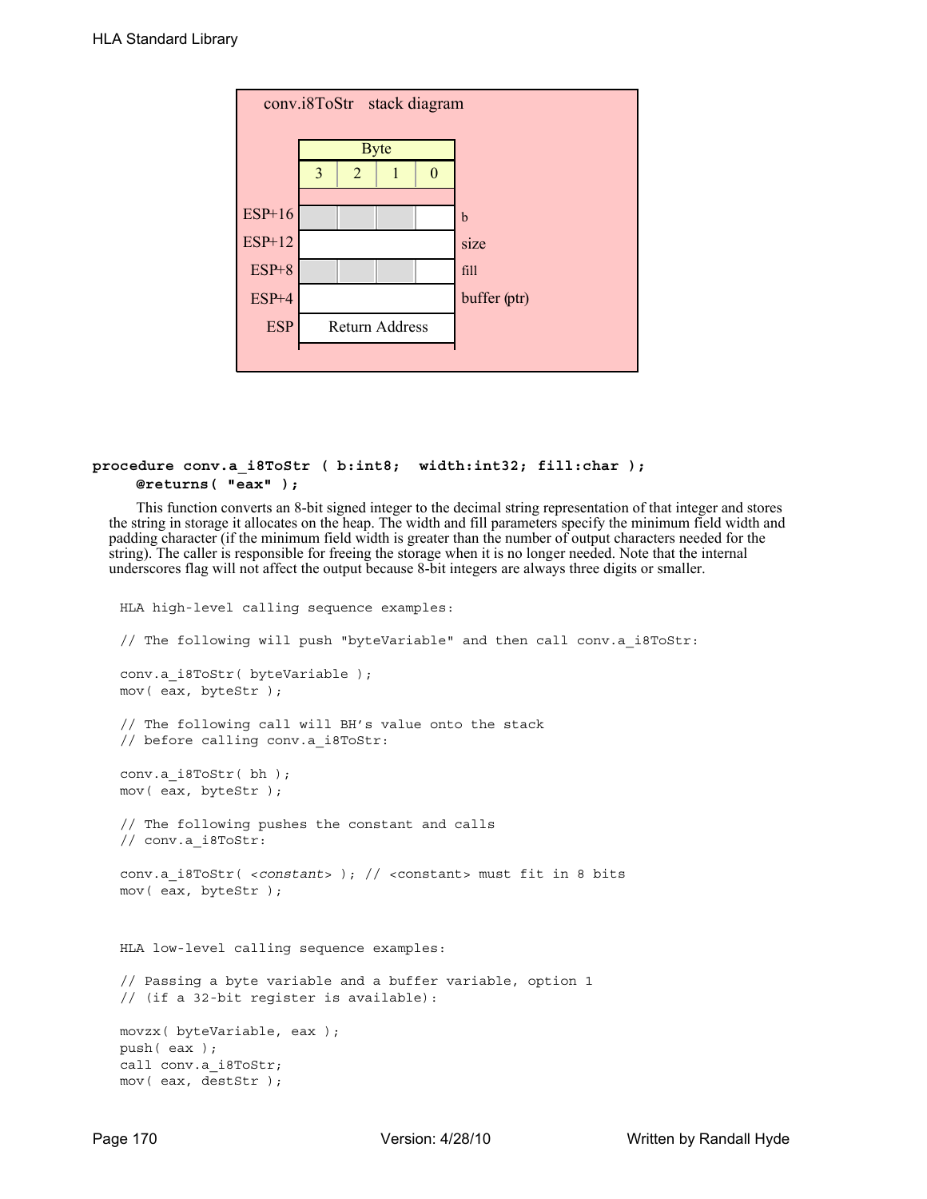conv.i8ToStr stack diagram

Byte

| | 3 | 2 | 1 | 0 | |
|---|---|---|---|---|---|
| ESP+16 | | | | | b |
| ESP+12 | | | | | size |
| ESP+8 | | | | | fill |
| ESP+4 | | | | | buffer (ptr) |
| ESP | Return Address | | | | |

**procedure conv.a_i8ToStr ( b:int8; width:int32; fill:char );**
**@returns( "eax" );**

This function converts an 8-bit signed integer to the decimal string representation of that integer and stores the string in storage it allocates on the heap. The width and fill parameters specify the minimum field width and padding character (if the minimum field width is greater than the number of output characters needed for the string). The caller is responsible for freeing the storage when it is no longer needed. Note that the internal underscores flag will not affect the output because 8-bit integers are always three digits or smaller.

```
HLA high-level calling sequence examples:

// The following will push "byteVariable" and then call conv.a_i8ToStr:

conv.a_i8ToStr( byteVariable );
mov( eax, byteStr );

// The following call will BH's value onto the stack
// before calling conv.a_i8ToStr:

conv.a_i8ToStr( bh );
mov( eax, byteStr );

// The following pushes the constant and calls
// conv.a_i8ToStr:

conv.a_i8ToStr( <constant> ); // <constant> must fit in 8 bits
mov( eax, byteStr );


HLA low-level calling sequence examples:

// Passing a byte variable and a buffer variable, option 1
// (if a 32-bit register is available):

movzx( byteVariable, eax );
push( eax );
call conv.a_i8ToStr;
mov( eax, destStr );
```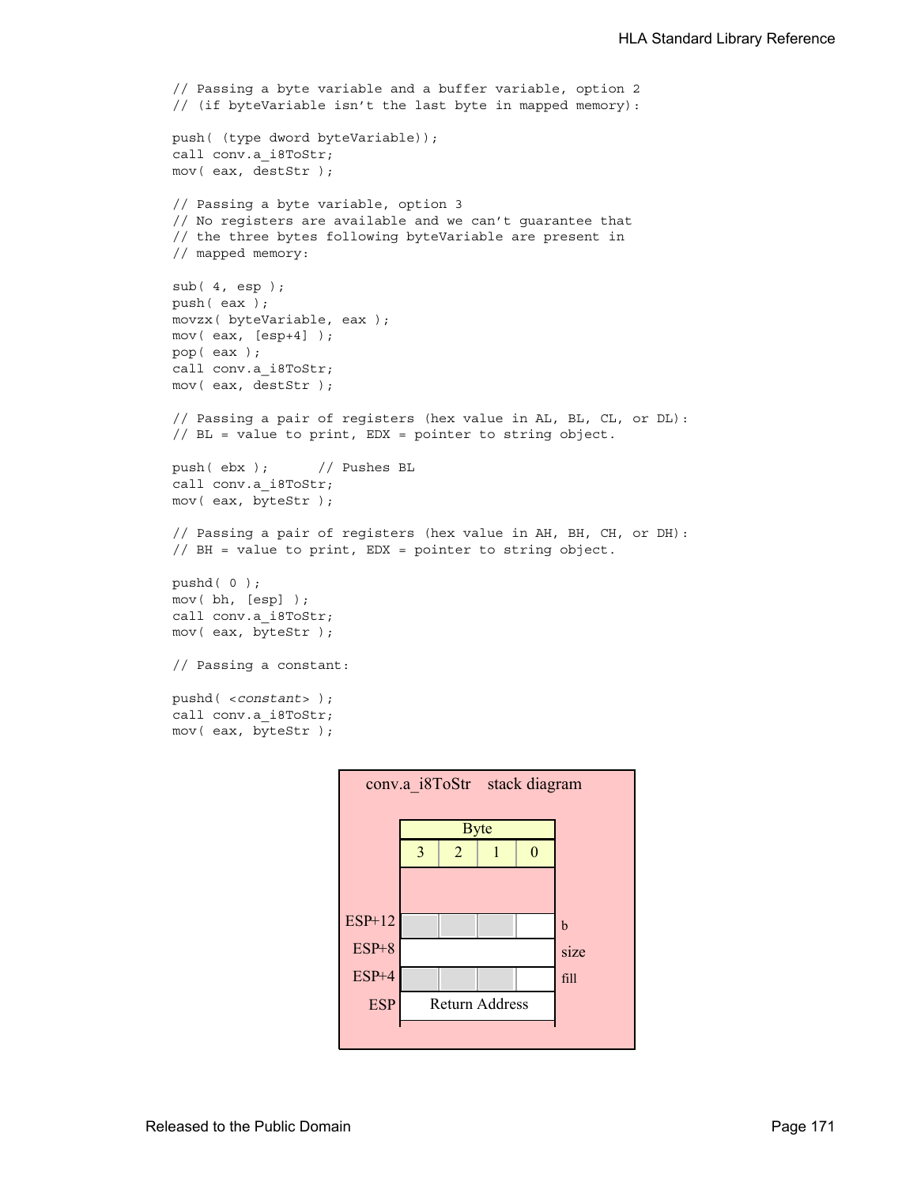```
// Passing a byte variable and a buffer variable, option 2
// (if byteVariable isn't the last byte in mapped memory):

push( (type dword byteVariable));
call conv.a_i8ToStr;
mov( eax, destStr );

// Passing a byte variable, option 3
// No registers are available and we can't guarantee that
// the three bytes following byteVariable are present in
// mapped memory:

sub( 4, esp );
push( eax );
movzx( byteVariable, eax );
mov( eax, [esp+4] );
pop( eax );
call conv.a_i8ToStr;
mov( eax, destStr );

// Passing a pair of registers (hex value in AL, BL, CL, or DL):
// BL = value to print, EDX = pointer to string object.

push( ebx );      // Pushes BL
call conv.a_i8ToStr;
mov( eax, byteStr );

// Passing a pair of registers (hex value in AH, BH, CH, or DH):
// BH = value to print, EDX = pointer to string object.

pushd( 0 );
mov( bh, [esp] );
call conv.a_i8ToStr;
mov( eax, byteStr );

// Passing a constant:

pushd( <constant> );
call conv.a_i8ToStr;
mov( eax, byteStr );
```

conv.a_i8ToStr stack diagram

Byte

3 2 1 0

ESP+12 b

ESP+8 size

ESP+4 fill

ESP Return Address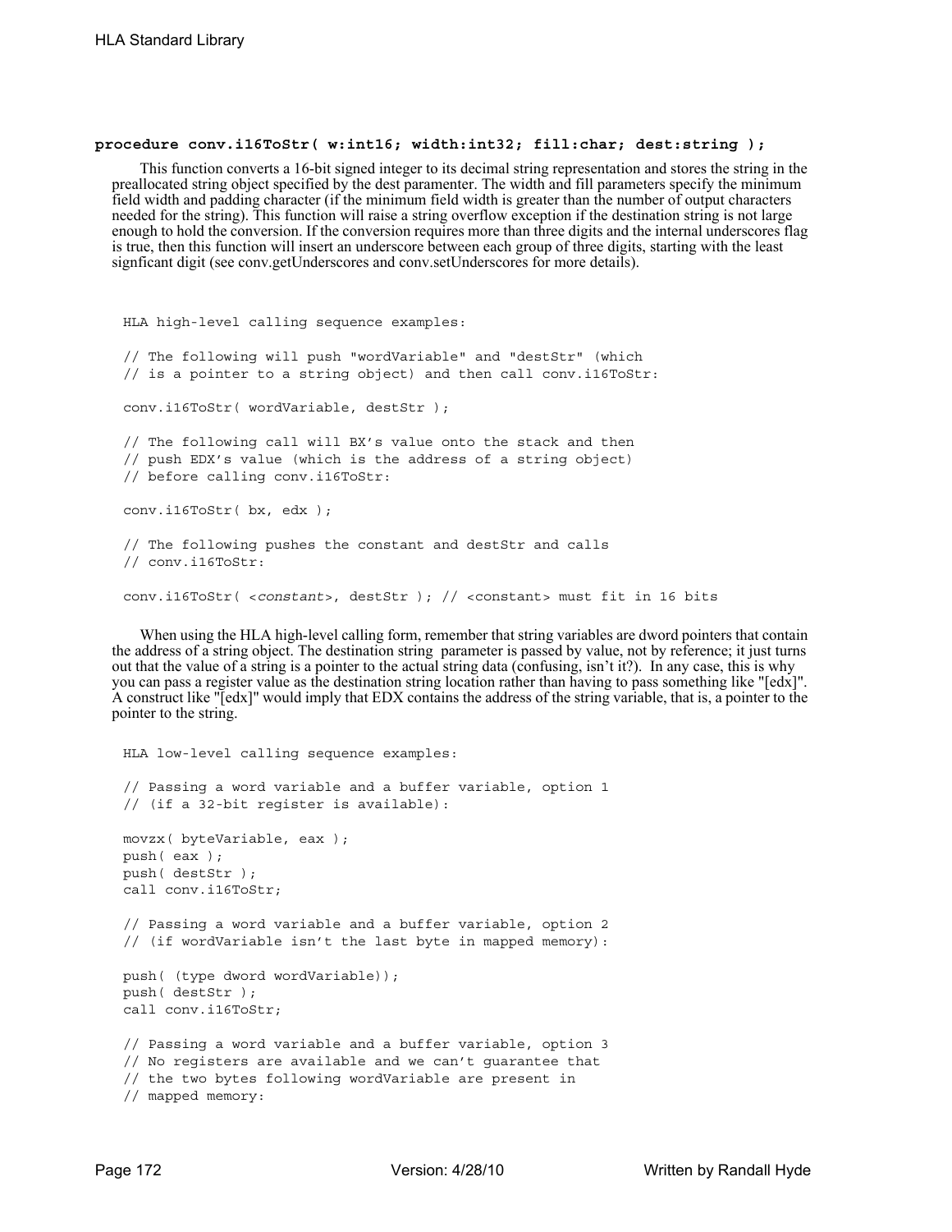**procedure conv.i16ToStr( w:int16; width:int32; fill:char; dest:string );**

This function converts a 16-bit signed integer to its decimal string representation and stores the string in the preallocated string object specified by the dest paramenter. The width and fill parameters specify the minimum field width and padding character (if the minimum field width is greater than the number of output characters needed for the string). This function will raise a string overflow exception if the destination string is not large enough to hold the conversion. If the conversion requires more than three digits and the internal underscores flag is true, then this function will insert an underscore between each group of three digits, starting with the least signficant digit (see conv.getUnderscores and conv.setUnderscores for more details).

```
HLA high-level calling sequence examples:

// The following will push "wordVariable" and "destStr" (which
// is a pointer to a string object) and then call conv.i16ToStr:

conv.i16ToStr( wordVariable, destStr );

// The following call will BX's value onto the stack and then
// push EDX's value (which is the address of a string object)
// before calling conv.i16ToStr:

conv.i16ToStr( bx, edx );

// The following pushes the constant and destStr and calls
// conv.i16ToStr:

conv.i16ToStr( <constant>, destStr ); // <constant> must fit in 16 bits
```

When using the HLA high-level calling form, remember that string variables are dword pointers that contain the address of a string object. The destination string parameter is passed by value, not by reference; it just turns out that the value of a string is a pointer to the actual string data (confusing, isn't it?). In any case, this is why you can pass a register value as the destination string location rather than having to pass something like "[edx]". A construct like "[edx]" would imply that EDX contains the address of the string variable, that is, a pointer to the pointer to the string.

```
HLA low-level calling sequence examples:

// Passing a word variable and a buffer variable, option 1
// (if a 32-bit register is available):

movzx( byteVariable, eax );
push( eax );
push( destStr );
call conv.i16ToStr;

// Passing a word variable and a buffer variable, option 2
// (if wordVariable isn't the last byte in mapped memory):

push( (type dword wordVariable));
push( destStr );
call conv.i16ToStr;

// Passing a word variable and a buffer variable, option 3
// No registers are available and we can't guarantee that
// the two bytes following wordVariable are present in
// mapped memory:
```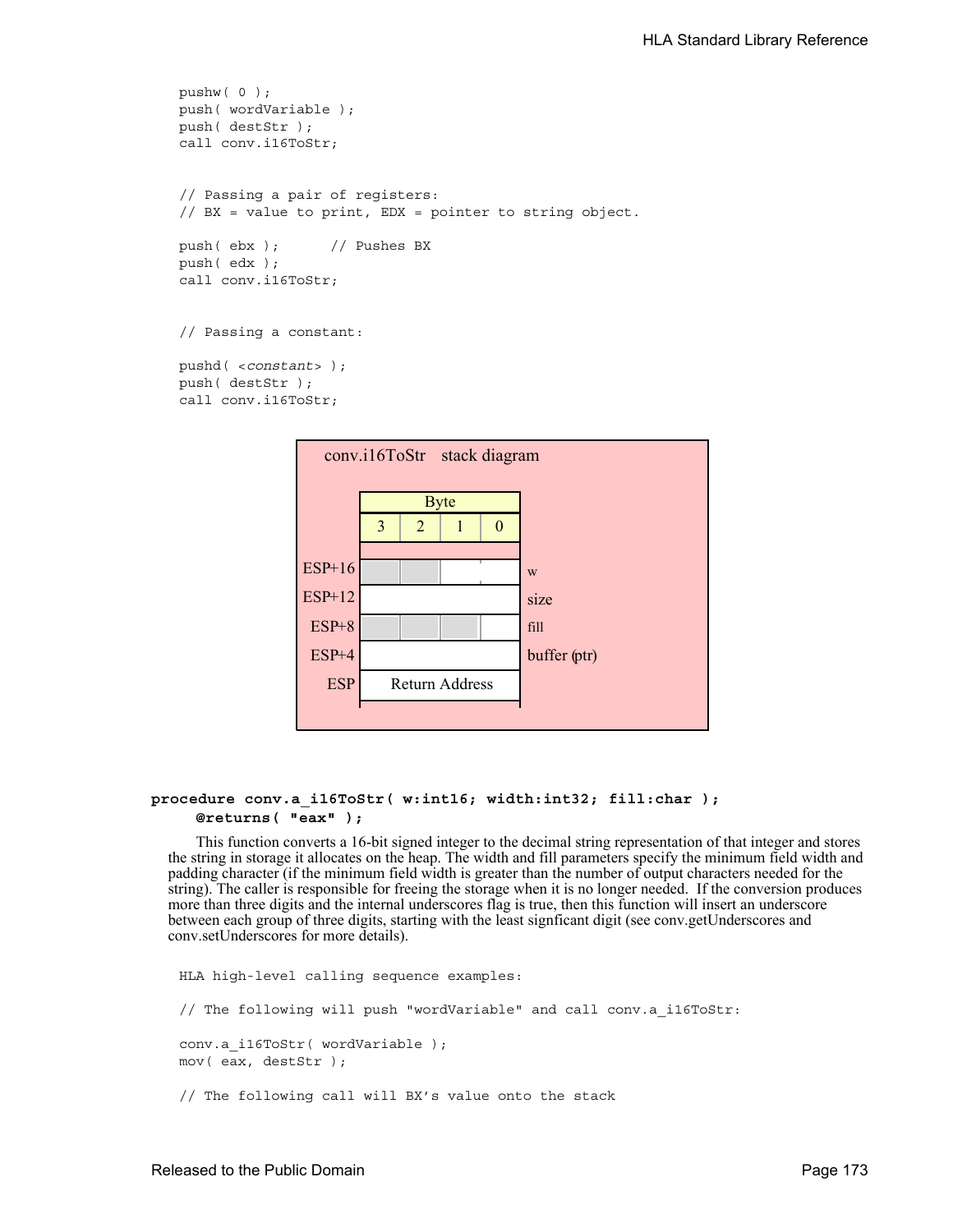```
pushw( 0 );
push( wordVariable );
push( destStr );
call conv.i16ToStr;


// Passing a pair of registers:
// BX = value to print, EDX = pointer to string object.

push( ebx );      // Pushes BX
push( edx );
call conv.i16ToStr;


// Passing a constant:

pushd( <constant> );
push( destStr );
call conv.i16ToStr;
```

conv.i16ToStr stack diagram

Byte
3 2 1 0

ESP+16 w
ESP+12 size
ESP+8 fill
ESP+4 buffer (ptr)
ESP Return Address

**procedure conv.a_i16ToStr( w:int16; width:int32; fill:char );**
**@returns( "eax" );**

This function converts a 16-bit signed integer to the decimal string representation of that integer and stores the string in storage it allocates on the heap. The width and fill parameters specify the minimum field width and padding character (if the minimum field width is greater than the number of output characters needed for the string). The caller is responsible for freeing the storage when it is no longer needed. If the conversion produces more than three digits and the internal underscores flag is true, then this function will insert an underscore between each group of three digits, starting with the least signficant digit (see conv.getUnderscores and conv.setUnderscores for more details).

```
HLA high-level calling sequence examples:

// The following will push "wordVariable" and call conv.a_i16ToStr:

conv.a_i16ToStr( wordVariable );
mov( eax, destStr );

// The following call will BX's value onto the stack
```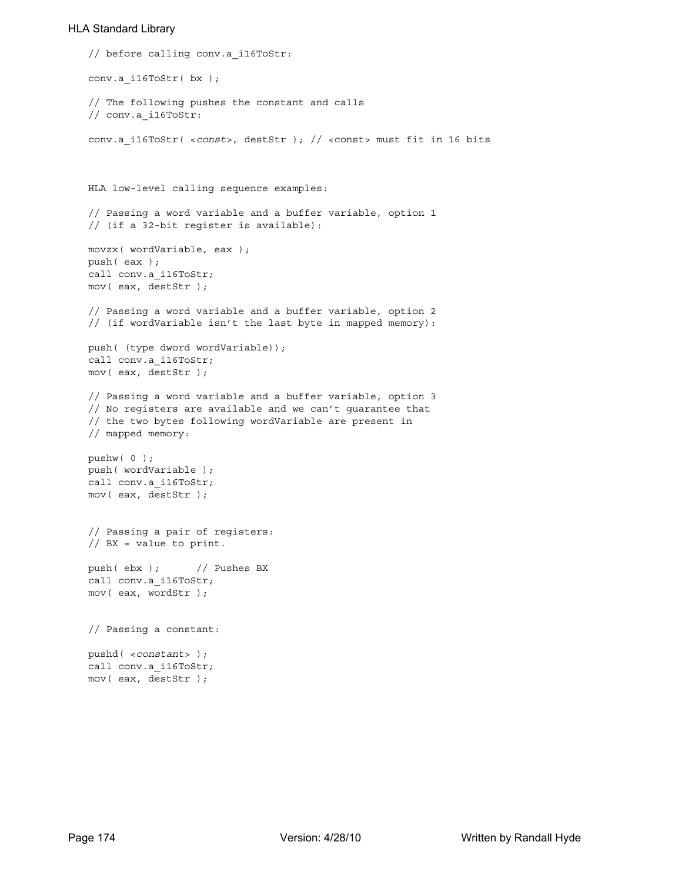```
// before calling conv.a_i16ToStr:

conv.a_i16ToStr( bx );

// The following pushes the constant and calls
// conv.a_i16ToStr:

conv.a_i16ToStr( <const>, destStr ); // <const> must fit in 16 bits
```

```
HLA low-level calling sequence examples:

// Passing a word variable and a buffer variable, option 1
// (if a 32-bit register is available):

movzx( wordVariable, eax );
push( eax );
call conv.a_i16ToStr;
mov( eax, destStr );

// Passing a word variable and a buffer variable, option 2
// (if wordVariable isn't the last byte in mapped memory):

push( (type dword wordVariable));
call conv.a_i16ToStr;
mov( eax, destStr );

// Passing a word variable and a buffer variable, option 3
// No registers are available and we can't guarantee that
// the two bytes following wordVariable are present in
// mapped memory:

pushw( 0 );
push( wordVariable );
call conv.a_i16ToStr;
mov( eax, destStr );


// Passing a pair of registers:
// BX = value to print.

push( ebx );      // Pushes BX
call conv.a_i16ToStr;
mov( eax, wordStr );


// Passing a constant:

pushd( <constant> );
call conv.a_i16ToStr;
mov( eax, destStr );
```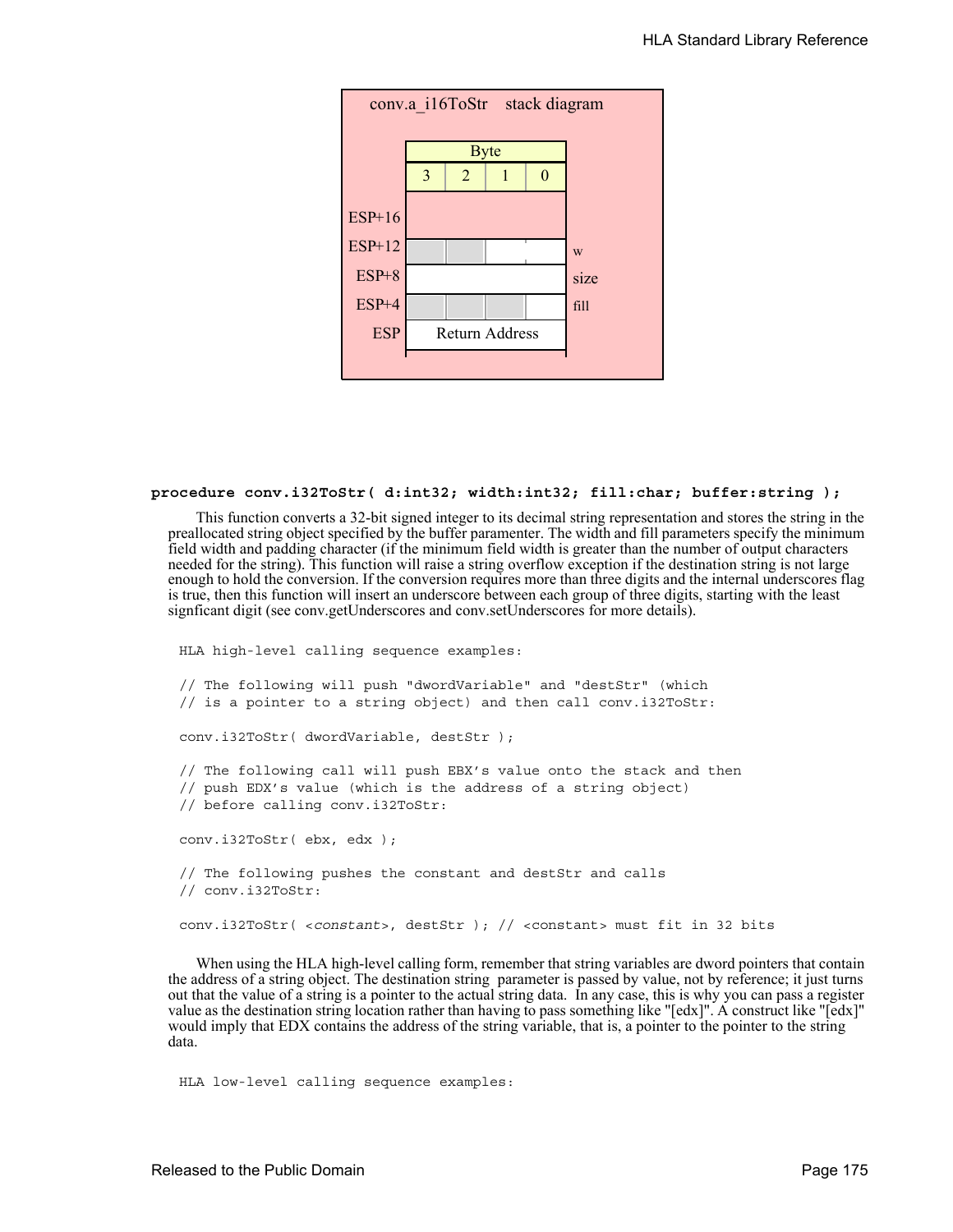conv.a_i16ToStr stack diagram

Byte
3 2 1 0
ESP+16
ESP+12 w
ESP+8 size
ESP+4 fill
ESP Return Address

**procedure conv.i32ToStr( d:int32; width:int32; fill:char; buffer:string );**

This function converts a 32-bit signed integer to its decimal string representation and stores the string in the preallocated string object specified by the buffer paramenter. The width and fill parameters specify the minimum field width and padding character (if the minimum field width is greater than the number of output characters needed for the string). This function will raise a string overflow exception if the destination string is not large enough to hold the conversion. If the conversion requires more than three digits and the internal underscores flag is true, then this function will insert an underscore between each group of three digits, starting with the least signficant digit (see conv.getUnderscores and conv.setUnderscores for more details).

```
HLA high-level calling sequence examples:

// The following will push "dwordVariable" and "destStr" (which
// is a pointer to a string object) and then call conv.i32ToStr:

conv.i32ToStr( dwordVariable, destStr );

// The following call will push EBX's value onto the stack and then
// push EDX's value (which is the address of a string object)
// before calling conv.i32ToStr:

conv.i32ToStr( ebx, edx );

// The following pushes the constant and destStr and calls
// conv.i32ToStr:

conv.i32ToStr( <constant>, destStr ); // <constant> must fit in 32 bits
```

When using the HLA high-level calling form, remember that string variables are dword pointers that contain the address of a string object. The destination string parameter is passed by value, not by reference; it just turns out that the value of a string is a pointer to the actual string data. In any case, this is why you can pass a register value as the destination string location rather than having to pass something like "[edx]". A construct like "[edx]" would imply that EDX contains the address of the string variable, that is, a pointer to the pointer to the string data.

```
HLA low-level calling sequence examples:
```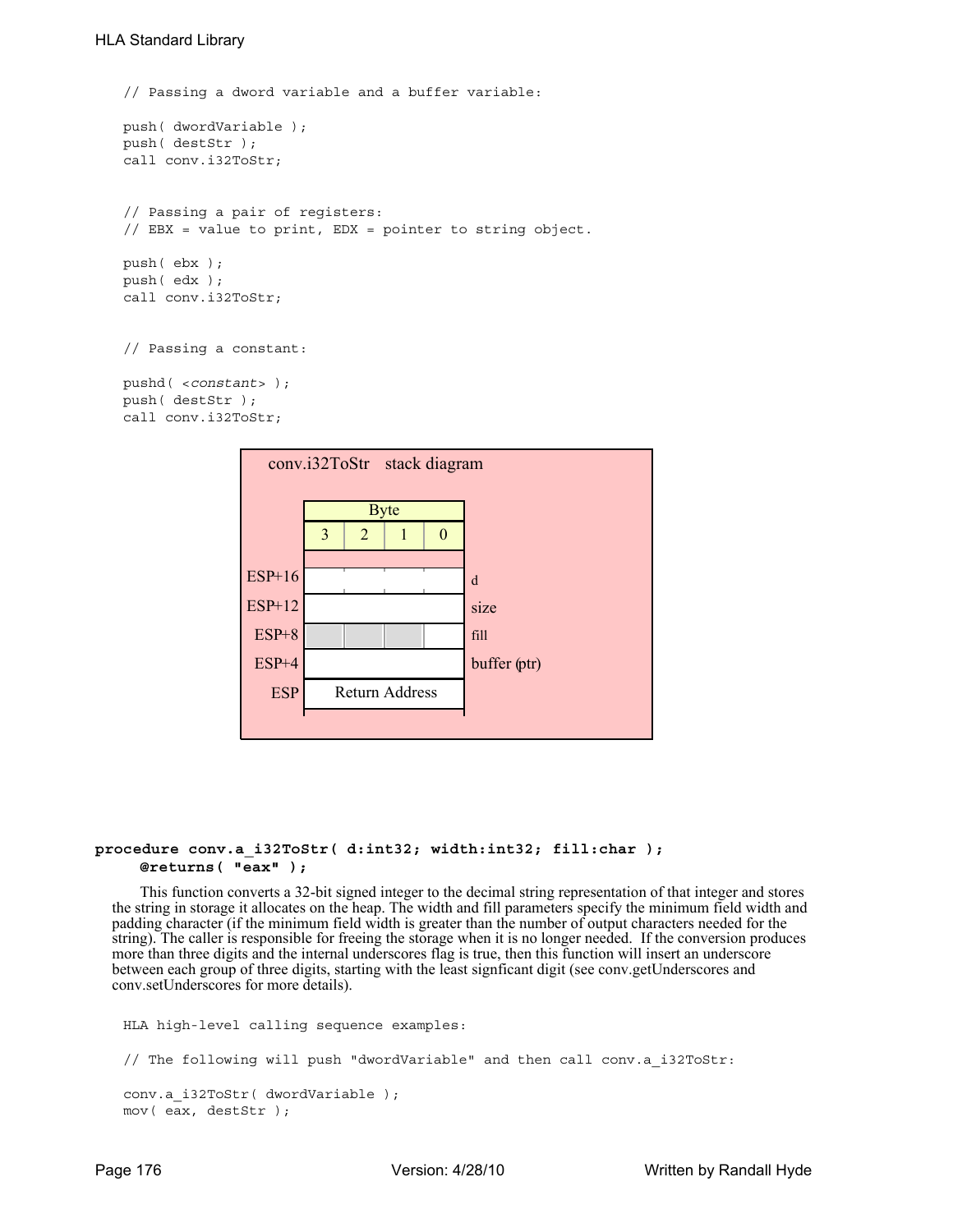```
// Passing a dword variable and a buffer variable:

push( dwordVariable );
push( destStr );
call conv.i32ToStr;


// Passing a pair of registers:
// EBX = value to print, EDX = pointer to string object.

push( ebx );
push( edx );
call conv.i32ToStr;


// Passing a constant:

pushd( <constant> );
push( destStr );
call conv.i32ToStr;
```

conv.i32ToStr stack diagram

| | Byte 3 | Byte 2 | Byte 1 | Byte 0 | |
|---|---|---|---|---|---|
| ESP+16 | | | | | d |
| ESP+12 | | | | | size |
| ESP+8 | | | | | fill |
| ESP+4 | | | | | buffer (ptr) |
| ESP | Return Address | | | | |

**procedure conv.a_i32ToStr( d:int32; width:int32; fill:char );**
**@returns( "eax" );**

This function converts a 32-bit signed integer to the decimal string representation of that integer and stores the string in storage it allocates on the heap. The width and fill parameters specify the minimum field width and padding character (if the minimum field width is greater than the number of output characters needed for the string). The caller is responsible for freeing the storage when it is no longer needed. If the conversion produces more than three digits and the internal underscores flag is true, then this function will insert an underscore between each group of three digits, starting with the least signficant digit (see conv.getUnderscores and conv.setUnderscores for more details).

```
HLA high-level calling sequence examples:

// The following will push "dwordVariable" and then call conv.a_i32ToStr:

conv.a_i32ToStr( dwordVariable );
mov( eax, destStr );
```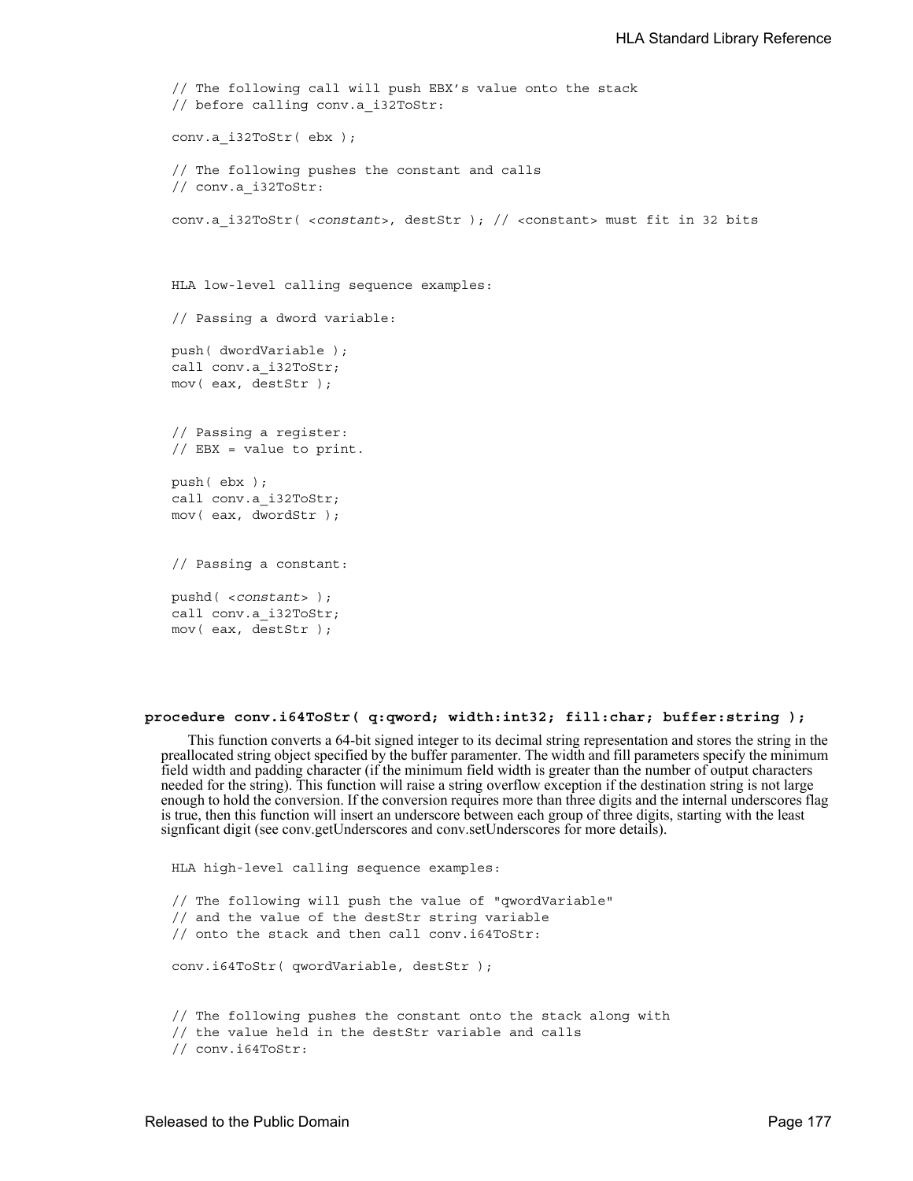```
// The following call will push EBX's value onto the stack
// before calling conv.a_i32ToStr:

conv.a_i32ToStr( ebx );

// The following pushes the constant and calls
// conv.a_i32ToStr:

conv.a_i32ToStr( <constant>, destStr ); // <constant> must fit in 32 bits



HLA low-level calling sequence examples:

// Passing a dword variable:

push( dwordVariable );
call conv.a_i32ToStr;
mov( eax, destStr );


// Passing a register:
// EBX = value to print.

push( ebx );
call conv.a_i32ToStr;
mov( eax, dwordStr );


// Passing a constant:

pushd( <constant> );
call conv.a_i32ToStr;
mov( eax, destStr );
```

**procedure conv.i64ToStr( q:qword; width:int32; fill:char; buffer:string );**

This function converts a 64-bit signed integer to its decimal string representation and stores the string in the preallocated string object specified by the buffer paramenter. The width and fill parameters specify the minimum field width and padding character (if the minimum field width is greater than the number of output characters needed for the string). This function will raise a string overflow exception if the destination string is not large enough to hold the conversion. If the conversion requires more than three digits and the internal underscores flag is true, then this function will insert an underscore between each group of three digits, starting with the least signficant digit (see conv.getUnderscores and conv.setUnderscores for more details).

```
HLA high-level calling sequence examples:

// The following will push the value of "qwordVariable"
// and the value of the destStr string variable
// onto the stack and then call conv.i64ToStr:

conv.i64ToStr( qwordVariable, destStr );


// The following pushes the constant onto the stack along with
// the value held in the destStr variable and calls
// conv.i64ToStr:
```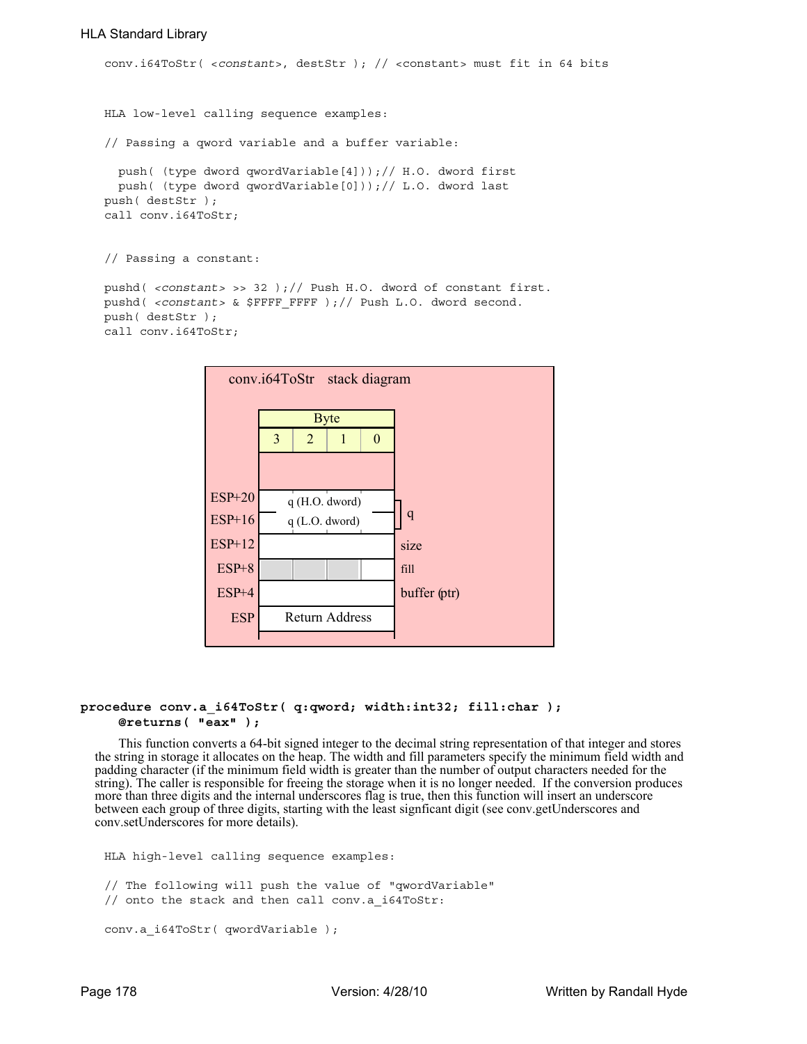```
conv.i64ToStr( <constant>, destStr ); // <constant> must fit in 64 bits


HLA low-level calling sequence examples:

// Passing a qword variable and a buffer variable:

  push( (type dword qwordVariable[4]));// H.O. dword first
  push( (type dword qwordVariable[0]));// L.O. dword last
push( destStr );
call conv.i64ToStr;


// Passing a constant:

pushd( <constant> >> 32 );// Push H.O. dword of constant first.
pushd( <constant> & $FFFF_FFFF );// Push L.O. dword second.
push( destStr );
call conv.i64ToStr;
```

conv.i64ToStr stack diagram

Byte

3 2 1 0

ESP+20 q (H.O. dword)

ESP+16 q (L.O. dword)

q

ESP+12 size

ESP+8 fill

ESP+4 buffer (ptr)

ESP Return Address

**procedure conv.a_i64ToStr( q:qword; width:int32; fill:char );**
**@returns( "eax" );**

This function converts a 64-bit signed integer to the decimal string representation of that integer and stores the string in storage it allocates on the heap. The width and fill parameters specify the minimum field width and padding character (if the minimum field width is greater than the number of output characters needed for the string). The caller is responsible for freeing the storage when it is no longer needed. If the conversion produces more than three digits and the internal underscores flag is true, then this function will insert an underscore between each group of three digits, starting with the least signficant digit (see conv.getUnderscores and conv.setUnderscores for more details).

```
HLA high-level calling sequence examples:

// The following will push the value of "qwordVariable"
// onto the stack and then call conv.a_i64ToStr:

conv.a_i64ToStr( qwordVariable );
```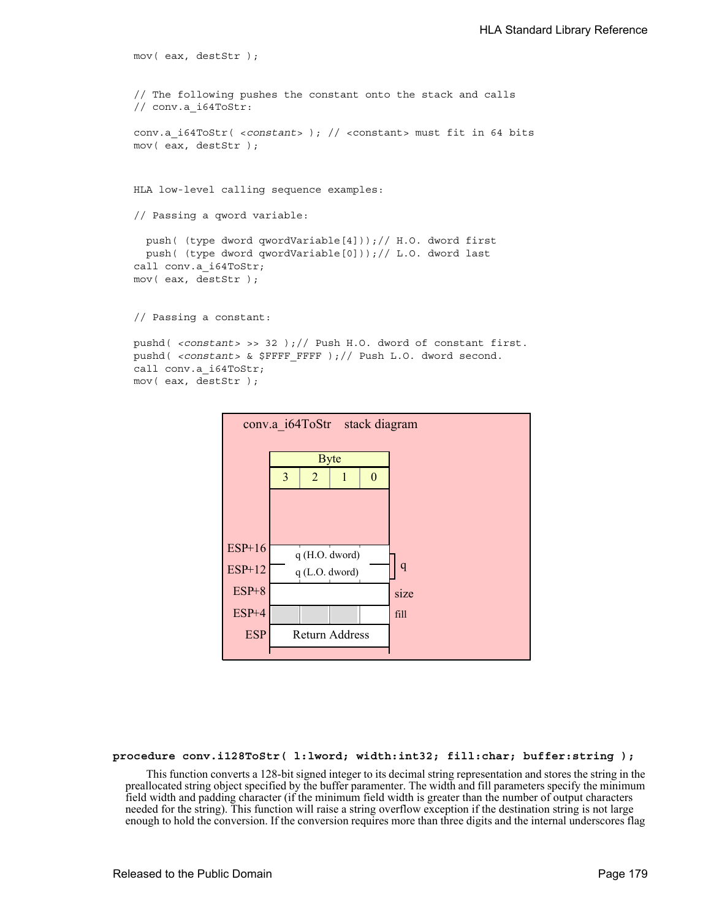```
mov( eax, destStr );


// The following pushes the constant onto the stack and calls
// conv.a_i64ToStr:

conv.a_i64ToStr( <constant> ); // <constant> must fit in 64 bits
mov( eax, destStr );



HLA low-level calling sequence examples:

// Passing a qword variable:

  push( (type dword qwordVariable[4]));// H.O. dword first
  push( (type dword qwordVariable[0]));// L.O. dword last
call conv.a_i64ToStr;
mov( eax, destStr );


// Passing a constant:

pushd( <constant> >> 32 );// Push H.O. dword of constant first.
pushd( <constant> & $FFFF_FFFF );// Push L.O. dword second.
call conv.a_i64ToStr;
mov( eax, destStr );
```

conv.a_i64ToStr stack diagram

Byte

3 2 1 0

ESP+16 q (H.O. dword)

ESP+12 q (L.O. dword)

q

ESP+8 size

ESP+4 fill

ESP Return Address

**procedure conv.i128ToStr( l:lword; width:int32; fill:char; buffer:string );**

This function converts a 128-bit signed integer to its decimal string representation and stores the string in the preallocated string object specified by the buffer paramenter. The width and fill parameters specify the minimum field width and padding character (if the minimum field width is greater than the number of output characters needed for the string). This function will raise a string overflow exception if the destination string is not large enough to hold the conversion. If the conversion requires more than three digits and the internal underscores flag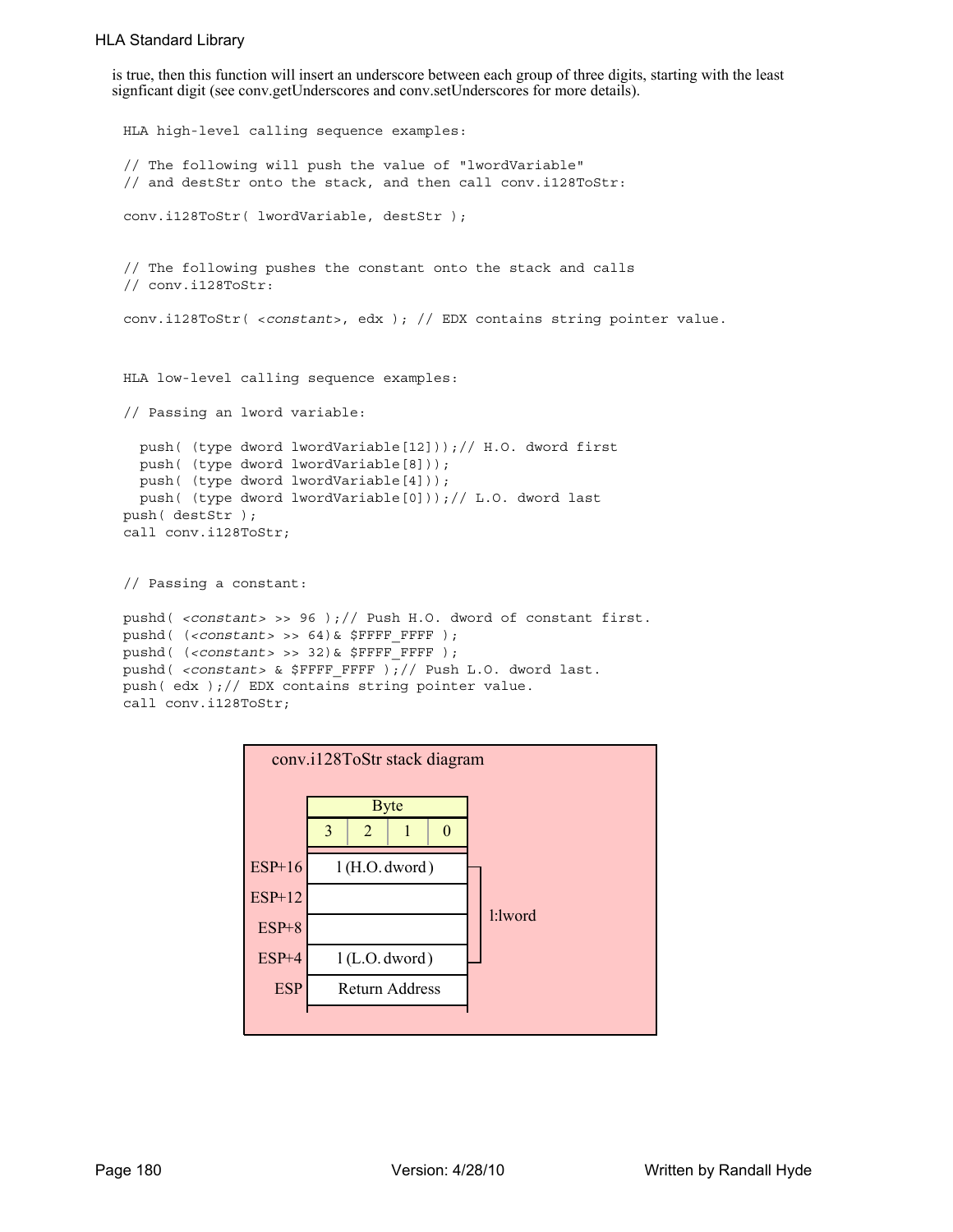is true, then this function will insert an underscore between each group of three digits, starting with the least signficant digit (see conv.getUnderscores and conv.setUnderscores for more details).

```
HLA high-level calling sequence examples:

// The following will push the value of "lwordVariable"
// and destStr onto the stack, and then call conv.i128ToStr:

conv.i128ToStr( lwordVariable, destStr );


// The following pushes the constant onto the stack and calls
// conv.i128ToStr:

conv.i128ToStr( <constant>, edx ); // EDX contains string pointer value.



HLA low-level calling sequence examples:

// Passing an lword variable:

  push( (type dword lwordVariable[12]));// H.O. dword first
  push( (type dword lwordVariable[8]));
  push( (type dword lwordVariable[4]));
  push( (type dword lwordVariable[0]));// L.O. dword last
push( destStr );
call conv.i128ToStr;


// Passing a constant:

pushd( <constant> >> 96 );// Push H.O. dword of constant first.
pushd( (<constant> >> 64)& $FFFF_FFFF );
pushd( (<constant> >> 32)& $FFFF_FFFF );
pushd( <constant> & $FFFF_FFFF );// Push L.O. dword last.
push( edx );// EDX contains string pointer value.
call conv.i128ToStr;
```

conv.i128ToStr stack diagram

| | Byte 3 | Byte 2 | Byte 1 | Byte 0 | |
|---|---|---|---|---|---|
| ESP+16 | l (H.O. dword) | | | | l:lword |
| ESP+12 | | | | | |
| ESP+8 | | | | | |
| ESP+4 | l (L.O. dword) | | | | |
| ESP | Return Address | | | | |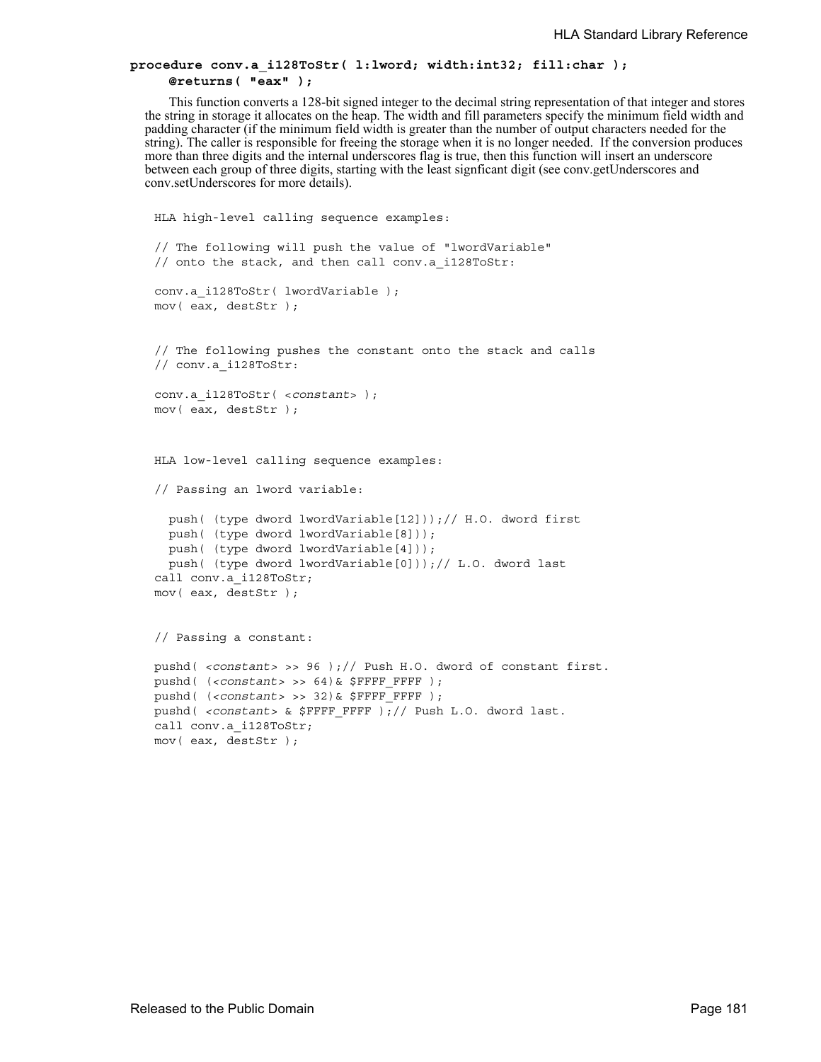```
procedure conv.a_i128ToStr( l:lword; width:int32; fill:char );
    @returns( "eax" );
```

This function converts a 128-bit signed integer to the decimal string representation of that integer and stores the string in storage it allocates on the heap. The width and fill parameters specify the minimum field width and padding character (if the minimum field width is greater than the number of output characters needed for the string). The caller is responsible for freeing the storage when it is no longer needed. If the conversion produces more than three digits and the internal underscores flag is true, then this function will insert an underscore between each group of three digits, starting with the least signficant digit (see conv.getUnderscores and conv.setUnderscores for more details).

```
HLA high-level calling sequence examples:

// The following will push the value of "lwordVariable"
// onto the stack, and then call conv.a_i128ToStr:

conv.a_i128ToStr( lwordVariable );
mov( eax, destStr );


// The following pushes the constant onto the stack and calls
// conv.a_i128ToStr:

conv.a_i128ToStr( <constant> );
mov( eax, destStr );


HLA low-level calling sequence examples:

// Passing an lword variable:

  push( (type dword lwordVariable[12]));// H.O. dword first
  push( (type dword lwordVariable[8]));
  push( (type dword lwordVariable[4]));
  push( (type dword lwordVariable[0]));// L.O. dword last
call conv.a_i128ToStr;
mov( eax, destStr );


// Passing a constant:

pushd( <constant> >> 96 );// Push H.O. dword of constant first.
pushd( (<constant> >> 64)& $FFFF_FFFF );
pushd( (<constant> >> 32)& $FFFF_FFFF );
pushd( <constant> & $FFFF_FFFF );// Push L.O. dword last.
call conv.a_i128ToStr;
mov( eax, destStr );
```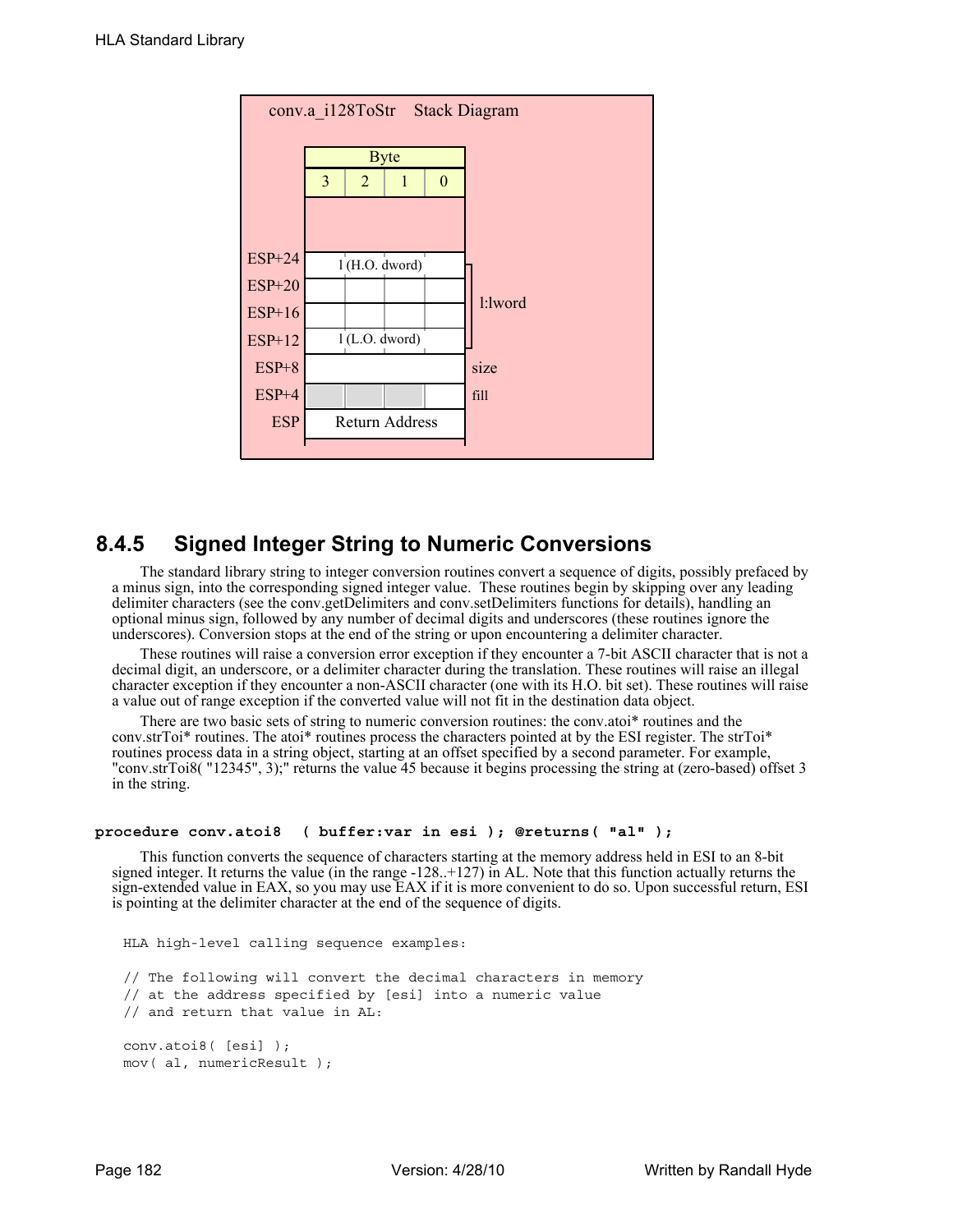conv.a_i128ToStr Stack Diagram

Byte

3 2 1 0

ESP+24 l (H.O. dword)

ESP+20

ESP+16

ESP+12 l (L.O. dword)

l:lword

ESP+8 size

ESP+4 fill

ESP Return Address

## 8.4.5 Signed Integer String to Numeric Conversions

The standard library string to integer conversion routines convert a sequence of digits, possibly prefaced by a minus sign, into the corresponding signed integer value. These routines begin by skipping over any leading delimiter characters (see the conv.getDelimiters and conv.setDelimiters functions for details), handling an optional minus sign, followed by any number of decimal digits and underscores (these routines ignore the underscores). Conversion stops at the end of the string or upon encountering a delimiter character.

These routines will raise a conversion error exception if they encounter a 7-bit ASCII character that is not a decimal digit, an underscore, or a delimiter character during the translation. These routines will raise an illegal character exception if they encounter a non-ASCII character (one with its H.O. bit set). These routines will raise a value out of range exception if the converted value will not fit in the destination data object.

There are two basic sets of string to numeric conversion routines: the conv.atoi* routines and the conv.strToi* routines. The atoi* routines process the characters pointed at by the ESI register. The strToi* routines process data in a string object, starting at an offset specified by a second parameter. For example, "conv.strToi8( "12345", 3);" returns the value 45 because it begins processing the string at (zero-based) offset 3 in the string.

**procedure conv.atoi8 ( buffer:var in esi ); @returns( "al" );**

This function converts the sequence of characters starting at the memory address held in ESI to an 8-bit signed integer. It returns the value (in the range -128..+127) in AL. Note that this function actually returns the sign-extended value in EAX, so you may use EAX if it is more convenient to do so. Upon successful return, ESI is pointing at the delimiter character at the end of the sequence of digits.

```
HLA high-level calling sequence examples:

// The following will convert the decimal characters in memory
// at the address specified by [esi] into a numeric value
// and return that value in AL:

conv.atoi8( [esi] );
mov( al, numericResult );
```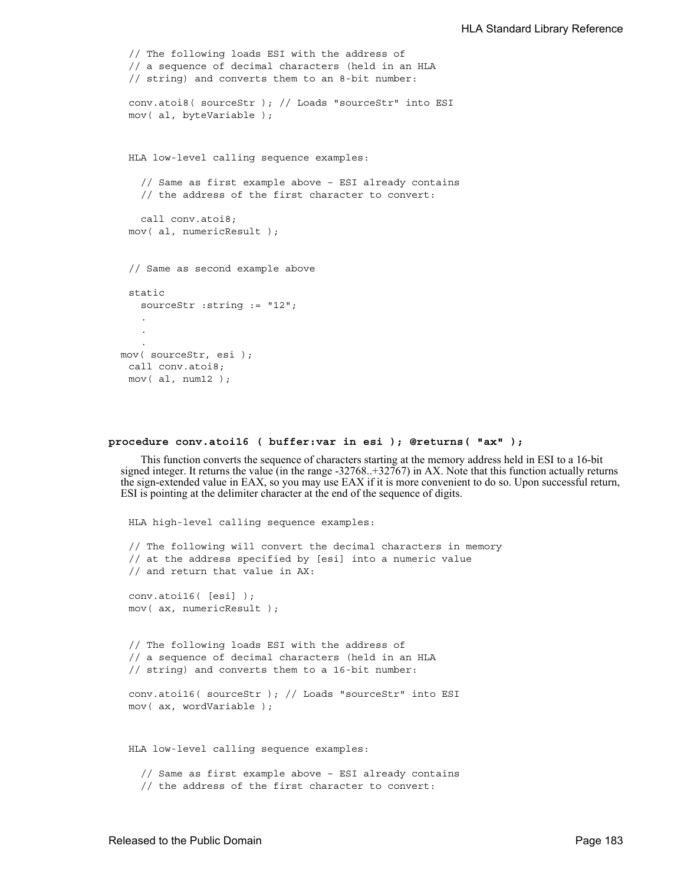```
// The following loads ESI with the address of
// a sequence of decimal characters (held in an HLA
// string) and converts them to an 8-bit number:

conv.atoi8( sourceStr ); // Loads "sourceStr" into ESI
mov( al, byteVariable );


HLA low-level calling sequence examples:

  // Same as first example above – ESI already contains
  // the address of the first character to convert:

  call conv.atoi8;
mov( al, numericResult );


// Same as second example above

static
  sourceStr :string := "12";
  .
  .
  .
mov( sourceStr, esi );
call conv.atoi8;
mov( al, num12 );
```

**procedure conv.atoi16 ( buffer:var in esi ); @returns( "ax" );**

This function converts the sequence of characters starting at the memory address held in ESI to a 16-bit signed integer. It returns the value (in the range -32768..+32767) in AX. Note that this function actually returns the sign-extended value in EAX, so you may use EAX if it is more convenient to do so. Upon successful return, ESI is pointing at the delimiter character at the end of the sequence of digits.

```
HLA high-level calling sequence examples:

// The following will convert the decimal characters in memory
// at the address specified by [esi] into a numeric value
// and return that value in AX:

conv.atoi16( [esi] );
mov( ax, numericResult );


// The following loads ESI with the address of
// a sequence of decimal characters (held in an HLA
// string) and converts them to a 16-bit number:

conv.atoi16( sourceStr ); // Loads "sourceStr" into ESI
mov( ax, wordVariable );


HLA low-level calling sequence examples:

  // Same as first example above – ESI already contains
  // the address of the first character to convert:
```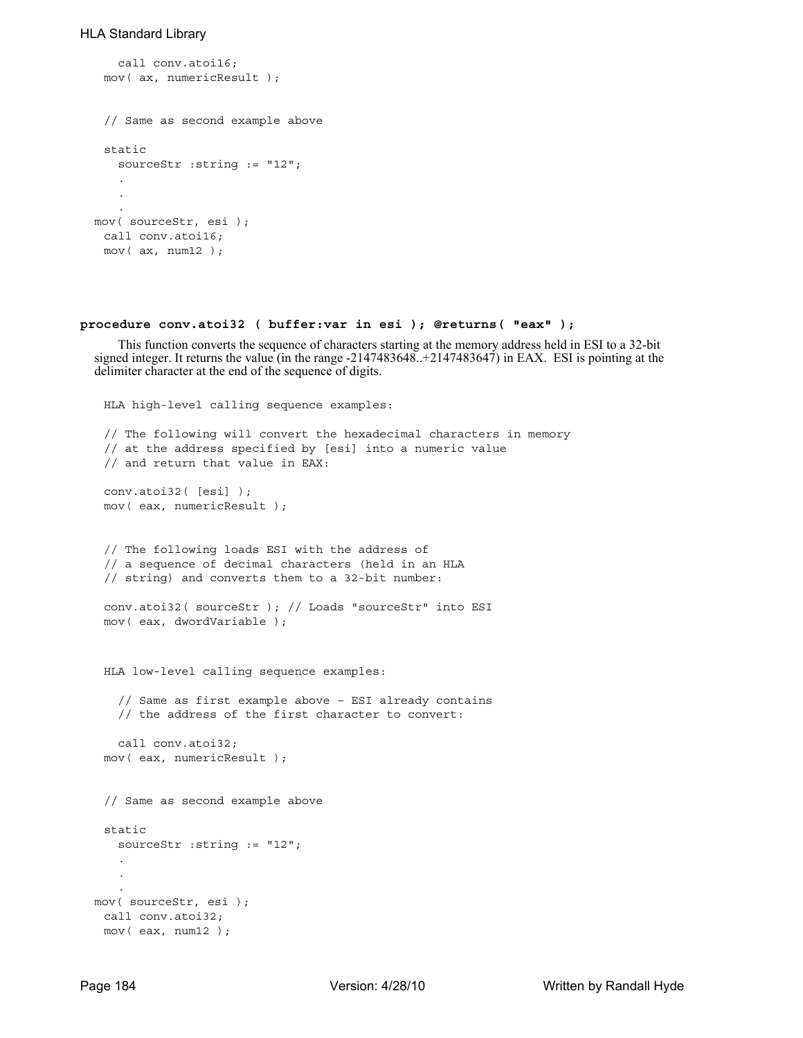```
      call conv.atoi16;
   mov( ax, numericResult );


   // Same as second example above

   static
     sourceStr :string := "12";
     .
     .
     .
  mov( sourceStr, esi );
   call conv.atoi16;
   mov( ax, num12 );
```

**procedure conv.atoi32 ( buffer:var in esi ); @returns( "eax" );**

This function converts the sequence of characters starting at the memory address held in ESI to a 32-bit signed integer. It returns the value (in the range -2147483648..+2147483647) in EAX. ESI is pointing at the delimiter character at the end of the sequence of digits.

```
   HLA high-level calling sequence examples:

   // The following will convert the hexadecimal characters in memory
   // at the address specified by [esi] into a numeric value
   // and return that value in EAX:

   conv.atoi32( [esi] );
   mov( eax, numericResult );


   // The following loads ESI with the address of
   // a sequence of decimal characters (held in an HLA
   // string) and converts them to a 32-bit number:

   conv.atoi32( sourceStr ); // Loads "sourceStr" into ESI
   mov( eax, dwordVariable );


   HLA low-level calling sequence examples:

     // Same as first example above - ESI already contains
     // the address of the first character to convert:

     call conv.atoi32;
   mov( eax, numericResult );


   // Same as second example above

   static
     sourceStr :string := "12";
     .
     .
     .
  mov( sourceStr, esi );
   call conv.atoi32;
   mov( eax, num12 );
```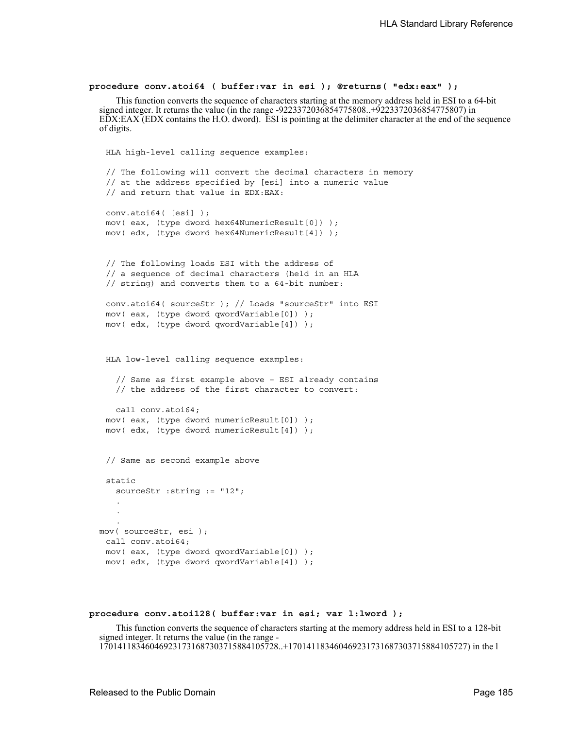**procedure conv.atoi64 ( buffer:var in esi ); @returns( "edx:eax" );**

This function converts the sequence of characters starting at the memory address held in ESI to a 64-bit signed integer. It returns the value (in the range -9223372036854775808..+9223372036854775807) in EDX:EAX (EDX contains the H.O. dword). ESI is pointing at the delimiter character at the end of the sequence of digits.

```
HLA high-level calling sequence examples:

// The following will convert the decimal characters in memory
// at the address specified by [esi] into a numeric value
// and return that value in EDX:EAX:

conv.atoi64( [esi] );
mov( eax, (type dword hex64NumericResult[0]) );
mov( edx, (type dword hex64NumericResult[4]) );


// The following loads ESI with the address of
// a sequence of decimal characters (held in an HLA
// string) and converts them to a 64-bit number:

conv.atoi64( sourceStr ); // Loads "sourceStr" into ESI
mov( eax, (type dword qwordVariable[0]) );
mov( edx, (type dword qwordVariable[4]) );


HLA low-level calling sequence examples:

  // Same as first example above – ESI already contains
  // the address of the first character to convert:

  call conv.atoi64;
mov( eax, (type dword numericResult[0]) );
mov( edx, (type dword numericResult[4]) );


// Same as second example above

static
  sourceStr :string := "12";
  .
  .
  .
mov( sourceStr, esi );
call conv.atoi64;
mov( eax, (type dword qwordVariable[0]) );
mov( edx, (type dword qwordVariable[4]) );
```

**procedure conv.atoi128( buffer:var in esi; var l:lword );**

This function converts the sequence of characters starting at the memory address held in ESI to a 128-bit signed integer. It returns the value (in the range -170141183460469231731687303715884105728..+170141183460469231731687303715884105727) in the l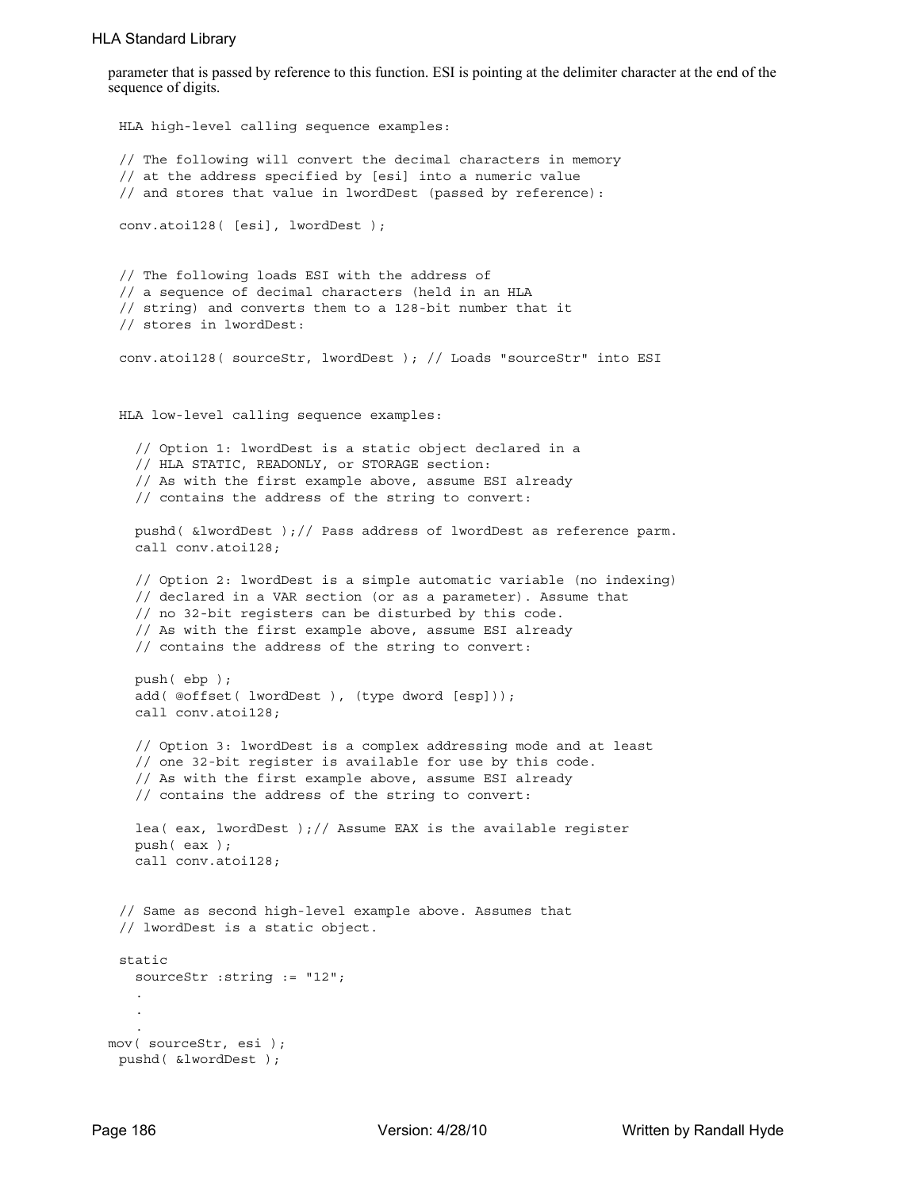parameter that is passed by reference to this function. ESI is pointing at the delimiter character at the end of the sequence of digits.

```
HLA high-level calling sequence examples:

// The following will convert the decimal characters in memory
// at the address specified by [esi] into a numeric value
// and stores that value in lwordDest (passed by reference):

conv.atoi128( [esi], lwordDest );


// The following loads ESI with the address of
// a sequence of decimal characters (held in an HLA
// string) and converts them to a 128-bit number that it
// stores in lwordDest:

conv.atoi128( sourceStr, lwordDest ); // Loads "sourceStr" into ESI



HLA low-level calling sequence examples:

  // Option 1: lwordDest is a static object declared in a
  // HLA STATIC, READONLY, or STORAGE section:
  // As with the first example above, assume ESI already
  // contains the address of the string to convert:

  pushd( &lwordDest );// Pass address of lwordDest as reference parm.
  call conv.atoi128;

  // Option 2: lwordDest is a simple automatic variable (no indexing)
  // declared in a VAR section (or as a parameter). Assume that
  // no 32-bit registers can be disturbed by this code.
  // As with the first example above, assume ESI already
  // contains the address of the string to convert:

  push( ebp );
  add( @offset( lwordDest ), (type dword [esp]));
  call conv.atoi128;

  // Option 3: lwordDest is a complex addressing mode and at least
  // one 32-bit register is available for use by this code.
  // As with the first example above, assume ESI already
  // contains the address of the string to convert:

  lea( eax, lwordDest );// Assume EAX is the available register
  push( eax );
  call conv.atoi128;


// Same as second high-level example above. Assumes that
// lwordDest is a static object.

static
  sourceStr :string := "12";
  .
  .
  .
mov( sourceStr, esi );
pushd( &lwordDest );
```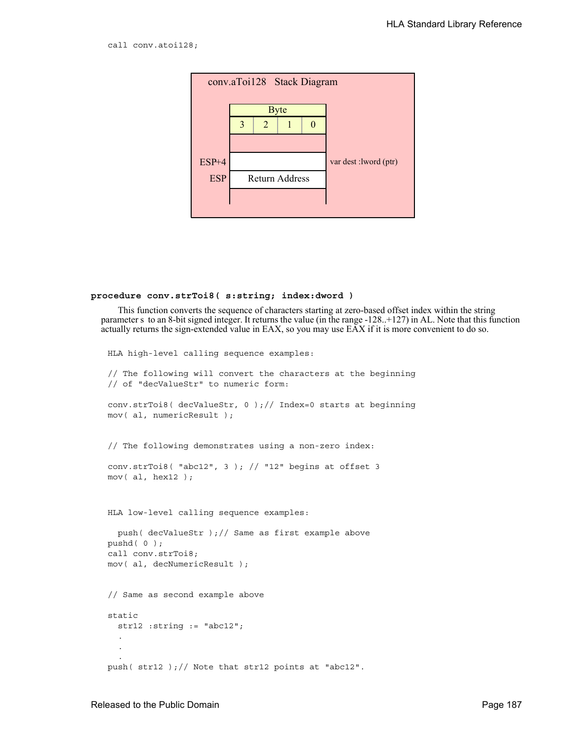```
call conv.atoi128;
```

conv.aToi128 Stack Diagram

Byte

3 2 1 0

ESP+4 var dest :lword (ptr)

ESP Return Address

**procedure conv.strToi8( s:string; index:dword )**

This function converts the sequence of characters starting at zero-based offset index within the string parameter s to an 8-bit signed integer. It returns the value (in the range -128..+127) in AL. Note that this function actually returns the sign-extended value in EAX, so you may use EAX if it is more convenient to do so.

```
HLA high-level calling sequence examples:

// The following will convert the characters at the beginning
// of "decValueStr" to numeric form:

conv.strToi8( decValueStr, 0 );// Index=0 starts at beginning
mov( al, numericResult );


// The following demonstrates using a non-zero index:

conv.strToi8( "abc12", 3 ); // "12" begins at offset 3
mov( al, hex12 );


HLA low-level calling sequence examples:

  push( decValueStr );// Same as first example above
pushd( 0 );
call conv.strToi8;
mov( al, decNumericResult );


// Same as second example above

static
  str12 :string := "abc12";
  .
  .
  .
push( str12 );// Note that str12 points at "abc12".
```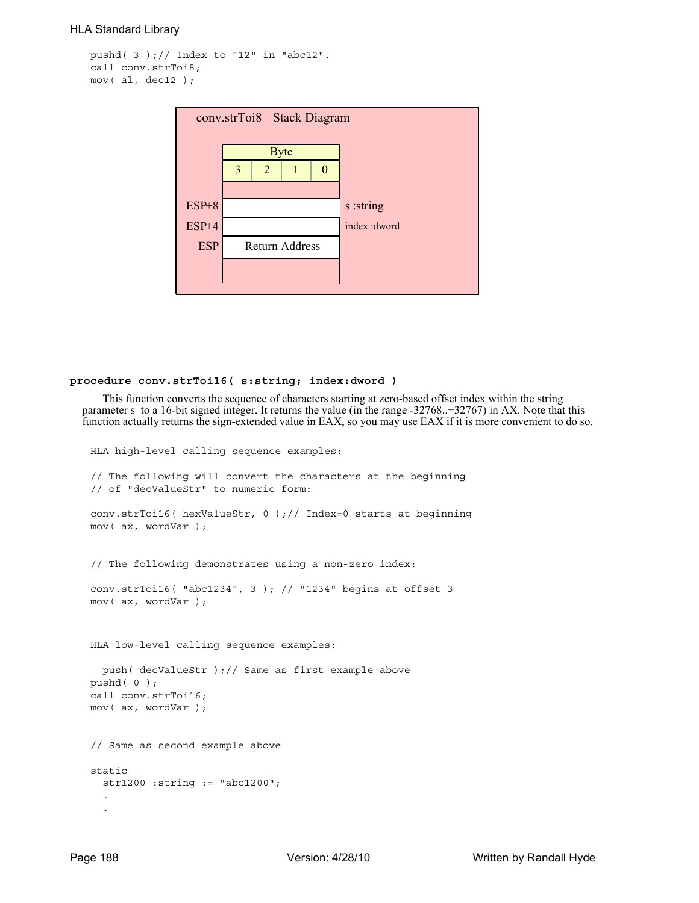```
pushd( 3 );// Index to "12" in "abc12".
call conv.strToi8;
mov( al, dec12 );
```

conv.strToi8 Stack Diagram

| | Byte | | | | |
|---|---|---|---|---|---|
| | 3 | 2 | 1 | 0 | |
| ESP+8 | | | | | s :string |
| ESP+4 | | | | | index :dword |
| ESP | Return Address | | | | |

**procedure conv.strToi16( s:string; index:dword )**

This function converts the sequence of characters starting at zero-based offset index within the string parameter s to a 16-bit signed integer. It returns the value (in the range -32768..+32767) in AX. Note that this function actually returns the sign-extended value in EAX, so you may use EAX if it is more convenient to do so.

```
HLA high-level calling sequence examples:

// The following will convert the characters at the beginning
// of "decValueStr" to numeric form:

conv.strToi16( hexValueStr, 0 );// Index=0 starts at beginning
mov( ax, wordVar );


// The following demonstrates using a non-zero index:

conv.strToi16( "abc1234", 3 ); // "1234" begins at offset 3
mov( ax, wordVar );


HLA low-level calling sequence examples:

  push( decValueStr );// Same as first example above
pushd( 0 );
call conv.strToi16;
mov( ax, wordVar );


// Same as second example above

static
  str1200 :string := "abc1200";
  .
  .
```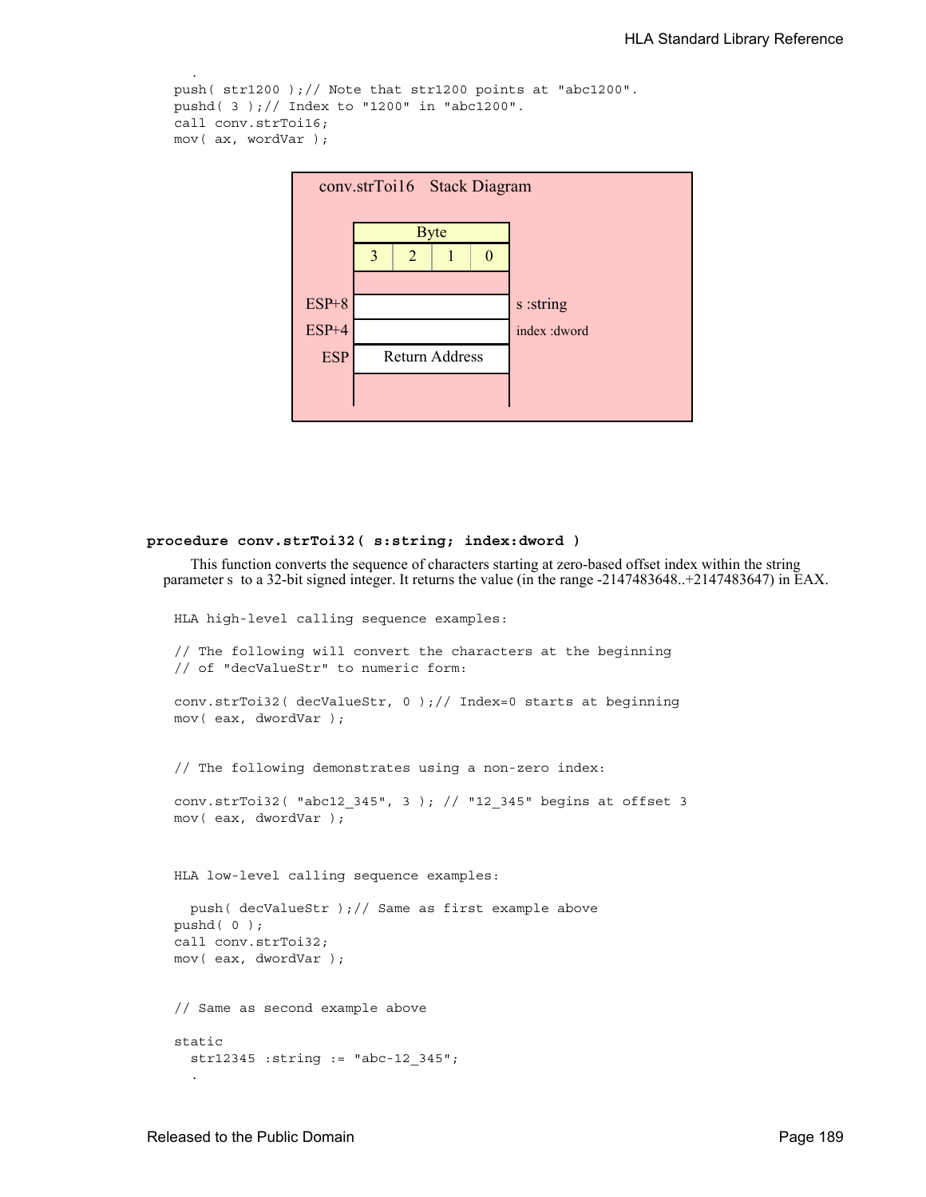```
    .
push( str1200 );// Note that str1200 points at "abc1200".
pushd( 3 );// Index to "1200" in "abc1200".
call conv.strToi16;
mov( ax, wordVar );
```

conv.strToi16 Stack Diagram

| | Byte 3 | Byte 2 | Byte 1 | Byte 0 | |
|---|---|---|---|---|---|
| ESP+8 | | | | | s :string |
| ESP+4 | | | | | index :dword |
| ESP | Return Address | | | | |

**procedure conv.strToi32( s:string; index:dword )**

This function converts the sequence of characters starting at zero-based offset index within the string parameter s to a 32-bit signed integer. It returns the value (in the range -2147483648..+2147483647) in EAX.

```
HLA high-level calling sequence examples:

// The following will convert the characters at the beginning
// of "decValueStr" to numeric form:

conv.strToi32( decValueStr, 0 );// Index=0 starts at beginning
mov( eax, dwordVar );


// The following demonstrates using a non-zero index:

conv.strToi32( "abc12_345", 3 ); // "12_345" begins at offset 3
mov( eax, dwordVar );


HLA low-level calling sequence examples:

  push( decValueStr );// Same as first example above
pushd( 0 );
call conv.strToi32;
mov( eax, dwordVar );


// Same as second example above

static
  str12345 :string := "abc-12_345";
    .
```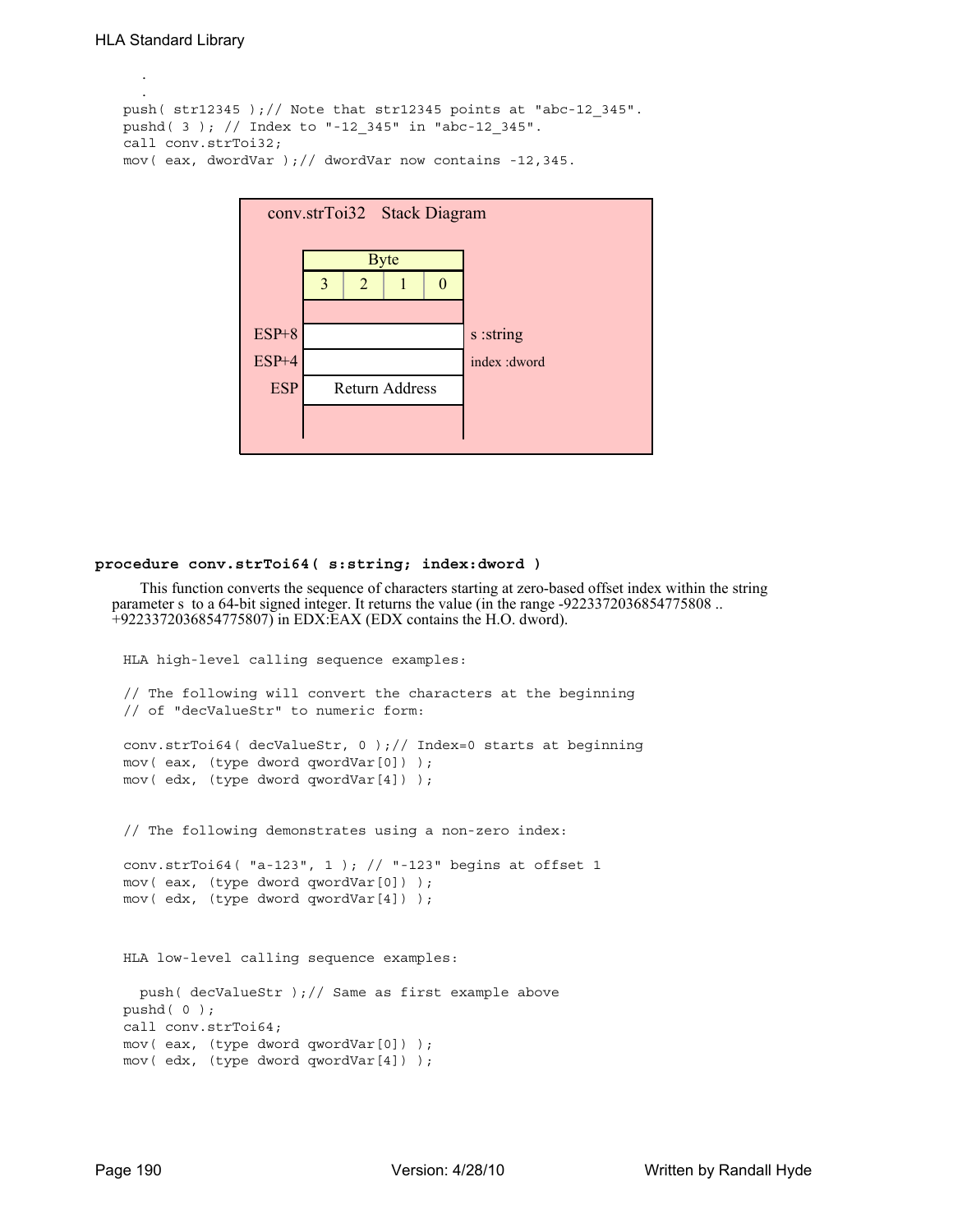```
    .
    .
push( str12345 );// Note that str12345 points at "abc-12_345".
pushd( 3 ); // Index to "-12_345" in "abc-12_345".
call conv.strToi32;
mov( eax, dwordVar );// dwordVar now contains -12,345.
```

conv.strToi32 Stack Diagram

| | Byte | | | | |
|---|---|---|---|---|---|
| | 3 | 2 | 1 | 0 | |
| | | | | | |
| ESP+8 | | | | | s :string |
| ESP+4 | | | | | index :dword |
| ESP | Return Address | | | | |
| | | | | | |

**procedure conv.strToi64( s:string; index:dword )**

This function converts the sequence of characters starting at zero-based offset index within the string parameter s to a 64-bit signed integer. It returns the value (in the range -9223372036854775808 .. +9223372036854775807) in EDX:EAX (EDX contains the H.O. dword).

```
HLA high-level calling sequence examples:

// The following will convert the characters at the beginning
// of "decValueStr" to numeric form:

conv.strToi64( decValueStr, 0 );// Index=0 starts at beginning
mov( eax, (type dword qwordVar[0]) );
mov( edx, (type dword qwordVar[4]) );


// The following demonstrates using a non-zero index:

conv.strToi64( "a-123", 1 ); // "-123" begins at offset 1
mov( eax, (type dword qwordVar[0]) );
mov( edx, (type dword qwordVar[4]) );


HLA low-level calling sequence examples:

  push( decValueStr );// Same as first example above
pushd( 0 );
call conv.strToi64;
mov( eax, (type dword qwordVar[0]) );
mov( edx, (type dword qwordVar[4]) );
```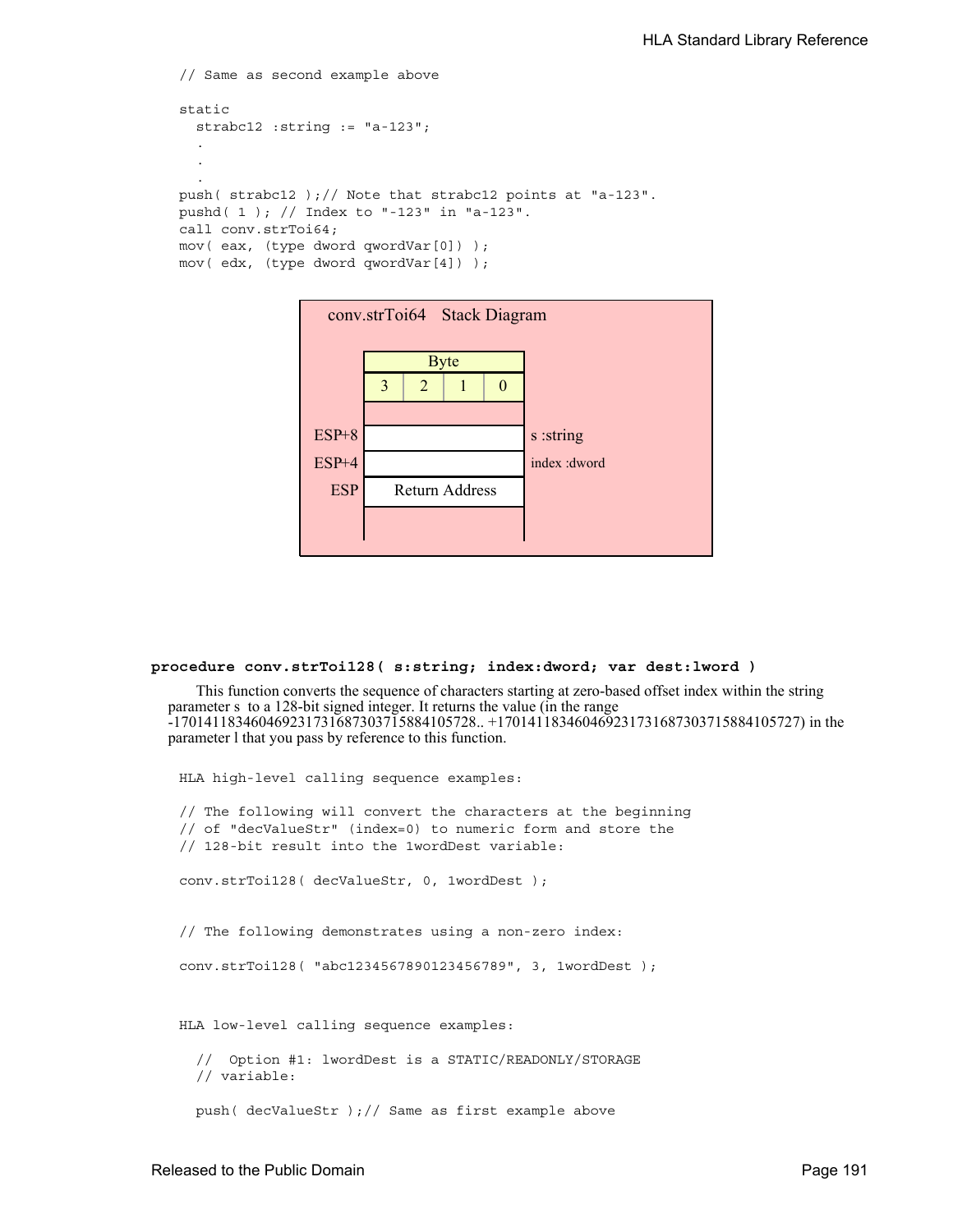```
// Same as second example above

static
  strabc12 :string := "a-123";
  .
  .
  .
push( strabc12 );// Note that strabc12 points at "a-123".
pushd( 1 ); // Index to "-123" in "a-123".
call conv.strToi64;
mov( eax, (type dword qwordVar[0]) );
mov( edx, (type dword qwordVar[4]) );
```

conv.strToi64 Stack Diagram

| | Byte | | | | |
|---|---|---|---|---|---|
| | 3 | 2 | 1 | 0 | |
| ESP+8 | | | | | s :string |
| ESP+4 | | | | | index :dword |
| ESP | Return Address | | | | |

**procedure conv.strToi128( s:string; index:dword; var dest:lword )**

This function converts the sequence of characters starting at zero-based offset index within the string parameter s to a 128-bit signed integer. It returns the value (in the range -170141183460469231731687303715884105728.. +170141183460469231731687303715884105727) in the parameter l that you pass by reference to this function.

```
HLA high-level calling sequence examples:

// The following will convert the characters at the beginning
// of "decValueStr" (index=0) to numeric form and store the
// 128-bit result into the 1wordDest variable:

conv.strToi128( decValueStr, 0, 1wordDest );


// The following demonstrates using a non-zero index:

conv.strToi128( "abc1234567890123456789", 3, 1wordDest );


HLA low-level calling sequence examples:

  //  Option #1: lwordDest is a STATIC/READONLY/STORAGE
  // variable:

  push( decValueStr );// Same as first example above
```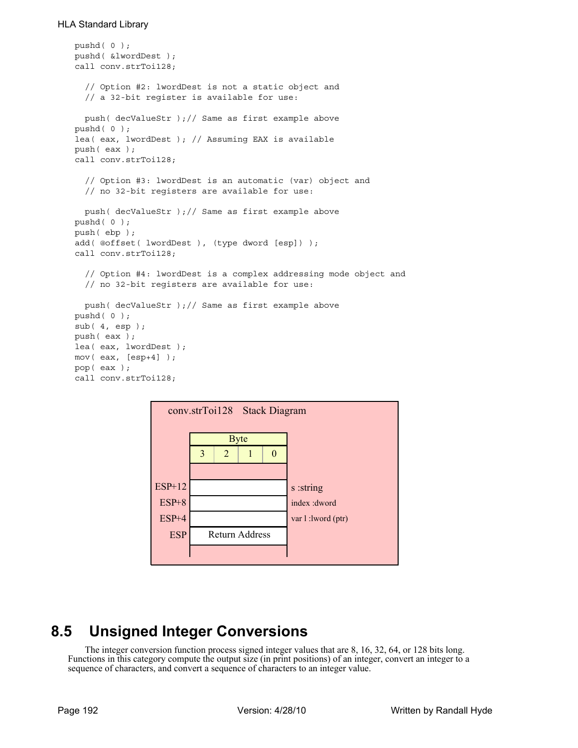```
pushd( 0 );
pushd( &lwordDest );
call conv.strToi128;

  // Option #2: lwordDest is not a static object and
  // a 32-bit register is available for use:

  push( decValueStr );// Same as first example above
pushd( 0 );
lea( eax, lwordDest ); // Assuming EAX is available
push( eax );
call conv.strToi128;

  // Option #3: lwordDest is an automatic (var) object and
  // no 32-bit registers are available for use:

  push( decValueStr );// Same as first example above
pushd( 0 );
push( ebp );
add( @offset( lwordDest ), (type dword [esp]) );
call conv.strToi128;

  // Option #4: lwordDest is a complex addressing mode object and
  // no 32-bit registers are available for use:

  push( decValueStr );// Same as first example above
pushd( 0 );
sub( 4, esp );
push( eax );
lea( eax, lwordDest );
mov( eax, [esp+4] );
pop( eax );
call conv.strToi128;
```

conv.strToi128 Stack Diagram

| | Byte 3 | Byte 2 | Byte 1 | Byte 0 | |
|---|---|---|---|---|---|
| ESP+12 | | | | | s :string |
| ESP+8 | | | | | index :dword |
| ESP+4 | | | | | var l :lword (ptr) |
| ESP | Return Address | | | | |

## 8.5 Unsigned Integer Conversions

The integer conversion function process signed integer values that are 8, 16, 32, 64, or 128 bits long. Functions in this category compute the output size (in print positions) of an integer, convert an integer to a sequence of characters, and convert a sequence of characters to an integer value.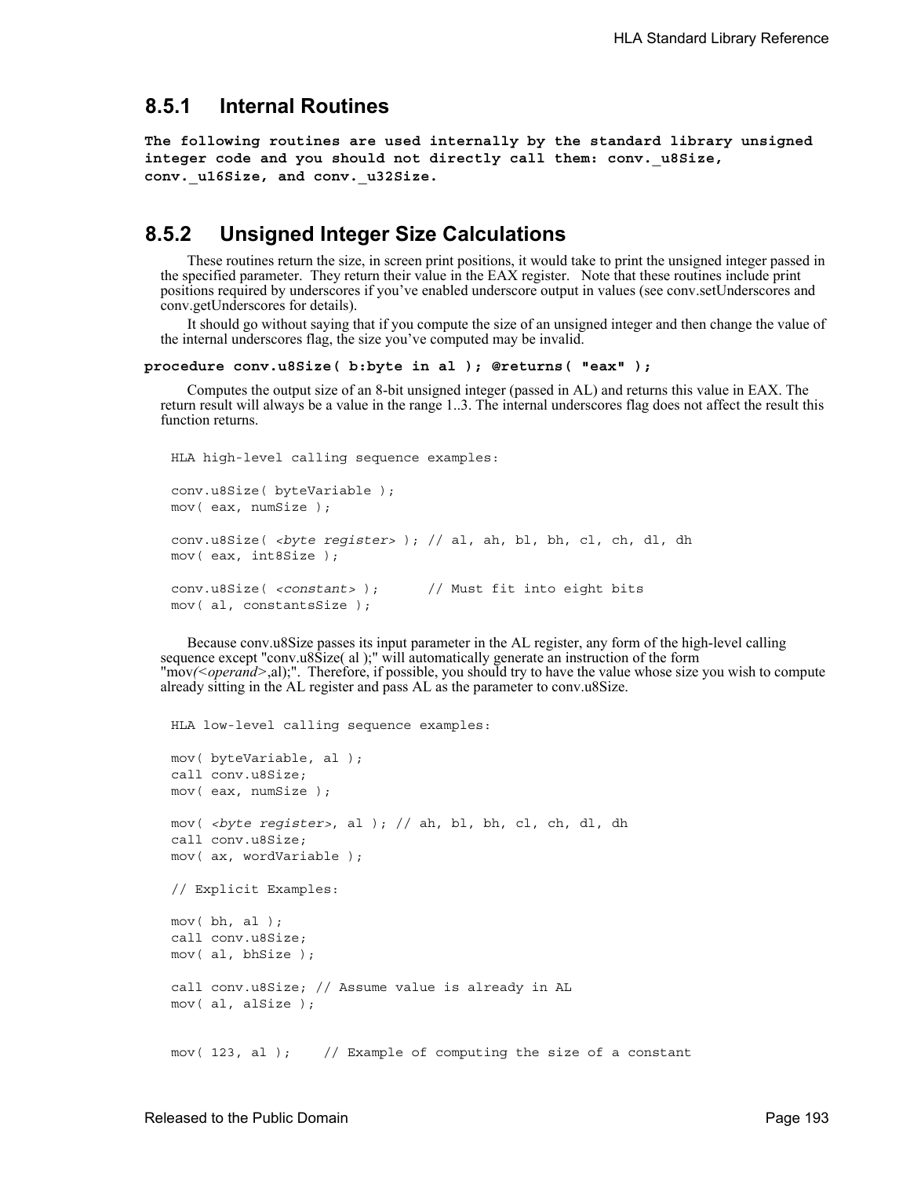### 8.5.1 Internal Routines

**The following routines are used internally by the standard library unsigned integer code and you should not directly call them: conv._u8Size, conv._u16Size, and conv._u32Size.**

### 8.5.2 Unsigned Integer Size Calculations

These routines return the size, in screen print positions, it would take to print the unsigned integer passed in the specified parameter. They return their value in the EAX register. Note that these routines include print positions required by underscores if you've enabled underscore output in values (see conv.setUnderscores and conv.getUnderscores for details).

It should go without saying that if you compute the size of an unsigned integer and then change the value of the internal underscores flag, the size you've computed may be invalid.

**procedure conv.u8Size( b:byte in al ); @returns( "eax" );**

Computes the output size of an 8-bit unsigned integer (passed in AL) and returns this value in EAX. The return result will always be a value in the range 1..3. The internal underscores flag does not affect the result this function returns.

```
HLA high-level calling sequence examples:

conv.u8Size( byteVariable );
mov( eax, numSize );

conv.u8Size( <byte register> ); // al, ah, bl, bh, cl, ch, dl, dh
mov( eax, int8Size );

conv.u8Size( <constant> );      // Must fit into eight bits
mov( al, constantsSize );
```

Because conv.u8Size passes its input parameter in the AL register, any form of the high-level calling sequence except "conv.u8Size( al );" will automatically generate an instruction of the form "mov*(<operand>*,al);". Therefore, if possible, you should try to have the value whose size you wish to compute already sitting in the AL register and pass AL as the parameter to conv.u8Size.

```
HLA low-level calling sequence examples:

mov( byteVariable, al );
call conv.u8Size;
mov( eax, numSize );

mov( <byte register>, al ); // ah, bl, bh, cl, ch, dl, dh
call conv.u8Size;
mov( ax, wordVariable );

// Explicit Examples:

mov( bh, al );
call conv.u8Size;
mov( al, bhSize );

call conv.u8Size; // Assume value is already in AL
mov( al, alSize );


mov( 123, al );    // Example of computing the size of a constant
```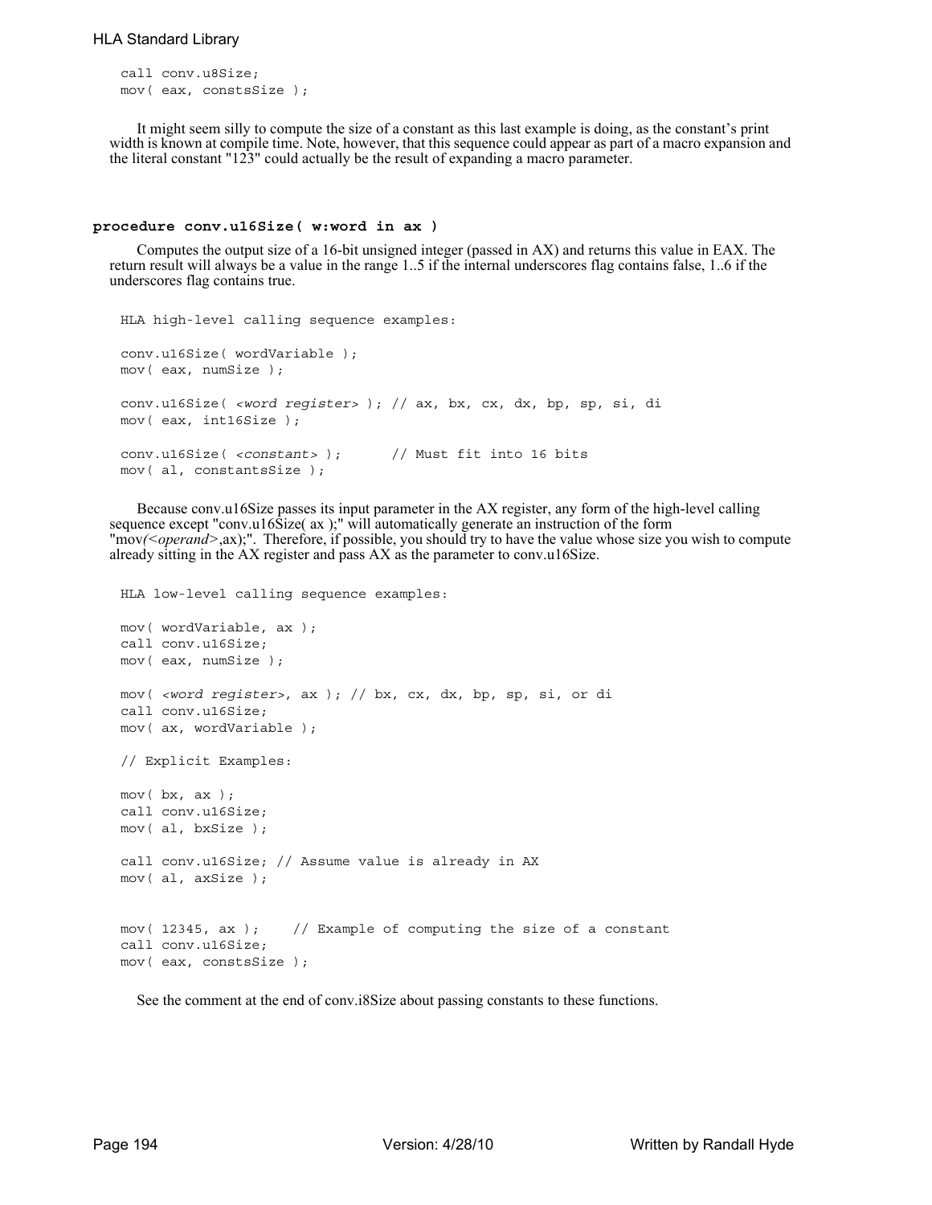```
call conv.u8Size;
mov( eax, constsSize );
```

It might seem silly to compute the size of a constant as this last example is doing, as the constant's print width is known at compile time. Note, however, that this sequence could appear as part of a macro expansion and the literal constant "123" could actually be the result of expanding a macro parameter.

#### **procedure conv.u16Size( w:word in ax )**

Computes the output size of a 16-bit unsigned integer (passed in AX) and returns this value in EAX. The return result will always be a value in the range 1..5 if the internal underscores flag contains false, 1..6 if the underscores flag contains true.

```
HLA high-level calling sequence examples:

conv.u16Size( wordVariable );
mov( eax, numSize );

conv.u16Size( <word register> ); // ax, bx, cx, dx, bp, sp, si, di
mov( eax, int16Size );

conv.u16Size( <constant> );      // Must fit into 16 bits
mov( al, constantsSize );
```

Because conv.u16Size passes its input parameter in the AX register, any form of the high-level calling sequence except "conv.u16Size( ax );" will automatically generate an instruction of the form "mov*(<operand>*,ax);". Therefore, if possible, you should try to have the value whose size you wish to compute already sitting in the AX register and pass AX as the parameter to conv.u16Size.

```
HLA low-level calling sequence examples:

mov( wordVariable, ax );
call conv.u16Size;
mov( eax, numSize );

mov( <word register>, ax ); // bx, cx, dx, bp, sp, si, or di
call conv.u16Size;
mov( ax, wordVariable );

// Explicit Examples:

mov( bx, ax );
call conv.u16Size;
mov( al, bxSize );

call conv.u16Size; // Assume value is already in AX
mov( al, axSize );


mov( 12345, ax );    // Example of computing the size of a constant
call conv.u16Size;
mov( eax, constsSize );
```

See the comment at the end of conv.i8Size about passing constants to these functions.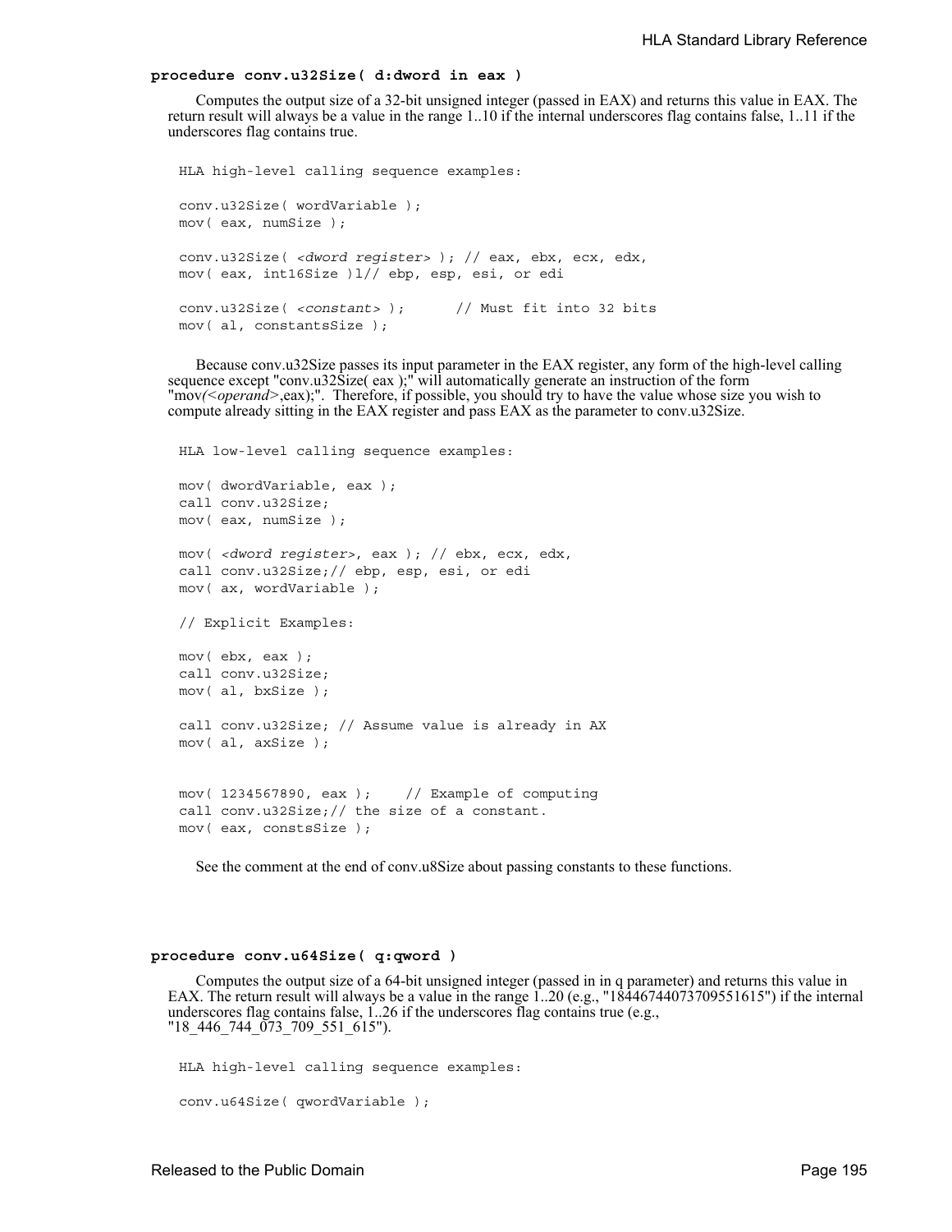**procedure conv.u32Size( d:dword in eax )**

Computes the output size of a 32-bit unsigned integer (passed in EAX) and returns this value in EAX. The return result will always be a value in the range 1..10 if the internal underscores flag contains false, 1..11 if the underscores flag contains true.

```
HLA high-level calling sequence examples:

conv.u32Size( wordVariable );
mov( eax, numSize );

conv.u32Size( <dword register> ); // eax, ebx, ecx, edx,
mov( eax, int16Size )l// ebp, esp, esi, or edi

conv.u32Size( <constant> );      // Must fit into 32 bits
mov( al, constantsSize );
```

Because conv.u32Size passes its input parameter in the EAX register, any form of the high-level calling sequence except "conv.u32Size( eax );" will automatically generate an instruction of the form "mov(*<operand>*,eax);". Therefore, if possible, you should try to have the value whose size you wish to compute already sitting in the EAX register and pass EAX as the parameter to conv.u32Size.

```
HLA low-level calling sequence examples:

mov( dwordVariable, eax );
call conv.u32Size;
mov( eax, numSize );

mov( <dword register>, eax ); // ebx, ecx, edx,
call conv.u32Size;// ebp, esp, esi, or edi
mov( ax, wordVariable );

// Explicit Examples:

mov( ebx, eax );
call conv.u32Size;
mov( al, bxSize );

call conv.u32Size; // Assume value is already in AX
mov( al, axSize );


mov( 1234567890, eax );    // Example of computing
call conv.u32Size;// the size of a constant.
mov( eax, constsSize );
```

See the comment at the end of conv.u8Size about passing constants to these functions.

**procedure conv.u64Size( q:qword )**

Computes the output size of a 64-bit unsigned integer (passed in in q parameter) and returns this value in EAX. The return result will always be a value in the range 1..20 (e.g., "18446744073709551615") if the internal underscores flag contains false, 1..26 if the underscores flag contains true (e.g., "18_446_744_073_709_551_615").

```
HLA high-level calling sequence examples:

conv.u64Size( qwordVariable );
```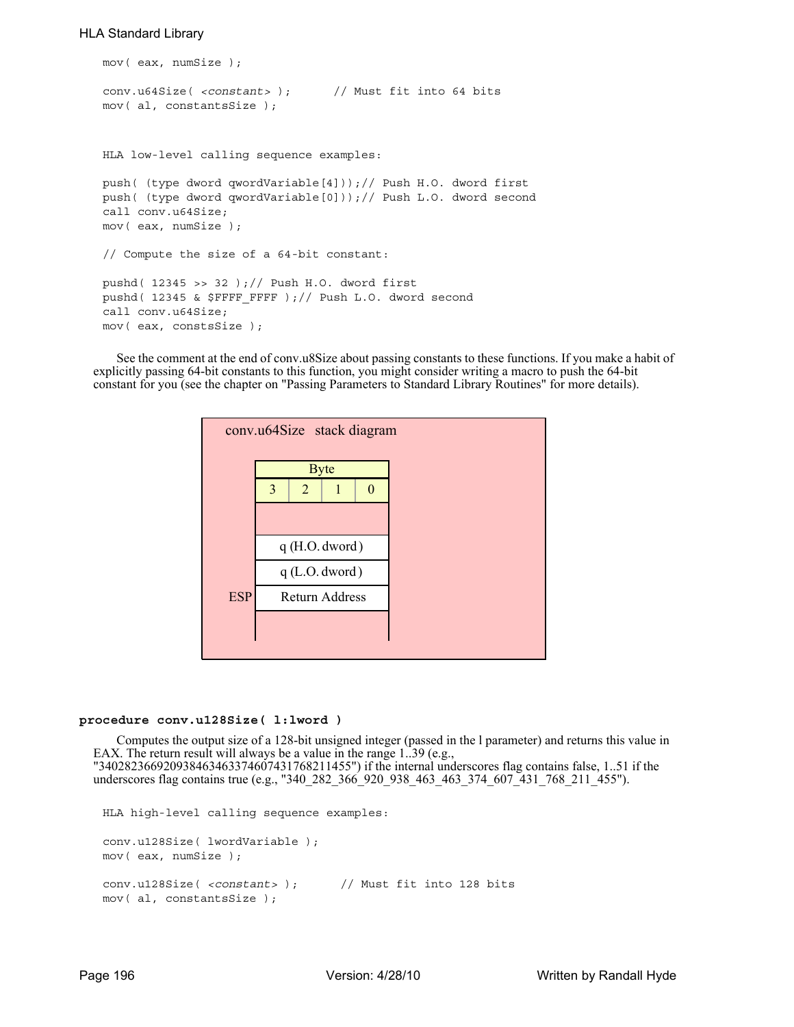```
mov( eax, numSize );

conv.u64Size( <constant> );      // Must fit into 64 bits
mov( al, constantsSize );


HLA low-level calling sequence examples:

push( (type dword qwordVariable[4]));// Push H.O. dword first
push( (type dword qwordVariable[0]));// Push L.O. dword second
call conv.u64Size;
mov( eax, numSize );

// Compute the size of a 64-bit constant:

pushd( 12345 >> 32 );// Push H.O. dword first
pushd( 12345 & $FFFF_FFFF );// Push L.O. dword second
call conv.u64Size;
mov( eax, constsSize );
```

See the comment at the end of conv.u8Size about passing constants to these functions. If you make a habit of explicitly passing 64-bit constants to this function, you might consider writing a macro to push the 64-bit constant for you (see the chapter on "Passing Parameters to Standard Library Routines" for more details).

conv.u64Size stack diagram

Byte

3 2 1 0

q (H.O. dword)

q (L.O. dword)

ESP Return Address

**procedure conv.u128Size( l:lword )**

Computes the output size of a 128-bit unsigned integer (passed in the l parameter) and returns this value in EAX. The return result will always be a value in the range 1..39 (e.g., "340282366920938463463374607431768211455") if the internal underscores flag contains false, 1..51 if the underscores flag contains true (e.g., "340_282_366_920_938_463_463_374_607_431_768_211_455").

```
HLA high-level calling sequence examples:

conv.u128Size( lwordVariable );
mov( eax, numSize );

conv.u128Size( <constant> );      // Must fit into 128 bits
mov( al, constantsSize );
```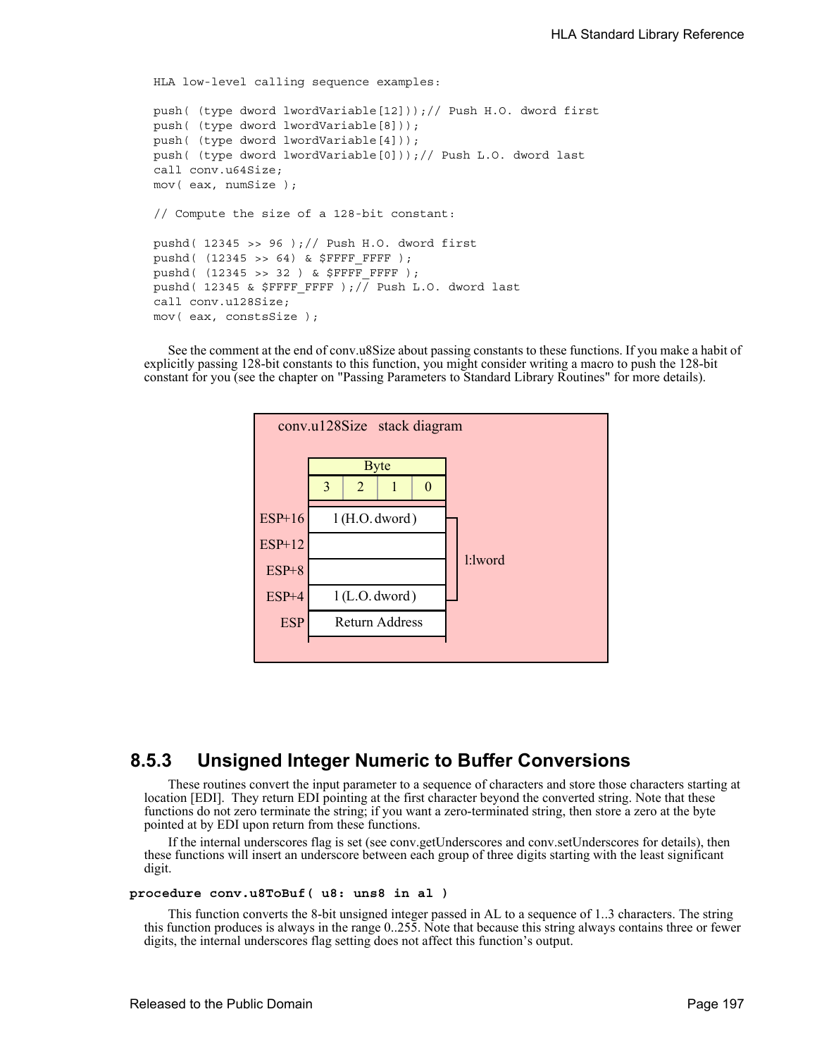```
HLA low-level calling sequence examples:

push( (type dword lwordVariable[12]));// Push H.O. dword first
push( (type dword lwordVariable[8]));
push( (type dword lwordVariable[4]));
push( (type dword lwordVariable[0]));// Push L.O. dword last
call conv.u64Size;
mov( eax, numSize );

// Compute the size of a 128-bit constant:

pushd( 12345 >> 96 );// Push H.O. dword first
pushd( (12345 >> 64) & $FFFF_FFFF );
pushd( (12345 >> 32 ) & $FFFF_FFFF );
pushd( 12345 & $FFFF_FFFF );// Push L.O. dword last
call conv.u128Size;
mov( eax, constsSize );
```

See the comment at the end of conv.u8Size about passing constants to these functions. If you make a habit of explicitly passing 128-bit constants to this function, you might consider writing a macro to push the 128-bit constant for you (see the chapter on "Passing Parameters to Standard Library Routines" for more details).

conv.u128Size stack diagram

Byte

3 2 1 0

ESP+16 l (H.O. dword)

ESP+12

ESP+8

ESP+4 l (L.O. dword)

ESP Return Address

l:lword

### 8.5.3 Unsigned Integer Numeric to Buffer Conversions

These routines convert the input parameter to a sequence of characters and store those characters starting at location [EDI]. They return EDI pointing at the first character beyond the converted string. Note that these functions do not zero terminate the string; if you want a zero-terminated string, then store a zero at the byte pointed at by EDI upon return from these functions.

If the internal underscores flag is set (see conv.getUnderscores and conv.setUnderscores for details), then these functions will insert an underscore between each group of three digits starting with the least significant digit.

**procedure conv.u8ToBuf( u8: uns8 in al )**

This function converts the 8-bit unsigned integer passed in AL to a sequence of 1..3 characters. The string this function produces is always in the range 0..255. Note that because this string always contains three or fewer digits, the internal underscores flag setting does not affect this function's output.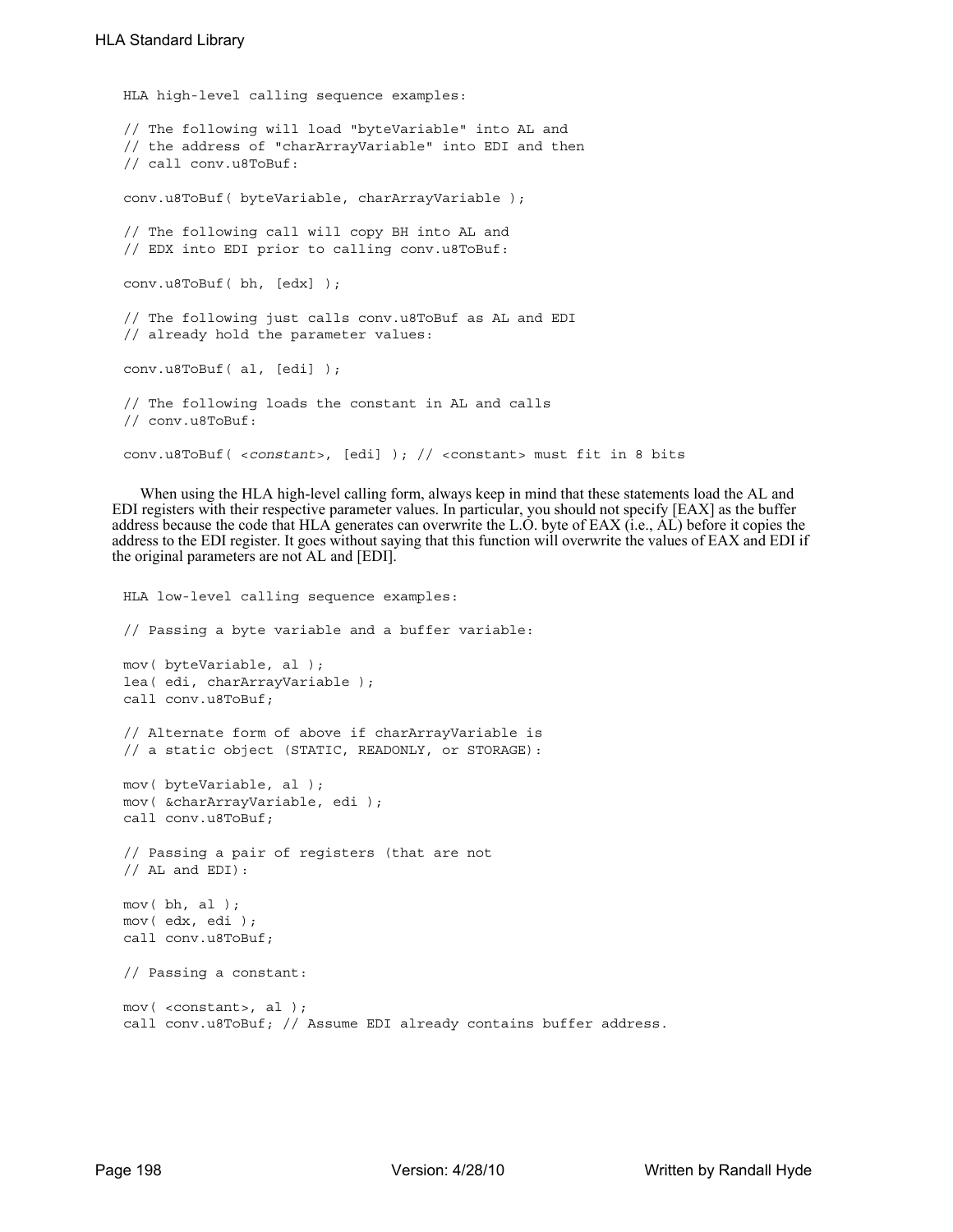```
HLA high-level calling sequence examples:

// The following will load "byteVariable" into AL and
// the address of "charArrayVariable" into EDI and then
// call conv.u8ToBuf:

conv.u8ToBuf( byteVariable, charArrayVariable );

// The following call will copy BH into AL and
// EDX into EDI prior to calling conv.u8ToBuf:

conv.u8ToBuf( bh, [edx] );

// The following just calls conv.u8ToBuf as AL and EDI
// already hold the parameter values:

conv.u8ToBuf( al, [edi] );

// The following loads the constant in AL and calls
// conv.u8ToBuf:

conv.u8ToBuf( <constant>, [edi] ); // <constant> must fit in 8 bits
```

When using the HLA high-level calling form, always keep in mind that these statements load the AL and EDI registers with their respective parameter values. In particular, you should not specify [EAX] as the buffer address because the code that HLA generates can overwrite the L.O. byte of EAX (i.e., AL) before it copies the address to the EDI register. It goes without saying that this function will overwrite the values of EAX and EDI if the original parameters are not AL and [EDI].

```
HLA low-level calling sequence examples:

// Passing a byte variable and a buffer variable:

mov( byteVariable, al );
lea( edi, charArrayVariable );
call conv.u8ToBuf;

// Alternate form of above if charArrayVariable is
// a static object (STATIC, READONLY, or STORAGE):

mov( byteVariable, al );
mov( &charArrayVariable, edi );
call conv.u8ToBuf;

// Passing a pair of registers (that are not
// AL and EDI):

mov( bh, al );
mov( edx, edi );
call conv.u8ToBuf;

// Passing a constant:

mov( <constant>, al );
call conv.u8ToBuf; // Assume EDI already contains buffer address.
```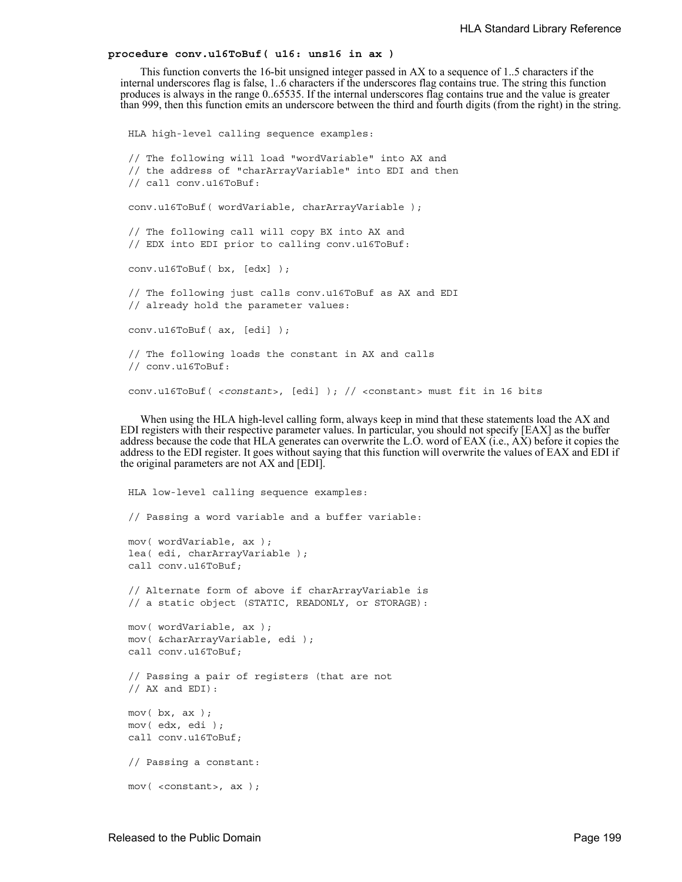**procedure conv.u16ToBuf( u16: uns16 in ax )**

This function converts the 16-bit unsigned integer passed in AX to a sequence of 1..5 characters if the internal underscores flag is false, 1..6 characters if the underscores flag contains true. The string this function produces is always in the range 0..65535. If the internal underscores flag contains true and the value is greater than 999, then this function emits an underscore between the third and fourth digits (from the right) in the string.

```
HLA high-level calling sequence examples:

// The following will load "wordVariable" into AX and
// the address of "charArrayVariable" into EDI and then
// call conv.u16ToBuf:

conv.u16ToBuf( wordVariable, charArrayVariable );

// The following call will copy BX into AX and
// EDX into EDI prior to calling conv.u16ToBuf:

conv.u16ToBuf( bx, [edx] );

// The following just calls conv.u16ToBuf as AX and EDI
// already hold the parameter values:

conv.u16ToBuf( ax, [edi] );

// The following loads the constant in AX and calls
// conv.u16ToBuf:

conv.u16ToBuf( <constant>, [edi] ); // <constant> must fit in 16 bits
```

When using the HLA high-level calling form, always keep in mind that these statements load the AX and EDI registers with their respective parameter values. In particular, you should not specify [EAX] as the buffer address because the code that HLA generates can overwrite the L.O. word of EAX (i.e., AX) before it copies the address to the EDI register. It goes without saying that this function will overwrite the values of EAX and EDI if the original parameters are not AX and [EDI].

```
HLA low-level calling sequence examples:

// Passing a word variable and a buffer variable:

mov( wordVariable, ax );
lea( edi, charArrayVariable );
call conv.u16ToBuf;

// Alternate form of above if charArrayVariable is
// a static object (STATIC, READONLY, or STORAGE):

mov( wordVariable, ax );
mov( &charArrayVariable, edi );
call conv.u16ToBuf;

// Passing a pair of registers (that are not
// AX and EDI):

mov( bx, ax );
mov( edx, edi );
call conv.u16ToBuf;

// Passing a constant:

mov( <constant>, ax );
```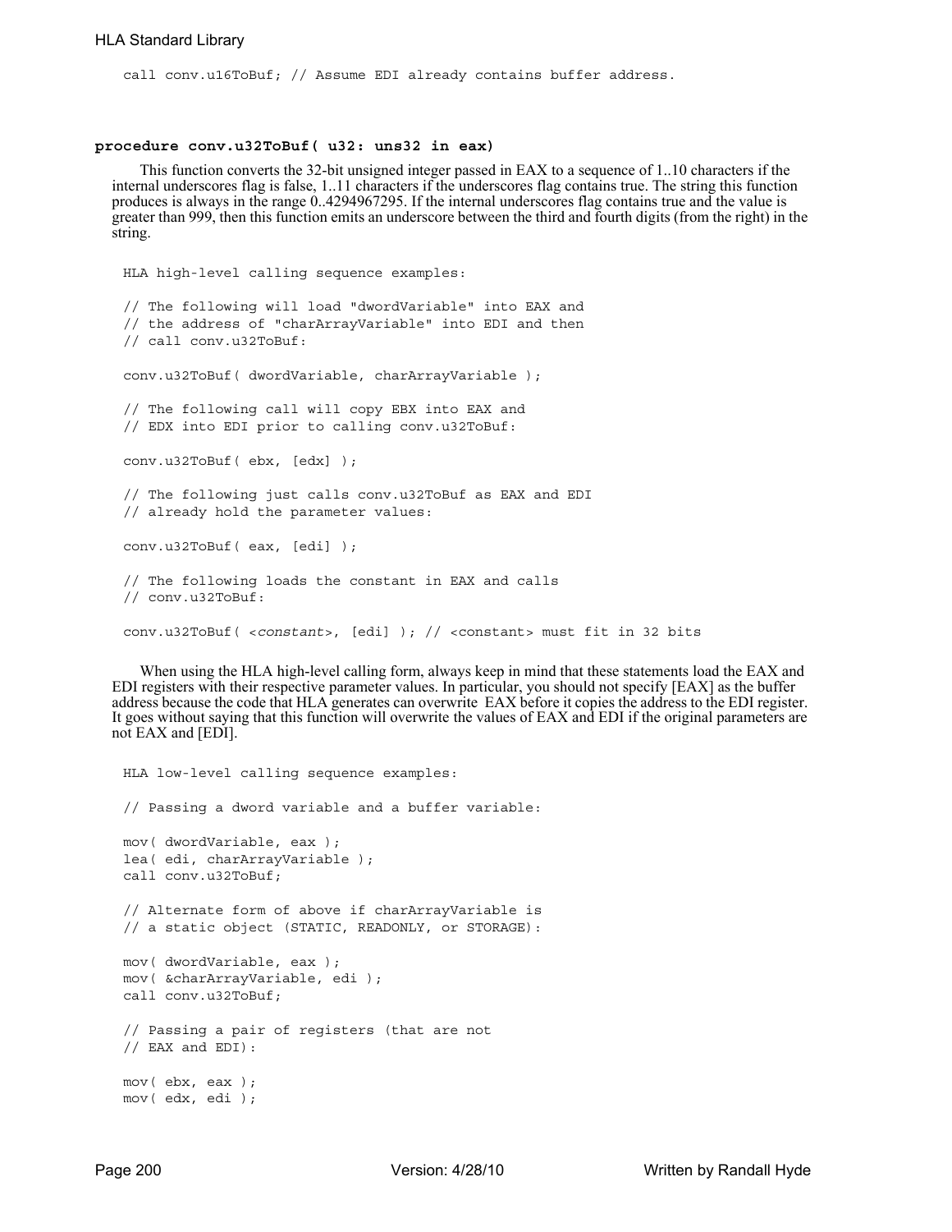```
call conv.u16ToBuf; // Assume EDI already contains buffer address.
```

**procedure conv.u32ToBuf( u32: uns32 in eax)**

This function converts the 32-bit unsigned integer passed in EAX to a sequence of 1..10 characters if the internal underscores flag is false, 1..11 characters if the underscores flag contains true. The string this function produces is always in the range 0..4294967295. If the internal underscores flag contains true and the value is greater than 999, then this function emits an underscore between the third and fourth digits (from the right) in the string.

```
HLA high-level calling sequence examples:

// The following will load "dwordVariable" into EAX and
// the address of "charArrayVariable" into EDI and then
// call conv.u32ToBuf:

conv.u32ToBuf( dwordVariable, charArrayVariable );

// The following call will copy EBX into EAX and
// EDX into EDI prior to calling conv.u32ToBuf:

conv.u32ToBuf( ebx, [edx] );

// The following just calls conv.u32ToBuf as EAX and EDI
// already hold the parameter values:

conv.u32ToBuf( eax, [edi] );

// The following loads the constant in EAX and calls
// conv.u32ToBuf:

conv.u32ToBuf( <constant>, [edi] ); // <constant> must fit in 32 bits
```

When using the HLA high-level calling form, always keep in mind that these statements load the EAX and EDI registers with their respective parameter values. In particular, you should not specify [EAX] as the buffer address because the code that HLA generates can overwrite EAX before it copies the address to the EDI register. It goes without saying that this function will overwrite the values of EAX and EDI if the original parameters are not EAX and [EDI].

```
HLA low-level calling sequence examples:

// Passing a dword variable and a buffer variable:

mov( dwordVariable, eax );
lea( edi, charArrayVariable );
call conv.u32ToBuf;

// Alternate form of above if charArrayVariable is
// a static object (STATIC, READONLY, or STORAGE):

mov( dwordVariable, eax );
mov( &charArrayVariable, edi );
call conv.u32ToBuf;

// Passing a pair of registers (that are not
// EAX and EDI):

mov( ebx, eax );
mov( edx, edi );
```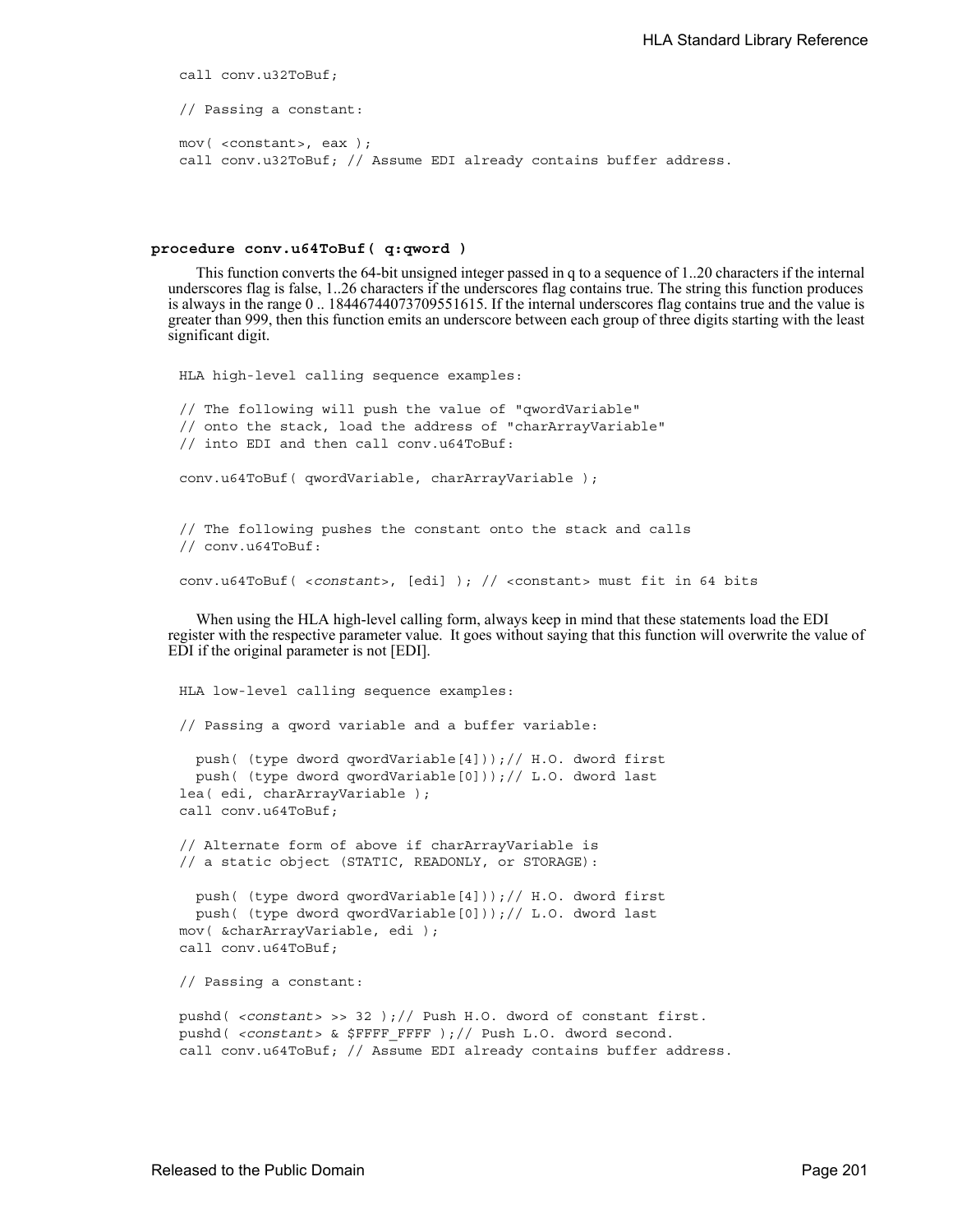```
call conv.u32ToBuf;

// Passing a constant:

mov( <constant>, eax );
call conv.u32ToBuf; // Assume EDI already contains buffer address.
```

**procedure conv.u64ToBuf( q:qword )**

This function converts the 64-bit unsigned integer passed in q to a sequence of 1..20 characters if the internal underscores flag is false, 1..26 characters if the underscores flag contains true. The string this function produces is always in the range 0 .. 18446744073709551615. If the internal underscores flag contains true and the value is greater than 999, then this function emits an underscore between each group of three digits starting with the least significant digit.

```
HLA high-level calling sequence examples:

// The following will push the value of "qwordVariable"
// onto the stack, load the address of "charArrayVariable"
// into EDI and then call conv.u64ToBuf:

conv.u64ToBuf( qwordVariable, charArrayVariable );


// The following pushes the constant onto the stack and calls
// conv.u64ToBuf:

conv.u64ToBuf( <constant>, [edi] ); // <constant> must fit in 64 bits
```

When using the HLA high-level calling form, always keep in mind that these statements load the EDI register with the respective parameter value. It goes without saying that this function will overwrite the value of EDI if the original parameter is not [EDI].

```
HLA low-level calling sequence examples:

// Passing a qword variable and a buffer variable:

  push( (type dword qwordVariable[4]));// H.O. dword first
  push( (type dword qwordVariable[0]));// L.O. dword last
lea( edi, charArrayVariable );
call conv.u64ToBuf;

// Alternate form of above if charArrayVariable is
// a static object (STATIC, READONLY, or STORAGE):

  push( (type dword qwordVariable[4]));// H.O. dword first
  push( (type dword qwordVariable[0]));// L.O. dword last
mov( &charArrayVariable, edi );
call conv.u64ToBuf;

// Passing a constant:

pushd( <constant> >> 32 );// Push H.O. dword of constant first.
pushd( <constant> & $FFFF_FFFF );// Push L.O. dword second.
call conv.u64ToBuf; // Assume EDI already contains buffer address.
```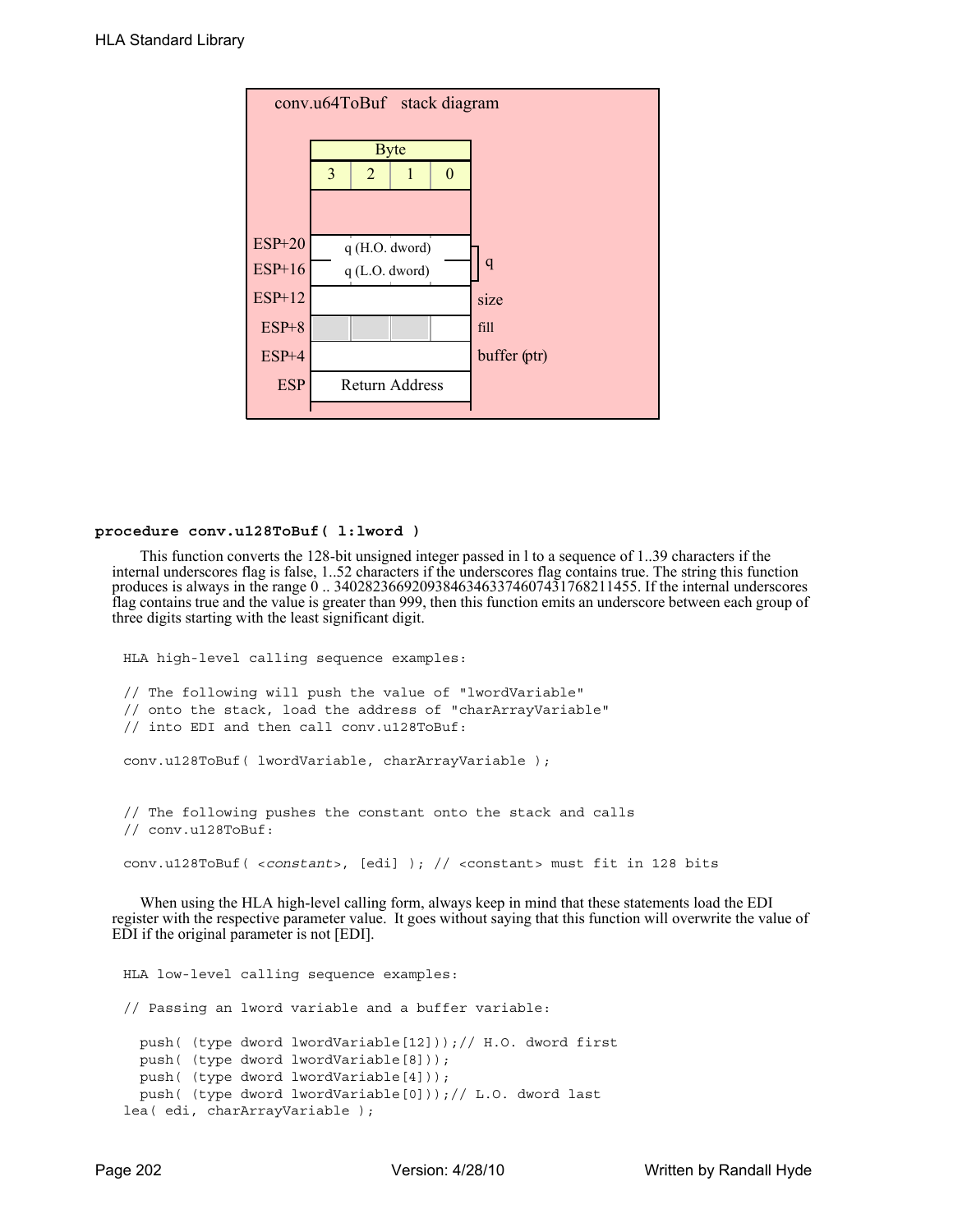conv.u64ToBuf stack diagram

Byte

3 2 1 0

ESP+20 q (H.O. dword)

ESP+16 q (L.O. dword)

q

ESP+12 size

ESP+8 fill

ESP+4 buffer (ptr)

ESP Return Address

**procedure conv.u128ToBuf( l:lword )**

This function converts the 128-bit unsigned integer passed in l to a sequence of 1..39 characters if the internal underscores flag is false, 1..52 characters if the underscores flag contains true. The string this function produces is always in the range 0 .. 340282366920938463463374607431768211455. If the internal underscores flag contains true and the value is greater than 999, then this function emits an underscore between each group of three digits starting with the least significant digit.

```
HLA high-level calling sequence examples:

// The following will push the value of "lwordVariable"
// onto the stack, load the address of "charArrayVariable"
// into EDI and then call conv.u128ToBuf:

conv.u128ToBuf( lwordVariable, charArrayVariable );


// The following pushes the constant onto the stack and calls
// conv.u128ToBuf:

conv.u128ToBuf( <constant>, [edi] ); // <constant> must fit in 128 bits
```

When using the HLA high-level calling form, always keep in mind that these statements load the EDI register with the respective parameter value. It goes without saying that this function will overwrite the value of EDI if the original parameter is not [EDI].

```
HLA low-level calling sequence examples:

// Passing an lword variable and a buffer variable:

  push( (type dword lwordVariable[12]));// H.O. dword first
  push( (type dword lwordVariable[8]));
  push( (type dword lwordVariable[4]));
  push( (type dword lwordVariable[0]));// L.O. dword last
lea( edi, charArrayVariable );
```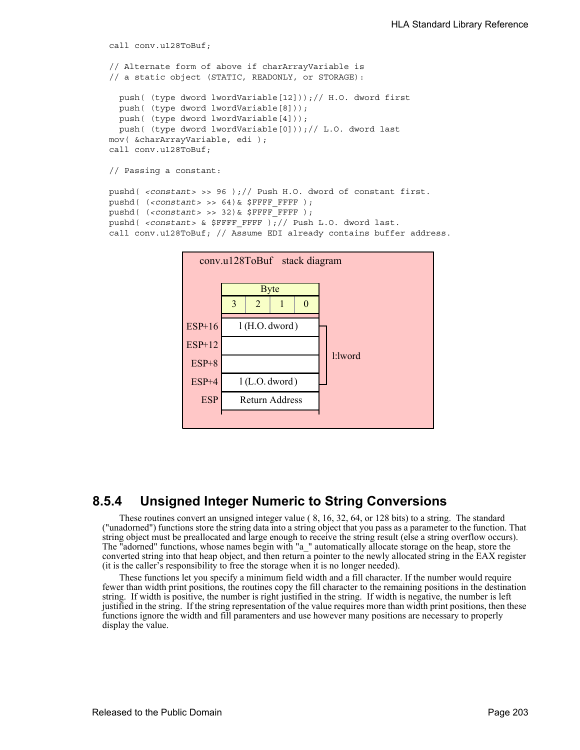```
call conv.u128ToBuf;

// Alternate form of above if charArrayVariable is
// a static object (STATIC, READONLY, or STORAGE):

  push( (type dword lwordVariable[12]));// H.O. dword first
  push( (type dword lwordVariable[8]));
  push( (type dword lwordVariable[4]));
  push( (type dword lwordVariable[0]));// L.O. dword last
mov( &charArrayVariable, edi );
call conv.u128ToBuf;

// Passing a constant:

pushd( <constant> >> 96 );// Push H.O. dword of constant first.
pushd( (<constant> >> 64)& $FFFF_FFFF );
pushd( (<constant> >> 32)& $FFFF_FFFF );
pushd( <constant> & $FFFF_FFFF );// Push L.O. dword last.
call conv.u128ToBuf; // Assume EDI already contains buffer address.
```

conv.u128ToBuf stack diagram

| | Byte | | | |
|---|---|---|---|---|
| | 3 | 2 | 1 | 0 |
| ESP+16 | l (H.O. dword) | | | |
| ESP+12 | | | | |
| ESP+8 | | | | |
| ESP+4 | l (L.O. dword) | | | |
| ESP | Return Address | | | |

l:lword (ESP+4 through ESP+16)

## 8.5.4 Unsigned Integer Numeric to String Conversions

These routines convert an unsigned integer value ( 8, 16, 32, 64, or 128 bits) to a string. The standard ("unadorned") functions store the string data into a string object that you pass as a parameter to the function. That string object must be preallocated and large enough to receive the string result (else a string overflow occurs). The "adorned" functions, whose names begin with "a_" automatically allocate storage on the heap, store the converted string into that heap object, and then return a pointer to the newly allocated string in the EAX register (it is the caller's responsibility to free the storage when it is no longer needed).

These functions let you specify a minimum field width and a fill character. If the number would require fewer than width print positions, the routines copy the fill character to the remaining positions in the destination string. If width is positive, the number is right justified in the string. If width is negative, the number is left justified in the string. If the string representation of the value requires more than width print positions, then these functions ignore the width and fill paramenters and use however many positions are necessary to properly display the value.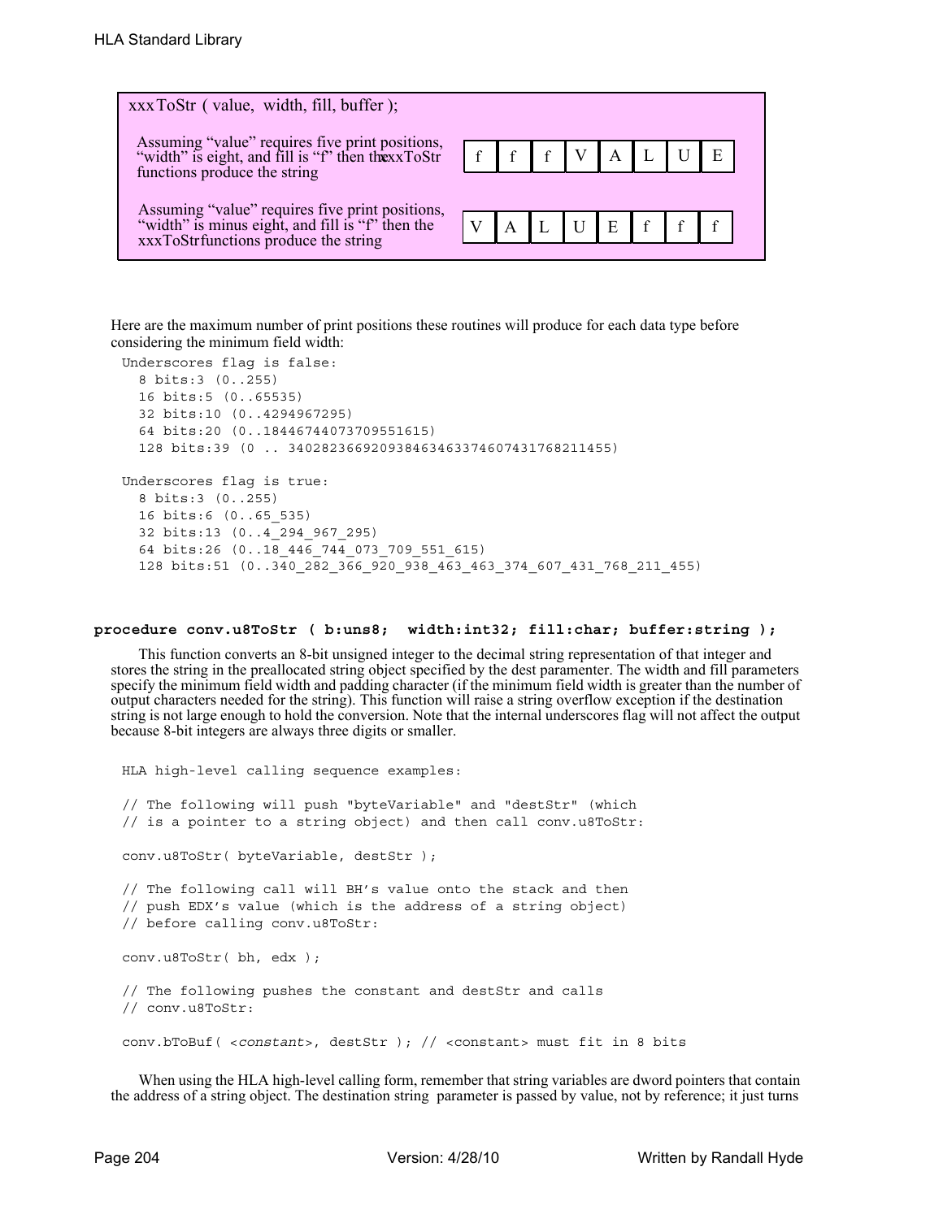xxxToStr ( value, width, fill, buffer );

Assuming “value” requires five print positions, “width” is eight, and fill is “f” then the xxxToStr functions produce the string

| | | | | | | | |
|---|---|---|---|---|---|---|---|
| f | f | f | V | A | L | U | E |

Assuming “value” requires five print positions, “width” is minus eight, and fill is “f” then the xxxToStr functions produce the string

| | | | | | | | |
|---|---|---|---|---|---|---|---|
| V | A | L | U | E | f | f | f |

Here are the maximum number of print positions these routines will produce for each data type before considering the minimum field width:

```
Underscores flag is false:
  8 bits:3 (0..255)
  16 bits:5 (0..65535)
  32 bits:10 (0..4294967295)
  64 bits:20 (0..18446744073709551615)
  128 bits:39 (0 .. 340282366920938463463374607431768211455)

Underscores flag is true:
  8 bits:3 (0..255)
  16 bits:6 (0..65_535)
  32 bits:13 (0..4_294_967_295)
  64 bits:26 (0..18_446_744_073_709_551_615)
  128 bits:51 (0..340_282_366_920_938_463_463_374_607_431_768_211_455)
```

**procedure conv.u8ToStr ( b:uns8;  width:int32; fill:char; buffer:string );**

This function converts an 8-bit unsigned integer to the decimal string representation of that integer and stores the string in the preallocated string object specified by the dest paramenter. The width and fill parameters specify the minimum field width and padding character (if the minimum field width is greater than the number of output characters needed for the string). This function will raise a string overflow exception if the destination string is not large enough to hold the conversion. Note that the internal underscores flag will not affect the output because 8-bit integers are always three digits or smaller.

```
HLA high-level calling sequence examples:

// The following will push "byteVariable" and "destStr" (which
// is a pointer to a string object) and then call conv.u8ToStr:

conv.u8ToStr( byteVariable, destStr );

// The following call will BH's value onto the stack and then
// push EDX's value (which is the address of a string object)
// before calling conv.u8ToStr:

conv.u8ToStr( bh, edx );

// The following pushes the constant and destStr and calls
// conv.u8ToStr:

conv.bToBuf( <constant>, destStr ); // <constant> must fit in 8 bits
```

When using the HLA high-level calling form, remember that string variables are dword pointers that contain the address of a string object. The destination string parameter is passed by value, not by reference; it just turns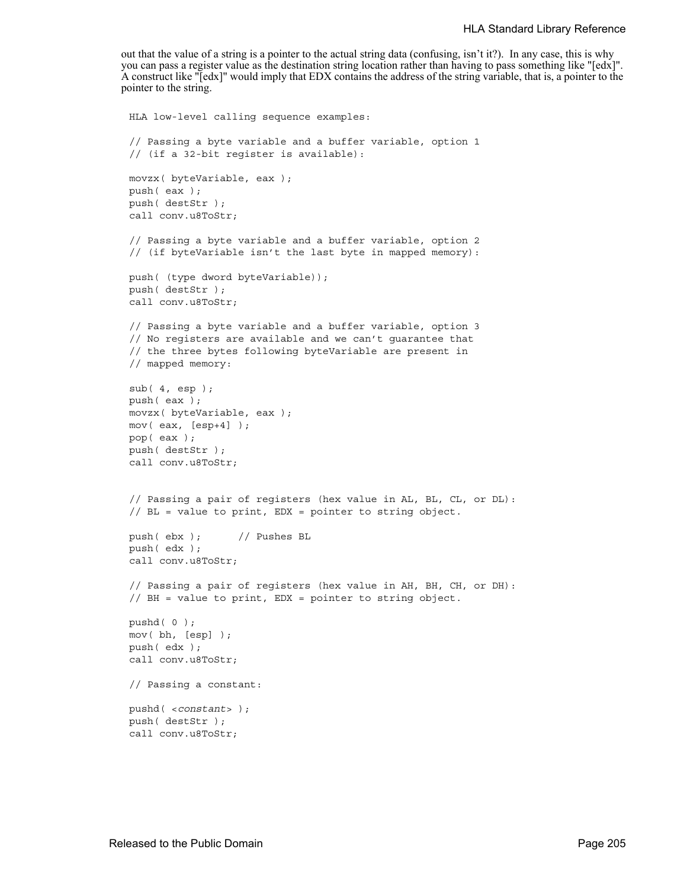out that the value of a string is a pointer to the actual string data (confusing, isn't it?). In any case, this is why you can pass a register value as the destination string location rather than having to pass something like "[edx]". A construct like "[edx]" would imply that EDX contains the address of the string variable, that is, a pointer to the pointer to the string.

```
HLA low-level calling sequence examples:

// Passing a byte variable and a buffer variable, option 1
// (if a 32-bit register is available):

movzx( byteVariable, eax );
push( eax );
push( destStr );
call conv.u8ToStr;

// Passing a byte variable and a buffer variable, option 2
// (if byteVariable isn't the last byte in mapped memory):

push( (type dword byteVariable));
push( destStr );
call conv.u8ToStr;

// Passing a byte variable and a buffer variable, option 3
// No registers are available and we can't guarantee that
// the three bytes following byteVariable are present in
// mapped memory:

sub( 4, esp );
push( eax );
movzx( byteVariable, eax );
mov( eax, [esp+4] );
pop( eax );
push( destStr );
call conv.u8ToStr;


// Passing a pair of registers (hex value in AL, BL, CL, or DL):
// BL = value to print, EDX = pointer to string object.

push( ebx );      // Pushes BL
push( edx );
call conv.u8ToStr;

// Passing a pair of registers (hex value in AH, BH, CH, or DH):
// BH = value to print, EDX = pointer to string object.

pushd( 0 );
mov( bh, [esp] );
push( edx );
call conv.u8ToStr;

// Passing a constant:

pushd( <constant> );
push( destStr );
call conv.u8ToStr;
```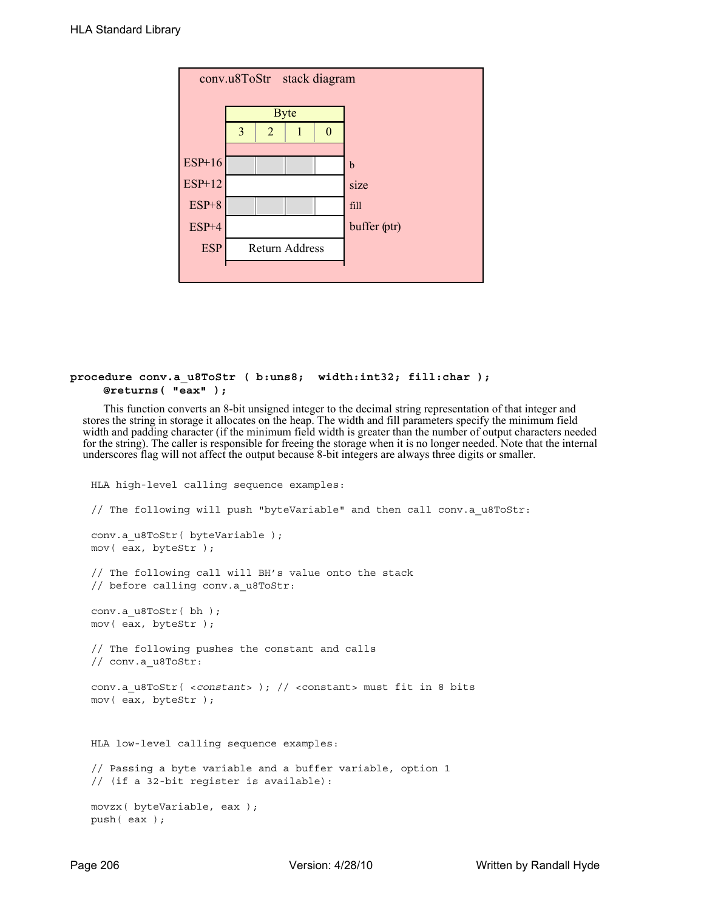conv.u8ToStr stack diagram

Byte

3 2 1 0

ESP+16 b

ESP+12 size

ESP+8 fill

ESP+4 buffer (ptr)

ESP Return Address

**procedure conv.a_u8ToStr ( b:uns8; width:int32; fill:char );**
**@returns( "eax" );**

This function converts an 8-bit unsigned integer to the decimal string representation of that integer and stores the string in storage it allocates on the heap. The width and fill parameters specify the minimum field width and padding character (if the minimum field width is greater than the number of output characters needed for the string). The caller is responsible for freeing the storage when it is no longer needed. Note that the internal underscores flag will not affect the output because 8-bit integers are always three digits or smaller.

```
HLA high-level calling sequence examples:

// The following will push "byteVariable" and then call conv.a_u8ToStr:

conv.a_u8ToStr( byteVariable );
mov( eax, byteStr );

// The following call will BH's value onto the stack
// before calling conv.a_u8ToStr:

conv.a_u8ToStr( bh );
mov( eax, byteStr );

// The following pushes the constant and calls
// conv.a_u8ToStr:

conv.a_u8ToStr( <constant> ); // <constant> must fit in 8 bits
mov( eax, byteStr );


HLA low-level calling sequence examples:

// Passing a byte variable and a buffer variable, option 1
// (if a 32-bit register is available):

movzx( byteVariable, eax );
push( eax );
```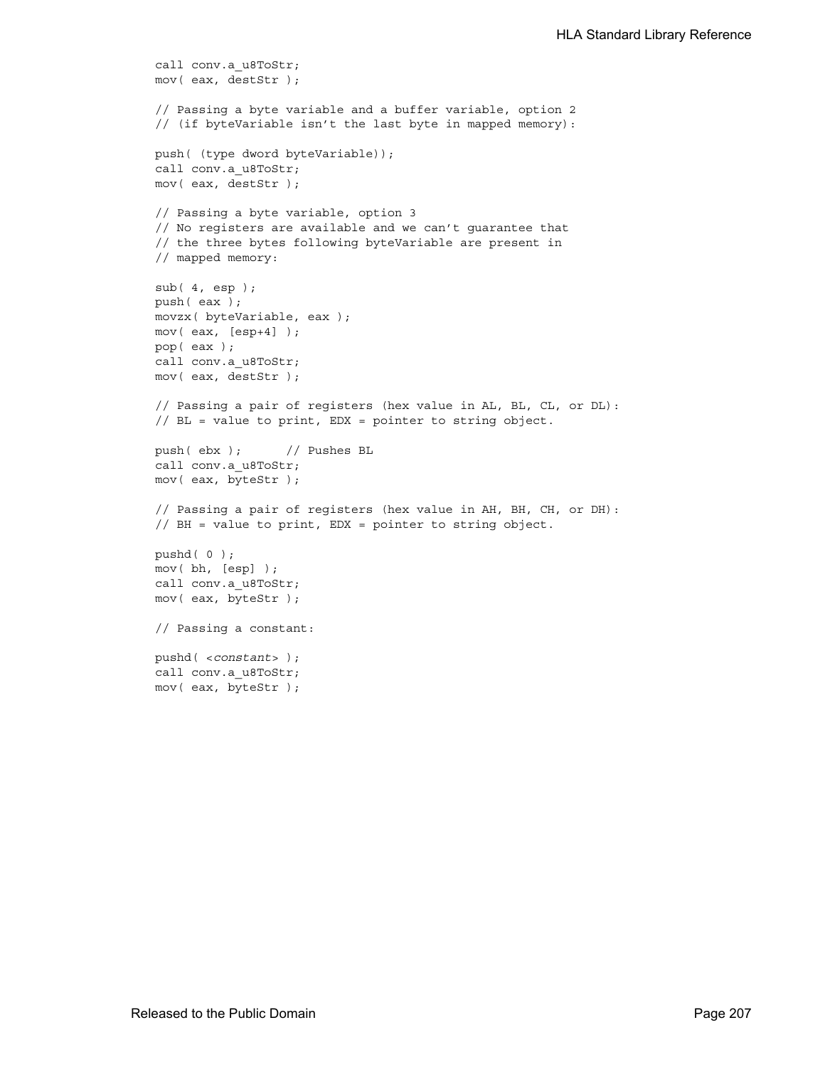```
call conv.a_u8ToStr;
mov( eax, destStr );

// Passing a byte variable and a buffer variable, option 2
// (if byteVariable isn't the last byte in mapped memory):

push( (type dword byteVariable));
call conv.a_u8ToStr;
mov( eax, destStr );

// Passing a byte variable, option 3
// No registers are available and we can't guarantee that
// the three bytes following byteVariable are present in
// mapped memory:

sub( 4, esp );
push( eax );
movzx( byteVariable, eax );
mov( eax, [esp+4] );
pop( eax );
call conv.a_u8ToStr;
mov( eax, destStr );

// Passing a pair of registers (hex value in AL, BL, CL, or DL):
// BL = value to print, EDX = pointer to string object.

push( ebx );      // Pushes BL
call conv.a_u8ToStr;
mov( eax, byteStr );

// Passing a pair of registers (hex value in AH, BH, CH, or DH):
// BH = value to print, EDX = pointer to string object.

pushd( 0 );
mov( bh, [esp] );
call conv.a_u8ToStr;
mov( eax, byteStr );

// Passing a constant:

pushd( <constant> );
call conv.a_u8ToStr;
mov( eax, byteStr );
```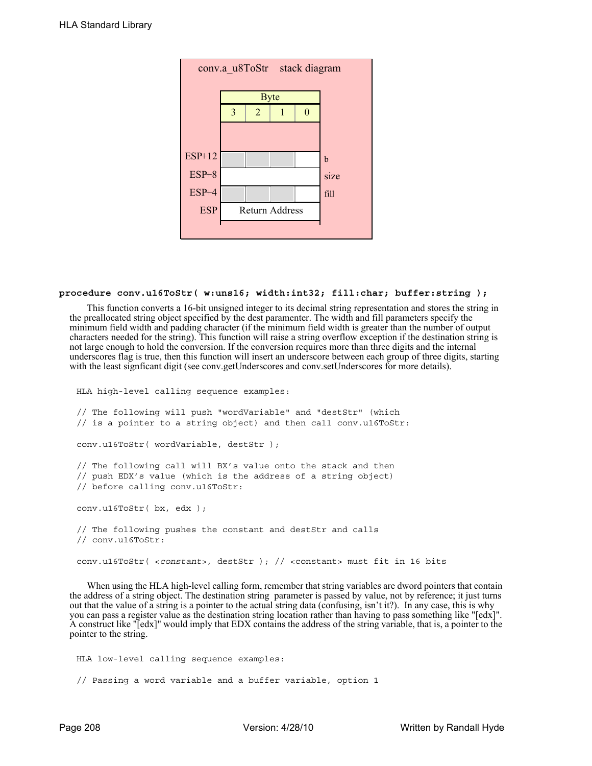conv.a_u8ToStr stack diagram

Byte

3 2 1 0

ESP+12 b

ESP+8 size

ESP+4 fill

ESP Return Address

**procedure conv.u16ToStr( w:uns16; width:int32; fill:char; buffer:string );**

This function converts a 16-bit unsigned integer to its decimal string representation and stores the string in the preallocated string object specified by the dest paramenter. The width and fill parameters specify the minimum field width and padding character (if the minimum field width is greater than the number of output characters needed for the string). This function will raise a string overflow exception if the destination string is not large enough to hold the conversion. If the conversion requires more than three digits and the internal underscores flag is true, then this function will insert an underscore between each group of three digits, starting with the least signficant digit (see conv.getUnderscores and conv.setUnderscores for more details).

```
HLA high-level calling sequence examples:

// The following will push "wordVariable" and "destStr" (which
// is a pointer to a string object) and then call conv.u16ToStr:

conv.u16ToStr( wordVariable, destStr );

// The following call will BX's value onto the stack and then
// push EDX's value (which is the address of a string object)
// before calling conv.u16ToStr:

conv.u16ToStr( bx, edx );

// The following pushes the constant and destStr and calls
// conv.u16ToStr:

conv.u16ToStr( <constant>, destStr ); // <constant> must fit in 16 bits
```

When using the HLA high-level calling form, remember that string variables are dword pointers that contain the address of a string object. The destination string parameter is passed by value, not by reference; it just turns out that the value of a string is a pointer to the actual string data (confusing, isn't it?). In any case, this is why you can pass a register value as the destination string location rather than having to pass something like "[edx]". A construct like "[edx]" would imply that EDX contains the address of the string variable, that is, a pointer to the pointer to the string.

```
HLA low-level calling sequence examples:

// Passing a word variable and a buffer variable, option 1
```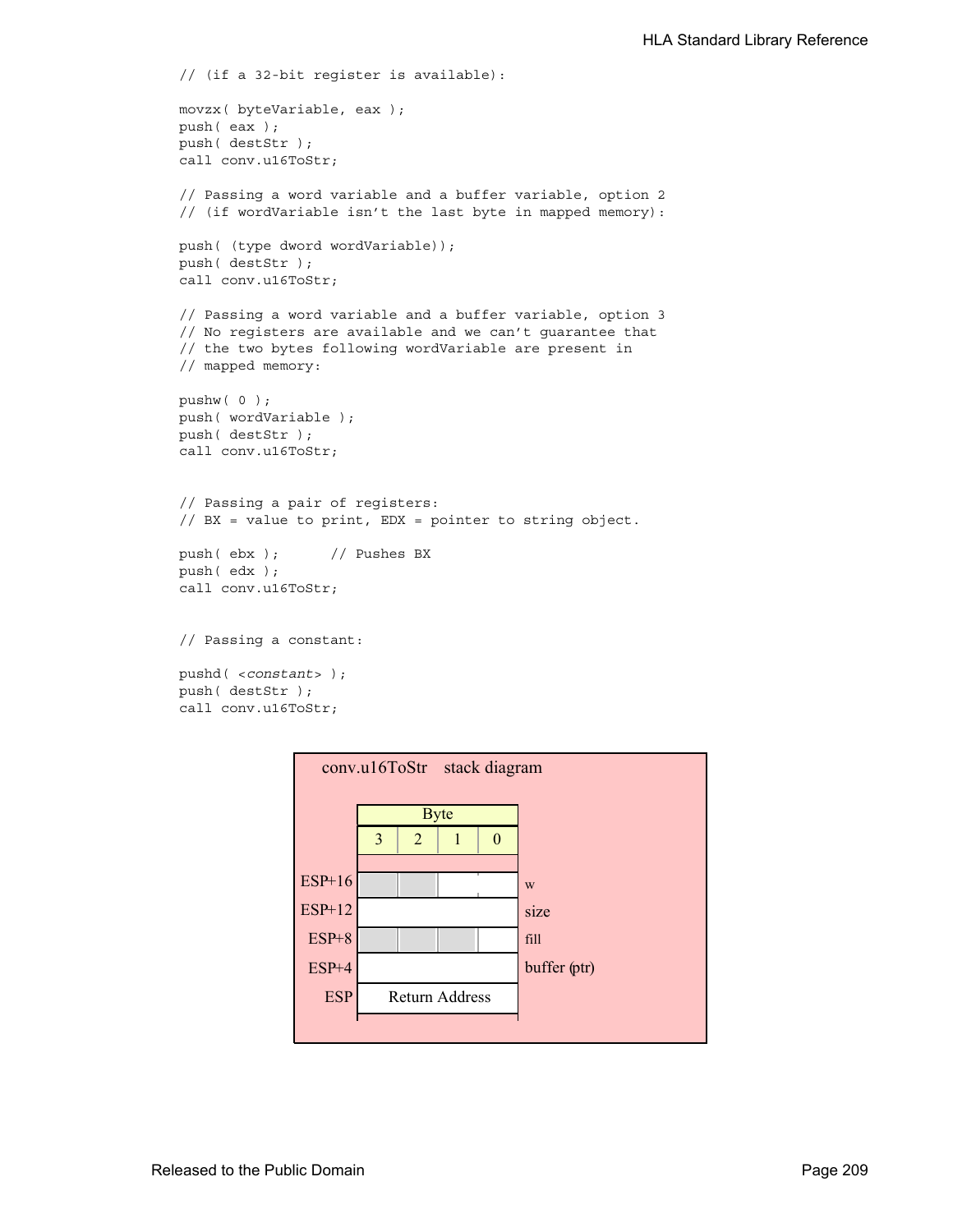```
// (if a 32-bit register is available):

movzx( byteVariable, eax );
push( eax );
push( destStr );
call conv.u16ToStr;

// Passing a word variable and a buffer variable, option 2
// (if wordVariable isn't the last byte in mapped memory):

push( (type dword wordVariable));
push( destStr );
call conv.u16ToStr;

// Passing a word variable and a buffer variable, option 3
// No registers are available and we can't guarantee that
// the two bytes following wordVariable are present in
// mapped memory:

pushw( 0 );
push( wordVariable );
push( destStr );
call conv.u16ToStr;


// Passing a pair of registers:
// BX = value to print, EDX = pointer to string object.

push( ebx );      // Pushes BX
push( edx );
call conv.u16ToStr;


// Passing a constant:

pushd( <constant> );
push( destStr );
call conv.u16ToStr;
```

conv.u16ToStr stack diagram

Byte

3 2 1 0

ESP+16 w

ESP+12 size

ESP+8 fill

ESP+4 buffer (ptr)

ESP Return Address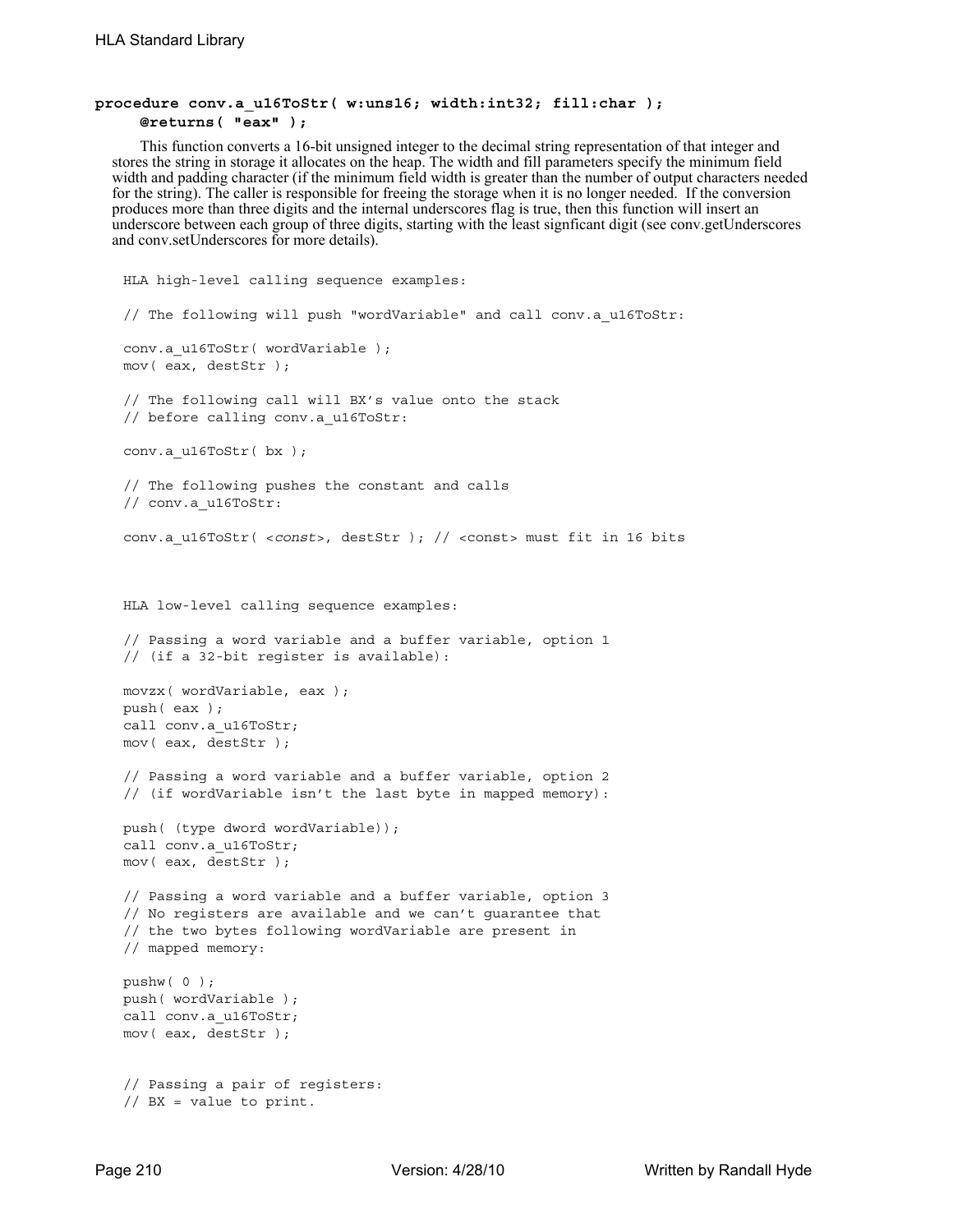**procedure conv.a_u16ToStr( w:uns16; width:int32; fill:char );**
**@returns( "eax" );**

This function converts a 16-bit unsigned integer to the decimal string representation of that integer and stores the string in storage it allocates on the heap. The width and fill parameters specify the minimum field width and padding character (if the minimum field width is greater than the number of output characters needed for the string). The caller is responsible for freeing the storage when it is no longer needed. If the conversion produces more than three digits and the internal underscores flag is true, then this function will insert an underscore between each group of three digits, starting with the least signficant digit (see conv.getUnderscores and conv.setUnderscores for more details).

```
HLA high-level calling sequence examples:

// The following will push "wordVariable" and call conv.a_u16ToStr:

conv.a_u16ToStr( wordVariable );
mov( eax, destStr );

// The following call will BX's value onto the stack
// before calling conv.a_u16ToStr:

conv.a_u16ToStr( bx );

// The following pushes the constant and calls
// conv.a_u16ToStr:

conv.a_u16ToStr( <const>, destStr ); // <const> must fit in 16 bits



HLA low-level calling sequence examples:

// Passing a word variable and a buffer variable, option 1
// (if a 32-bit register is available):

movzx( wordVariable, eax );
push( eax );
call conv.a_u16ToStr;
mov( eax, destStr );

// Passing a word variable and a buffer variable, option 2
// (if wordVariable isn't the last byte in mapped memory):

push( (type dword wordVariable));
call conv.a_u16ToStr;
mov( eax, destStr );

// Passing a word variable and a buffer variable, option 3
// No registers are available and we can't guarantee that
// the two bytes following wordVariable are present in
// mapped memory:

pushw( 0 );
push( wordVariable );
call conv.a_u16ToStr;
mov( eax, destStr );


// Passing a pair of registers:
// BX = value to print.
```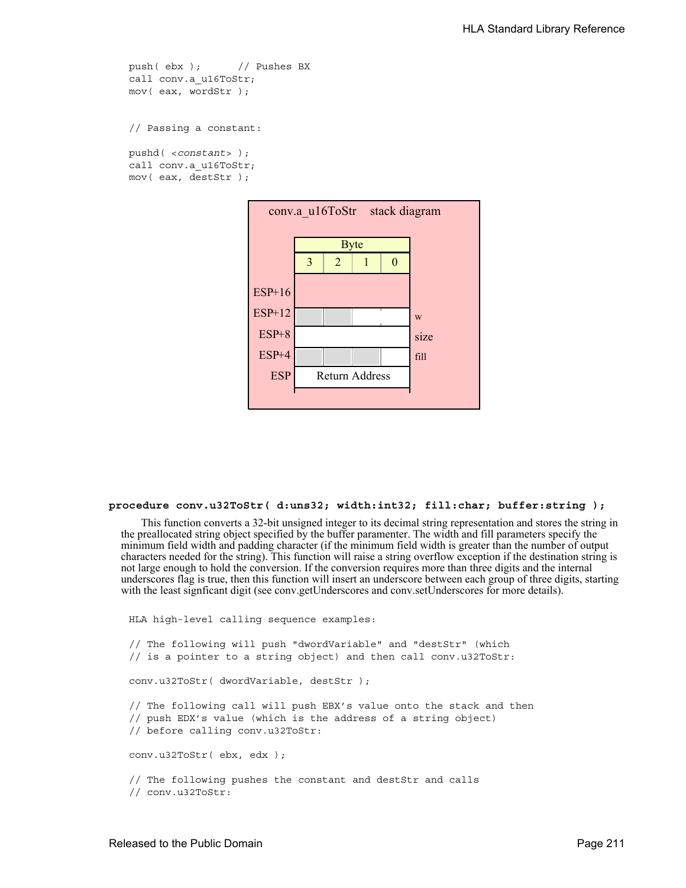```
push( ebx );      // Pushes BX
call conv.a_u16ToStr;
mov( eax, wordStr );


// Passing a constant:

pushd( <constant> );
call conv.a_u16ToStr;
mov( eax, destStr );
```

conv.a_u16ToStr stack diagram

Byte

3 2 1 0

ESP+16

ESP+12 w

ESP+8 size

ESP+4 fill

ESP Return Address

**procedure conv.u32ToStr( d:uns32; width:int32; fill:char; buffer:string );**

This function converts a 32-bit unsigned integer to its decimal string representation and stores the string in the preallocated string object specified by the buffer paramenter. The width and fill parameters specify the minimum field width and padding character (if the minimum field width is greater than the number of output characters needed for the string). This function will raise a string overflow exception if the destination string is not large enough to hold the conversion. If the conversion requires more than three digits and the internal underscores flag is true, then this function will insert an underscore between each group of three digits, starting with the least signficant digit (see conv.getUnderscores and conv.setUnderscores for more details).

```
HLA high-level calling sequence examples:

// The following will push "dwordVariable" and "destStr" (which
// is a pointer to a string object) and then call conv.u32ToStr:

conv.u32ToStr( dwordVariable, destStr );

// The following call will push EBX's value onto the stack and then
// push EDX's value (which is the address of a string object)
// before calling conv.u32ToStr:

conv.u32ToStr( ebx, edx );

// The following pushes the constant and destStr and calls
// conv.u32ToStr:
```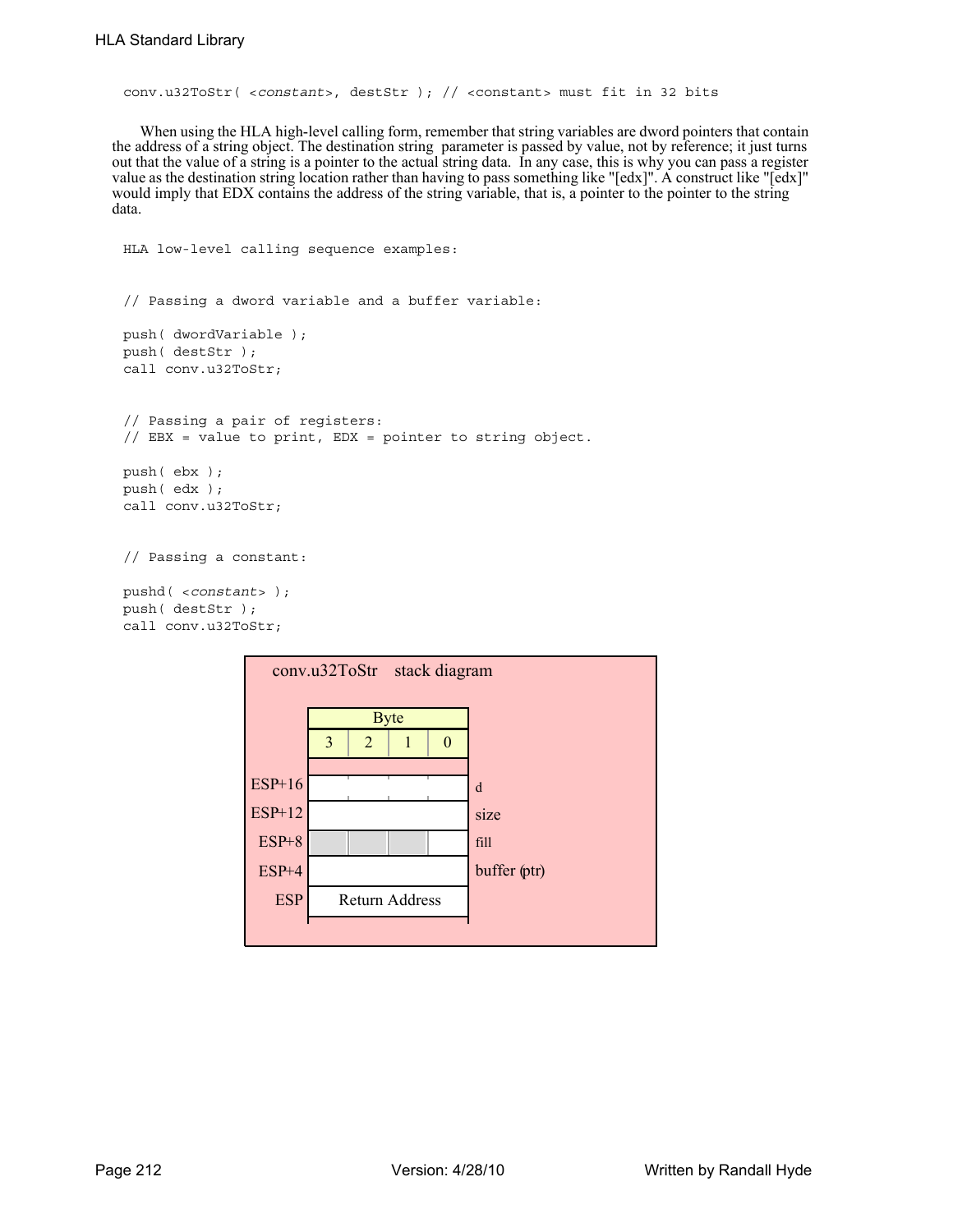```
conv.u32ToStr( <constant>, destStr ); // <constant> must fit in 32 bits
```

When using the HLA high-level calling form, remember that string variables are dword pointers that contain the address of a string object. The destination string parameter is passed by value, not by reference; it just turns out that the value of a string is a pointer to the actual string data. In any case, this is why you can pass a register value as the destination string location rather than having to pass something like "[edx]". A construct like "[edx]" would imply that EDX contains the address of the string variable, that is, a pointer to the pointer to the string data.

```
HLA low-level calling sequence examples:


// Passing a dword variable and a buffer variable:

push( dwordVariable );
push( destStr );
call conv.u32ToStr;


// Passing a pair of registers:
// EBX = value to print, EDX = pointer to string object.

push( ebx );
push( edx );
call conv.u32ToStr;


// Passing a constant:

pushd( <constant> );
push( destStr );
call conv.u32ToStr;
```

conv.u32ToStr stack diagram

Byte
3 2 1 0

ESP+16 d
ESP+12 size
ESP+8 fill
ESP+4 buffer (ptr)
ESP Return Address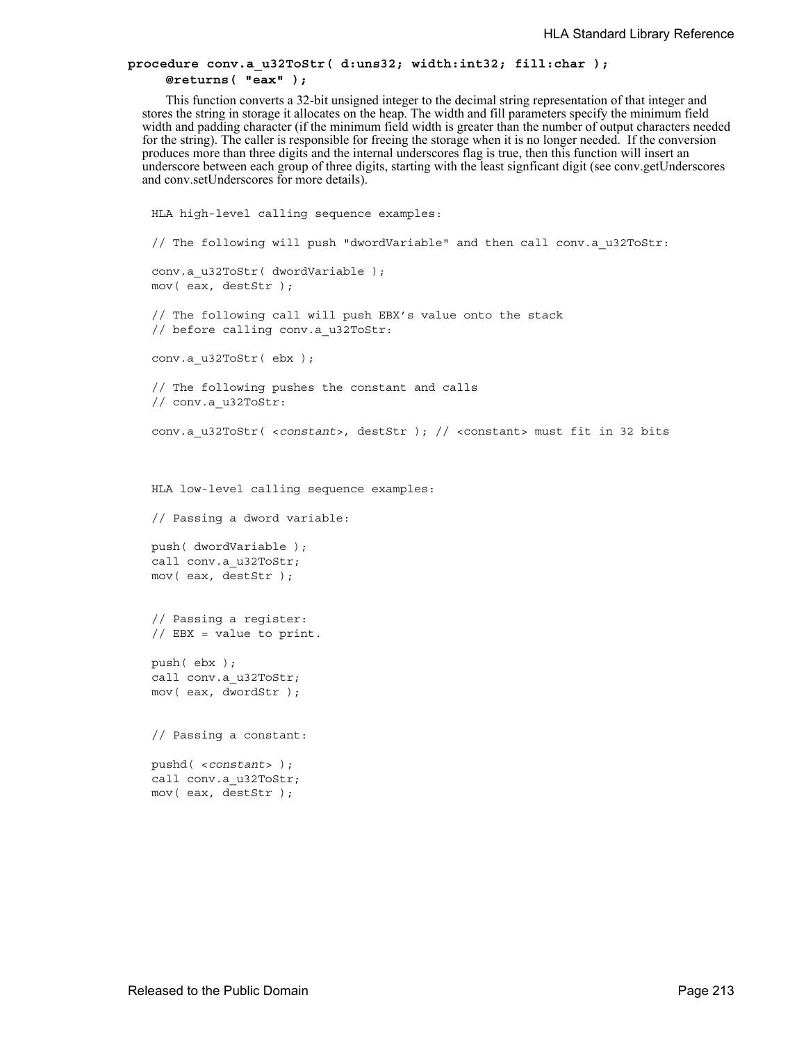**procedure conv.a_u32ToStr( d:uns32; width:int32; fill:char );**
    **@returns( "eax" );**

This function converts a 32-bit unsigned integer to the decimal string representation of that integer and stores the string in storage it allocates on the heap. The width and fill parameters specify the minimum field width and padding character (if the minimum field width is greater than the number of output characters needed for the string). The caller is responsible for freeing the storage when it is no longer needed. If the conversion produces more than three digits and the internal underscores flag is true, then this function will insert an underscore between each group of three digits, starting with the least signficant digit (see conv.getUnderscores and conv.setUnderscores for more details).

```
HLA high-level calling sequence examples:

// The following will push "dwordVariable" and then call conv.a_u32ToStr:

conv.a_u32ToStr( dwordVariable );
mov( eax, destStr );

// The following call will push EBX's value onto the stack
// before calling conv.a_u32ToStr:

conv.a_u32ToStr( ebx );

// The following pushes the constant and calls
// conv.a_u32ToStr:

conv.a_u32ToStr( <constant>, destStr ); // <constant> must fit in 32 bits



HLA low-level calling sequence examples:

// Passing a dword variable:

push( dwordVariable );
call conv.a_u32ToStr;
mov( eax, destStr );


// Passing a register:
// EBX = value to print.

push( ebx );
call conv.a_u32ToStr;
mov( eax, dwordStr );


// Passing a constant:

pushd( <constant> );
call conv.a_u32ToStr;
mov( eax, destStr );
```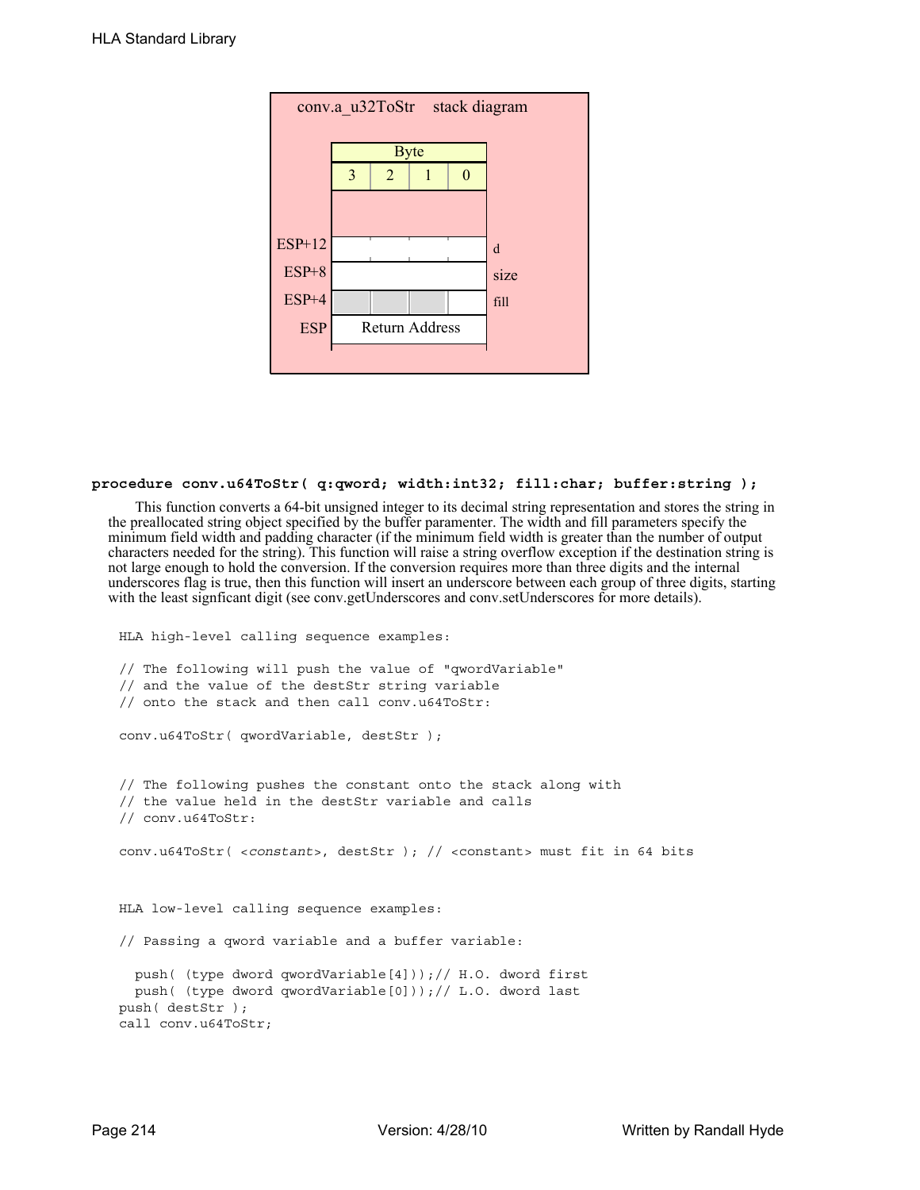conv.a_u32ToStr stack diagram

Byte

3 2 1 0

ESP+12 d

ESP+8 size

ESP+4 fill

ESP Return Address

**procedure conv.u64ToStr( q:qword; width:int32; fill:char; buffer:string );**

This function converts a 64-bit unsigned integer to its decimal string representation and stores the string in the preallocated string object specified by the buffer paramenter. The width and fill parameters specify the minimum field width and padding character (if the minimum field width is greater than the number of output characters needed for the string). This function will raise a string overflow exception if the destination string is not large enough to hold the conversion. If the conversion requires more than three digits and the internal underscores flag is true, then this function will insert an underscore between each group of three digits, starting with the least signficant digit (see conv.getUnderscores and conv.setUnderscores for more details).

```
HLA high-level calling sequence examples:

// The following will push the value of "qwordVariable"
// and the value of the destStr string variable
// onto the stack and then call conv.u64ToStr:

conv.u64ToStr( qwordVariable, destStr );


// The following pushes the constant onto the stack along with
// the value held in the destStr variable and calls
// conv.u64ToStr:

conv.u64ToStr( <constant>, destStr ); // <constant> must fit in 64 bits



HLA low-level calling sequence examples:

// Passing a qword variable and a buffer variable:

  push( (type dword qwordVariable[4]));// H.O. dword first
  push( (type dword qwordVariable[0]));// L.O. dword last
push( destStr );
call conv.u64ToStr;
```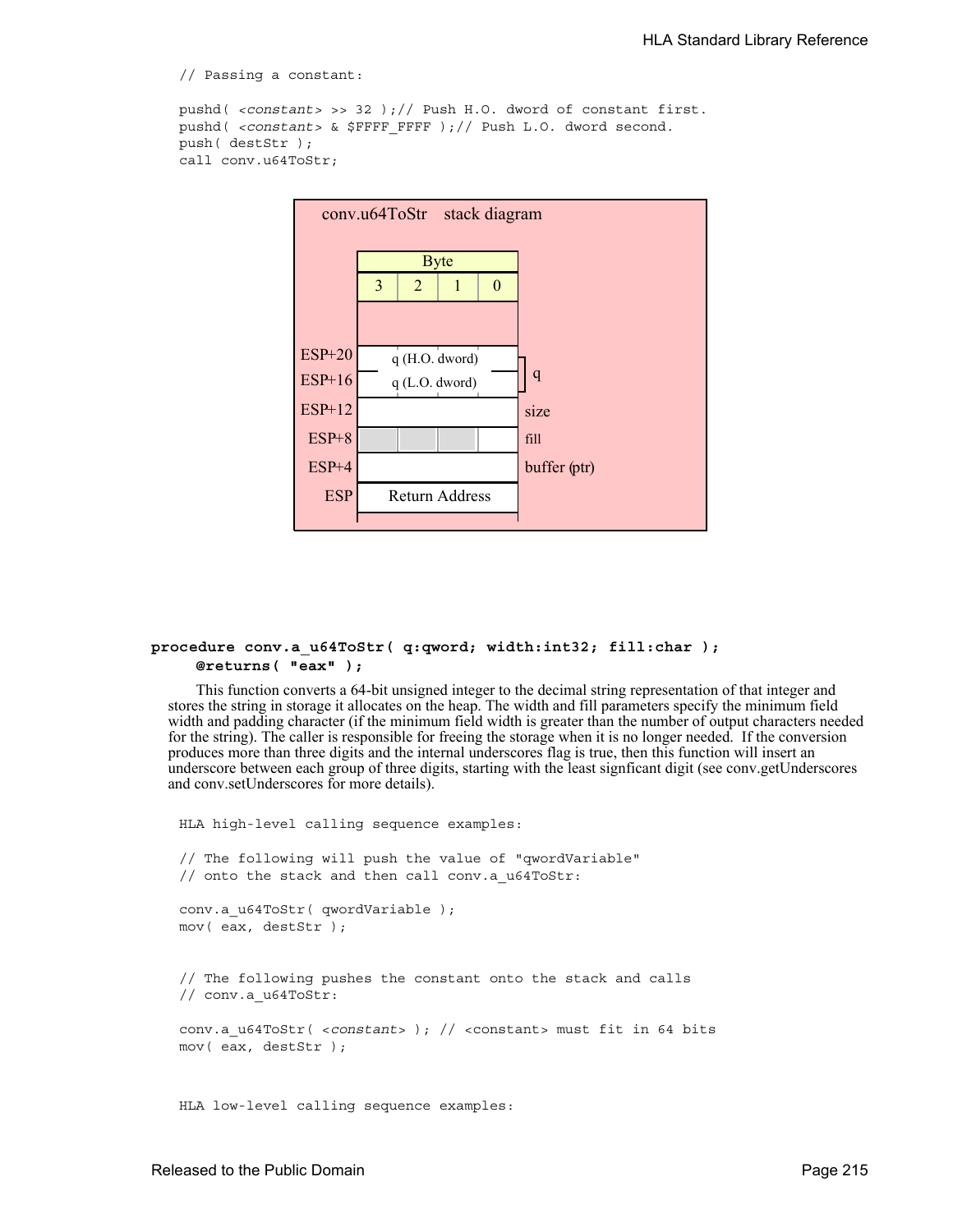```
// Passing a constant:

pushd( <constant> >> 32 );// Push H.O. dword of constant first.
pushd( <constant> & $FFFF_FFFF );// Push L.O. dword second.
push( destStr );
call conv.u64ToStr;
```

conv.u64ToStr stack diagram

| Offset | Byte 3 | Byte 2 | Byte 1 | Byte 0 | |
|---|---|---|---|---|---|
| ESP+20 | q (H.O. dword) | | | | q |
| ESP+16 | q (L.O. dword) | | | | |
| ESP+12 | | | | | size |
| ESP+8 | | | | | fill |
| ESP+4 | | | | | buffer (ptr) |
| ESP | Return Address | | | | |

**procedure conv.a_u64ToStr( q:qword; width:int32; fill:char );**
**@returns( "eax" );**

This function converts a 64-bit unsigned integer to the decimal string representation of that integer and stores the string in storage it allocates on the heap. The width and fill parameters specify the minimum field width and padding character (if the minimum field width is greater than the number of output characters needed for the string). The caller is responsible for freeing the storage when it is no longer needed. If the conversion produces more than three digits and the internal underscores flag is true, then this function will insert an underscore between each group of three digits, starting with the least signficant digit (see conv.getUnderscores and conv.setUnderscores for more details).

```
HLA high-level calling sequence examples:

// The following will push the value of "qwordVariable"
// onto the stack and then call conv.a_u64ToStr:

conv.a_u64ToStr( qwordVariable );
mov( eax, destStr );


// The following pushes the constant onto the stack and calls
// conv.a_u64ToStr:

conv.a_u64ToStr( <constant> ); // <constant> must fit in 64 bits
mov( eax, destStr );


HLA low-level calling sequence examples:
```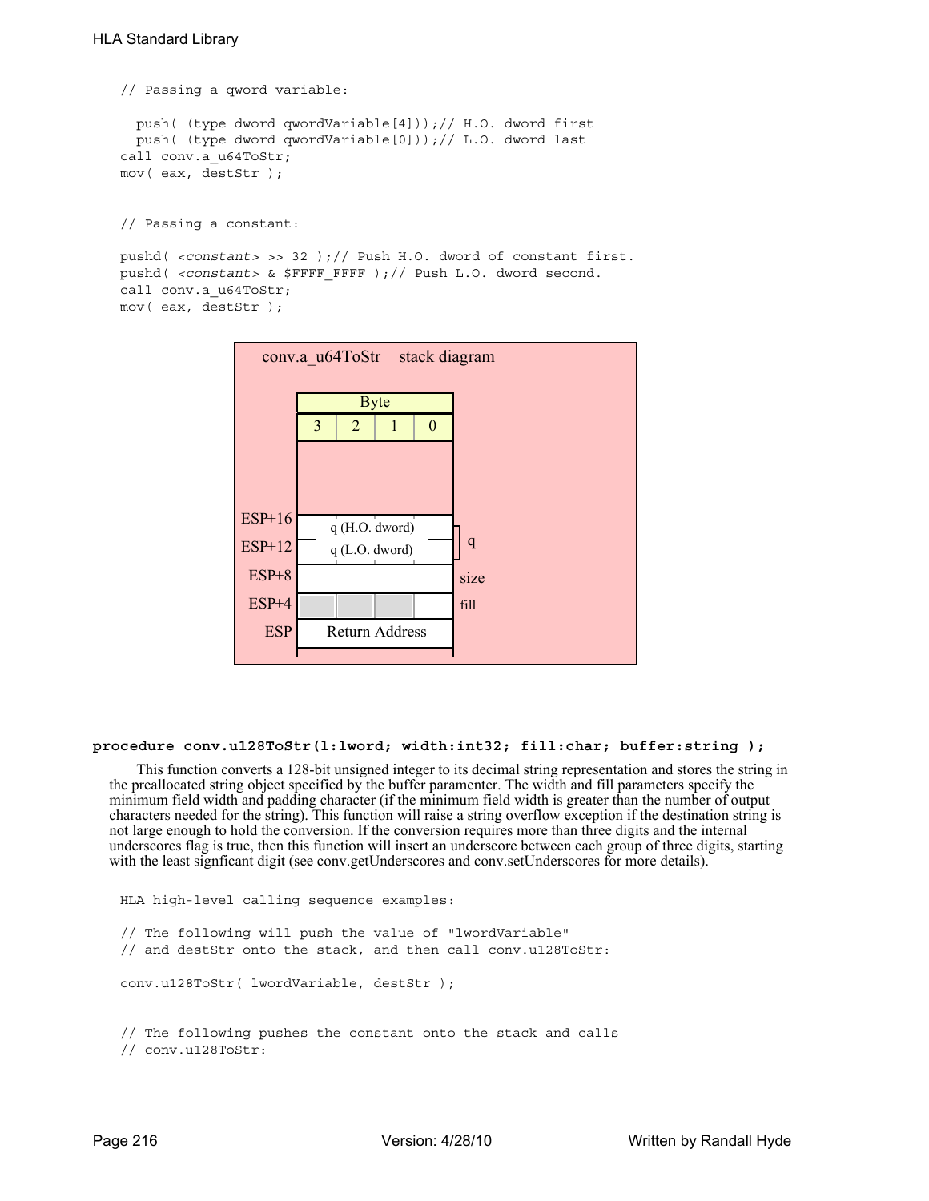```
// Passing a qword variable:

  push( (type dword qwordVariable[4]));// H.O. dword first
  push( (type dword qwordVariable[0]));// L.O. dword last
call conv.a_u64ToStr;
mov( eax, destStr );


// Passing a constant:

pushd( <constant> >> 32 );// Push H.O. dword of constant first.
pushd( <constant> & $FFFF_FFFF );// Push L.O. dword second.
call conv.a_u64ToStr;
mov( eax, destStr );
```

conv.a_u64ToStr stack diagram

Byte
3 2 1 0
ESP+16 q (H.O. dword)
ESP+12 q (L.O. dword)
q
ESP+8 size
ESP+4 fill
ESP Return Address

**procedure conv.u128ToStr(l:lword; width:int32; fill:char; buffer:string );**

This function converts a 128-bit unsigned integer to its decimal string representation and stores the string in the preallocated string object specified by the buffer paramenter. The width and fill parameters specify the minimum field width and padding character (if the minimum field width is greater than the number of output characters needed for the string). This function will raise a string overflow exception if the destination string is not large enough to hold the conversion. If the conversion requires more than three digits and the internal underscores flag is true, then this function will insert an underscore between each group of three digits, starting with the least signficant digit (see conv.getUnderscores and conv.setUnderscores for more details).

```
HLA high-level calling sequence examples:

// The following will push the value of "lwordVariable"
// and destStr onto the stack, and then call conv.u128ToStr:

conv.u128ToStr( lwordVariable, destStr );


// The following pushes the constant onto the stack and calls
// conv.u128ToStr:
```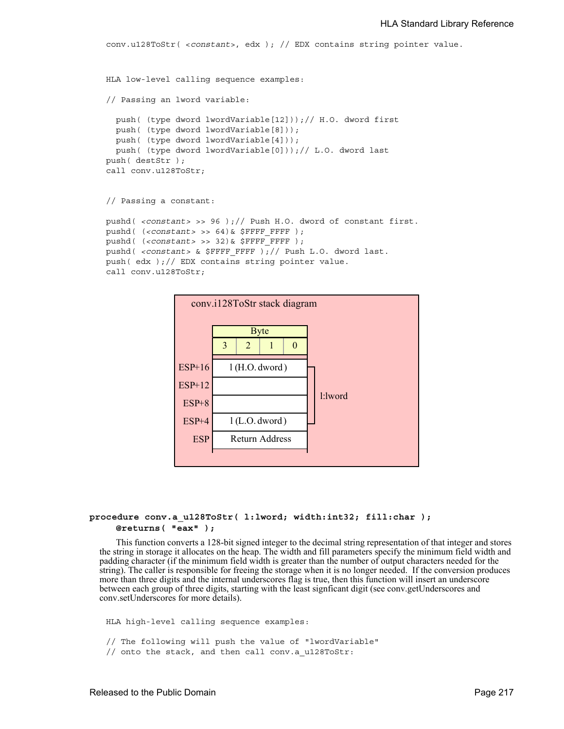```
conv.u128ToStr( <constant>, edx ); // EDX contains string pointer value.


HLA low-level calling sequence examples:

// Passing an lword variable:

  push( (type dword lwordVariable[12]));// H.O. dword first
  push( (type dword lwordVariable[8]));
  push( (type dword lwordVariable[4]));
  push( (type dword lwordVariable[0]));// L.O. dword last
push( destStr );
call conv.u128ToStr;


// Passing a constant:

pushd( <constant> >> 96 );// Push H.O. dword of constant first.
pushd( (<constant> >> 64)& $FFFF_FFFF );
pushd( (<constant> >> 32)& $FFFF_FFFF );
pushd( <constant> & $FFFF_FFFF );// Push L.O. dword last.
push( edx );// EDX contains string pointer value.
call conv.u128ToStr;
```

conv.i128ToStr stack diagram

Byte

3 2 1 0

ESP+16 l (H.O. dword)

ESP+12

ESP+8

ESP+4 l (L.O. dword)

ESP Return Address

l:lword

**procedure conv.a_u128ToStr( l:lword; width:int32; fill:char );**
**@returns( "eax" );**

This function converts a 128-bit signed integer to the decimal string representation of that integer and stores the string in storage it allocates on the heap. The width and fill parameters specify the minimum field width and padding character (if the minimum field width is greater than the number of output characters needed for the string). The caller is responsible for freeing the storage when it is no longer needed. If the conversion produces more than three digits and the internal underscores flag is true, then this function will insert an underscore between each group of three digits, starting with the least signficant digit (see conv.getUnderscores and conv.setUnderscores for more details).

```
HLA high-level calling sequence examples:

// The following will push the value of "lwordVariable"
// onto the stack, and then call conv.a_u128ToStr:
```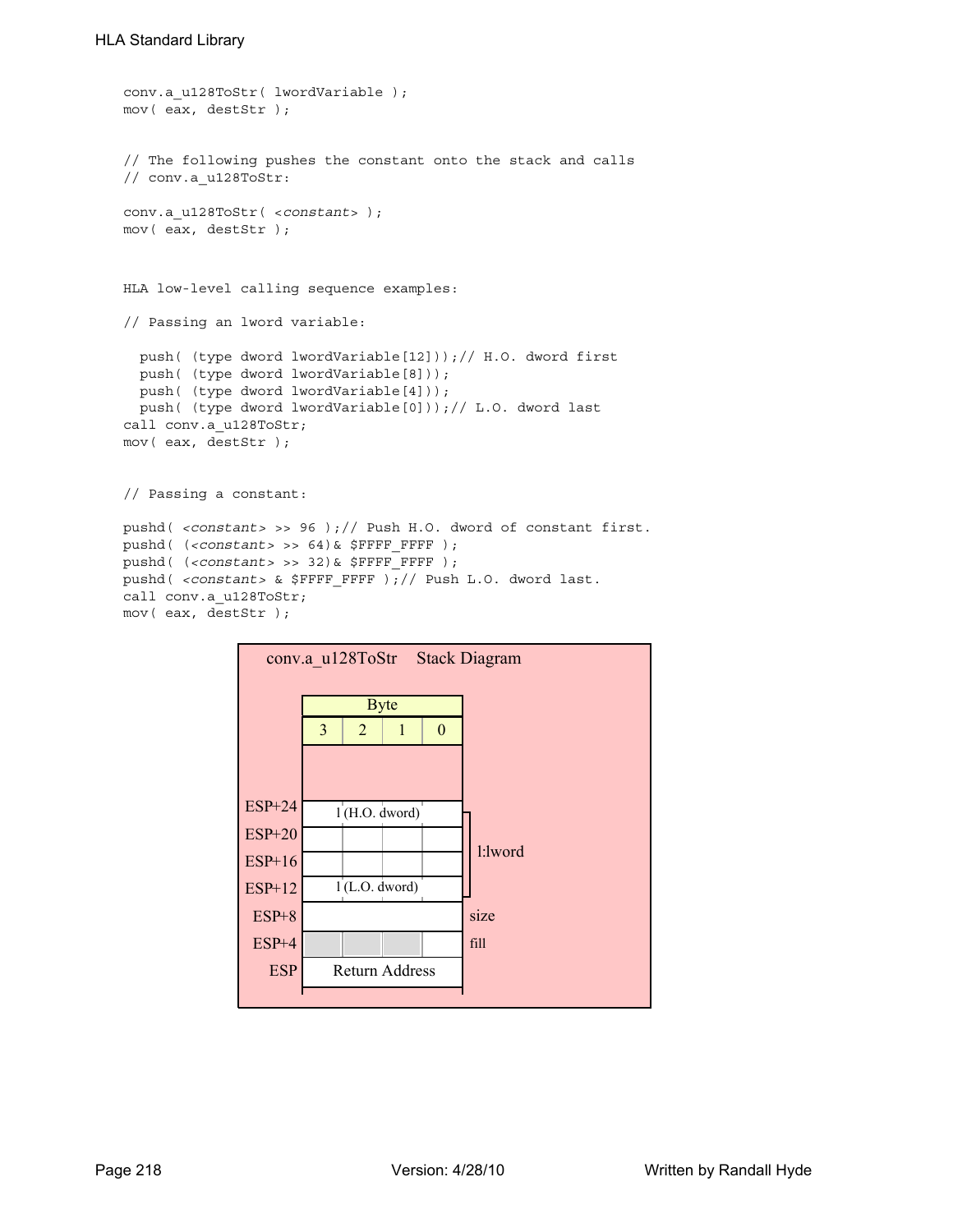```
conv.a_u128ToStr( lwordVariable );
mov( eax, destStr );


// The following pushes the constant onto the stack and calls
// conv.a_u128ToStr:

conv.a_u128ToStr( <constant> );
mov( eax, destStr );



HLA low-level calling sequence examples:

// Passing an lword variable:

  push( (type dword lwordVariable[12]));// H.O. dword first
  push( (type dword lwordVariable[8]));
  push( (type dword lwordVariable[4]));
  push( (type dword lwordVariable[0]));// L.O. dword last
call conv.a_u128ToStr;
mov( eax, destStr );


// Passing a constant:

pushd( <constant> >> 96 );// Push H.O. dword of constant first.
pushd( (<constant> >> 64)& $FFFF_FFFF );
pushd( (<constant> >> 32)& $FFFF_FFFF );
pushd( <constant> & $FFFF_FFFF );// Push L.O. dword last.
call conv.a_u128ToStr;
mov( eax, destStr );
```

conv.a_u128ToStr Stack Diagram

Byte
3 2 1 0

ESP+24 l (H.O. dword)
ESP+20
ESP+16
ESP+12 l (L.O. dword)
l:lword
ESP+8 size
ESP+4 fill
ESP Return Address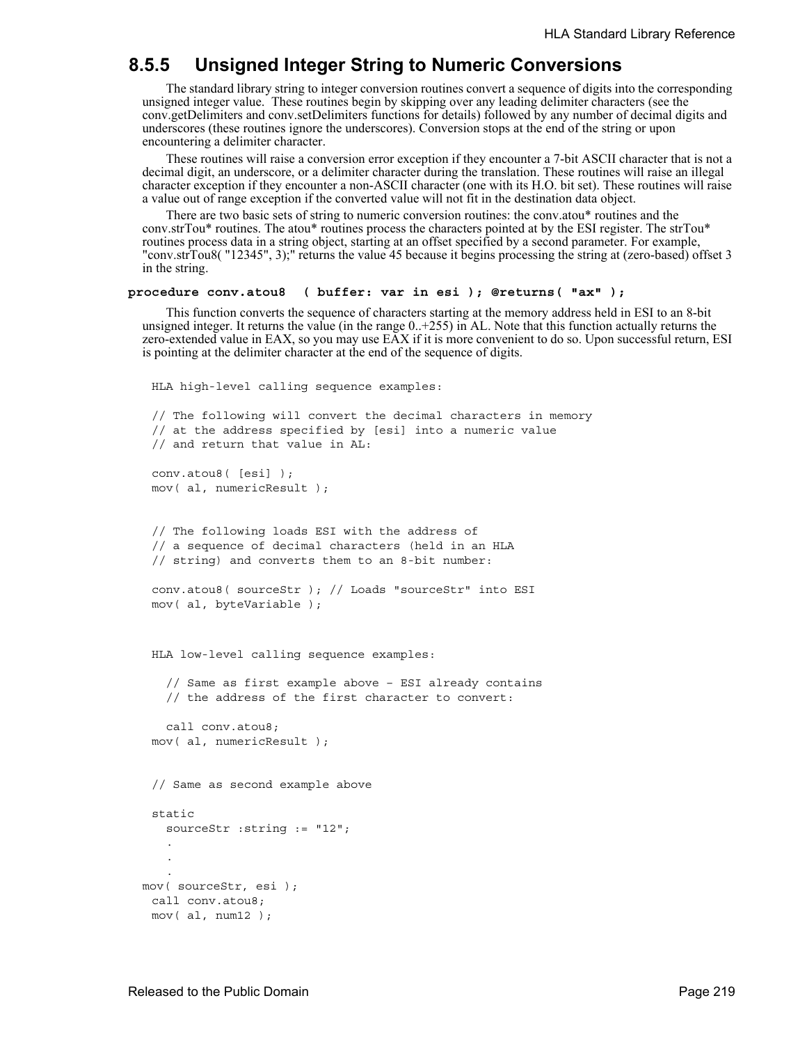### 8.5.5 Unsigned Integer String to Numeric Conversions

The standard library string to integer conversion routines convert a sequence of digits into the corresponding unsigned integer value. These routines begin by skipping over any leading delimiter characters (see the conv.getDelimiters and conv.setDelimiters functions for details) followed by any number of decimal digits and underscores (these routines ignore the underscores). Conversion stops at the end of the string or upon encountering a delimiter character.

These routines will raise a conversion error exception if they encounter a 7-bit ASCII character that is not a decimal digit, an underscore, or a delimiter character during the translation. These routines will raise an illegal character exception if they encounter a non-ASCII character (one with its H.O. bit set). These routines will raise a value out of range exception if the converted value will not fit in the destination data object.

There are two basic sets of string to numeric conversion routines: the conv.atou* routines and the conv.strTou* routines. The atou* routines process the characters pointed at by the ESI register. The strTou* routines process data in a string object, starting at an offset specified by a second parameter. For example, "conv.strTou8( "12345", 3);" returns the value 45 because it begins processing the string at (zero-based) offset 3 in the string.

**procedure conv.atou8 ( buffer: var in esi ); @returns( "ax" );**

This function converts the sequence of characters starting at the memory address held in ESI to an 8-bit unsigned integer. It returns the value (in the range 0..+255) in AL. Note that this function actually returns the zero-extended value in EAX, so you may use EAX if it is more convenient to do so. Upon successful return, ESI is pointing at the delimiter character at the end of the sequence of digits.

```
HLA high-level calling sequence examples:

// The following will convert the decimal characters in memory
// at the address specified by [esi] into a numeric value
// and return that value in AL:

conv.atou8( [esi] );
mov( al, numericResult );


// The following loads ESI with the address of
// a sequence of decimal characters (held in an HLA
// string) and converts them to an 8-bit number:

conv.atou8( sourceStr ); // Loads "sourceStr" into ESI
mov( al, byteVariable );



HLA low-level calling sequence examples:

  // Same as first example above - ESI already contains
  // the address of the first character to convert:

  call conv.atou8;
mov( al, numericResult );


// Same as second example above

static
  sourceStr :string := "12";
  .
  .
  .
mov( sourceStr, esi );
call conv.atou8;
mov( al, num12 );
```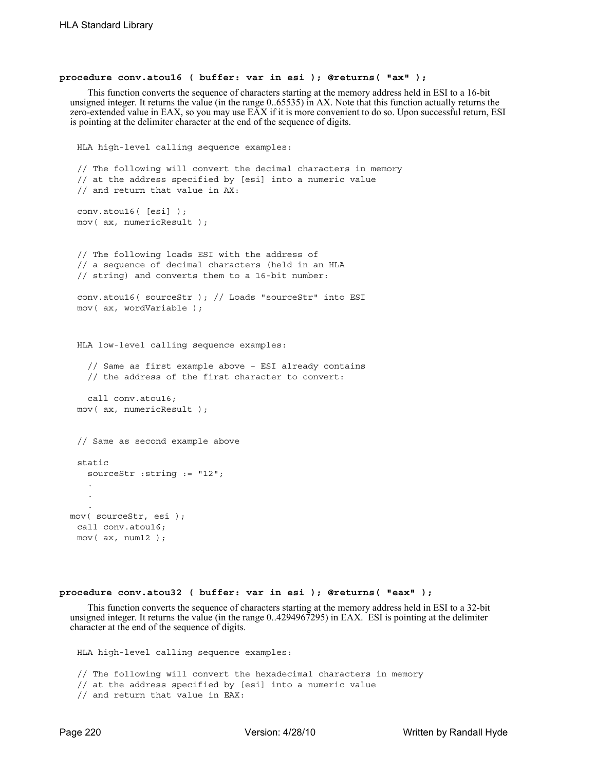**procedure conv.atou16 ( buffer: var in esi ); @returns( "ax" );**

This function converts the sequence of characters starting at the memory address held in ESI to a 16-bit unsigned integer. It returns the value (in the range 0..65535) in AX. Note that this function actually returns the zero-extended value in EAX, so you may use EAX if it is more convenient to do so. Upon successful return, ESI is pointing at the delimiter character at the end of the sequence of digits.

```
HLA high-level calling sequence examples:

// The following will convert the decimal characters in memory
// at the address specified by [esi] into a numeric value
// and return that value in AX:

conv.atou16( [esi] );
mov( ax, numericResult );


// The following loads ESI with the address of
// a sequence of decimal characters (held in an HLA
// string) and converts them to a 16-bit number:

conv.atou16( sourceStr ); // Loads "sourceStr" into ESI
mov( ax, wordVariable );


HLA low-level calling sequence examples:

  // Same as first example above - ESI already contains
  // the address of the first character to convert:

  call conv.atou16;
mov( ax, numericResult );


// Same as second example above

static
  sourceStr :string := "12";
  .
  .
  .
mov( sourceStr, esi );
call conv.atou16;
mov( ax, num12 );
```

**procedure conv.atou32 ( buffer: var in esi ); @returns( "eax" );**

This function converts the sequence of characters starting at the memory address held in ESI to a 32-bit unsigned integer. It returns the value (in the range 0..4294967295) in EAX. ESI is pointing at the delimiter character at the end of the sequence of digits.

```
HLA high-level calling sequence examples:

// The following will convert the hexadecimal characters in memory
// at the address specified by [esi] into a numeric value
// and return that value in EAX:
```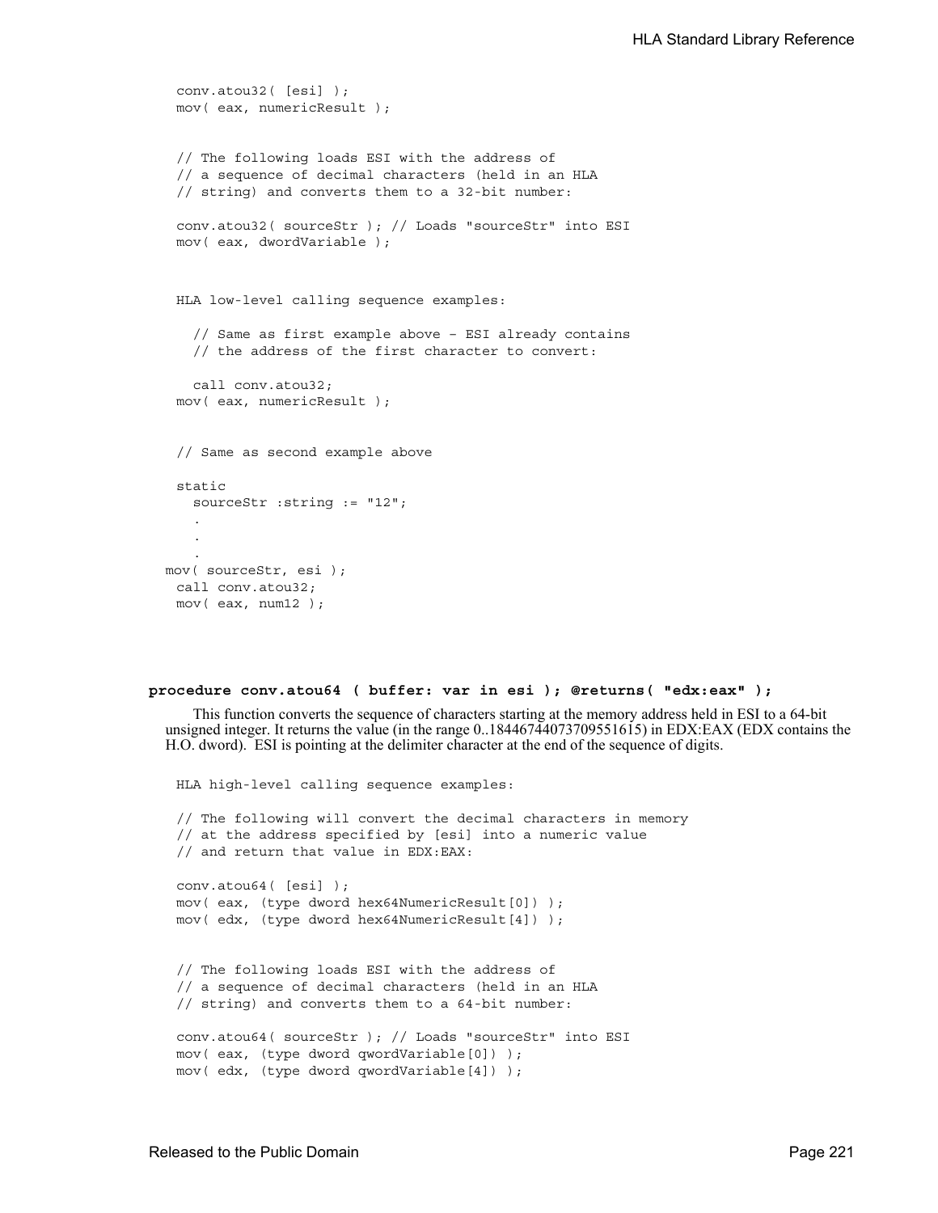```
conv.atou32( [esi] );
mov( eax, numericResult );


// The following loads ESI with the address of
// a sequence of decimal characters (held in an HLA
// string) and converts them to a 32-bit number:

conv.atou32( sourceStr ); // Loads "sourceStr" into ESI
mov( eax, dwordVariable );


HLA low-level calling sequence examples:

  // Same as first example above - ESI already contains
  // the address of the first character to convert:

  call conv.atou32;
mov( eax, numericResult );


// Same as second example above

static
  sourceStr :string := "12";
  .
  .
  .
mov( sourceStr, esi );
call conv.atou32;
mov( eax, num12 );
```

**procedure conv.atou64 ( buffer: var in esi ); @returns( "edx:eax" );**

This function converts the sequence of characters starting at the memory address held in ESI to a 64-bit unsigned integer. It returns the value (in the range 0..18446744073709551615) in EDX:EAX (EDX contains the H.O. dword). ESI is pointing at the delimiter character at the end of the sequence of digits.

```
HLA high-level calling sequence examples:

// The following will convert the decimal characters in memory
// at the address specified by [esi] into a numeric value
// and return that value in EDX:EAX:

conv.atou64( [esi] );
mov( eax, (type dword hex64NumericResult[0]) );
mov( edx, (type dword hex64NumericResult[4]) );


// The following loads ESI with the address of
// a sequence of decimal characters (held in an HLA
// string) and converts them to a 64-bit number:

conv.atou64( sourceStr ); // Loads "sourceStr" into ESI
mov( eax, (type dword qwordVariable[0]) );
mov( edx, (type dword qwordVariable[4]) );
```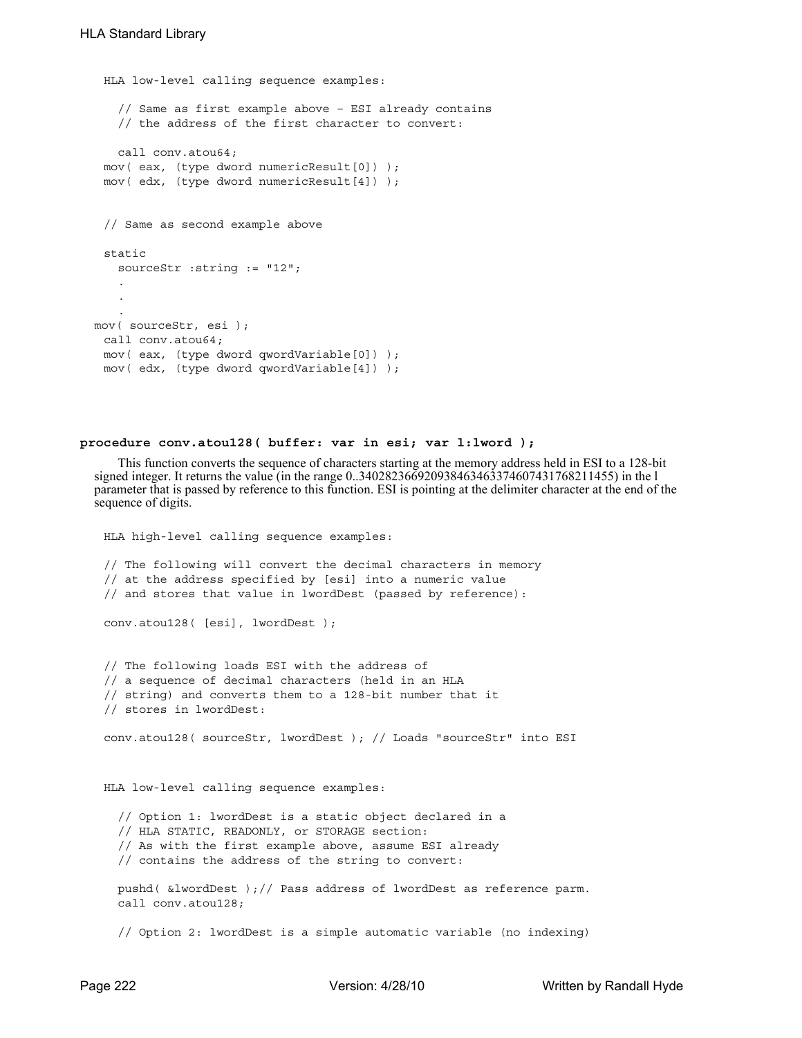```
HLA low-level calling sequence examples:

  // Same as first example above - ESI already contains
  // the address of the first character to convert:

  call conv.atou64;
mov( eax, (type dword numericResult[0]) );
mov( edx, (type dword numericResult[4]) );


// Same as second example above

static
  sourceStr :string := "12";
  .
  .
  .
mov( sourceStr, esi );
call conv.atou64;
mov( eax, (type dword qwordVariable[0]) );
mov( edx, (type dword qwordVariable[4]) );
```

**procedure conv.atou128( buffer: var in esi; var l:lword );**

This function converts the sequence of characters starting at the memory address held in ESI to a 128-bit signed integer. It returns the value (in the range 0..340282366920938463463374607431768211455) in the l parameter that is passed by reference to this function. ESI is pointing at the delimiter character at the end of the sequence of digits.

```
HLA high-level calling sequence examples:

// The following will convert the decimal characters in memory
// at the address specified by [esi] into a numeric value
// and stores that value in lwordDest (passed by reference):

conv.atou128( [esi], lwordDest );


// The following loads ESI with the address of
// a sequence of decimal characters (held in an HLA
// string) and converts them to a 128-bit number that it
// stores in lwordDest:

conv.atou128( sourceStr, lwordDest ); // Loads "sourceStr" into ESI


HLA low-level calling sequence examples:

  // Option 1: lwordDest is a static object declared in a
  // HLA STATIC, READONLY, or STORAGE section:
  // As with the first example above, assume ESI already
  // contains the address of the string to convert:

  pushd( &lwordDest );// Pass address of lwordDest as reference parm.
  call conv.atou128;

  // Option 2: lwordDest is a simple automatic variable (no indexing)
```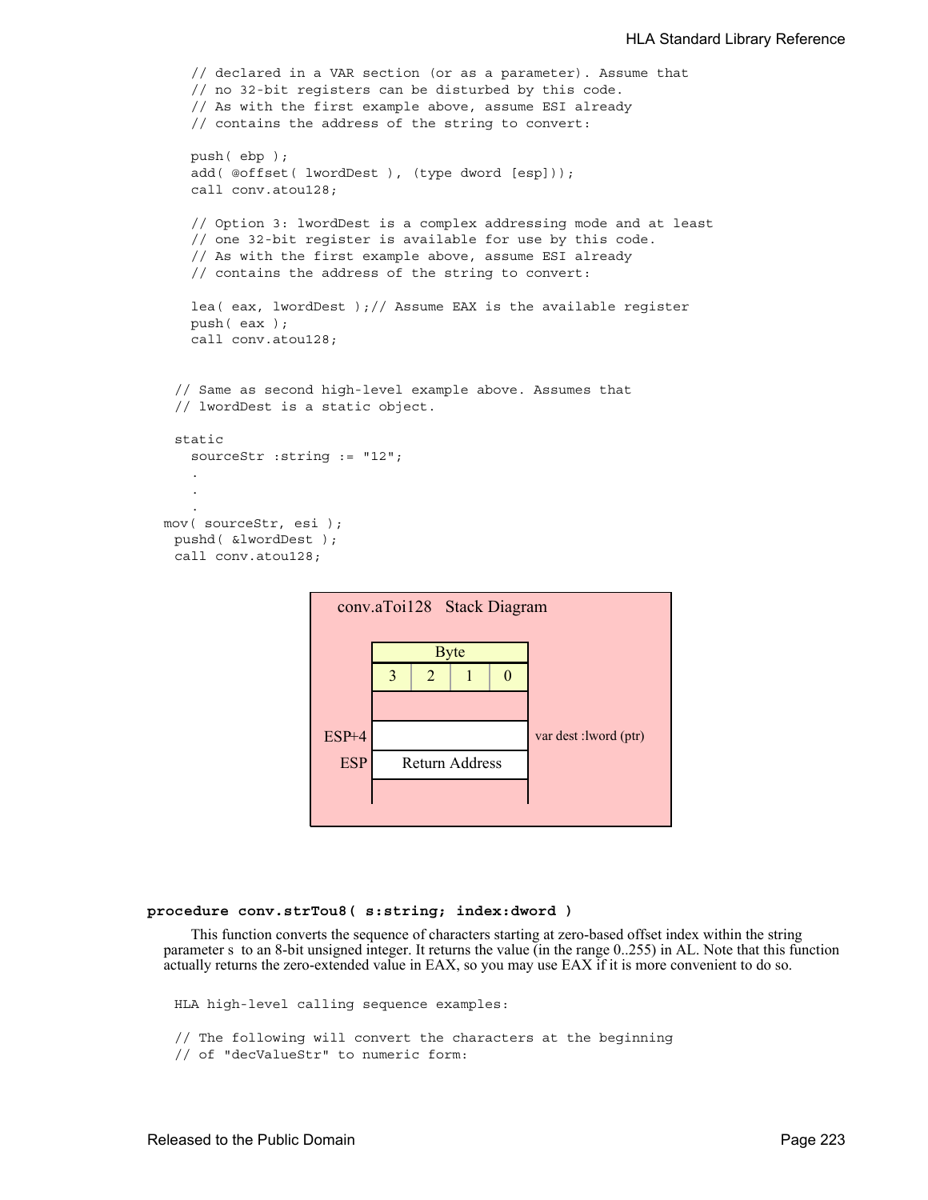```
    // declared in a VAR section (or as a parameter). Assume that
    // no 32-bit registers can be disturbed by this code.
    // As with the first example above, assume ESI already
    // contains the address of the string to convert:

    push( ebp );
    add( @offset( lwordDest ), (type dword [esp]));
    call conv.atou128;

    // Option 3: lwordDest is a complex addressing mode and at least
    // one 32-bit register is available for use by this code.
    // As with the first example above, assume ESI already
    // contains the address of the string to convert:

    lea( eax, lwordDest );// Assume EAX is the available register
    push( eax );
    call conv.atou128;


  // Same as second high-level example above. Assumes that
  // lwordDest is a static object.

  static
    sourceStr :string := "12";
    .
    .
    .
 mov( sourceStr, esi );
  pushd( &lwordDest );
  call conv.atou128;
```

conv.aToi128 Stack Diagram

Byte

3 2 1 0

ESP+4 var dest :lword (ptr)

ESP Return Address

**procedure conv.strTou8( s:string; index:dword )**

This function converts the sequence of characters starting at zero-based offset index within the string parameter s to an 8-bit unsigned integer. It returns the value (in the range 0..255) in AL. Note that this function actually returns the zero-extended value in EAX, so you may use EAX if it is more convenient to do so.

```
  HLA high-level calling sequence examples:

  // The following will convert the characters at the beginning
  // of "decValueStr" to numeric form:
```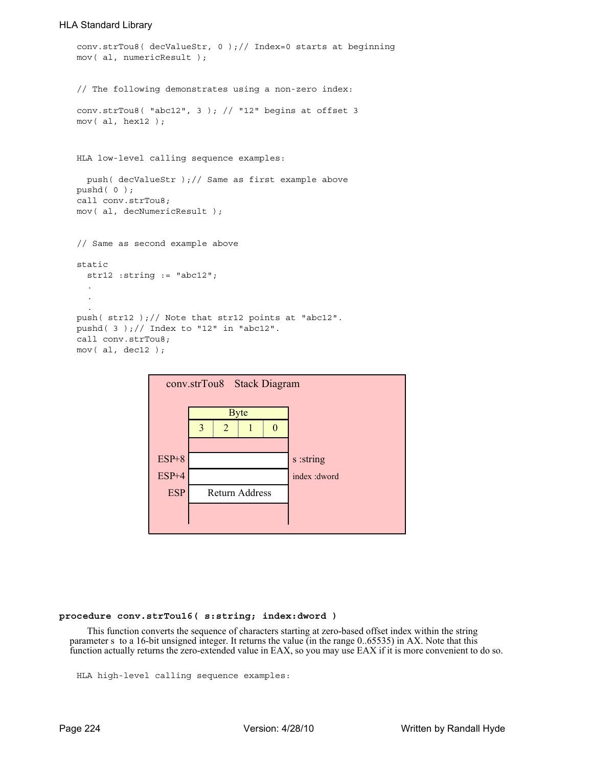```
conv.strTou8( decValueStr, 0 );// Index=0 starts at beginning
mov( al, numericResult );


// The following demonstrates using a non-zero index:

conv.strTou8( "abc12", 3 ); // "12" begins at offset 3
mov( al, hex12 );
```

HLA low-level calling sequence examples:

```
  push( decValueStr );// Same as first example above
pushd( 0 );
call conv.strTou8;
mov( al, decNumericResult );


// Same as second example above

static
  str12 :string := "abc12";
  .
  .
  .
push( str12 );// Note that str12 points at "abc12".
pushd( 3 );// Index to "12" in "abc12".
call conv.strTou8;
mov( al, dec12 );
```

conv.strTou8 Stack Diagram

Byte

3 2 1 0

ESP+8 s :string

ESP+4 index :dword

ESP Return Address

**procedure conv.strTou16( s:string; index:dword )**

This function converts the sequence of characters starting at zero-based offset index within the string parameter s to a 16-bit unsigned integer. It returns the value (in the range 0..65535) in AX. Note that this function actually returns the zero-extended value in EAX, so you may use EAX if it is more convenient to do so.

HLA high-level calling sequence examples: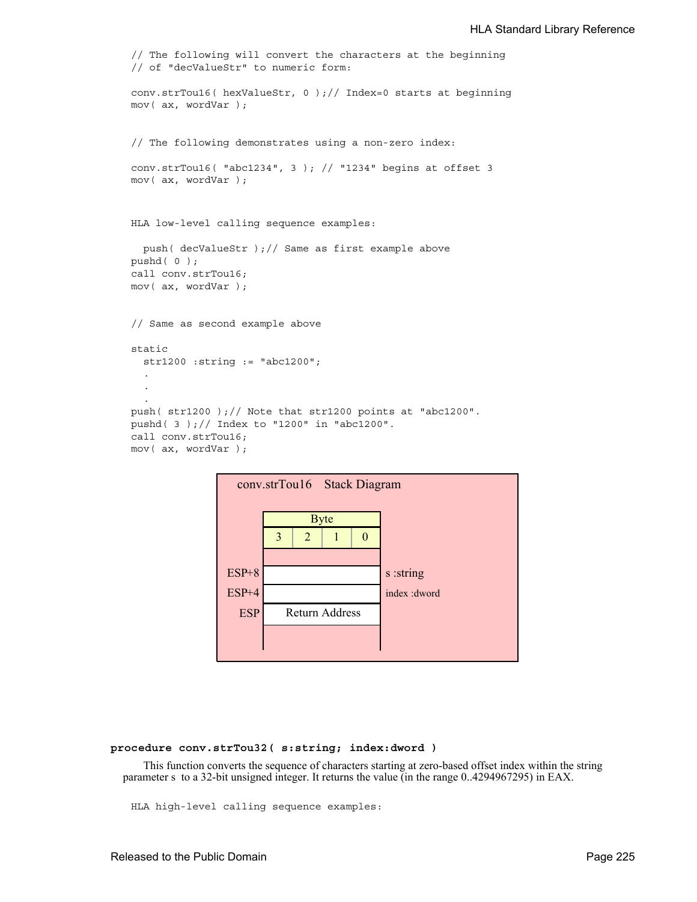```
// The following will convert the characters at the beginning
// of "decValueStr" to numeric form:

conv.strTou16( hexValueStr, 0 );// Index=0 starts at beginning
mov( ax, wordVar );


// The following demonstrates using a non-zero index:

conv.strTou16( "abc1234", 3 ); // "1234" begins at offset 3
mov( ax, wordVar );



HLA low-level calling sequence examples:

  push( decValueStr );// Same as first example above
pushd( 0 );
call conv.strTou16;
mov( ax, wordVar );


// Same as second example above

static
  str1200 :string := "abc1200";
  .
  .
  .
push( str1200 );// Note that str1200 points at "abc1200".
pushd( 3 );// Index to "1200" in "abc1200".
call conv.strTou16;
mov( ax, wordVar );
```

conv.strTou16 Stack Diagram

Byte

3 2 1 0

ESP+8 s :string

ESP+4 index :dword

ESP Return Address

**procedure conv.strTou32( s:string; index:dword )**

This function converts the sequence of characters starting at zero-based offset index within the string parameter s to a 32-bit unsigned integer. It returns the value (in the range 0..4294967295) in EAX.

```
HLA high-level calling sequence examples:
```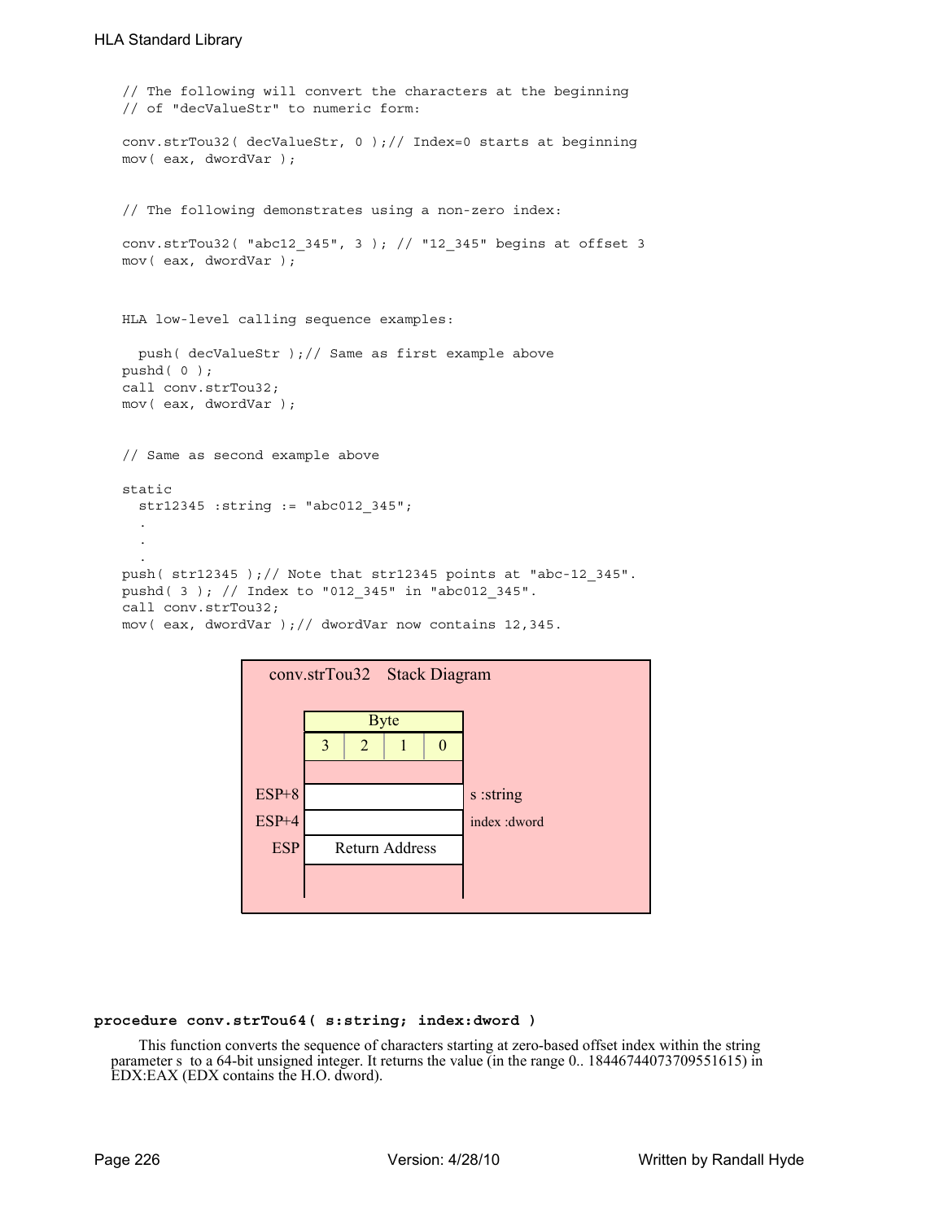```
// The following will convert the characters at the beginning
// of "decValueStr" to numeric form:

conv.strTou32( decValueStr, 0 );// Index=0 starts at beginning
mov( eax, dwordVar );


// The following demonstrates using a non-zero index:

conv.strTou32( "abc12_345", 3 ); // "12_345" begins at offset 3
mov( eax, dwordVar );



HLA low-level calling sequence examples:

  push( decValueStr );// Same as first example above
pushd( 0 );
call conv.strTou32;
mov( eax, dwordVar );


// Same as second example above

static
  str12345 :string := "abc012_345";
  .
  .
  .
push( str12345 );// Note that str12345 points at "abc-12_345".
pushd( 3 ); // Index to "012_345" in "abc012_345".
call conv.strTou32;
mov( eax, dwordVar );// dwordVar now contains 12,345.
```

conv.strTou32 Stack Diagram

| | Byte 3 | Byte 2 | Byte 1 | Byte 0 | |
|---|---|---|---|---|---|
| ESP+8 | | | | | s :string |
| ESP+4 | | | | | index :dword |
| ESP | Return Address | | | | |

**procedure conv.strTou64( s:string; index:dword )**

This function converts the sequence of characters starting at zero-based offset index within the string parameter s to a 64-bit unsigned integer. It returns the value (in the range 0.. 18446744073709551615) in EDX:EAX (EDX contains the H.O. dword).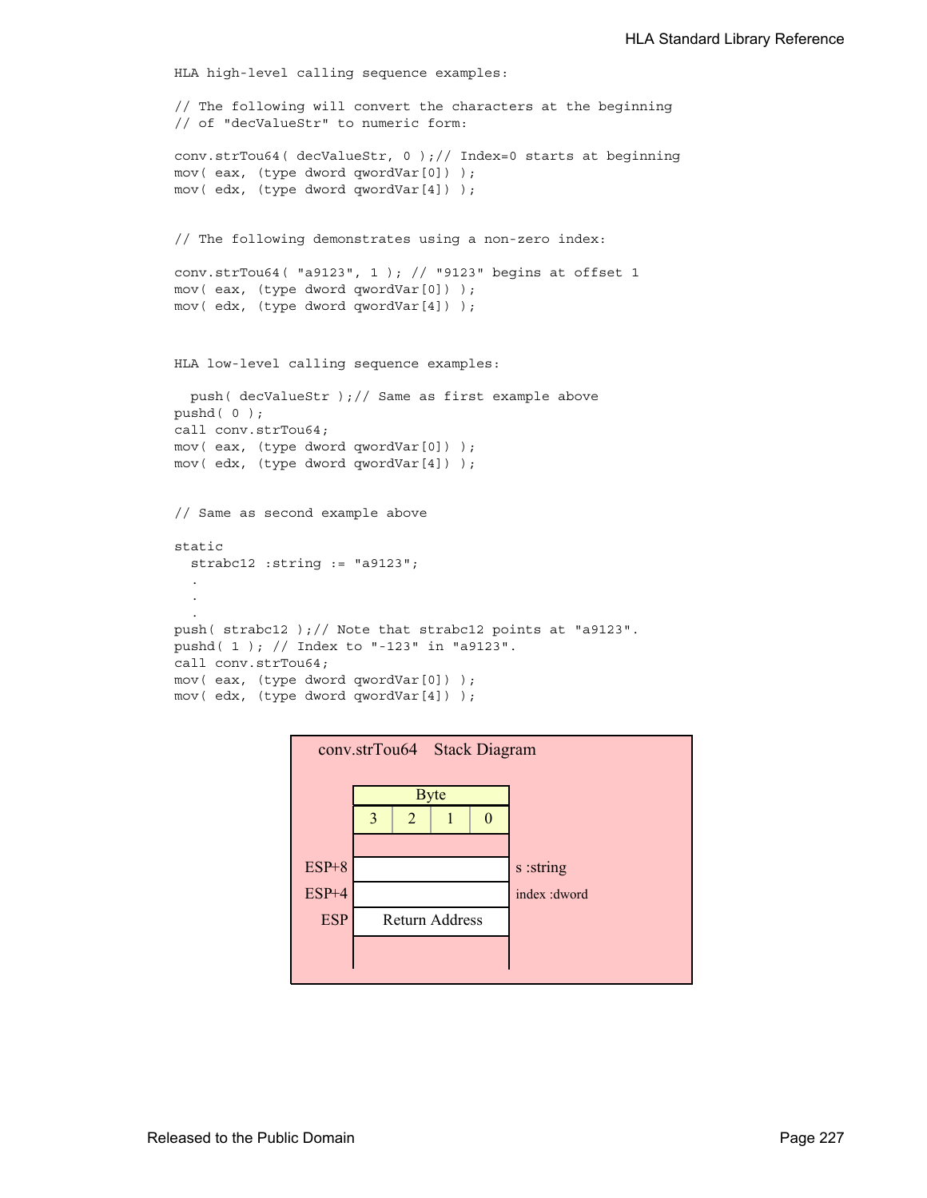```
HLA high-level calling sequence examples:

// The following will convert the characters at the beginning
// of "decValueStr" to numeric form:

conv.strTou64( decValueStr, 0 );// Index=0 starts at beginning
mov( eax, (type dword qwordVar[0]) );
mov( edx, (type dword qwordVar[4]) );


// The following demonstrates using a non-zero index:

conv.strTou64( "a9123", 1 ); // "9123" begins at offset 1
mov( eax, (type dword qwordVar[0]) );
mov( edx, (type dword qwordVar[4]) );



HLA low-level calling sequence examples:

  push( decValueStr );// Same as first example above
pushd( 0 );
call conv.strTou64;
mov( eax, (type dword qwordVar[0]) );
mov( edx, (type dword qwordVar[4]) );


// Same as second example above

static
  strabc12 :string := "a9123";
  .
  .
  .
push( strabc12 );// Note that strabc12 points at "a9123".
pushd( 1 ); // Index to "-123" in "a9123".
call conv.strTou64;
mov( eax, (type dword qwordVar[0]) );
mov( edx, (type dword qwordVar[4]) );
```

**conv.strTou64 Stack Diagram**

| | Byte 3 | Byte 2 | Byte 1 | Byte 0 | |
|---|---|---|---|---|---|
| | | | | | |
| ESP+8 | | | | | s :string |
| ESP+4 | | | | | index :dword |
| ESP | Return Address | | | | |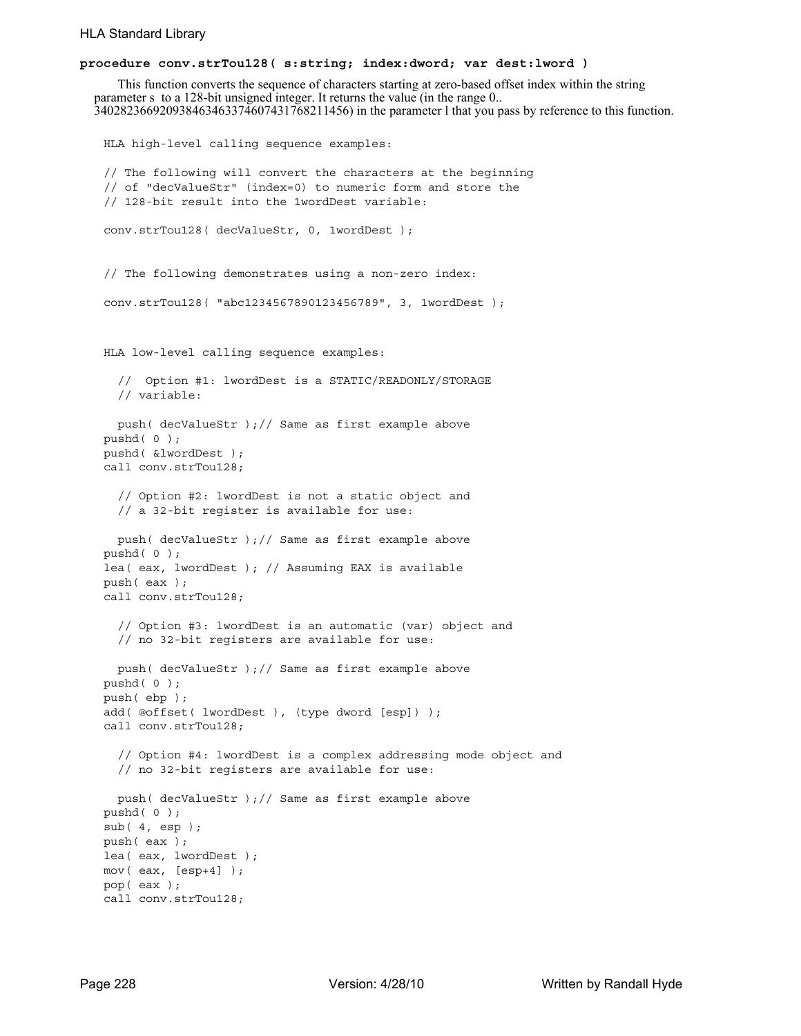**procedure conv.strTou128( s:string; index:dword; var dest:lword )**

This function converts the sequence of characters starting at zero-based offset index within the string parameter s to a 128-bit unsigned integer. It returns the value (in the range 0.. 340282366920938463463374607431768211456) in the parameter l that you pass by reference to this function.

```
HLA high-level calling sequence examples:

// The following will convert the characters at the beginning
// of "decValueStr" (index=0) to numeric form and store the
// 128-bit result into the 1wordDest variable:

conv.strTou128( decValueStr, 0, 1wordDest );


// The following demonstrates using a non-zero index:

conv.strTou128( "abc1234567890123456789", 3, 1wordDest );



HLA low-level calling sequence examples:

  //  Option #1: lwordDest is a STATIC/READONLY/STORAGE
  // variable:

  push( decValueStr );// Same as first example above
pushd( 0 );
pushd( &lwordDest );
call conv.strTou128;

  // Option #2: lwordDest is not a static object and
  // a 32-bit register is available for use:

  push( decValueStr );// Same as first example above
pushd( 0 );
lea( eax, lwordDest ); // Assuming EAX is available
push( eax );
call conv.strTou128;

  // Option #3: lwordDest is an automatic (var) object and
  // no 32-bit registers are available for use:

  push( decValueStr );// Same as first example above
pushd( 0 );
push( ebp );
add( @offset( lwordDest ), (type dword [esp]) );
call conv.strTou128;

  // Option #4: lwordDest is a complex addressing mode object and
  // no 32-bit registers are available for use:

  push( decValueStr );// Same as first example above
pushd( 0 );
sub( 4, esp );
push( eax );
lea( eax, lwordDest );
mov( eax, [esp+4] );
pop( eax );
call conv.strTou128;
```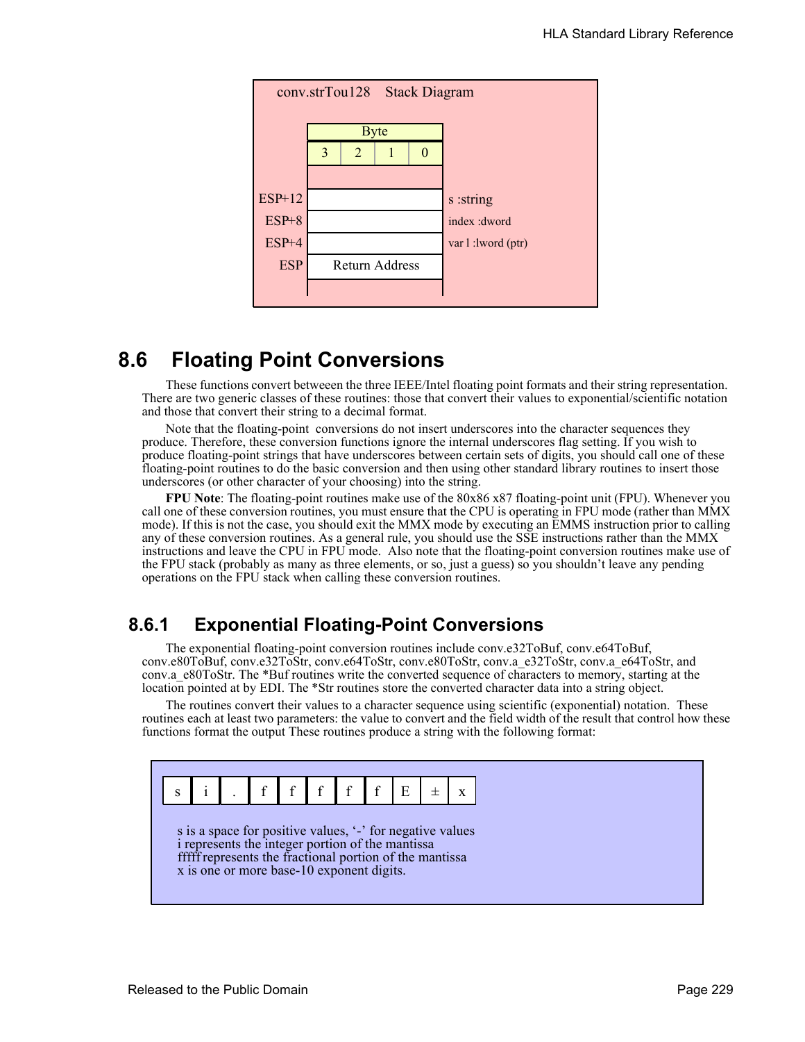conv.strTou128 Stack Diagram

| | Byte 3 | Byte 2 | Byte 1 | Byte 0 | |
|---|---|---|---|---|---|
| ESP+12 | | | | | s :string |
| ESP+8 | | | | | index :dword |
| ESP+4 | | | | | var l :lword (ptr) |
| ESP | Return Address | | | | |

## 8.6 Floating Point Conversions

These functions convert betweeen the three IEEE/Intel floating point formats and their string representation. There are two generic classes of these routines: those that convert their values to exponential/scientific notation and those that convert their string to a decimal format.

Note that the floating-point conversions do not insert underscores into the character sequences they produce. Therefore, these conversion functions ignore the internal underscores flag setting. If you wish to produce floating-point strings that have underscores between certain sets of digits, you should call one of these floating-point routines to do the basic conversion and then using other standard library routines to insert those underscores (or other character of your choosing) into the string.

**FPU Note**: The floating-point routines make use of the 80x86 x87 floating-point unit (FPU). Whenever you call one of these conversion routines, you must ensure that the CPU is operating in FPU mode (rather than MMX mode). If this is not the case, you should exit the MMX mode by executing an EMMS instruction prior to calling any of these conversion routines. As a general rule, you should use the SSE instructions rather than the MMX instructions and leave the CPU in FPU mode. Also note that the floating-point conversion routines make use of the FPU stack (probably as many as three elements, or so, just a guess) so you shouldn't leave any pending operations on the FPU stack when calling these conversion routines.

### 8.6.1 Exponential Floating-Point Conversions

The exponential floating-point conversion routines include conv.e32ToBuf, conv.e64ToBuf, conv.e80ToBuf, conv.e32ToStr, conv.e64ToStr, conv.e80ToStr, conv.a_e32ToStr, conv.a_e64ToStr, and conv.a_e80ToStr. The *Buf routines write the converted sequence of characters to memory, starting at the location pointed at by EDI. The *Str routines store the converted character data into a string object.

The routines convert their values to a character sequence using scientific (exponential) notation. These routines each at least two parameters: the value to convert and the field width of the result that control how these functions format the output These routines produce a string with the following format:

| s | i | . | f | f | f | f | f | E | ± | x |
|---|---|---|---|---|---|---|---|---|---|---|

s is a space for positive values, '-' for negative values
i represents the integer portion of the mantissa
fffff represents the fractional portion of the mantissa
x is one or more base-10 exponent digits.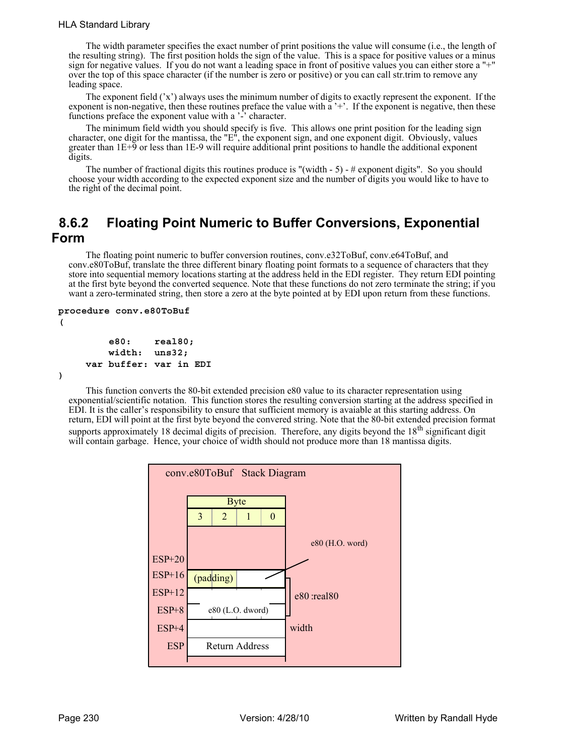The width parameter specifies the exact number of print positions the value will consume (i.e., the length of the resulting string). The first position holds the sign of the value. This is a space for positive values or a minus sign for negative values. If you do not want a leading space in front of positive values you can either store a "+" over the top of this space character (if the number is zero or positive) or you can call str.trim to remove any leading space.

The exponent field ('x') always uses the minimum number of digits to exactly represent the exponent. If the exponent is non-negative, then these routines preface the value with a '+'. If the exponent is negative, then these functions preface the exponent value with a '-' character.

The minimum field width you should specify is five. This allows one print position for the leading sign character, one digit for the mantissa, the "E", the exponent sign, and one exponent digit. Obviously, values greater than 1E+9 or less than 1E-9 will require additional print positions to handle the additional exponent digits.

The number of fractional digits this routines produce is "(width - 5) - # exponent digits". So you should choose your width according to the expected exponent size and the number of digits you would like to have to the right of the decimal point.

## 8.6.2 Floating Point Numeric to Buffer Conversions, Exponential Form

The floating point numeric to buffer conversion routines, conv.e32ToBuf, conv.e64ToBuf, and conv.e80ToBuf, translate the three different binary floating point formats to a sequence of characters that they store into sequential memory locations starting at the address held in the EDI register. They return EDI pointing at the first byte beyond the converted sequence. Note that these functions do not zero terminate the string; if you want a zero-terminated string, then store a zero at the byte pointed at by EDI upon return from these functions.

```
procedure conv.e80ToBuf
(
        e80:    real80;
        width:  uns32;
    var buffer: var in EDI
)
```

This function converts the 80-bit extended precision e80 value to its character representation using exponential/scientific notation. This function stores the resulting conversion starting at the address specified in EDI. It is the caller's responsibility to ensure that sufficient memory is avaiable at this starting address. On return, EDI will point at the first byte beyond the convered string. Note that the 80-bit extended precision format supports approximately 18 decimal digits of precision. Therefore, any digits beyond the 18th significant digit will contain garbage. Hence, your choice of width should not produce more than 18 mantissa digits.

conv.e80ToBuf Stack Diagram

Byte
3 2 1 0

e80 (H.O. word)
ESP+20
ESP+16 (padding)
ESP+12
e80 :real80
ESP+8 e80 (L.O. dword)
ESP+4 width
ESP Return Address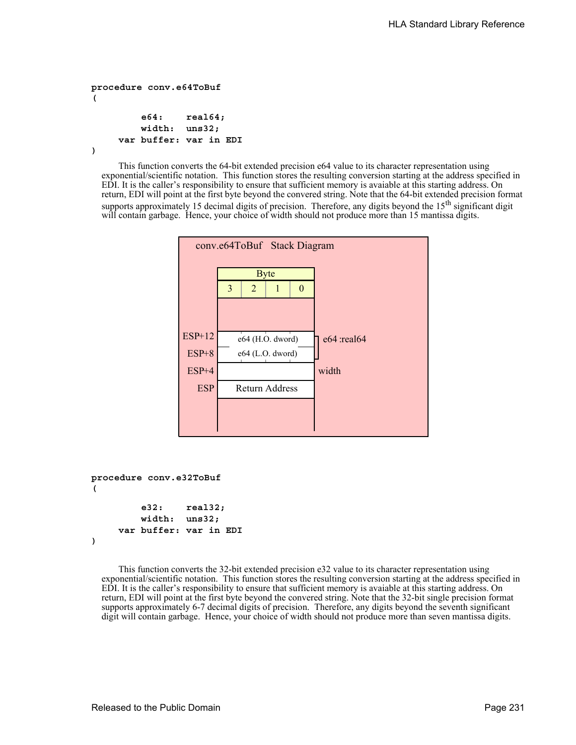```
procedure conv.e64ToBuf
(
        e64:    real64;
        width:  uns32;
    var buffer: var in EDI
)
```

This function converts the 64-bit extended precision e64 value to its character representation using exponential/scientific notation. This function stores the resulting conversion starting at the address specified in EDI. It is the caller's responsibility to ensure that sufficient memory is avaiable at this starting address. On return, EDI will point at the first byte beyond the convered string. Note that the 64-bit extended precision format supports approximately 15 decimal digits of precision. Therefore, any digits beyond the 15th significant digit will contain garbage. Hence, your choice of width should not produce more than 15 mantissa digits.

conv.e64ToBuf Stack Diagram

Byte

3 2 1 0

ESP+12 e64 (H.O. dword)

ESP+8 e64 (L.O. dword)

e64 :real64

ESP+4 width

ESP Return Address

```
procedure conv.e32ToBuf
(
        e32:    real32;
        width:  uns32;
    var buffer: var in EDI
)
```

This function converts the 32-bit extended precision e32 value to its character representation using exponential/scientific notation. This function stores the resulting conversion starting at the address specified in EDI. It is the caller's responsibility to ensure that sufficient memory is avaiable at this starting address. On return, EDI will point at the first byte beyond the convered string. Note that the 32-bit single precision format supports approximately 6-7 decimal digits of precision. Therefore, any digits beyond the seventh significant digit will contain garbage. Hence, your choice of width should not produce more than seven mantissa digits.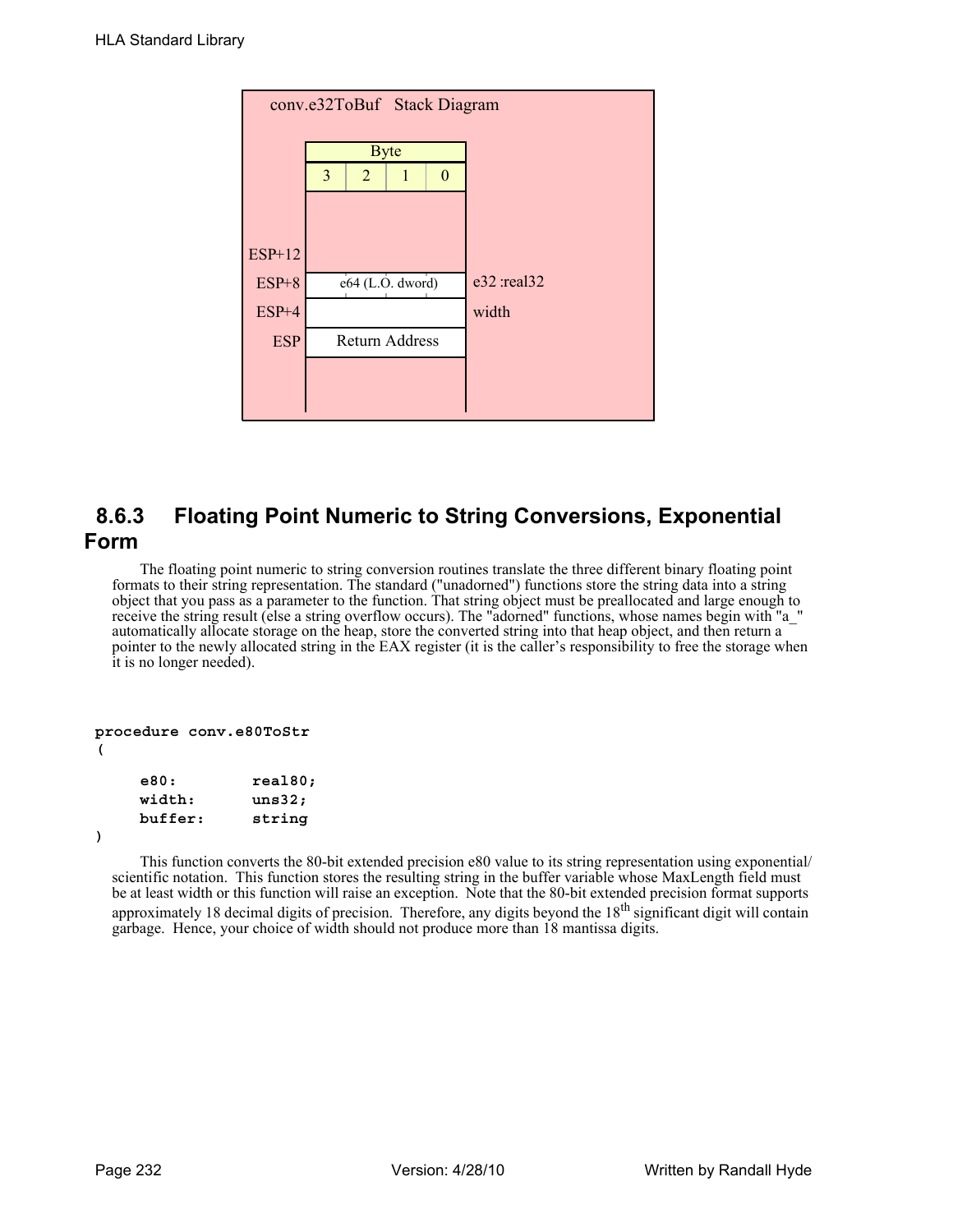conv.e32ToBuf Stack Diagram

Byte

3 2 1 0

ESP+12

ESP+8 e64 (L.O. dword) e32 :real32

ESP+4 width

ESP Return Address

## 8.6.3 Floating Point Numeric to String Conversions, Exponential Form

The floating point numeric to string conversion routines translate the three different binary floating point formats to their string representation. The standard ("unadorned") functions store the string data into a string object that you pass as a parameter to the function. That string object must be preallocated and large enough to receive the string result (else a string overflow occurs). The "adorned" functions, whose names begin with "a_" automatically allocate storage on the heap, store the converted string into that heap object, and then return a pointer to the newly allocated string in the EAX register (it is the caller's responsibility to free the storage when it is no longer needed).

```
procedure conv.e80ToStr
(
    e80:        real80;
    width:      uns32;
    buffer:     string
)
```

This function converts the 80-bit extended precision e80 value to its string representation using exponential/scientific notation. This function stores the resulting string in the buffer variable whose MaxLength field must be at least width or this function will raise an exception. Note that the 80-bit extended precision format supports approximately 18 decimal digits of precision. Therefore, any digits beyond the 18th significant digit will contain garbage. Hence, your choice of width should not produce more than 18 mantissa digits.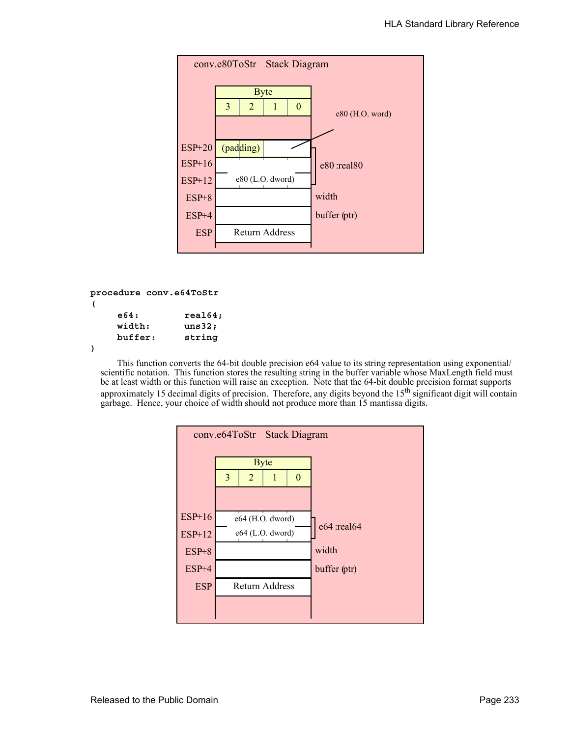conv.e80ToStr Stack Diagram

Byte

3 2 1 0

e80 (H.O. word)

ESP+20 (padding)

ESP+16

ESP+12 e80 (L.O. dword)

e80 :real80

ESP+8 width

ESP+4 buffer (ptr)

ESP Return Address

```
procedure conv.e64ToStr
(
     e64:        real64;
     width:      uns32;
     buffer:     string
)
```

This function converts the 64-bit double precision e64 value to its string representation using exponential/scientific notation. This function stores the resulting string in the buffer variable whose MaxLength field must be at least width or this function will raise an exception. Note that the 64-bit double precision format supports approximately 15 decimal digits of precision. Therefore, any digits beyond the 15th significant digit will contain garbage. Hence, your choice of width should not produce more than 15 mantissa digits.

conv.e64ToStr Stack Diagram

Byte

3 2 1 0

ESP+16 e64 (H.O. dword)

ESP+12 e64 (L.O. dword)

e64 :real64

ESP+8 width

ESP+4 buffer (ptr)

ESP Return Address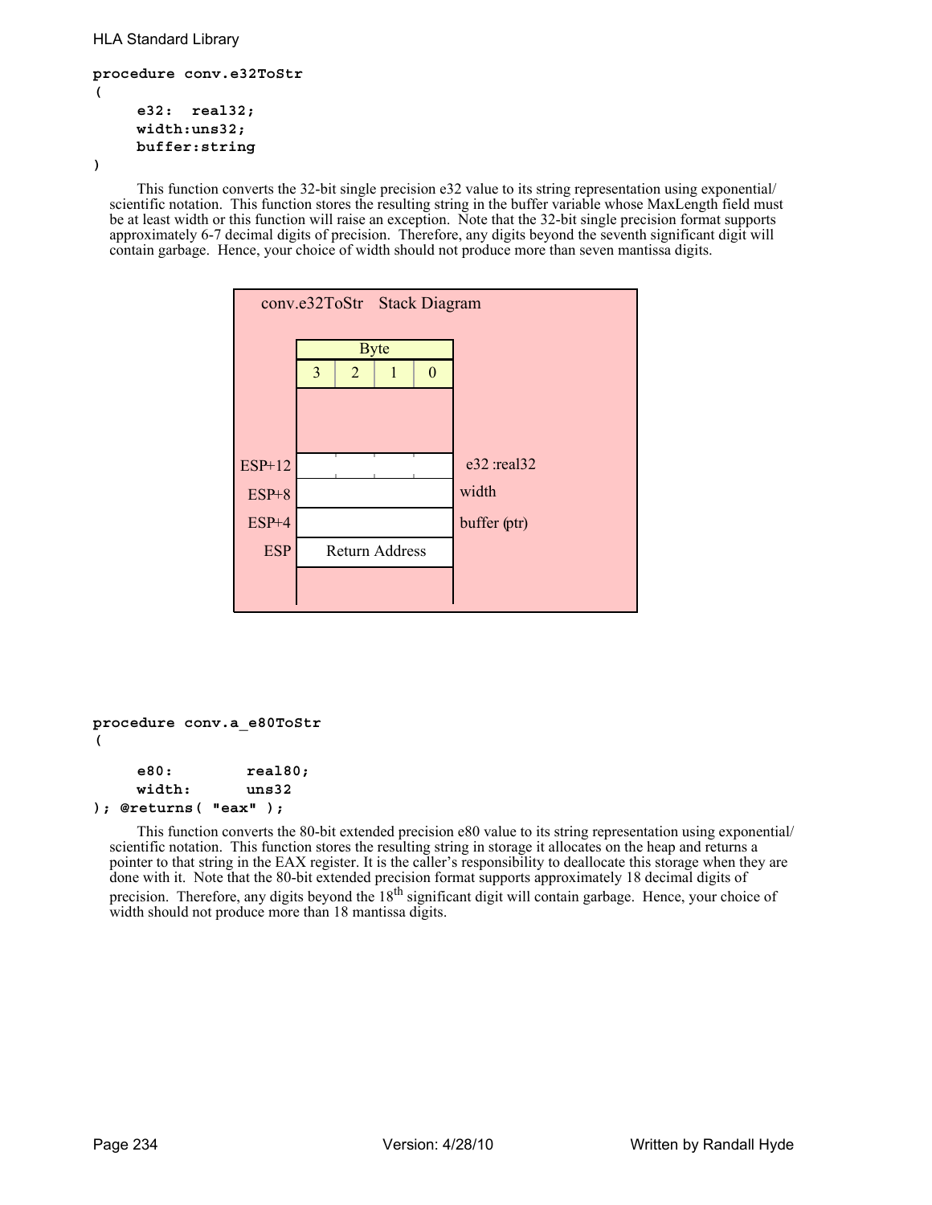```
procedure conv.e32ToStr
(
     e32:  real32;
     width:uns32;
     buffer:string
)
```

This function converts the 32-bit single precision e32 value to its string representation using exponential/scientific notation. This function stores the resulting string in the buffer variable whose MaxLength field must be at least width or this function will raise an exception. Note that the 32-bit single precision format supports approximately 6-7 decimal digits of precision. Therefore, any digits beyond the seventh significant digit will contain garbage. Hence, your choice of width should not produce more than seven mantissa digits.

conv.e32ToStr Stack Diagram

Byte

3 2 1 0

ESP+12 e32 :real32

ESP+8 width

ESP+4 buffer (ptr)

ESP Return Address

```
procedure conv.a_e80ToStr
(

     e80:        real80;
     width:      uns32
); @returns( "eax" );
```

This function converts the 80-bit extended precision e80 value to its string representation using exponential/scientific notation. This function stores the resulting string in storage it allocates on the heap and returns a pointer to that string in the EAX register. It is the caller's responsibility to deallocate this storage when they are done with it. Note that the 80-bit extended precision format supports approximately 18 decimal digits of precision. Therefore, any digits beyond the 18th significant digit will contain garbage. Hence, your choice of width should not produce more than 18 mantissa digits.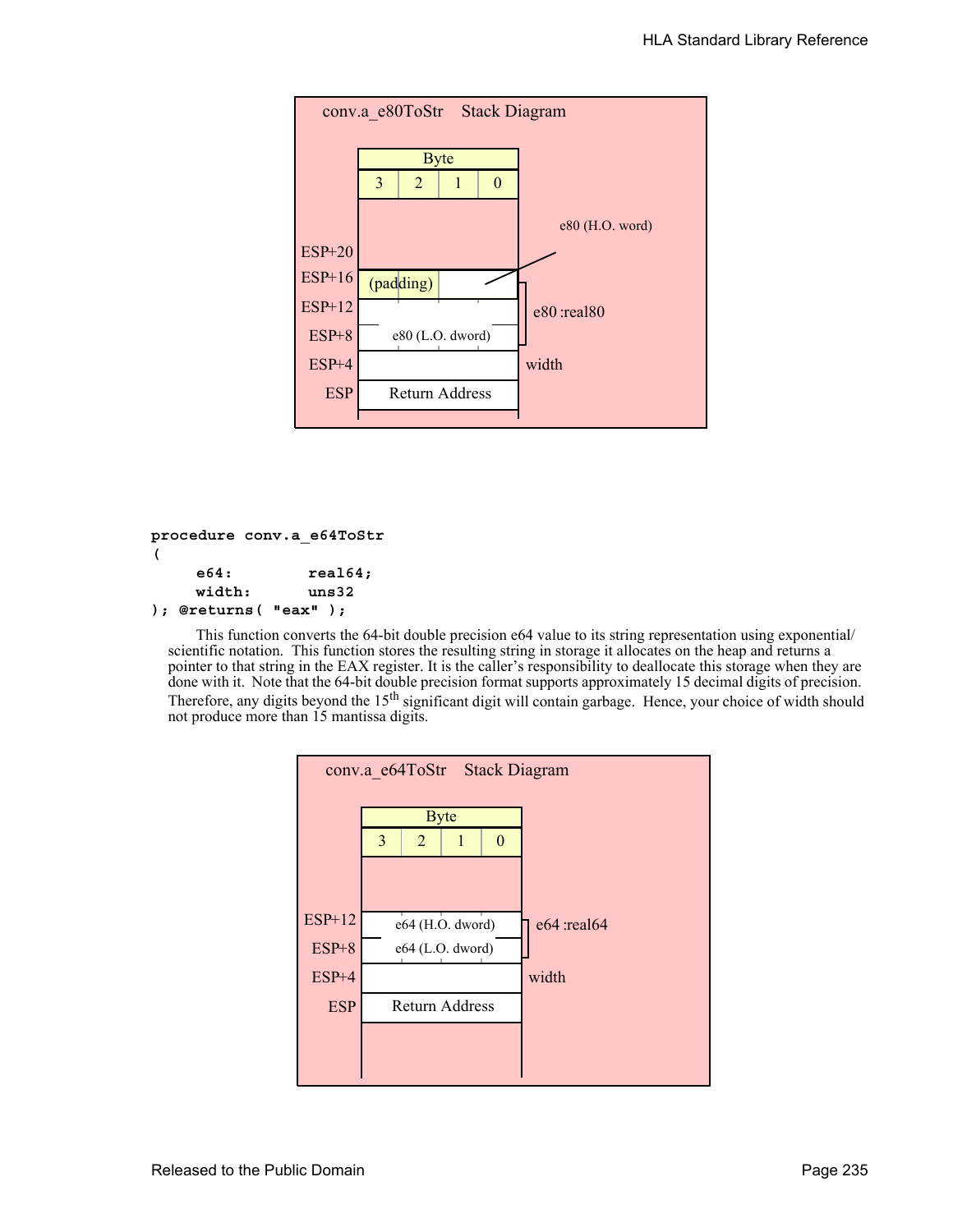conv.a_e80ToStr Stack Diagram

| | Byte 3 | Byte 2 | Byte 1 | Byte 0 | |
|---|---|---|---|---|---|
| ESP+20 | | | | | |
| ESP+16 | (padding) | | e80 (H.O. word) | | e80 :real80 |
| ESP+12 | | | | | |
| ESP+8 | e80 (L.O. dword) | | | | |
| ESP+4 | | | | | width |
| ESP | Return Address | | | | |

```
procedure conv.a_e64ToStr
(
     e64:        real64;
     width:      uns32
); @returns( "eax" );
```

This function converts the 64-bit double precision e64 value to its string representation using exponential/scientific notation. This function stores the resulting string in storage it allocates on the heap and returns a pointer to that string in the EAX register. It is the caller's responsibility to deallocate this storage when they are done with it. Note that the 64-bit double precision format supports approximately 15 decimal digits of precision. Therefore, any digits beyond the 15th significant digit will contain garbage. Hence, your choice of width should not produce more than 15 mantissa digits.

conv.a_e64ToStr Stack Diagram

| | Byte 3 | Byte 2 | Byte 1 | Byte 0 | |
|---|---|---|---|---|---|
| ESP+12 | e64 (H.O. dword) | | | | e64 :real64 |
| ESP+8 | e64 (L.O. dword) | | | | |
| ESP+4 | | | | | width |
| ESP | Return Address | | | | |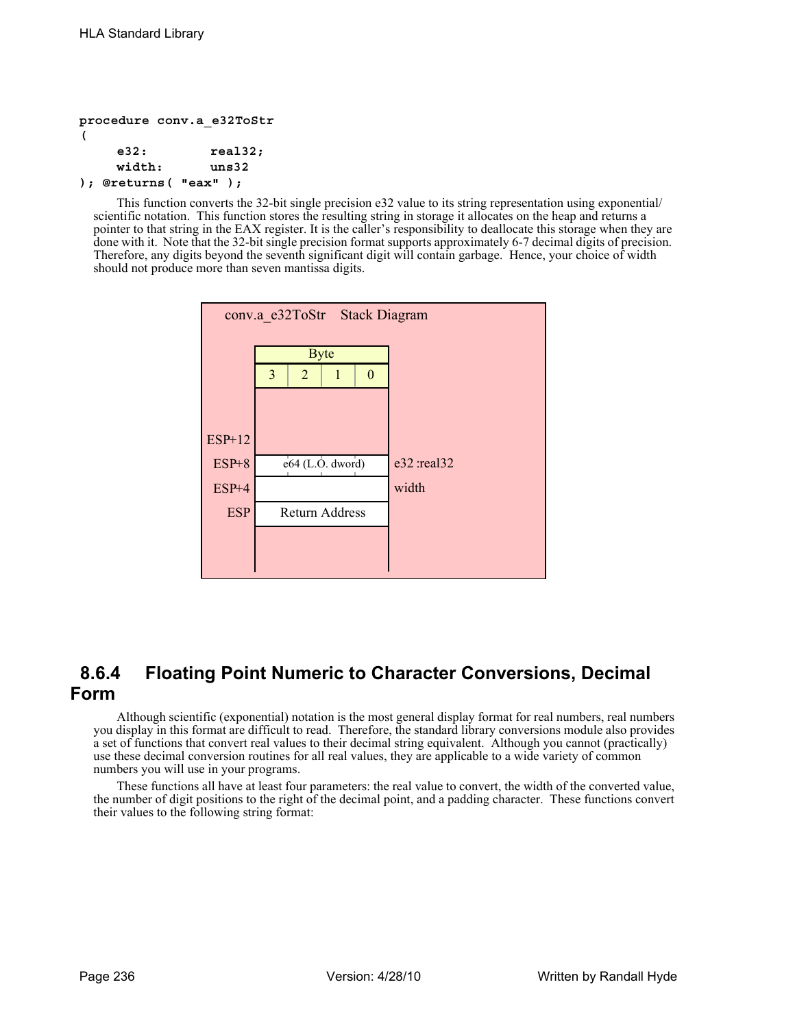```
procedure conv.a_e32ToStr
(
    e32:        real32;
    width:      uns32
); @returns( "eax" );
```

This function converts the 32-bit single precision e32 value to its string representation using exponential/scientific notation. This function stores the resulting string in storage it allocates on the heap and returns a pointer to that string in the EAX register. It is the caller's responsibility to deallocate this storage when they are done with it. Note that the 32-bit single precision format supports approximately 6-7 decimal digits of precision. Therefore, any digits beyond the seventh significant digit will contain garbage. Hence, your choice of width should not produce more than seven mantissa digits.

conv.a_e32ToStr Stack Diagram

Byte

3 2 1 0

ESP+12

ESP+8 e64 (L.O. dword) e32 :real32

ESP+4 width

ESP Return Address

## 8.6.4 Floating Point Numeric to Character Conversions, Decimal Form

Although scientific (exponential) notation is the most general display format for real numbers, real numbers you display in this format are difficult to read. Therefore, the standard library conversions module also provides a set of functions that convert real values to their decimal string equivalent. Although you cannot (practically) use these decimal conversion routines for all real values, they are applicable to a wide variety of common numbers you will use in your programs.

These functions all have at least four parameters: the real value to convert, the width of the converted value, the number of digit positions to the right of the decimal point, and a padding character. These functions convert their values to the following string format: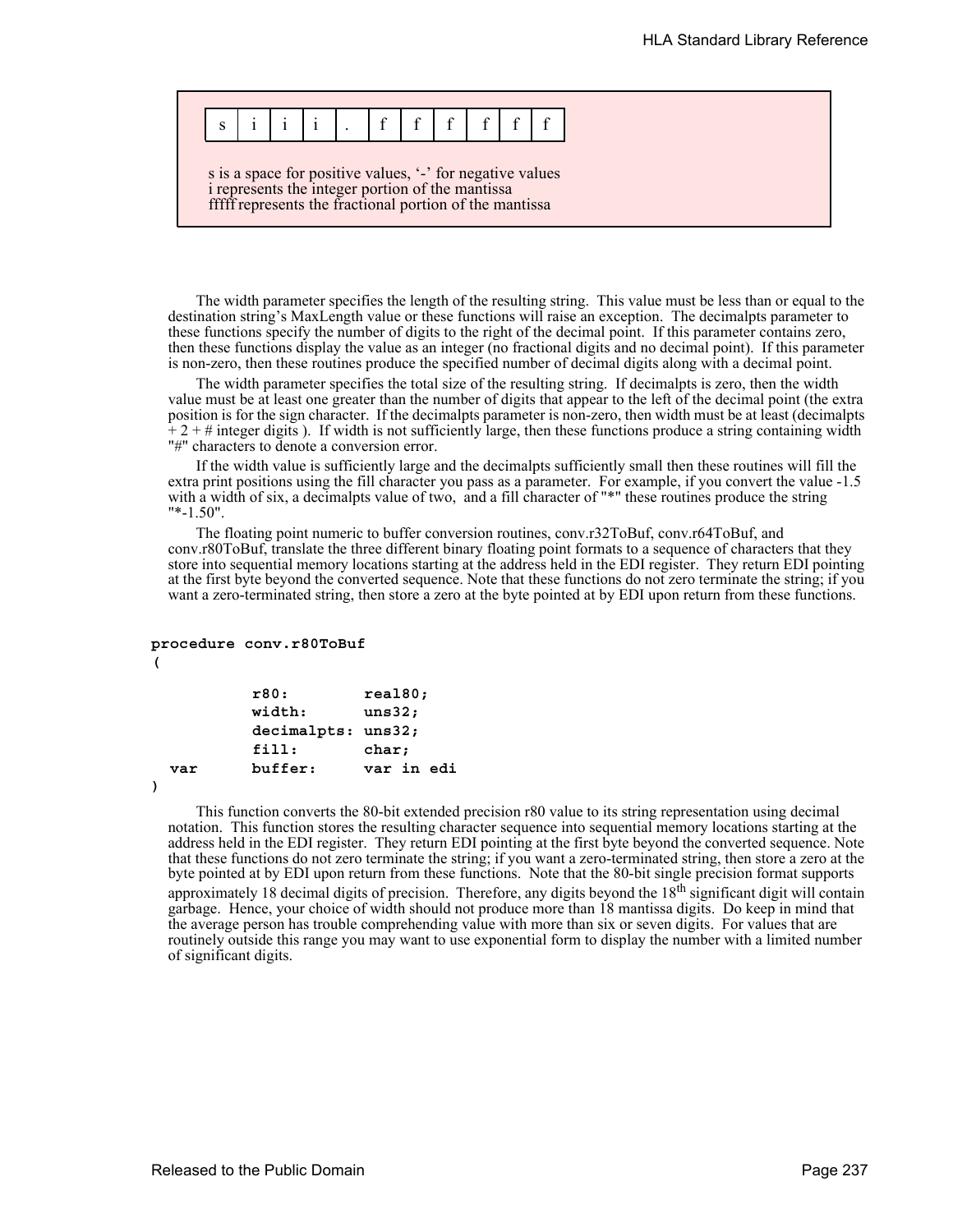| s | i | i | i | . | f | f | f | f | f | f |
|---|---|---|---|---|---|---|---|---|---|---|

s is a space for positive values, '-' for negative values
i represents the integer portion of the mantissa
fffff represents the fractional portion of the mantissa

The width parameter specifies the length of the resulting string. This value must be less than or equal to the destination string's MaxLength value or these functions will raise an exception. The decimalpts parameter to these functions specify the number of digits to the right of the decimal point. If this parameter contains zero, then these functions display the value as an integer (no fractional digits and no decimal point). If this parameter is non-zero, then these routines produce the specified number of decimal digits along with a decimal point.

The width parameter specifies the total size of the resulting string. If decimalpts is zero, then the width value must be at least one greater than the number of digits that appear to the left of the decimal point (the extra position is for the sign character. If the decimalpts parameter is non-zero, then width must be at least (decimalpts + 2 + # integer digits ). If width is not sufficiently large, then these functions produce a string containing width "#" characters to denote a conversion error.

If the width value is sufficiently large and the decimalpts sufficiently small then these routines will fill the extra print positions using the fill character you pass as a parameter. For example, if you convert the value -1.5 with a width of six, a decimalpts value of two, and a fill character of "*" these routines produce the string "*-1.50".

The floating point numeric to buffer conversion routines, conv.r32ToBuf, conv.r64ToBuf, and conv.r80ToBuf, translate the three different binary floating point formats to a sequence of characters that they store into sequential memory locations starting at the address held in the EDI register. They return EDI pointing at the first byte beyond the converted sequence. Note that these functions do not zero terminate the string; if you want a zero-terminated string, then store a zero at the byte pointed at by EDI upon return from these functions.

```
procedure conv.r80ToBuf
(
          r80:        real80;
          width:      uns32;
          decimalpts: uns32;
          fill:       char;
  var     buffer:     var in edi
)
```

This function converts the 80-bit extended precision r80 value to its string representation using decimal notation. This function stores the resulting character sequence into sequential memory locations starting at the address held in the EDI register. They return EDI pointing at the first byte beyond the converted sequence. Note that these functions do not zero terminate the string; if you want a zero-terminated string, then store a zero at the byte pointed at by EDI upon return from these functions. Note that the 80-bit single precision format supports approximately 18 decimal digits of precision. Therefore, any digits beyond the 18th significant digit will contain garbage. Hence, your choice of width should not produce more than 18 mantissa digits. Do keep in mind that the average person has trouble comprehending value with more than six or seven digits. For values that are routinely outside this range you may want to use exponential form to display the number with a limited number of significant digits.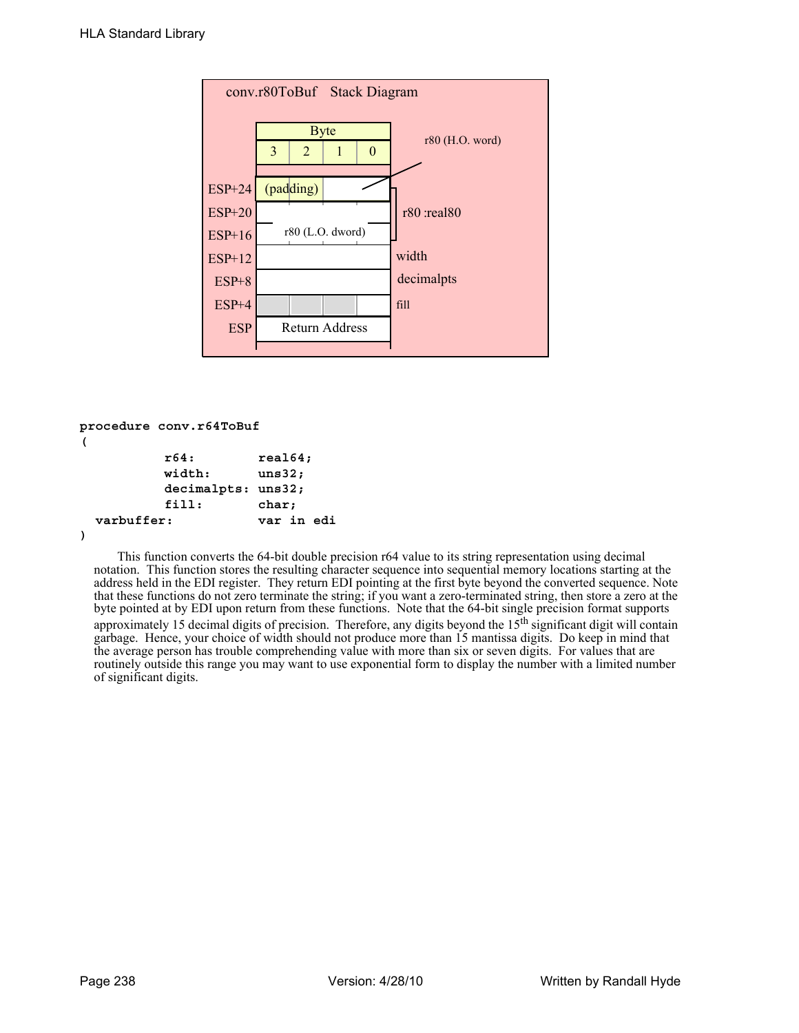conv.r80ToBuf Stack Diagram

Byte

3 2 1 0

r80 (H.O. word)

ESP+24 (padding)

ESP+20

r80 :real80

ESP+16 r80 (L.O. dword)

ESP+12 width

ESP+8 decimalpts

ESP+4 fill

ESP Return Address

```
procedure conv.r64ToBuf
(
           r64:        real64;
           width:      uns32;
           decimalpts: uns32;
           fill:       char;
  varbuffer:           var in edi
)
```

This function converts the 64-bit double precision r64 value to its string representation using decimal notation. This function stores the resulting character sequence into sequential memory locations starting at the address held in the EDI register. They return EDI pointing at the first byte beyond the converted sequence. Note that these functions do not zero terminate the string; if you want a zero-terminated string, then store a zero at the byte pointed at by EDI upon return from these functions. Note that the 64-bit single precision format supports approximately 15 decimal digits of precision. Therefore, any digits beyond the 15th significant digit will contain garbage. Hence, your choice of width should not produce more than 15 mantissa digits. Do keep in mind that the average person has trouble comprehending value with more than six or seven digits. For values that are routinely outside this range you may want to use exponential form to display the number with a limited number of significant digits.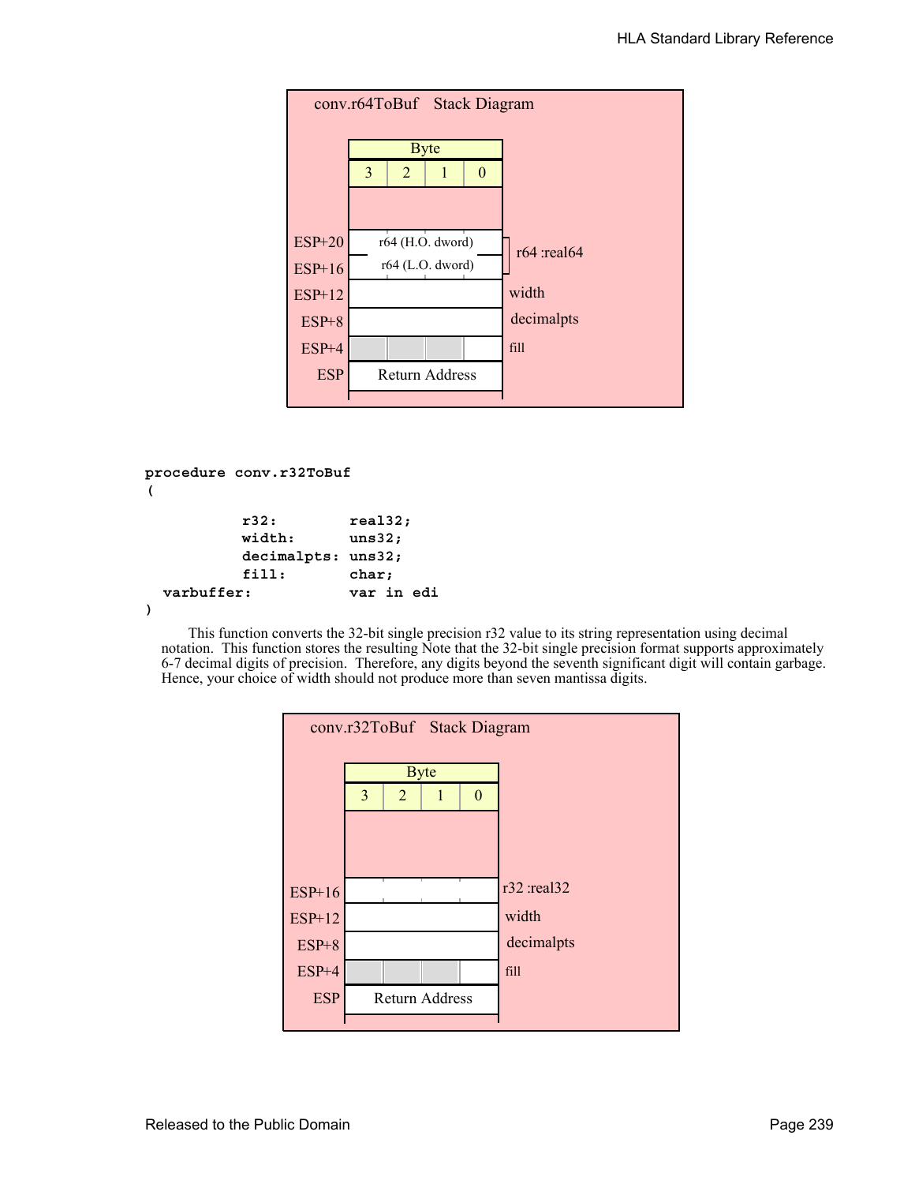conv.r64ToBuf Stack Diagram

Byte

3 2 1 0

ESP+20 r64 (H.O. dword)

ESP+16 r64 (L.O. dword)

r64 :real64

ESP+12 width

ESP+8 decimalpts

ESP+4 fill

ESP Return Address

```
procedure conv.r32ToBuf
(
            r32:        real32;
            width:      uns32;
            decimalpts: uns32;
            fill:       char;
  varbuffer:            var in edi
)
```

This function converts the 32-bit single precision r32 value to its string representation using decimal notation. This function stores the resulting Note that the 32-bit single precision format supports approximately 6-7 decimal digits of precision. Therefore, any digits beyond the seventh significant digit will contain garbage. Hence, your choice of width should not produce more than seven mantissa digits.

conv.r32ToBuf Stack Diagram

Byte

3 2 1 0

ESP+16 r32 :real32

ESP+12 width

ESP+8 decimalpts

ESP+4 fill

ESP Return Address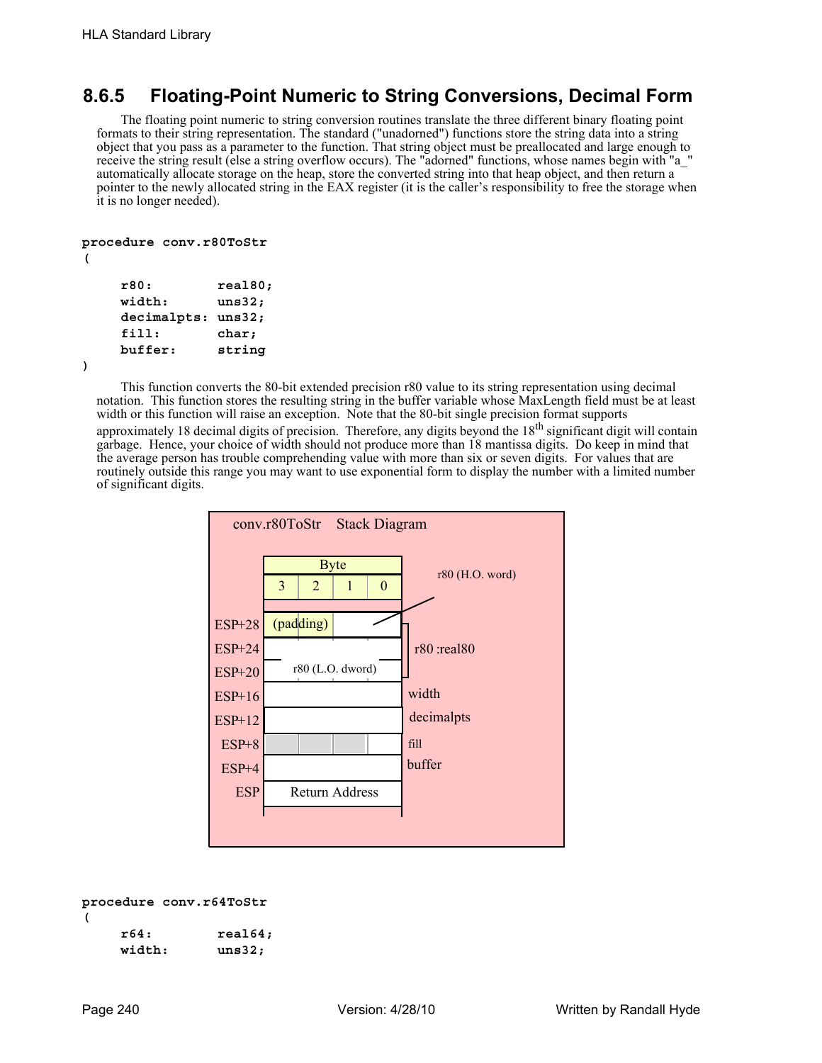## 8.6.5 Floating-Point Numeric to String Conversions, Decimal Form

The floating point numeric to string conversion routines translate the three different binary floating point formats to their string representation. The standard ("unadorned") functions store the string data into a string object that you pass as a parameter to the function. That string object must be preallocated and large enough to receive the string result (else a string overflow occurs). The "adorned" functions, whose names begin with "a_" automatically allocate storage on the heap, store the converted string into that heap object, and then return a pointer to the newly allocated string in the EAX register (it is the caller's responsibility to free the storage when it is no longer needed).

```
procedure conv.r80ToStr
(
    r80:        real80;
    width:      uns32;
    decimalpts: uns32;
    fill:       char;
    buffer:     string
)
```

This function converts the 80-bit extended precision r80 value to its string representation using decimal notation. This function stores the resulting string in the buffer variable whose MaxLength field must be at least width or this function will raise an exception. Note that the 80-bit single precision format supports approximately 18 decimal digits of precision. Therefore, any digits beyond the 18th significant digit will contain garbage. Hence, your choice of width should not produce more than 18 mantissa digits. Do keep in mind that the average person has trouble comprehending value with more than six or seven digits. For values that are routinely outside this range you may want to use exponential form to display the number with a limited number of significant digits.

conv.r80ToStr Stack Diagram

Byte

3 2 1 0

r80 (H.O. word)

ESP+28 (padding)

ESP+24 r80 :real80

ESP+20 r80 (L.O. dword)

ESP+16 width

ESP+12 decimalpts

ESP+8 fill

ESP+4 buffer

ESP Return Address

```
procedure conv.r64ToStr
(
    r64:        real64;
    width:      uns32;
```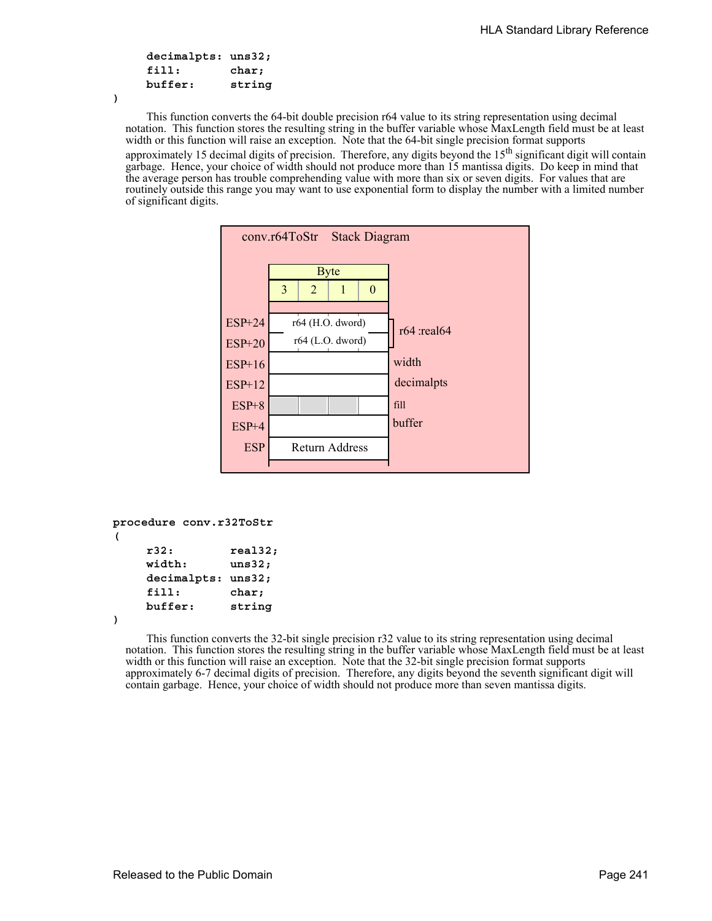```
     decimalpts: uns32;
     fill:       char;
     buffer:     string
)
```

This function converts the 64-bit double precision r64 value to its string representation using decimal notation. This function stores the resulting string in the buffer variable whose MaxLength field must be at least width or this function will raise an exception. Note that the 64-bit single precision format supports approximately 15 decimal digits of precision. Therefore, any digits beyond the 15th significant digit will contain garbage. Hence, your choice of width should not produce more than 15 mantissa digits. Do keep in mind that the average person has trouble comprehending value with more than six or seven digits. For values that are routinely outside this range you may want to use exponential form to display the number with a limited number of significant digits.

conv.r64ToStr Stack Diagram

Byte
3 2 1 0

ESP+24 r64 (H.O. dword)
ESP+20 r64 (L.O. dword)
r64 :real64
ESP+16 width
ESP+12 decimalpts
ESP+8 fill
ESP+4 buffer
ESP Return Address

```
procedure conv.r32ToStr
(
     r32:        real32;
     width:      uns32;
     decimalpts: uns32;
     fill:       char;
     buffer:     string
)
```

This function converts the 32-bit single precision r32 value to its string representation using decimal notation. This function stores the resulting string in the buffer variable whose MaxLength field must be at least width or this function will raise an exception. Note that the 32-bit single precision format supports approximately 6-7 decimal digits of precision. Therefore, any digits beyond the seventh significant digit will contain garbage. Hence, your choice of width should not produce more than seven mantissa digits.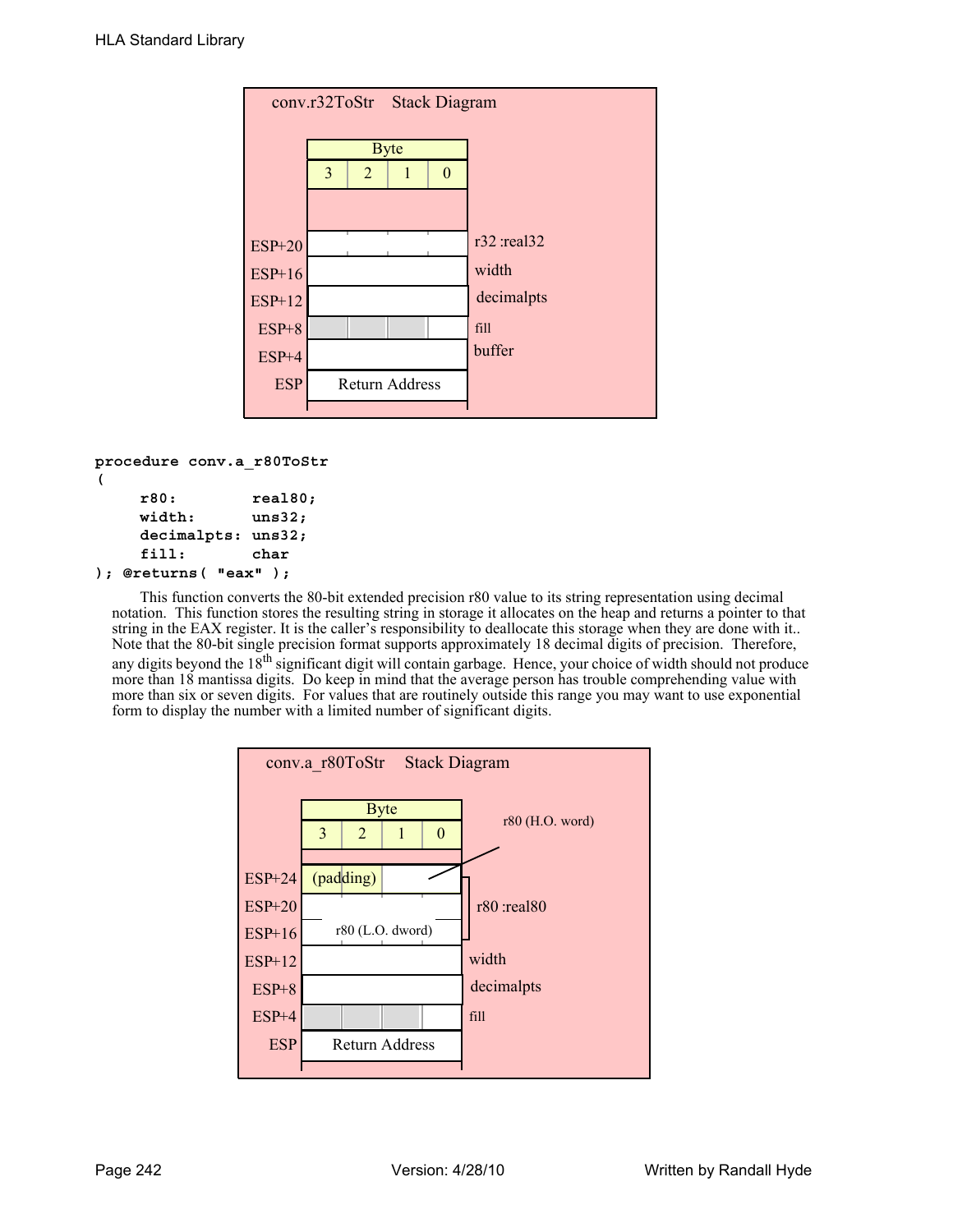conv.r32ToStr Stack Diagram

Byte

3 2 1 0

ESP+20 r32 :real32

ESP+16 width

ESP+12 decimalpts

ESP+8 fill

ESP+4 buffer

ESP Return Address

```
procedure conv.a_r80ToStr
(
     r80:         real80;
     width:       uns32;
     decimalpts:  uns32;
     fill:        char
); @returns( "eax" );
```

This function converts the 80-bit extended precision r80 value to its string representation using decimal notation. This function stores the resulting string in storage it allocates on the heap and returns a pointer to that string in the EAX register. It is the caller's responsibility to deallocate this storage when they are done with it.. Note that the 80-bit single precision format supports approximately 18 decimal digits of precision. Therefore, any digits beyond the 18th significant digit will contain garbage. Hence, your choice of width should not produce more than 18 mantissa digits. Do keep in mind that the average person has trouble comprehending value with more than six or seven digits. For values that are routinely outside this range you may want to use exponential form to display the number with a limited number of significant digits.

conv.a_r80ToStr Stack Diagram

Byte

3 2 1 0

r80 (H.O. word)

ESP+24 (padding)

ESP+20 r80 :real80

ESP+16 r80 (L.O. dword)

ESP+12 width

ESP+8 decimalpts

ESP+4 fill

ESP Return Address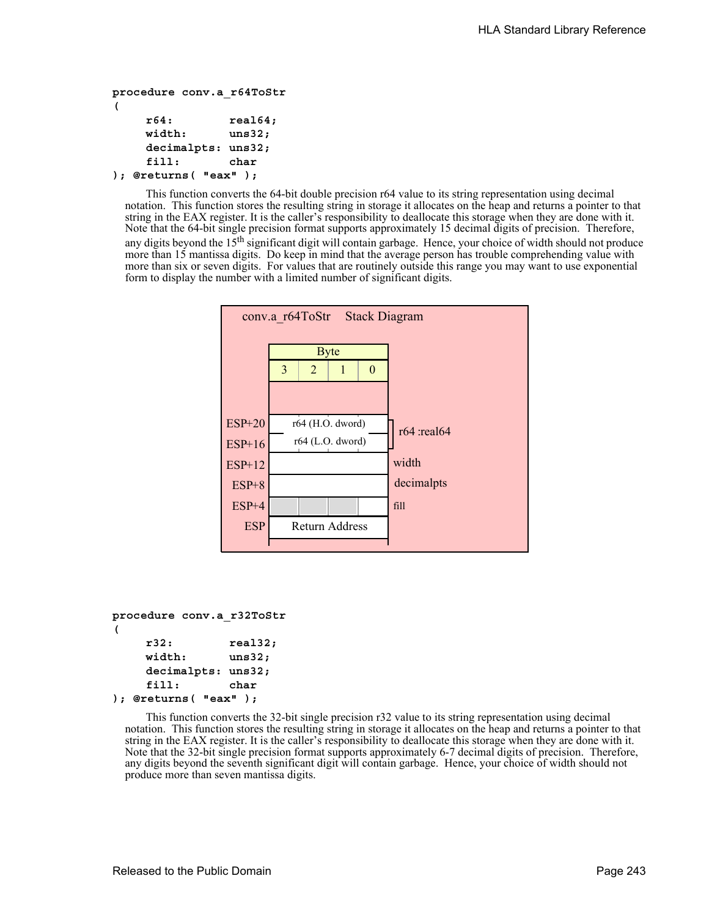```
procedure conv.a_r64ToStr
(
     r64:        real64;
     width:      uns32;
     decimalpts: uns32;
     fill:       char
); @returns( "eax" );
```

This function converts the 64-bit double precision r64 value to its string representation using decimal notation. This function stores the resulting string in storage it allocates on the heap and returns a pointer to that string in the EAX register. It is the caller's responsibility to deallocate this storage when they are done with it. Note that the 64-bit single precision format supports approximately 15 decimal digits of precision. Therefore, any digits beyond the 15th significant digit will contain garbage. Hence, your choice of width should not produce more than 15 mantissa digits. Do keep in mind that the average person has trouble comprehending value with more than six or seven digits. For values that are routinely outside this range you may want to use exponential form to display the number with a limited number of significant digits.

conv.a_r64ToStr Stack Diagram

Byte

3 2 1 0

ESP+20 r64 (H.O. dword)

ESP+16 r64 (L.O. dword)

r64 :real64

ESP+12 width

ESP+8 decimalpts

ESP+4 fill

ESP Return Address

```
procedure conv.a_r32ToStr
(
     r32:        real32;
     width:      uns32;
     decimalpts: uns32;
     fill:       char
); @returns( "eax" );
```

This function converts the 32-bit single precision r32 value to its string representation using decimal notation. This function stores the resulting string in storage it allocates on the heap and returns a pointer to that string in the EAX register. It is the caller's responsibility to deallocate this storage when they are done with it. Note that the 32-bit single precision format supports approximately 6-7 decimal digits of precision. Therefore, any digits beyond the seventh significant digit will contain garbage. Hence, your choice of width should not produce more than seven mantissa digits.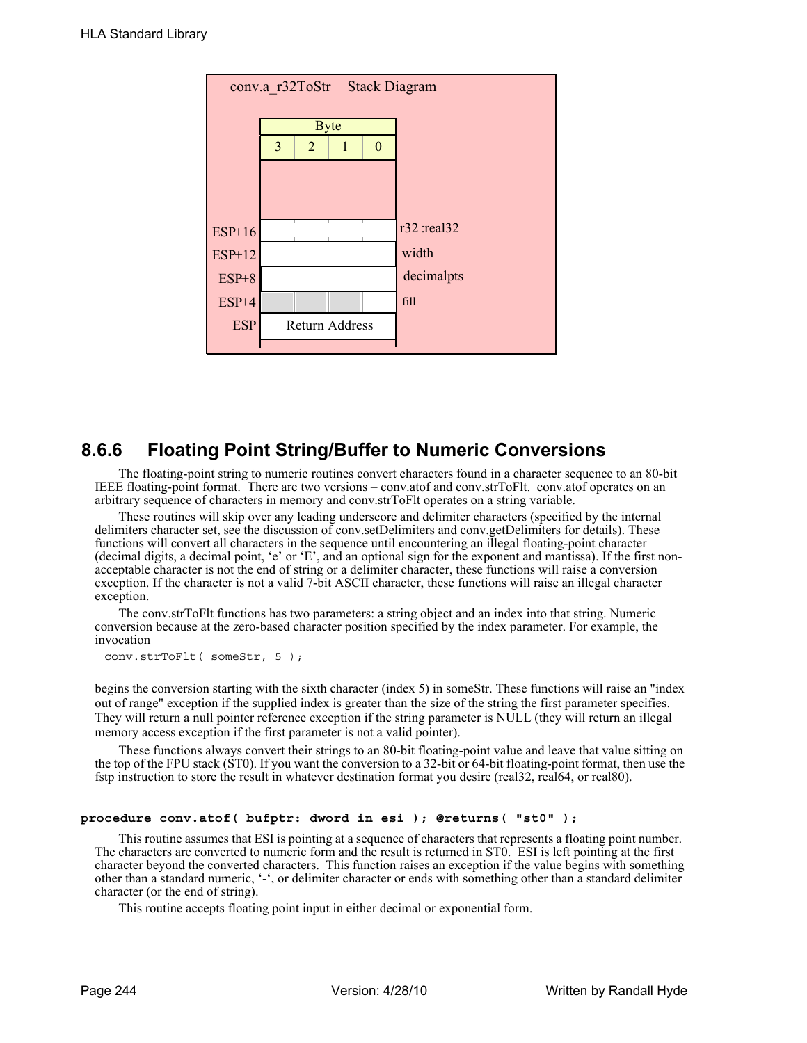conv.a_r32ToStr Stack Diagram

Byte

3 2 1 0

ESP+16 r32 :real32

ESP+12 width

ESP+8 decimalpts

ESP+4 fill

ESP Return Address

## 8.6.6 Floating Point String/Buffer to Numeric Conversions

The floating-point string to numeric routines convert characters found in a character sequence to an 80-bit IEEE floating-point format. There are two versions – conv.atof and conv.strToFlt. conv.atof operates on an arbitrary sequence of characters in memory and conv.strToFlt operates on a string variable.

These routines will skip over any leading underscore and delimiter characters (specified by the internal delimiters character set, see the discussion of conv.setDelimiters and conv.getDelimiters for details). These functions will convert all characters in the sequence until encountering an illegal floating-point character (decimal digits, a decimal point, 'e' or 'E', and an optional sign for the exponent and mantissa). If the first non-acceptable character is not the end of string or a delimiter character, these functions will raise a conversion exception. If the character is not a valid 7-bit ASCII character, these functions will raise an illegal character exception.

The conv.strToFlt functions has two parameters: a string object and an index into that string. Numeric conversion because at the zero-based character position specified by the index parameter. For example, the invocation

```
conv.strToFlt( someStr, 5 );
```

begins the conversion starting with the sixth character (index 5) in someStr. These functions will raise an "index out of range" exception if the supplied index is greater than the size of the string the first parameter specifies. They will return a null pointer reference exception if the string parameter is NULL (they will return an illegal memory access exception if the first parameter is not a valid pointer).

These functions always convert their strings to an 80-bit floating-point value and leave that value sitting on the top of the FPU stack (ST0). If you want the conversion to a 32-bit or 64-bit floating-point format, then use the fstp instruction to store the result in whatever destination format you desire (real32, real64, or real80).

**procedure conv.atof( bufptr: dword in esi ); @returns( "st0" );**

This routine assumes that ESI is pointing at a sequence of characters that represents a floating point number. The characters are converted to numeric form and the result is returned in ST0. ESI is left pointing at the first character beyond the converted characters. This function raises an exception if the value begins with something other than a standard numeric, '-', or delimiter character or ends with something other than a standard delimiter character (or the end of string).

This routine accepts floating point input in either decimal or exponential form.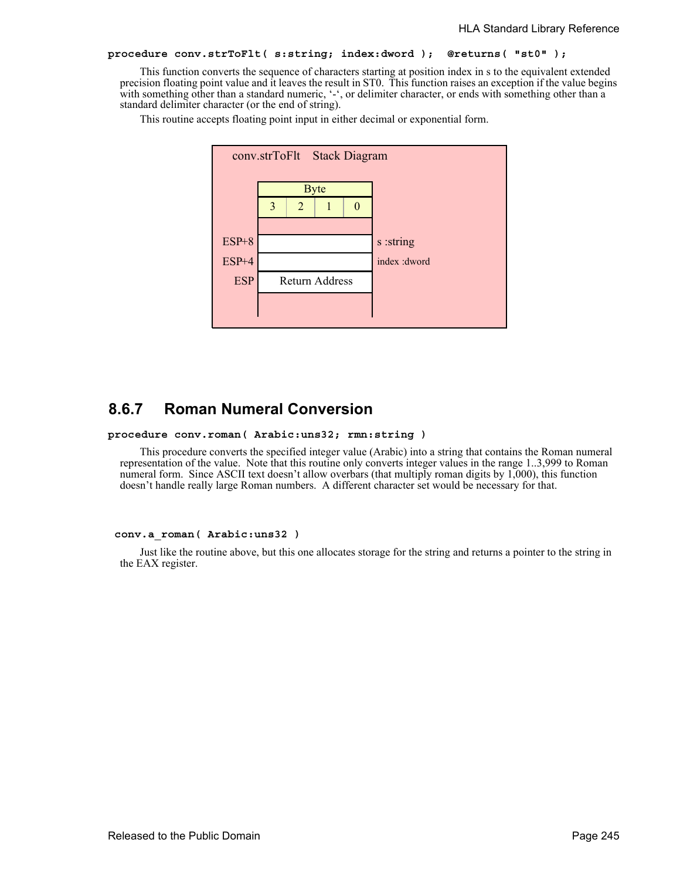**procedure conv.strToFlt( s:string; index:dword ); @returns( "st0" );**

This function converts the sequence of characters starting at position index in s to the equivalent extended precision floating point value and it leaves the result in ST0. This function raises an exception if the value begins with something other than a standard numeric, '-', or delimiter character, or ends with something other than a standard delimiter character (or the end of string).

This routine accepts floating point input in either decimal or exponential form.

conv.strToFlt Stack Diagram

Byte

3 2 1 0

ESP+8 s :string

ESP+4 index :dword

ESP Return Address

### 8.6.7 Roman Numeral Conversion

**procedure conv.roman( Arabic:uns32; rmn:string )**

This procedure converts the specified integer value (Arabic) into a string that contains the Roman numeral representation of the value. Note that this routine only converts integer values in the range 1..3,999 to Roman numeral form. Since ASCII text doesn't allow overbars (that multiply roman digits by 1,000), this function doesn't handle really large Roman numbers. A different character set would be necessary for that.

**conv.a_roman( Arabic:uns32 )**

Just like the routine above, but this one allocates storage for the string and returns a pointer to the string in the EAX register.